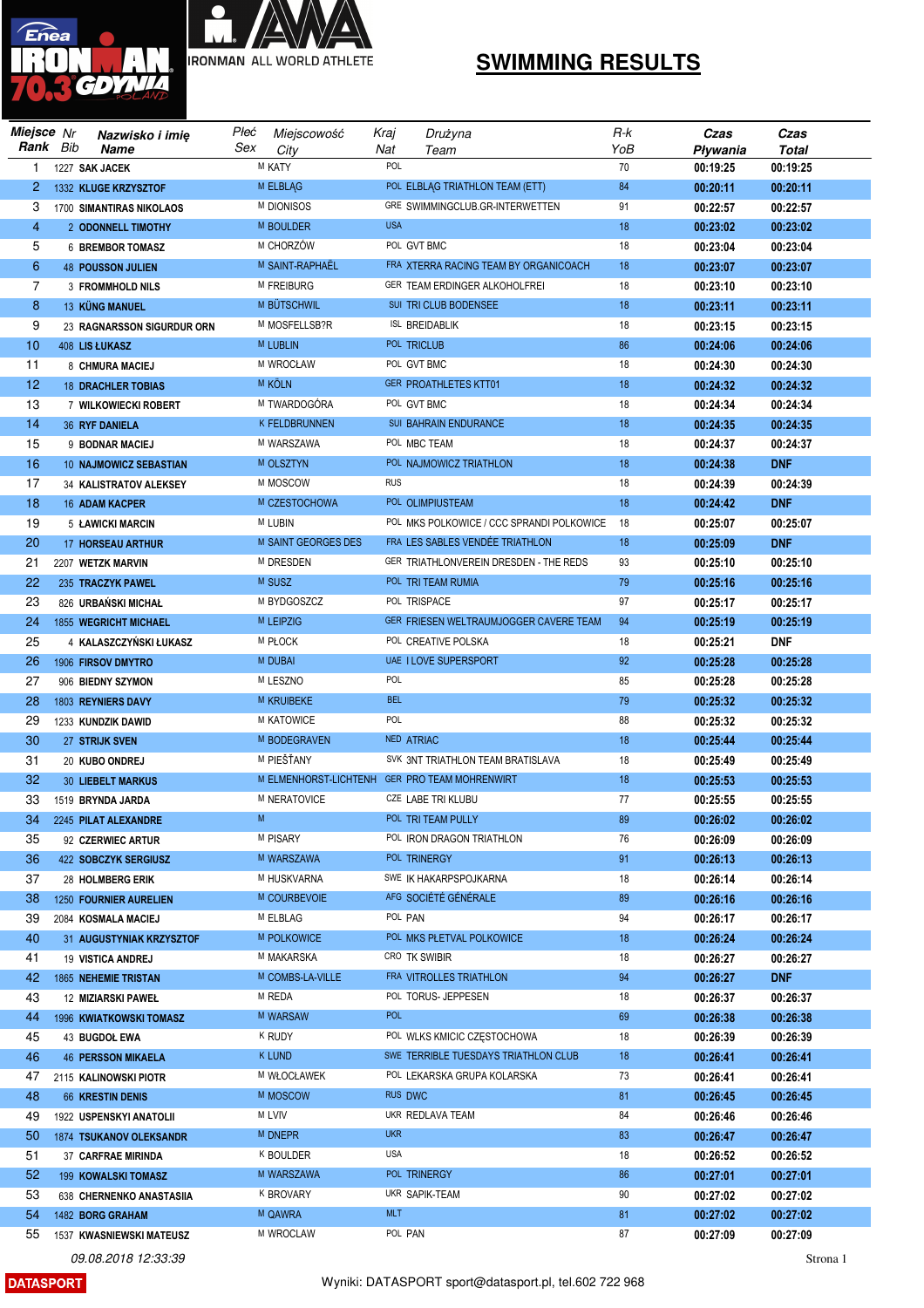# SWIMMING RESULTS

| Miejsce Rank | Nr Bib | Nazwisko i imię Name | Płeć Sex | Miejscowość City | Kraj Nat | Drużyna Team | R-k YoB | Czas Pływania | Czas Total |
|---|---|---|---|---|---|---|---|---|---|
| 1 | 1227 | SAK JACEK | M | KATY | POL | | 70 | 00:19:25 | 00:19:25 |
| 2 | 1332 | KLUGE KRZYSZTOF | M | ELBLĄG | POL | ELBLĄG TRIATHLON TEAM (ETT) | 84 | 00:20:11 | 00:20:11 |
| 3 | 1700 | SIMANTIRAS NIKOLAOS | M | DIONISOS | GRE | SWIMMINGCLUB.GR-INTERWETTEN | 91 | 00:22:57 | 00:22:57 |
| 4 | 2 | ODONNELL TIMOTHY | M | BOULDER | USA | | 18 | 00:23:02 | 00:23:02 |
| 5 | 6 | BREMBOR TOMASZ | M | CHORZÓW | POL | GVT BMC | 18 | 00:23:04 | 00:23:04 |
| 6 | 48 | POUSSON JULIEN | M | SAINT-RAPHAËL | FRA | XTERRA RACING TEAM BY ORGANICOACH | 18 | 00:23:07 | 00:23:07 |
| 7 | 3 | FROMMHOLD NILS | M | FREIBURG | GER | TEAM ERDINGER ALKOHOLFREI | 18 | 00:23:10 | 00:23:10 |
| 8 | 13 | KÜNG MANUEL | M | BÜTSCHWIL | SUI | TRI CLUB BODENSEE | 18 | 00:23:11 | 00:23:11 |
| 9 | 23 | RAGNARSSON SIGURDUR ORN | M | MOSFELLSB?R | ISL | BREIDABLIK | 18 | 00:23:15 | 00:23:15 |
| 10 | 408 | LIS ŁUKASZ | M | LUBLIN | POL | TRICLUB | 86 | 00:24:06 | 00:24:06 |
| 11 | 8 | CHMURA MACIEJ | M | WROCŁAW | POL | GVT BMC | 18 | 00:24:30 | 00:24:30 |
| 12 | 18 | DRACHLER TOBIAS | M | KÖLN | GER | PROATHLETES KTT01 | 18 | 00:24:32 | 00:24:32 |
| 13 | 7 | WILKOWIECKI ROBERT | M | TWARDOGÓRA | POL | GVT BMC | 18 | 00:24:34 | 00:24:34 |
| 14 | 36 | RYF DANIELA | K | FELDBRUNNEN | SUI | BAHRAIN ENDURANCE | 18 | 00:24:35 | 00:24:35 |
| 15 | 9 | BODNAR MACIEJ | M | WARSZAWA | POL | MBC TEAM | 18 | 00:24:37 | 00:24:37 |
| 16 | 10 | NAJMOWICZ SEBASTIAN | M | OLSZTYN | POL | NAJMOWICZ TRIATHLON | 18 | 00:24:38 | DNF |
| 17 | 34 | KALISTRATOV ALEKSEY | M | MOSCOW | RUS | | 18 | 00:24:39 | 00:24:39 |
| 18 | 16 | ADAM KACPER | M | CZESTOCHOWA | POL | OLIMPIUSTEAM | 18 | 00:24:42 | DNF |
| 19 | 5 | ŁAWICKI MARCIN | M | LUBIN | POL | MKS POLKOWICE / CCC SPRANDI POLKOWICE | 18 | 00:25:07 | 00:25:07 |
| 20 | 17 | HORSEAU ARTHUR | M | SAINT GEORGES DES | FRA | LES SABLES VENDÉE TRIATHLON | 18 | 00:25:09 | DNF |
| 21 | 2207 | WETZK MARVIN | M | DRESDEN | GER | TRIATHLONVEREIN DRESDEN - THE REDS | 93 | 00:25:10 | 00:25:10 |
| 22 | 235 | TRACZYK PAWEL | M | SUSZ | POL | TRI TEAM RUMIA | 79 | 00:25:16 | 00:25:16 |
| 23 | 826 | URBAŃSKI MICHAŁ | M | BYDGOSZCZ | POL | TRISPACE | 97 | 00:25:17 | 00:25:17 |
| 24 | 1855 | WEGRICHT MICHAEL | M | LEIPZIG | GER | FRIESEN WELTRAUMJOGGER CAVERE TEAM | 94 | 00:25:19 | 00:25:19 |
| 25 | 4 | KALASZCZYŃSKI ŁUKASZ | M | PŁOCK | POL | CREATIVE POLSKA | 18 | 00:25:21 | DNF |
| 26 | 1906 | FIRSOV DMYTRO | M | DUBAI | UAE | I LOVE SUPERSPORT | 92 | 00:25:28 | 00:25:28 |
| 27 | 906 | BIEDNY SZYMON | M | LESZNO | POL | | 85 | 00:25:28 | 00:25:28 |
| 28 | 1803 | REYNIERS DAVY | M | KRUIBEKE | BEL | | 79 | 00:25:32 | 00:25:32 |
| 29 | 1233 | KUNDZIK DAWID | M | KATOWICE | POL | | 88 | 00:25:32 | 00:25:32 |
| 30 | 27 | STRIJK SVEN | M | BODEGRAVEN | NED | ATRIAC | 18 | 00:25:44 | 00:25:44 |
| 31 | 20 | KUBO ONDREJ | M | PIEŠŤANY | SVK | 3NT TRIATHLON TEAM BRATISLAVA | 18 | 00:25:49 | 00:25:49 |
| 32 | 30 | LIEBELT MARKUS | M | ELMENHORST-LICHTENH | GER | PRO TEAM MOHRENWIRT | 18 | 00:25:53 | 00:25:53 |
| 33 | 1519 | BRYNDA JARDA | M | NERATOVICE | CZE | LABE TRI KLUBU | 77 | 00:25:55 | 00:25:55 |
| 34 | 2245 | PILAT ALEXANDRE | M | | POL | TRI TEAM PULLY | 89 | 00:26:02 | 00:26:02 |
| 35 | 92 | CZERWIEC ARTUR | M | PISARY | POL | IRON DRAGON TRIATHLON | 76 | 00:26:09 | 00:26:09 |
| 36 | 422 | SOBCZYK SERGIUSZ | M | WARSZAWA | POL | TRINERGY | 91 | 00:26:13 | 00:26:13 |
| 37 | 28 | HOLMBERG ERIK | M | HUSKVARNA | SWE | IK HAKARPSPOJKARNA | 18 | 00:26:14 | 00:26:14 |
| 38 | 1250 | FOURNIER AURELIEN | M | COURBEVOIE | AFG | SOCIÉTÉ GÉNÉRALE | 89 | 00:26:16 | 00:26:16 |
| 39 | 2084 | KOSMALA MACIEJ | M | ELBLAG | POL | PAN | 94 | 00:26:17 | 00:26:17 |
| 40 | 31 | AUGUSTYNIAK KRZYSZTOF | M | POLKOWICE | POL | MKS PŁETVAL POLKOWICE | 18 | 00:26:24 | 00:26:24 |
| 41 | 19 | VISTICA ANDREJ | M | MAKARSKA | CRO | TK SWIBIR | 18 | 00:26:27 | 00:26:27 |
| 42 | 1865 | NEHEMIE TRISTAN | M | COMBS-LA-VILLE | FRA | VITROLLES TRIATHLON | 94 | 00:26:27 | DNF |
| 43 | 12 | MIZIARSKI PAWEŁ | M | REDA | POL | TORUS- JEPPESEN | 18 | 00:26:37 | 00:26:37 |
| 44 | 1996 | KWIATKOWSKI TOMASZ | M | WARSAW | POL | | 69 | 00:26:38 | 00:26:38 |
| 45 | 43 | BUGDOŁ EWA | K | RUDY | POL | WLKS KMICIC CZĘSTOCHOWA | 18 | 00:26:39 | 00:26:39 |
| 46 | 46 | PERSSON MIKAELA | K | LUND | SWE | TERRIBLE TUESDAYS TRIATHLON CLUB | 18 | 00:26:41 | 00:26:41 |
| 47 | 2115 | KALINOWSKI PIOTR | M | WŁOCŁAWEK | POL | LEKARSKA GRUPA KOLARSKA | 73 | 00:26:41 | 00:26:41 |
| 48 | 66 | KRESTIN DENIS | M | MOSCOW | RUS | DWC | 81 | 00:26:45 | 00:26:45 |
| 49 | 1922 | USPENSKYI ANATOLII | M | LVIV | UKR | REDLAVA TEAM | 84 | 00:26:46 | 00:26:46 |
| 50 | 1874 | TSUKANOV OLEKSANDR | M | DNEPR | UKR | | 83 | 00:26:47 | 00:26:47 |
| 51 | 37 | CARFRAE MIRINDA | K | BOULDER | USA | | 18 | 00:26:52 | 00:26:52 |
| 52 | 199 | KOWALSKI TOMASZ | M | WARSZAWA | POL | TRINERGY | 86 | 00:27:01 | 00:27:01 |
| 53 | 638 | CHERNENKO ANASTASIIA | K | BROVARY | UKR | SAPIK-TEAM | 90 | 00:27:02 | 00:27:02 |
| 54 | 1482 | BORG GRAHAM | M | QAWRA | MLT | | 81 | 00:27:02 | 00:27:02 |
| 55 | 1537 | KWASNIEWSKI MATEUSZ | M | WROCLAW | POL | PAN | 87 | 00:27:09 | 00:27:09 |

09.08.2018 12:33:39

Wyniki: DATASPORT sport@datasport.pl, tel.602 722 968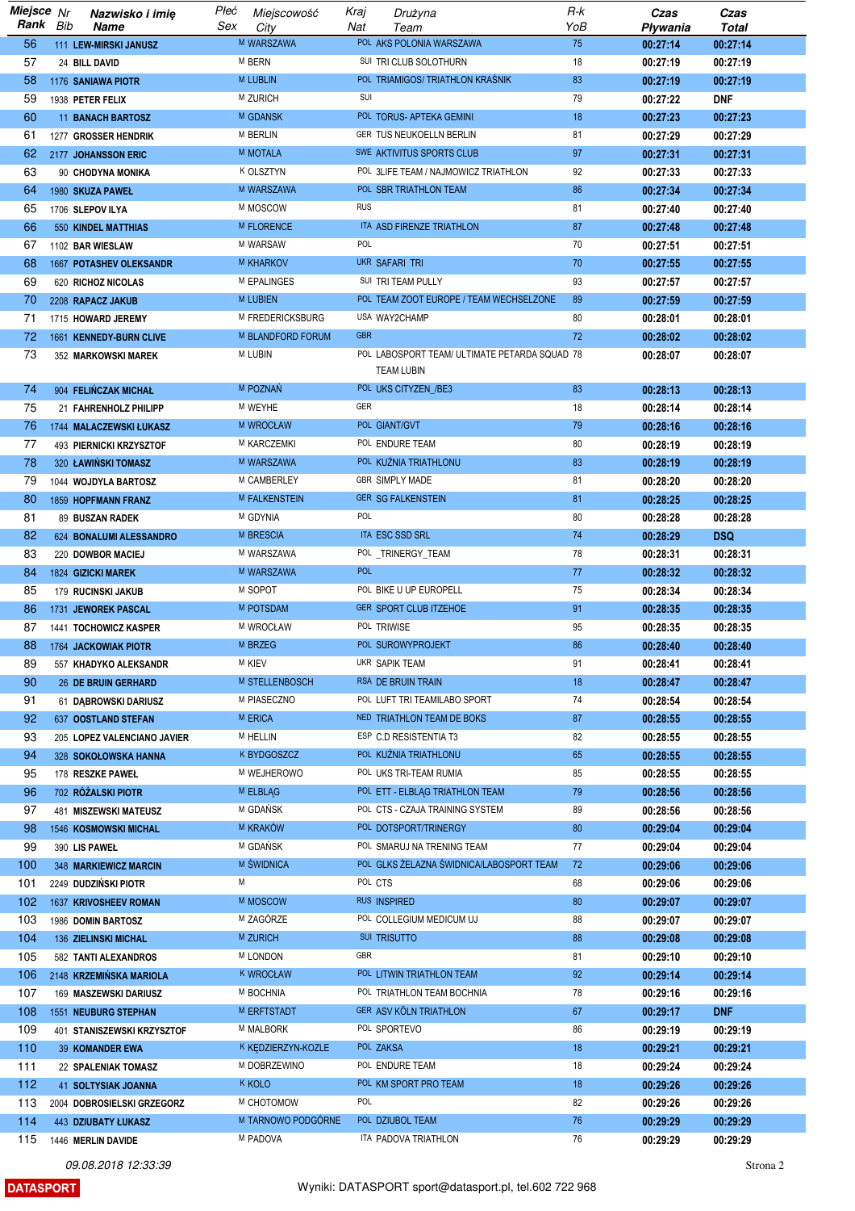| Miejsce Rank | Nr Bib | Nazwisko i imię Name | Płeć Sex | Miejscowość City | Kraj Nat | Drużyna Team | R-k YoB | Czas Pływania | Czas Total |
|---|---|---|---|---|---|---|---|---|---|
| 56 | 111 | LEW-MIRSKI JANUSZ | M | WARSZAWA | POL | AKS POLONIA WARSZAWA | 75 | 00:27:14 | 00:27:14 |
| 57 | 24 | BILL DAVID | M | BERN | SUI | TRI CLUB SOLOTHURN | 18 | 00:27:19 | 00:27:19 |
| 58 | 1176 | SANIAWA PIOTR | M | LUBLIN | POL | TRIAMIGOS/ TRIATHLON KRAŚNIK | 83 | 00:27:19 | 00:27:19 |
| 59 | 1938 | PETER FELIX | M | ZURICH | SUI | | 79 | 00:27:22 | DNF |
| 60 | 11 | BANACH BARTOSZ | M | GDANSK | POL | TORUS- APTEKA GEMINI | 18 | 00:27:23 | 00:27:23 |
| 61 | 1277 | GROSSER HENDRIK | M | BERLIN | GER | TUS NEUKOELLN BERLIN | 81 | 00:27:29 | 00:27:29 |
| 62 | 2177 | JOHANSSON ERIC | M | MOTALA | SWE | AKTIVITUS SPORTS CLUB | 97 | 00:27:31 | 00:27:31 |
| 63 | 90 | CHODYNA MONIKA | K | OLSZTYN | POL | 3LIFE TEAM / NAJMOWICZ TRIATHLON | 92 | 00:27:33 | 00:27:33 |
| 64 | 1980 | SKUZA PAWEŁ | M | WARSZAWA | POL | SBR TRIATHLON TEAM | 86 | 00:27:34 | 00:27:34 |
| 65 | 1706 | SLEPOV ILYA | M | MOSCOW | RUS | | 81 | 00:27:40 | 00:27:40 |
| 66 | 550 | KINDEL MATTHIAS | M | FLORENCE | ITA | ASD FIRENZE TRIATHLON | 87 | 00:27:48 | 00:27:48 |
| 67 | 1102 | BAR WIESLAW | M | WARSAW | POL | | 70 | 00:27:51 | 00:27:51 |
| 68 | 1667 | POTASHEV OLEKSANDR | M | KHARKOV | UKR | SAFARI TRI | 70 | 00:27:55 | 00:27:55 |
| 69 | 620 | RICHOZ NICOLAS | M | EPALINGES | SUI | TRI TEAM PULLY | 93 | 00:27:57 | 00:27:57 |
| 70 | 2208 | RAPACZ JAKUB | M | LUBIEN | POL | TEAM ZOOT EUROPE / TEAM WECHSELZONE | 89 | 00:27:59 | 00:27:59 |
| 71 | 1715 | HOWARD JEREMY | M | FREDERICKSBURG | USA | WAY2CHAMP | 80 | 00:28:01 | 00:28:01 |
| 72 | 1661 | KENNEDY-BURN CLIVE | M | BLANDFORD FORUM | GBR | | 72 | 00:28:02 | 00:28:02 |
| 73 | 352 | MARKOWSKI MAREK | M | LUBIN | POL | LABOSPORT TEAM/ ULTIMATE PETARDA SQUAD TEAM LUBIN | 78 | 00:28:07 | 00:28:07 |
| 74 | 904 | FELIŃCZAK MICHAŁ | M | POZNAŃ | POL | UKS CITYZEN_/BE3 | 83 | 00:28:13 | 00:28:13 |
| 75 | 21 | FAHRENHOLZ PHILIPP | M | WEYHE | GER | | 18 | 00:28:14 | 00:28:14 |
| 76 | 1744 | MALACZEWSKI ŁUKASZ | M | WROCŁAW | POL | GIANT/GVT | 79 | 00:28:16 | 00:28:16 |
| 77 | 493 | PIERNICKI KRZYSZTOF | M | KARCZEMKI | POL | ENDURE TEAM | 80 | 00:28:19 | 00:28:19 |
| 78 | 320 | ŁAWIŃSKI TOMASZ | M | WARSZAWA | POL | KUŹNIA TRIATHLONU | 83 | 00:28:19 | 00:28:19 |
| 79 | 1044 | WOJDYLA BARTOSZ | M | CAMBERLEY | GBR | SIMPLY MADE | 81 | 00:28:20 | 00:28:20 |
| 80 | 1859 | HOPFMANN FRANZ | M | FALKENSTEIN | GER | SG FALKENSTEIN | 81 | 00:28:25 | 00:28:25 |
| 81 | 89 | BUSZAN RADEK | M | GDYNIA | POL | | 80 | 00:28:28 | 00:28:28 |
| 82 | 624 | BONALUMI ALESSANDRO | M | BRESCIA | ITA | ESC SSD SRL | 74 | 00:28:29 | DSQ |
| 83 | 220 | DOWBOR MACIEJ | M | WARSZAWA | POL | _TRINERGY_TEAM | 78 | 00:28:31 | 00:28:31 |
| 84 | 1824 | GIZICKI MAREK | M | WARSZAWA | POL | | 77 | 00:28:32 | 00:28:32 |
| 85 | 179 | RUCINSKI JAKUB | M | SOPOT | POL | BIKE U UP EUROPELL | 75 | 00:28:34 | 00:28:34 |
| 86 | 1731 | JEWOREK PASCAL | M | POTSDAM | GER | SPORT CLUB ITZEHOE | 91 | 00:28:35 | 00:28:35 |
| 87 | 1441 | TOCHOWICZ KASPER | M | WROCŁAW | POL | TRIWISE | 95 | 00:28:35 | 00:28:35 |
| 88 | 1764 | JACKOWIAK PIOTR | M | BRZEG | POL | SUROWYPROJEKT | 86 | 00:28:40 | 00:28:40 |
| 89 | 557 | KHADYKO ALEKSANDR | M | KIEV | UKR | SAPIK TEAM | 91 | 00:28:41 | 00:28:41 |
| 90 | 26 | DE BRUIN GERHARD | M | STELLENBOSCH | RSA | DE BRUIN TRAIN | 18 | 00:28:47 | 00:28:47 |
| 91 | 61 | DĄBROWSKI DARIUSZ | M | PIASECZNO | POL | LUFT TRI TEAMILABO SPORT | 74 | 00:28:54 | 00:28:54 |
| 92 | 637 | OOSTLAND STEFAN | M | ERICA | NED | TRIATHLON TEAM DE BOKS | 87 | 00:28:55 | 00:28:55 |
| 93 | 205 | LOPEZ VALENCIANO JAVIER | M | HELLIN | ESP | C.D RESISTENTIA T3 | 82 | 00:28:55 | 00:28:55 |
| 94 | 328 | SOKOŁOWSKA HANNA | K | BYDGOSZCZ | POL | KUŹNIA TRIATHLONU | 65 | 00:28:55 | 00:28:55 |
| 95 | 178 | RESZKE PAWEŁ | M | WEJHEROWO | POL | UKS TRI-TEAM RUMIA | 85 | 00:28:55 | 00:28:55 |
| 96 | 702 | RÓŻALSKI PIOTR | M | ELBLĄG | POL | ETT - ELBLĄG TRIATHLON TEAM | 79 | 00:28:56 | 00:28:56 |
| 97 | 481 | MISZEWSKI MATEUSZ | M | GDAŃSK | POL | CTS - CZAJA TRAINING SYSTEM | 89 | 00:28:56 | 00:28:56 |
| 98 | 1546 | KOSMOWSKI MICHAL | M | KRAKÓW | POL | DOTSPORT/TRINERGY | 80 | 00:29:04 | 00:29:04 |
| 99 | 390 | LIS PAWEŁ | M | GDAŃSK | POL | SMARUJ NA TRENING TEAM | 77 | 00:29:04 | 00:29:04 |
| 100 | 348 | MARKIEWICZ MARCIN | M | ŚWIDNICA | POL | GLKS ŻELAZNA ŚWIDNICA/LABOSPORT TEAM | 72 | 00:29:06 | 00:29:06 |
| 101 | 2249 | DUDZIŃSKI PIOTR | M | | POL | CTS | 68 | 00:29:06 | 00:29:06 |
| 102 | 1637 | KRIVOSHEEV ROMAN | M | MOSCOW | RUS | INSPIRED | 80 | 00:29:07 | 00:29:07 |
| 103 | 1986 | DOMIN BARTOSZ | M | ZAGÓRZE | POL | COLLEGIUM MEDICUM UJ | 88 | 00:29:07 | 00:29:07 |
| 104 | 136 | ZIELINSKI MICHAL | M | ZURICH | SUI | TRISUTTO | 88 | 00:29:08 | 00:29:08 |
| 105 | 582 | TANTI ALEXANDROS | M | LONDON | GBR | | 81 | 00:29:10 | 00:29:10 |
| 106 | 2148 | KRZEMIŃSKA MARIOLA | K | WROCŁAW | POL | LITWIN TRIATHLON TEAM | 92 | 00:29:14 | 00:29:14 |
| 107 | 169 | MASZEWSKI DARIUSZ | M | BOCHNIA | POL | TRIATHLON TEAM BOCHNIA | 78 | 00:29:16 | 00:29:16 |
| 108 | 1551 | NEUBURG STEPHAN | M | ERFTSTADT | GER | ASV KÖLN TRIATHLON | 67 | 00:29:17 | DNF |
| 109 | 401 | STANISZEWSKI KRZYSZTOF | M | MALBORK | POL | SPORTEVO | 86 | 00:29:19 | 00:29:19 |
| 110 | 39 | KOMANDER EWA | K | KĘDZIERZYN-KOZLE | POL | ZAKSA | 18 | 00:29:21 | 00:29:21 |
| 111 | 22 | SPALENIAK TOMASZ | M | DOBRZEWINO | POL | ENDURE TEAM | 18 | 00:29:24 | 00:29:24 |
| 112 | 41 | SOLTYSIAK JOANNA | K | KOLO | POL | KM SPORT PRO TEAM | 18 | 00:29:26 | 00:29:26 |
| 113 | 2004 | DOBROSIELSKI GRZEGORZ | M | CHOTOMOW | POL | | 82 | 00:29:26 | 00:29:26 |
| 114 | 443 | DZIUBATY ŁUKASZ | M | TARNOWO PODGÓRNE | POL | DZIUBOL TEAM | 76 | 00:29:29 | 00:29:29 |
| 115 | 1446 | MERLIN DAVIDE | M | PADOVA | ITA | PADOVA TRIATHLON | 76 | 00:29:29 | 00:29:29 |

09.08.2018 12:33:39

DATASPORT

Wyniki: DATASPORT sport@datasport.pl, tel.602 722 968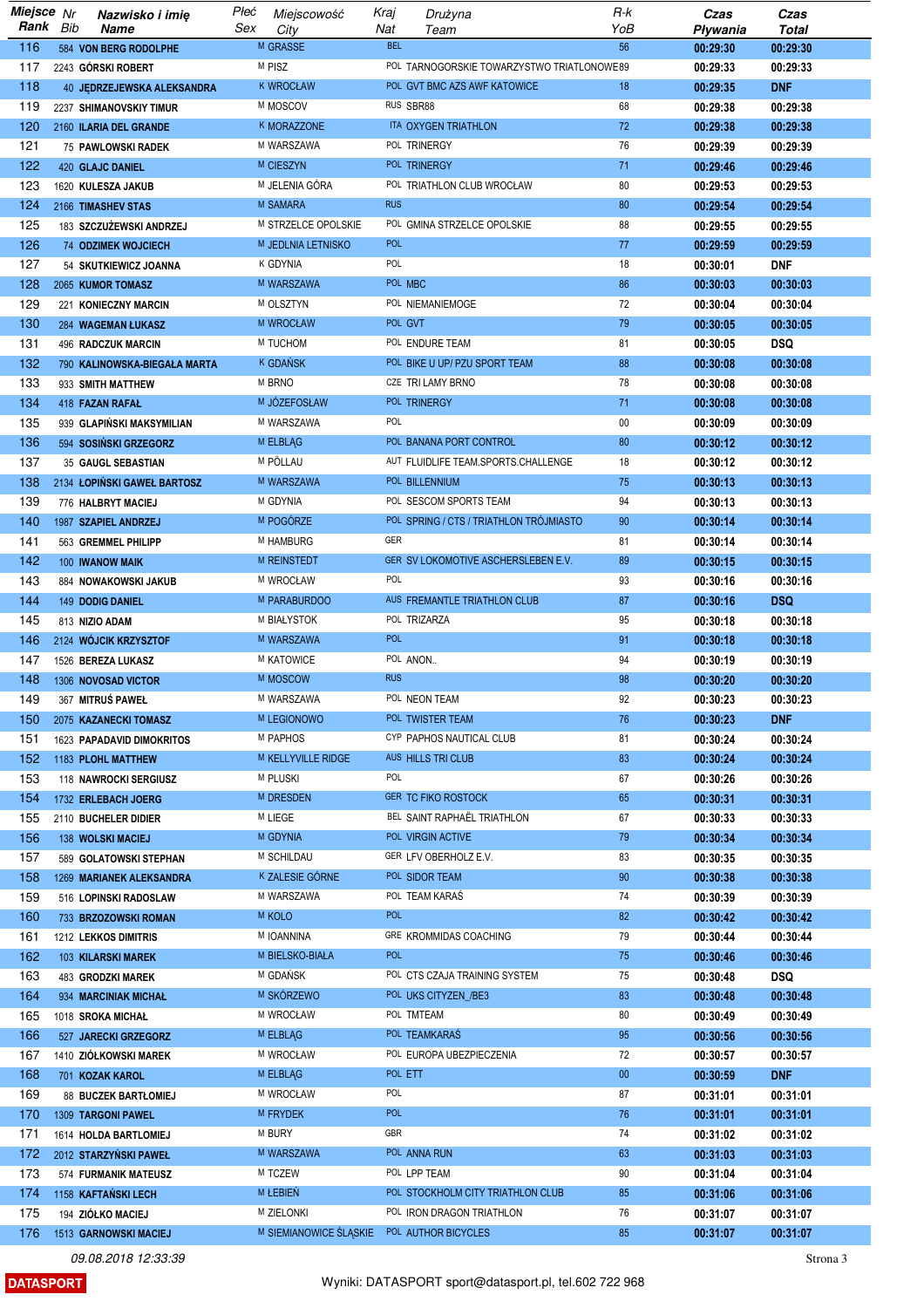| Miejsce Rank | Nr Bib | Nazwisko i imię Name | Płeć Sex | Miejscowość City | Kraj Nat | Drużyna Team | R-k YoB | Czas Pływania | Czas Total |
|---|---|---|---|---|---|---|---|---|---|
| 116 | 584 | VON BERG RODOLPHE | M | GRASSE | BEL | | 56 | 00:29:30 | 00:29:30 |
| 117 | 2243 | GÓRSKI ROBERT | M | PISZ | POL | TARNOGORSKIE TOWARZYSTWO TRIATLONOWE | 89 | 00:29:33 | 00:29:33 |
| 118 | 40 | JĘDRZEJEWSKA ALEKSANDRA | K | WROCŁAW | POL | GVT BMC AZS AWF KATOWICE | 18 | 00:29:35 | DNF |
| 119 | 2237 | SHIMANOVSKIY TIMUR | M | MOSCOV | RUS | SBR88 | 68 | 00:29:38 | 00:29:38 |
| 120 | 2160 | ILARIA DEL GRANDE | K | MORAZZONE | ITA | OXYGEN TRIATHLON | 72 | 00:29:38 | 00:29:38 |
| 121 | 75 | PAWLOWSKI RADEK | M | WARSZAWA | POL | TRINERGY | 76 | 00:29:39 | 00:29:39 |
| 122 | 420 | GLAJC DANIEL | M | CIESZYN | POL | TRINERGY | 71 | 00:29:46 | 00:29:46 |
| 123 | 1620 | KULESZA JAKUB | M | JELENIA GÓRA | POL | TRIATHLON CLUB WROCLAW | 80 | 00:29:53 | 00:29:53 |
| 124 | 2166 | TIMASHEV STAS | M | SAMARA | RUS | | 80 | 00:29:54 | 00:29:54 |
| 125 | 183 | SZCZUŻEWSKI ANDRZEJ | M | STRZELCE OPOLSKIE | POL | GMINA STRZELCE OPOLSKIE | 88 | 00:29:55 | 00:29:55 |
| 126 | 74 | ODZIMEK WOJCIECH | M | JEDLNIA LETNISKO | POL | | 77 | 00:29:59 | 00:29:59 |
| 127 | 54 | SKUTKIEWICZ JOANNA | K | GDYNIA | POL | | 18 | 00:30:01 | DNF |
| 128 | 2065 | KUMOR TOMASZ | M | WARSZAWA | POL | MBC | 86 | 00:30:03 | 00:30:03 |
| 129 | 221 | KONIECZNY MARCIN | M | OLSZTYN | POL | NIEMANIEMOGE | 72 | 00:30:04 | 00:30:04 |
| 130 | 284 | WAGEMAN ŁUKASZ | M | WROCŁAW | POL | GVT | 79 | 00:30:05 | 00:30:05 |
| 131 | 496 | RADCZUK MARCIN | M | TUCHOM | POL | ENDURE TEAM | 81 | 00:30:05 | DSQ |
| 132 | 790 | KALINOWSKA-BIEGAŁA MARTA | K | GDAŃSK | POL | BIKE U UP/ PZU SPORT TEAM | 88 | 00:30:08 | 00:30:08 |
| 133 | 933 | SMITH MATTHEW | M | BRNO | CZE | TRI LAMY BRNO | 78 | 00:30:08 | 00:30:08 |
| 134 | 418 | FAZAN RAFAŁ | M | JÓZEFOSŁAW | POL | TRINERGY | 71 | 00:30:08 | 00:30:08 |
| 135 | 939 | GLAPIŃSKI MAKSYMILIAN | M | WARSZAWA | POL | | 00 | 00:30:09 | 00:30:09 |
| 136 | 594 | SOSIŃSKI GRZEGORZ | M | ELBLĄG | POL | BANANA PORT CONTROL | 80 | 00:30:12 | 00:30:12 |
| 137 | 35 | GAUGL SEBASTIAN | M | PÖLLAU | AUT | FLUIDLIFE TEAM.SPORTS.CHALLENGE | 18 | 00:30:12 | 00:30:12 |
| 138 | 2134 | ŁOPIŃSKI GAWEŁ BARTOSZ | M | WARSZAWA | POL | BILLENNIUM | 75 | 00:30:13 | 00:30:13 |
| 139 | 776 | HALBRYT MACIEJ | M | GDYNIA | POL | SESCOM SPORTS TEAM | 94 | 00:30:13 | 00:30:13 |
| 140 | 1987 | SZAPIEL ANDRZEJ | M | POGÓRZE | POL | SPRING / CTS / TRIATHLON TRÓJMIASTO | 90 | 00:30:14 | 00:30:14 |
| 141 | 563 | GREMMEL PHILIPP | M | HAMBURG | GER | | 81 | 00:30:14 | 00:30:14 |
| 142 | 100 | IWANOW MAIK | M | REINSTEDT | GER | SV LOKOMOTIVE ASCHERSLEBEN E.V. | 89 | 00:30:15 | 00:30:15 |
| 143 | 884 | NOWAKOWSKI JAKUB | M | WROCŁAW | POL | | 93 | 00:30:16 | 00:30:16 |
| 144 | 149 | DODIG DANIEL | M | PARABURDOO | AUS | FREMANTLE TRIATHLON CLUB | 87 | 00:30:16 | DSQ |
| 145 | 813 | NIZIO ADAM | M | BIAŁYSTOK | POL | TRIZARZA | 95 | 00:30:18 | 00:30:18 |
| 146 | 2124 | WÓJCIK KRZYSZTOF | M | WARSZAWA | POL | | 91 | 00:30:18 | 00:30:18 |
| 147 | 1526 | BEREZA LUKASZ | M | KATOWICE | POL | ANON.. | 94 | 00:30:19 | 00:30:19 |
| 148 | 1306 | NOVOSAD VICTOR | M | MOSCOW | RUS | | 98 | 00:30:20 | 00:30:20 |
| 149 | 367 | MITRUŚ PAWEŁ | M | WARSZAWA | POL | NEON TEAM | 92 | 00:30:23 | 00:30:23 |
| 150 | 2075 | KAZANECKI TOMASZ | M | LEGIONOWO | POL | TWISTER TEAM | 76 | 00:30:23 | DNF |
| 151 | 1623 | PAPADAVID DIMOKRITOS | M | PAPHOS | CYP | PAPHOS NAUTICAL CLUB | 81 | 00:30:24 | 00:30:24 |
| 152 | 1183 | PLOHL MATTHEW | M | KELLYVILLE RIDGE | AUS | HILLS TRI CLUB | 83 | 00:30:24 | 00:30:24 |
| 153 | 118 | NAWROCKI SERGIUSZ | M | PLUSKI | POL | | 67 | 00:30:26 | 00:30:26 |
| 154 | 1732 | ERLEBACH JOERG | M | DRESDEN | GER | TC FIKO ROSTOCK | 65 | 00:30:31 | 00:30:31 |
| 155 | 2110 | BUCHELER DIDIER | M | LIEGE | BEL | SAINT RAPHAËL TRIATHLON | 67 | 00:30:33 | 00:30:33 |
| 156 | 138 | WOLSKI MACIEJ | M | GDYNIA | POL | VIRGIN ACTIVE | 79 | 00:30:34 | 00:30:34 |
| 157 | 589 | GOLATOWSKI STEPHAN | M | SCHILDAU | GER | LFV OBERHOLZ E.V. | 83 | 00:30:35 | 00:30:35 |
| 158 | 1269 | MARIANEK ALEKSANDRA | K | ZALESIE GÓRNE | POL | SIDOR TEAM | 90 | 00:30:38 | 00:30:38 |
| 159 | 516 | LOPINSKI RADOSLAW | M | WARSZAWA | POL | TEAM KARAŚ | 74 | 00:30:39 | 00:30:39 |
| 160 | 733 | BRZOZOWSKI ROMAN | M | KOLO | POL | | 82 | 00:30:42 | 00:30:42 |
| 161 | 1212 | LEKKOS DIMITRIS | M | IOANNINA | GRE | KROMMIDAS COACHING | 79 | 00:30:44 | 00:30:44 |
| 162 | 103 | KILARSKI MAREK | M | BIELSKO-BIAŁA | POL | | 75 | 00:30:46 | 00:30:46 |
| 163 | 483 | GRODZKI MAREK | M | GDAŃSK | POL | CTS CZAJA TRAINING SYSTEM | 75 | 00:30:48 | DSQ |
| 164 | 934 | MARCINIAK MICHAŁ | M | SKÓRZEWO | POL | UKS CITYZEN_/BE3 | 83 | 00:30:48 | 00:30:48 |
| 165 | 1018 | SROKA MICHAŁ | M | WROCŁAW | POL | TMTEAM | 80 | 00:30:49 | 00:30:49 |
| 166 | 527 | JARECKI GRZEGORZ | M | ELBLĄG | POL | TEAMKARAŚ | 95 | 00:30:56 | 00:30:56 |
| 167 | 1410 | ZIÓŁKOWSKI MAREK | M | WROCŁAW | POL | EUROPA UBEZPIECZENIA | 72 | 00:30:57 | 00:30:57 |
| 168 | 701 | KOZAK KAROL | M | ELBLĄG | POL | ETT | 00 | 00:30:59 | DNF |
| 169 | 88 | BUCZEK BARTŁOMIEJ | M | WROCŁAW | POL | | 87 | 00:31:01 | 00:31:01 |
| 170 | 1309 | TARGONI PAWEL | M | FRYDEK | POL | | 76 | 00:31:01 | 00:31:01 |
| 171 | 1614 | HOLDA BARTLOMIEJ | M | BURY | GBR | | 74 | 00:31:02 | 00:31:02 |
| 172 | 2012 | STARZYŃSKI PAWEŁ | M | WARSZAWA | POL | ANNA RUN | 63 | 00:31:03 | 00:31:03 |
| 173 | 574 | FURMANIK MATEUSZ | M | TCZEW | POL | LPP TEAM | 90 | 00:31:04 | 00:31:04 |
| 174 | 1158 | KAFTAŃSKI LECH | M | ŁEBIEŃ | POL | STOCKHOLM CITY TRIATHLON CLUB | 85 | 00:31:06 | 00:31:06 |
| 175 | 194 | ZIÓŁKO MACIEJ | M | ZIELONKI | POL | IRON DRAGON TRIATHLON | 76 | 00:31:07 | 00:31:07 |
| 176 | 1513 | GARNOWSKI MACIEJ | M | SIEMIANOWICE ŚLĄSKIE | POL | AUTHOR BICYCLES | 85 | 00:31:07 | 00:31:07 |

09.08.2018 12:33:39

DATASPORT — Wyniki: DATASPORT sport@datasport.pl, tel.602 722 968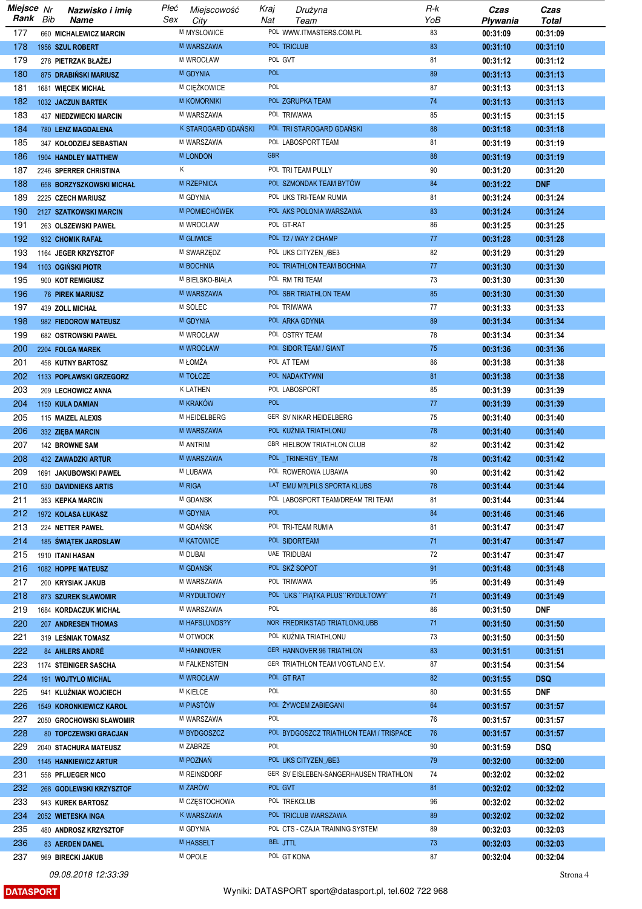| Miejsce Rank | Nr Bib | Nazwisko i imię Name | Płeć Sex | Miejscowość City | Kraj Nat | Drużyna Team | R-k YoB | Czas Pływania | Czas Total |
|---|---|---|---|---|---|---|---|---|---|
| 177 | 660 | MICHALEWICZ MARCIN | M | MYSŁOWICE | POL | WWW.ITMASTERS.COM.PL | 83 | 00:31:09 | 00:31:09 |
| 178 | 1956 | SZUL ROBERT | M | WARSZAWA | POL | TRICLUB | 83 | 00:31:10 | 00:31:10 |
| 179 | 278 | PIETRZAK BŁAŻEJ | M | WROCŁAW | POL | GVT | 81 | 00:31:12 | 00:31:12 |
| 180 | 875 | DRABIŃSKI MARIUSZ | M | GDYNIA | POL | | 89 | 00:31:13 | 00:31:13 |
| 181 | 1681 | WIĘCEK MICHAŁ | M | CIĘŻKOWICE | POL | | 87 | 00:31:13 | 00:31:13 |
| 182 | 1032 | JACZUN BARTEK | M | KOMORNIKI | POL | ZGRUPKA TEAM | 74 | 00:31:13 | 00:31:13 |
| 183 | 437 | NIEDZWIECKI MARCIN | M | WARSZAWA | POL | TRIWAWA | 85 | 00:31:15 | 00:31:15 |
| 184 | 780 | LENZ MAGDALENA | K | STAROGARD GDAŃSKI | POL | TRI STAROGARD GDAŃSKI | 88 | 00:31:18 | 00:31:18 |
| 185 | 347 | KOŁODZIEJ SEBASTIAN | M | WARSZAWA | POL | LABOSPORT TEAM | 81 | 00:31:19 | 00:31:19 |
| 186 | 1904 | HANDLEY MATTHEW | M | LONDON | GBR | | 88 | 00:31:19 | 00:31:19 |
| 187 | 2246 | SPERRER CHRISTINA | K | | POL | TRI TEAM PULLY | 90 | 00:31:20 | 00:31:20 |
| 188 | 658 | BORZYSZKOWSKI MICHAŁ | M | RZEPNICA | POL | SZMONDAK TEAM BYTÓW | 84 | 00:31:22 | DNF |
| 189 | 2225 | CZECH MARIUSZ | M | GDYNIA | POL | UKS TRI-TEAM RUMIA | 81 | 00:31:24 | 00:31:24 |
| 190 | 2127 | SZATKOWSKI MARCIN | M | POMIECHÓWEK | POL | AKS POLONIA WARSZAWA | 83 | 00:31:24 | 00:31:24 |
| 191 | 263 | OLSZEWSKI PAWEŁ | M | WROCŁAW | POL | GT-RAT | 86 | 00:31:25 | 00:31:25 |
| 192 | 932 | CHOMIK RAFAŁ | M | GLIWICE | POL | T2 / WAY 2 CHAMP | 77 | 00:31:28 | 00:31:28 |
| 193 | 1164 | JEGER KRZYSZTOF | M | SWARZĘDZ | POL | UKS CITYZEN_/BE3 | 82 | 00:31:29 | 00:31:29 |
| 194 | 1103 | OGIŃSKI PIOTR | M | BOCHNIA | POL | TRIATHLON TEAM BOCHNIA | 77 | 00:31:30 | 00:31:30 |
| 195 | 900 | KOT REMIGIUSZ | M | BIELSKO-BIAŁA | POL | RM TRI TEAM | 73 | 00:31:30 | 00:31:30 |
| 196 | 76 | PIREK MARIUSZ | M | WARSZAWA | POL | SBR TRIATHLON TEAM | 85 | 00:31:30 | 00:31:30 |
| 197 | 439 | ZOLL MICHAŁ | M | SOLEC | POL | TRIWAWA | 77 | 00:31:33 | 00:31:33 |
| 198 | 982 | FIEDOROW MATEUSZ | M | GDYNIA | POL | ARKA GDYNIA | 89 | 00:31:34 | 00:31:34 |
| 199 | 682 | OSTROWSKI PAWEŁ | M | WROCŁAW | POL | OSTRY TEAM | 78 | 00:31:34 | 00:31:34 |
| 200 | 2204 | FOLGA MAREK | M | WROCŁAW | POL | SIDOR TEAM / GIANT | 75 | 00:31:36 | 00:31:36 |
| 201 | 458 | KUTNY BARTOSZ | M | ŁOMŻA | POL | AT TEAM | 86 | 00:31:38 | 00:31:38 |
| 202 | 1133 | POPŁAWSKI GRZEGORZ | M | TOŁCZE | POL | NADAKTYWNI | 81 | 00:31:38 | 00:31:38 |
| 203 | 209 | LECHOWICZ ANNA | K | LATHEN | POL | LABOSPORT | 85 | 00:31:39 | 00:31:39 |
| 204 | 1150 | KULA DAMIAN | M | KRAKÓW | POL | | 77 | 00:31:39 | 00:31:39 |
| 205 | 115 | MAIZEL ALEXIS | M | HEIDELBERG | GER | SV NIKAR HEIDELBERG | 75 | 00:31:40 | 00:31:40 |
| 206 | 332 | ZIĘBA MARCIN | M | WARSZAWA | POL | KUŹNIA TRIATHLONU | 78 | 00:31:40 | 00:31:40 |
| 207 | 142 | BROWNE SAM | M | ANTRIM | GBR | HIELBOW TRIATHLON CLUB | 82 | 00:31:42 | 00:31:42 |
| 208 | 432 | ZAWADZKI ARTUR | M | WARSZAWA | POL | _TRINERGY_TEAM | 78 | 00:31:42 | 00:31:42 |
| 209 | 1691 | JAKUBOWSKI PAWEŁ | M | LUBAWA | POL | ROWEROWA LUBAWA | 90 | 00:31:42 | 00:31:42 |
| 210 | 530 | DAVIDNIEKS ARTIS | M | RIGA | LAT | EMU M?LPILS SPORTA KLUBS | 78 | 00:31:44 | 00:31:44 |
| 211 | 353 | KEPKA MARCIN | M | GDANSK | POL | LABOSPORT TEAM/DREAM TRI TEAM | 81 | 00:31:44 | 00:31:44 |
| 212 | 1972 | KOLASA ŁUKASZ | M | GDYNIA | POL | | 84 | 00:31:46 | 00:31:46 |
| 213 | 224 | NETTER PAWEŁ | M | GDAŃSK | POL | TRI-TEAM RUMIA | 81 | 00:31:47 | 00:31:47 |
| 214 | 185 | ŚWIĄTEK JAROSŁAW | M | KATOWICE | POL | SIDORTEAM | 71 | 00:31:47 | 00:31:47 |
| 215 | 1910 | ITANI HASAN | M | DUBAI | UAE | TRIDUBAI | 72 | 00:31:47 | 00:31:47 |
| 216 | 1082 | HOPPE MATEUSZ | M | GDANSK | POL | SKŻ SOPOT | 91 | 00:31:48 | 00:31:48 |
| 217 | 200 | KRYSIAK JAKUB | M | WARSZAWA | POL | TRIWAWA | 95 | 00:31:49 | 00:31:49 |
| 218 | 873 | SZUREK SŁAWOMIR | M | RYDUŁTOWY | POL | `UKS ``PIĄTKA PLUS`` RYDUŁTOWY` | 71 | 00:31:49 | 00:31:49 |
| 219 | 1684 | KORDACZUK MICHAŁ | M | WARSZAWA | POL | | 86 | 00:31:50 | DNF |
| 220 | 207 | ANDRESEN THOMAS | M | HAFSLUNDS?Y | NOR | FREDRIKSTAD TRIATLONKLUBB | 71 | 00:31:50 | 00:31:50 |
| 221 | 319 | LEŚNIAK TOMASZ | M | OTWOCK | POL | KUŹNIA TRIATHLONU | 73 | 00:31:50 | 00:31:50 |
| 222 | 84 | AHLERS ANDRÉ | M | HANNOVER | GER | HANNOVER 96 TRIATHLON | 83 | 00:31:51 | 00:31:51 |
| 223 | 1174 | STEINIGER SASCHA | M | FALKENSTEIN | GER | TRIATHLON TEAM VOGTLAND E.V. | 87 | 00:31:54 | 00:31:54 |
| 224 | 191 | WOJTYLO MICHAL | M | WROCŁAW | POL | GT RAT | 82 | 00:31:55 | DSQ |
| 225 | 941 | KLUŹNIAK WOJCIECH | M | KIELCE | POL | | 80 | 00:31:55 | DNF |
| 226 | 1549 | KORONKIEWICZ KAROL | M | PIASTÓW | POL | ŻYWCEM ZABIEGANI | 64 | 00:31:57 | 00:31:57 |
| 227 | 2050 | GROCHOWSKI SŁAWOMIR | M | WARSZAWA | POL | | 76 | 00:31:57 | 00:31:57 |
| 228 | 80 | TOPCZEWSKI GRACJAN | M | BYDGOSZCZ | POL | BYDGOSZCZ TRIATHLON TEAM / TRISPACE | 76 | 00:31:57 | 00:31:57 |
| 229 | 2040 | STACHURA MATEUSZ | M | ZABRZE | POL | | 90 | 00:31:59 | DSQ |
| 230 | 1145 | HANKIEWICZ ARTUR | M | POZNAŃ | POL | UKS CITYZEN_/BE3 | 79 | 00:32:00 | 00:32:00 |
| 231 | 558 | PFLUEGER NICO | M | REINSDORF | GER | SV EISLEBEN-SANGERHAUSEN TRIATHLON | 74 | 00:32:02 | 00:32:02 |
| 232 | 268 | GODLEWSKI KRZYSZTOF | M | ŻARÓW | POL | GVT | 81 | 00:32:02 | 00:32:02 |
| 233 | 943 | KUREK BARTOSZ | M | CZĘSTOCHOWA | POL | TREKCLUB | 96 | 00:32:02 | 00:32:02 |
| 234 | 2052 | WIETESKA INGA | K | WARSZAWA | POL | TRICLUB WARSZAWA | 89 | 00:32:02 | 00:32:02 |
| 235 | 480 | ANDROSZ KRZYSZTOF | M | GDYNIA | POL | CTS - CZAJA TRAINING SYSTEM | 89 | 00:32:03 | 00:32:03 |
| 236 | 83 | AERDEN DANEL | M | HASSELT | BEL | JTTL | 73 | 00:32:03 | 00:32:03 |
| 237 | 969 | BIRECKI JAKUB | M | OPOLE | POL | GT KONA | 87 | 00:32:04 | 00:32:04 |

09.08.2018 12:33:39

DATASPORT — Wyniki: DATASPORT sport@datasport.pl, tel.602 722 968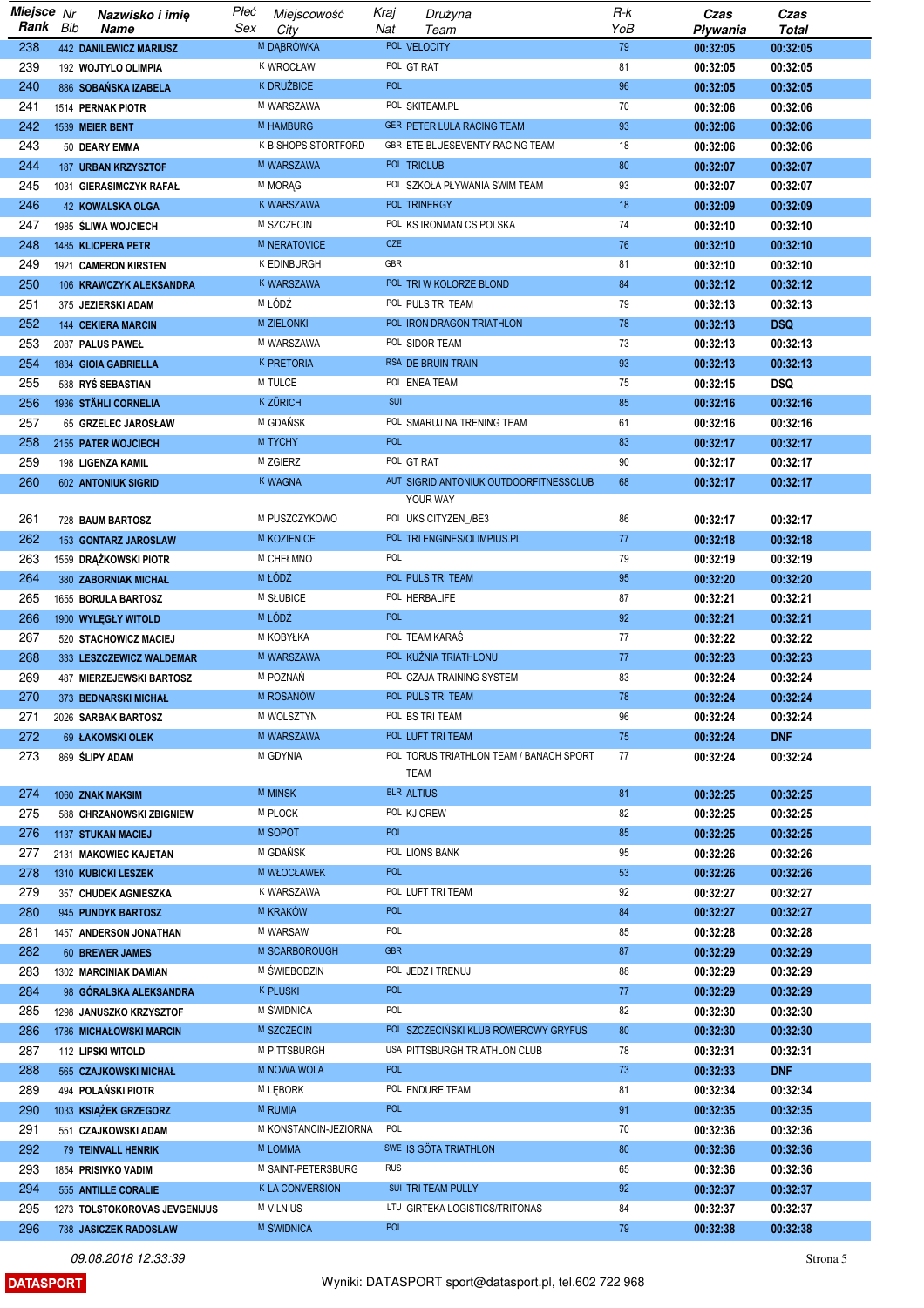| Miejsce Rank | Nr Bib | Nazwisko i imię Name | Płeć Sex | Miejscowość City | Kraj Nat | Drużyna Team | R-k YoB | Czas Pływania | Czas Total |
|---|---|---|---|---|---|---|---|---|---|
| 238 | 442 | DANILEWICZ MARIUSZ | M | DĄBRÓWKA | POL | VELOCITY | 79 | 00:32:05 | 00:32:05 |
| 239 | 192 | WOJTYLO OLIMPIA | K | WROCŁAW | POL | GT RAT | 81 | 00:32:05 | 00:32:05 |
| 240 | 886 | SOBAŃSKA IZABELA | K | DRUŻBICE | POL | | 96 | 00:32:05 | 00:32:05 |
| 241 | 1514 | PERNAK PIOTR | M | WARSZAWA | POL | SKITEAM.PL | 70 | 00:32:06 | 00:32:06 |
| 242 | 1539 | MEIER BENT | M | HAMBURG | GER | PETER LULA RACING TEAM | 93 | 00:32:06 | 00:32:06 |
| 243 | 50 | DEARY EMMA | K | BISHOPS STORTFORD | GBR | ETE BLUESEVENTY RACING TEAM | 18 | 00:32:06 | 00:32:06 |
| 244 | 187 | URBAN KRZYSZTOF | M | WARSZAWA | POL | TRICLUB | 80 | 00:32:07 | 00:32:07 |
| 245 | 1031 | GIERASIMCZYK RAFAŁ | M | MORĄG | POL | SZKOŁA PŁYWANIA SWIM TEAM | 93 | 00:32:07 | 00:32:07 |
| 246 | 42 | KOWALSKA OLGA | K | WARSZAWA | POL | TRINERGY | 18 | 00:32:09 | 00:32:09 |
| 247 | 1985 | ŚLIWA WOJCIECH | M | SZCZECIN | POL | KS IRONMAN CS POLSKA | 74 | 00:32:10 | 00:32:10 |
| 248 | 1485 | KLICPERA PETR | M | NERATOVICE | CZE | | 76 | 00:32:10 | 00:32:10 |
| 249 | 1921 | CAMERON KIRSTEN | K | EDINBURGH | GBR | | 81 | 00:32:10 | 00:32:10 |
| 250 | 106 | KRAWCZYK ALEKSANDRA | K | WARSZAWA | POL | TRI W KOLORZE BLOND | 84 | 00:32:12 | 00:32:12 |
| 251 | 375 | JEZIERSKI ADAM | M | ŁÓDŹ | POL | PULS TRI TEAM | 79 | 00:32:13 | 00:32:13 |
| 252 | 144 | CEKIERA MARCIN | M | ZIELONKI | POL | IRON DRAGON TRIATHLON | 78 | 00:32:13 | DSQ |
| 253 | 2087 | PALUS PAWEŁ | M | WARSZAWA | POL | SIDOR TEAM | 73 | 00:32:13 | 00:32:13 |
| 254 | 1834 | GIOIA GABRIELLA | K | PRETORIA | RSA | DE BRUIN TRAIN | 93 | 00:32:13 | 00:32:13 |
| 255 | 538 | RYŚ SEBASTIAN | M | TULCE | POL | ENEA TEAM | 75 | 00:32:15 | DSQ |
| 256 | 1936 | STÄHLI CORNELIA | K | ZÜRICH | SUI | | 85 | 00:32:16 | 00:32:16 |
| 257 | 65 | GRZELEC JAROSŁAW | M | GDAŃSK | POL | SMARUJ NA TRENING TEAM | 61 | 00:32:16 | 00:32:16 |
| 258 | 2155 | PATER WOJCIECH | M | TYCHY | POL | | 83 | 00:32:17 | 00:32:17 |
| 259 | 198 | LIGENZA KAMIL | M | ZGIERZ | POL | GT RAT | 90 | 00:32:17 | 00:32:17 |
| 260 | 602 | ANTONIUK SIGRID | K | WAGNA | AUT | SIGRID ANTONIUK OUTDOORFITNESSCLUB YOUR WAY | 68 | 00:32:17 | 00:32:17 |
| 261 | 728 | BAUM BARTOSZ | M | PUSZCZYKOWO | POL | UKS CITYZEN_/BE3 | 86 | 00:32:17 | 00:32:17 |
| 262 | 153 | GONTARZ JAROSLAW | M | KOZIENICE | POL | TRI ENGINES/OLIMPIUS.PL | 77 | 00:32:18 | 00:32:18 |
| 263 | 1559 | DRĄŻKOWSKI PIOTR | M | CHEŁMNO | POL | | 79 | 00:32:19 | 00:32:19 |
| 264 | 380 | ZABORNIAK MICHAŁ | M | ŁÓDŹ | POL | PULS TRI TEAM | 95 | 00:32:20 | 00:32:20 |
| 265 | 1655 | BORULA BARTOSZ | M | SŁUBICE | POL | HERBALIFE | 87 | 00:32:21 | 00:32:21 |
| 266 | 1900 | WYLĘGŁY WITOLD | M | ŁÓDŹ | POL | | 92 | 00:32:21 | 00:32:21 |
| 267 | 520 | STACHOWICZ MACIEJ | M | KOBYŁKA | POL | TEAM KARAŚ | 77 | 00:32:22 | 00:32:22 |
| 268 | 333 | LESZCZEWICZ WALDEMAR | M | WARSZAWA | POL | KUŹNIA TRIATHLONU | 77 | 00:32:23 | 00:32:23 |
| 269 | 487 | MIERZEJEWSKI BARTOSZ | M | POZNAŃ | POL | CZAJA TRAINING SYSTEM | 83 | 00:32:24 | 00:32:24 |
| 270 | 373 | BEDNARSKI MICHAŁ | M | ROSANÓW | POL | PULS TRI TEAM | 78 | 00:32:24 | 00:32:24 |
| 271 | 2026 | SARBAK BARTOSZ | M | WOLSZTYN | POL | BS TRI TEAM | 96 | 00:32:24 | 00:32:24 |
| 272 | 69 | ŁAKOMSKI OLEK | M | WARSZAWA | POL | LUFT TRI TEAM | 75 | 00:32:24 | DNF |
| 273 | 869 | ŚLIPY ADAM | M | GDYNIA | POL | TORUS TRIATHLON TEAM / BANACH SPORT TEAM | 77 | 00:32:24 | 00:32:24 |
| 274 | 1060 | ZNAK MAKSIM | M | MINSK | BLR | ALTIUS | 81 | 00:32:25 | 00:32:25 |
| 275 | 588 | CHRZANOWSKI ZBIGNIEW | M | PLOCK | POL | KJ CREW | 82 | 00:32:25 | 00:32:25 |
| 276 | 1137 | STUKAN MACIEJ | M | SOPOT | POL | | 85 | 00:32:25 | 00:32:25 |
| 277 | 2131 | MAKOWIEC KAJETAN | M | GDAŃSK | POL | LIONS BANK | 95 | 00:32:26 | 00:32:26 |
| 278 | 1310 | KUBICKI LESZEK | M | WŁOCŁAWEK | POL | | 53 | 00:32:26 | 00:32:26 |
| 279 | 357 | CHUDEK AGNIESZKA | K | WARSZAWA | POL | LUFT TRI TEAM | 92 | 00:32:27 | 00:32:27 |
| 280 | 945 | PUNDYK BARTOSZ | M | KRAKÓW | POL | | 84 | 00:32:27 | 00:32:27 |
| 281 | 1457 | ANDERSON JONATHAN | M | WARSAW | POL | | 85 | 00:32:28 | 00:32:28 |
| 282 | 60 | BREWER JAMES | M | SCARBOROUGH | GBR | | 87 | 00:32:29 | 00:32:29 |
| 283 | 1302 | MARCINIAK DAMIAN | M | ŚWIEBODZIN | POL | JEDZ I TRENUJ | 88 | 00:32:29 | 00:32:29 |
| 284 | 98 | GÓRALSKA ALEKSANDRA | K | PLUSKI | POL | | 77 | 00:32:29 | 00:32:29 |
| 285 | 1298 | JANUSZKO KRZYSZTOF | M | ŚWIDNICA | POL | | 82 | 00:32:30 | 00:32:30 |
| 286 | 1786 | MICHAŁOWSKI MARCIN | M | SZCZECIN | POL | SZCZECIŃSKI KLUB ROWEROWY GRYFUS | 80 | 00:32:30 | 00:32:30 |
| 287 | 112 | LIPSKI WITOLD | M | PITTSBURGH | USA | PITTSBURGH TRIATHLON CLUB | 78 | 00:32:31 | 00:32:31 |
| 288 | 565 | CZAJKOWSKI MICHAŁ | M | NOWA WOLA | POL | | 73 | 00:32:33 | DNF |
| 289 | 494 | POLAŃSKI PIOTR | M | LĘBORK | POL | ENDURE TEAM | 81 | 00:32:34 | 00:32:34 |
| 290 | 1033 | KSIĄŻEK GRZEGORZ | M | RUMIA | POL | | 91 | 00:32:35 | 00:32:35 |
| 291 | 551 | CZAJKOWSKI ADAM | M | KONSTANCIN-JEZIORNA | POL | | 70 | 00:32:36 | 00:32:36 |
| 292 | 79 | TEINVALL HENRIK | M | LOMMA | SWE | IS GÖTA TRIATHLON | 80 | 00:32:36 | 00:32:36 |
| 293 | 1854 | PRISIVKO VADIM | M | SAINT-PETERSBURG | RUS | | 65 | 00:32:36 | 00:32:36 |
| 294 | 555 | ANTILLE CORALIE | K | LA CONVERSION | SUI | TRI TEAM PULLY | 92 | 00:32:37 | 00:32:37 |
| 295 | 1273 | TOLSTOKOROVAS JEVGENIJUS | M | VILNIUS | LTU | GIRTEKA LOGISTICS/TRITONAS | 84 | 00:32:37 | 00:32:37 |
| 296 | 738 | JASICZEK RADOSŁAW | M | ŚWIDNICA | POL | | 79 | 00:32:38 | 00:32:38 |

09.08.2018 12:33:39

DATASPORT — Wyniki: DATASPORT sport@datasport.pl, tel.602 722 968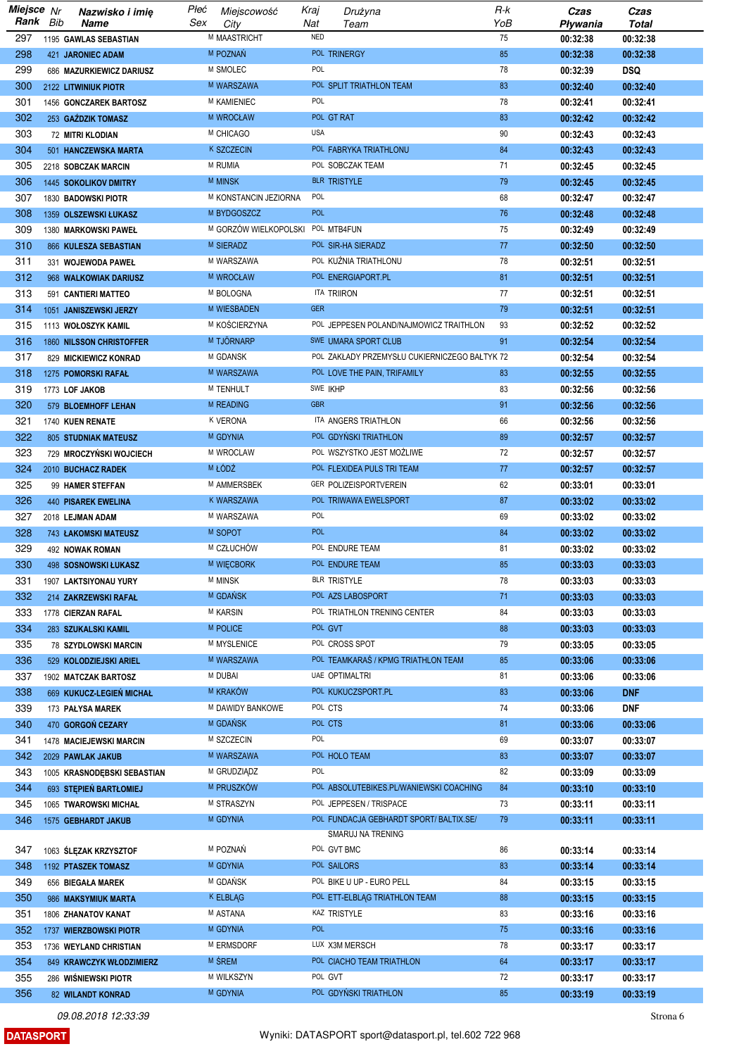| Miejsce Rank | Nr Bib | Nazwisko i imię Name | Płeć Sex | Miejscowość City | Kraj Nat | Drużyna Team | R-k YoB | Czas Pływania | Czas Total |
|---|---|---|---|---|---|---|---|---|---|
| 297 | 1195 | GAWLAS SEBASTIAN | M | MAASTRICHT | NED | | 75 | 00:32:38 | 00:32:38 |
| 298 | 421 | JARONIEC ADAM | M | POZNAŃ | POL | TRINERGY | 85 | 00:32:38 | 00:32:38 |
| 299 | 686 | MAZURKIEWICZ DARIUSZ | M | SMOLEC | POL | | 78 | 00:32:39 | DSQ |
| 300 | 2122 | LITWINIUK PIOTR | M | WARSZAWA | POL | SPLIT TRIATHLON TEAM | 83 | 00:32:40 | 00:32:40 |
| 301 | 1456 | GONCZAREK BARTOSZ | M | KAMIENIEC | POL | | 78 | 00:32:41 | 00:32:41 |
| 302 | 253 | GAŹDZIK TOMASZ | M | WROCŁAW | POL | GT RAT | 83 | 00:32:42 | 00:32:42 |
| 303 | 72 | MITRI KLODIAN | M | CHICAGO | USA | | 90 | 00:32:43 | 00:32:43 |
| 304 | 501 | HANCZEWSKA MARTA | K | SZCZECIN | POL | FABRYKA TRIATHLONU | 84 | 00:32:43 | 00:32:43 |
| 305 | 2218 | SOBCZAK MARCIN | M | RUMIA | POL | SOBCZAK TEAM | 71 | 00:32:45 | 00:32:45 |
| 306 | 1445 | SOKOLIKOV DMITRY | M | MINSK | BLR | TRISTYLE | 79 | 00:32:45 | 00:32:45 |
| 307 | 1830 | BADOWSKI PIOTR | M | KONSTANCIN JEZIORNA | POL | | 68 | 00:32:47 | 00:32:47 |
| 308 | 1359 | OLSZEWSKI ŁUKASZ | M | BYDGOSZCZ | POL | | 76 | 00:32:48 | 00:32:48 |
| 309 | 1380 | MARKOWSKI PAWEŁ | M | GORZÓW WIELKOPOLSKI | POL | MTB4FUN | 75 | 00:32:49 | 00:32:49 |
| 310 | 866 | KULESZA SEBASTIAN | M | SIERADZ | POL | SIR-HA SIERADZ | 77 | 00:32:50 | 00:32:50 |
| 311 | 331 | WOJEWODA PAWEŁ | M | WARSZAWA | POL | KUŹNIA TRIATHLONU | 78 | 00:32:51 | 00:32:51 |
| 312 | 968 | WALKOWIAK DARIUSZ | M | WROCŁAW | POL | ENERGIAPORT.PL | 81 | 00:32:51 | 00:32:51 |
| 313 | 591 | CANTIERI MATTEO | M | BOLOGNA | ITA | TRIIRON | 77 | 00:32:51 | 00:32:51 |
| 314 | 1051 | JANISZEWSKI JERZY | M | WIESBADEN | GER | | 79 | 00:32:51 | 00:32:51 |
| 315 | 1113 | WOŁOSZYK KAMIL | M | KOŚCIERZYNA | POL | JEPPESEN POLAND/NAJMOWICZ TRAITHLON | 93 | 00:32:52 | 00:32:52 |
| 316 | 1860 | NILSSON CHRISTOFFER | M | TJÖRNARP | SWE | UMARA SPORT CLUB | 91 | 00:32:54 | 00:32:54 |
| 317 | 829 | MICKIEWICZ KONRAD | M | GDANSK | POL | ZAKŁADY PRZEMYSŁU CUKIERNICZEGO BAŁTYK | 72 | 00:32:54 | 00:32:54 |
| 318 | 1275 | POMORSKI RAFAŁ | M | WARSZAWA | POL | LOVE THE PAIN, TRIFAMILY | 83 | 00:32:55 | 00:32:55 |
| 319 | 1773 | LOF JAKOB | M | TENHULT | SWE | IKHP | 83 | 00:32:56 | 00:32:56 |
| 320 | 579 | BLOEMHOFF LEHAN | M | READING | GBR | | 91 | 00:32:56 | 00:32:56 |
| 321 | 1740 | KUEN RENATE | K | VERONA | ITA | ANGERS TRIATHLON | 66 | 00:32:56 | 00:32:56 |
| 322 | 805 | STUDNIAK MATEUSZ | M | GDYNIA | POL | GDYŃSKI TRIATHLON | 89 | 00:32:57 | 00:32:57 |
| 323 | 729 | MROCZYŃSKI WOJCIECH | M | WROCLAW | POL | WSZYSTKO JEST MOŻLIWE | 72 | 00:32:57 | 00:32:57 |
| 324 | 2010 | BUCHACZ RADEK | M | ŁÓDŹ | POL | FLEXIDEA PULS TRI TEAM | 77 | 00:32:57 | 00:32:57 |
| 325 | 99 | HAMER STEFFAN | M | AMMERSBEK | GER | POLIZEISPORTVEREIN | 62 | 00:33:01 | 00:33:01 |
| 326 | 440 | PISAREK EWELINA | K | WARSZAWA | POL | TRIWAWA EWELSPORT | 87 | 00:33:02 | 00:33:02 |
| 327 | 2018 | LEJMAN ADAM | M | WARSZAWA | POL | | 69 | 00:33:02 | 00:33:02 |
| 328 | 743 | ŁAKOMSKI MATEUSZ | M | SOPOT | POL | | 84 | 00:33:02 | 00:33:02 |
| 329 | 492 | NOWAK ROMAN | M | CZŁUCHÓW | POL | ENDURE TEAM | 81 | 00:33:02 | 00:33:02 |
| 330 | 498 | SOSNOWSKI ŁUKASZ | M | WIĘCBORK | POL | ENDURE TEAM | 85 | 00:33:03 | 00:33:03 |
| 331 | 1907 | LAKTSIYONAU YURY | M | MINSK | BLR | TRISTYLE | 78 | 00:33:03 | 00:33:03 |
| 332 | 214 | ZAKRZEWSKI RAFAŁ | M | GDAŃSK | POL | AZS LABOSPORT | 71 | 00:33:03 | 00:33:03 |
| 333 | 1778 | CIERZAN RAFAL | M | KARSIN | POL | TRIATHLON TRENING CENTER | 84 | 00:33:03 | 00:33:03 |
| 334 | 283 | SZUKALSKI KAMIL | M | POLICE | POL | GVT | 88 | 00:33:03 | 00:33:03 |
| 335 | 78 | SZYDLOWSKI MARCIN | M | MYSLENICE | POL | CROSS SPOT | 79 | 00:33:05 | 00:33:05 |
| 336 | 529 | KOLODZIEJSKI ARIEL | M | WARSZAWA | POL | TEAMKARAŚ / KPMG TRIATHLON TEAM | 85 | 00:33:06 | 00:33:06 |
| 337 | 1902 | MATCZAK BARTOSZ | M | DUBAI | UAE | OPTIMALTRI | 81 | 00:33:06 | 00:33:06 |
| 338 | 669 | KUKUCZ-LEGIEŃ MICHAŁ | M | KRAKÓW | POL | KUKUCZSPORT.PL | 83 | 00:33:06 | DNF |
| 339 | 173 | PAŁYSA MAREK | M | DAWIDY BANKOWE | POL | CTS | 74 | 00:33:06 | DNF |
| 340 | 470 | GORGOŃ CEZARY | M | GDAŃSK | POL | CTS | 81 | 00:33:06 | 00:33:06 |
| 341 | 1478 | MACIEJEWSKI MARCIN | M | SZCZECIN | POL | | 69 | 00:33:07 | 00:33:07 |
| 342 | 2029 | PAWLAK JAKUB | M | WARSZAWA | POL | HOLO TEAM | 83 | 00:33:07 | 00:33:07 |
| 343 | 1005 | KRASNODĘBSKI SEBASTIAN | M | GRUDZIĄDZ | POL | | 82 | 00:33:09 | 00:33:09 |
| 344 | 693 | STĘPIEŃ BARTŁOMIEJ | M | PRUSZKÓW | POL | ABSOLUTEBIKES.PL/WANIEWSKI COACHING | 84 | 00:33:10 | 00:33:10 |
| 345 | 1065 | TWAROWSKI MICHAŁ | M | STRASZYN | POL | JEPPESEN / TRISPACE | 73 | 00:33:11 | 00:33:11 |
| 346 | 1575 | GEBHARDT JAKUB | M | GDYNIA | POL | FUNDACJA GEBHARDT SPORT/ BALTIX.SE/ SMARUJ NA TRENING | 79 | 00:33:11 | 00:33:11 |
| 347 | 1063 | ŚLĘZAK KRZYSZTOF | M | POZNAŃ | POL | GVT BMC | 86 | 00:33:14 | 00:33:14 |
| 348 | 1192 | PTASZEK TOMASZ | M | GDYNIA | POL | SAILORS | 83 | 00:33:14 | 00:33:14 |
| 349 | 656 | BIEGAŁA MAREK | M | GDAŃSK | POL | BIKE U UP - EURO PELL | 84 | 00:33:15 | 00:33:15 |
| 350 | 986 | MAKSYMIUK MARTA | K | ELBLĄG | POL | ETT-ELBLĄG TRIATHLON TEAM | 88 | 00:33:15 | 00:33:15 |
| 351 | 1806 | ZHANATOV KANAT | M | ASTANA | KAZ | TRISTYLE | 83 | 00:33:16 | 00:33:16 |
| 352 | 1737 | WIERZBOWSKI PIOTR | M | GDYNIA | POL | | 75 | 00:33:16 | 00:33:16 |
| 353 | 1736 | WEYLAND CHRISTIAN | M | ERMSDORF | LUX | X3M MERSCH | 78 | 00:33:17 | 00:33:17 |
| 354 | 849 | KRAWCZYK WŁODZIMIERZ | M | ŚREM | POL | CIACHO TEAM TRIATHLON | 64 | 00:33:17 | 00:33:17 |
| 355 | 286 | WIŚNIEWSKI PIOTR | M | WILKSZYN | POL | GVT | 72 | 00:33:17 | 00:33:17 |
| 356 | 82 | WILANDT KONRAD | M | GDYNIA | POL | GDYŃSKI TRIATHLON | 85 | 00:33:19 | 00:33:19 |

09.08.2018 12:33:39

DATASPORT — Wyniki: DATASPORT sport@datasport.pl, tel.602 722 968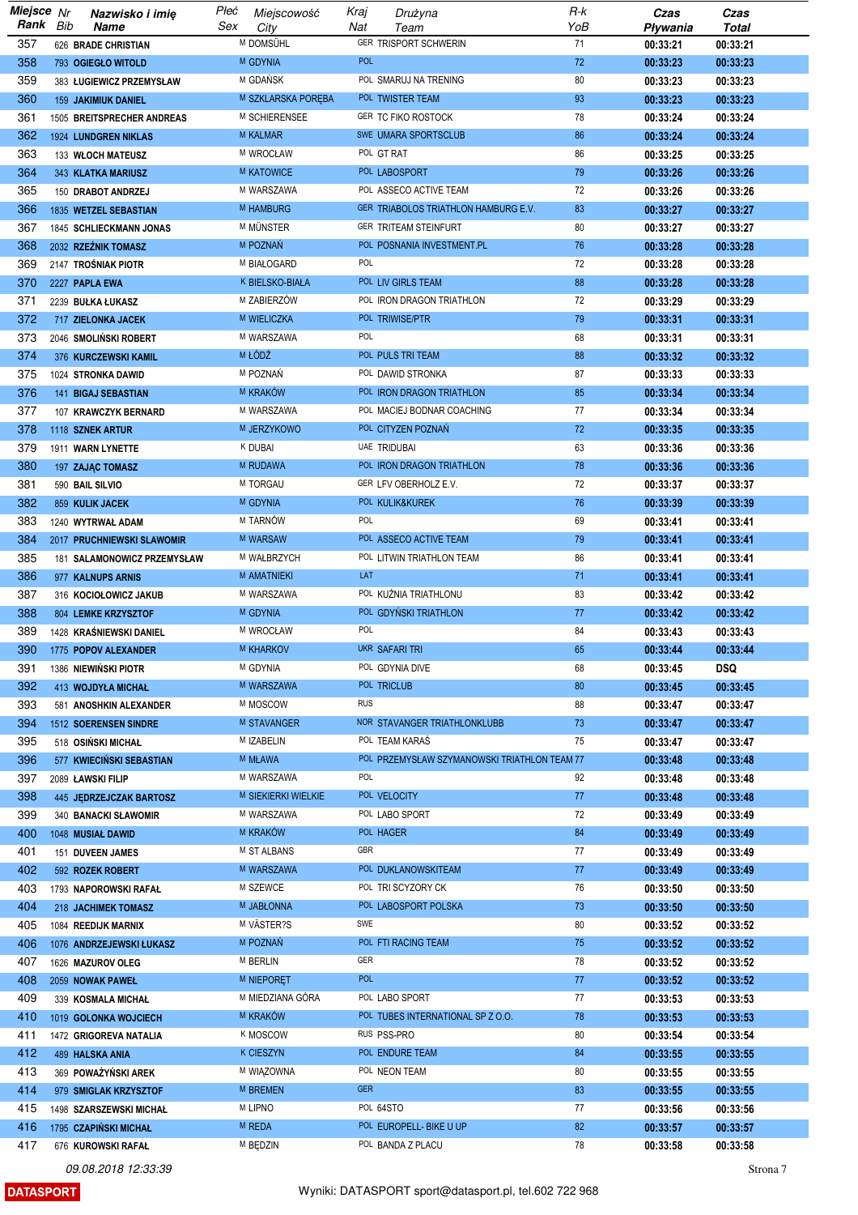| Miejsce Rank | Nr Bib | Nazwisko i imię Name | Płeć Sex | Miejscowość City | Kraj Nat | Drużyna Team | R-k YoB | Czas Pływania | Czas Total |
|---|---|---|---|---|---|---|---|---|---|
| 357 | 626 | BRADE CHRISTIAN | M | DOMSÜHL | GER | TRISPORT SCHWERIN | 71 | 00:33:21 | 00:33:21 |
| 358 | 793 | OGIEGŁO WITOLD | M | GDYNIA | POL | | 72 | 00:33:23 | 00:33:23 |
| 359 | 383 | ŁUGIEWICZ PRZEMYSŁAW | M | GDAŃSK | POL | SMARUJ NA TRENING | 80 | 00:33:23 | 00:33:23 |
| 360 | 159 | JAKIMIUK DANIEL | M | SZKLARSKA PORĘBA | POL | TWISTER TEAM | 93 | 00:33:23 | 00:33:23 |
| 361 | 1505 | BREITSPRECHER ANDREAS | M | SCHIERENSEE | GER | TC FIKO ROSTOCK | 78 | 00:33:24 | 00:33:24 |
| 362 | 1924 | LUNDGREN NIKLAS | M | KALMAR | SWE | UMARA SPORTSCLUB | 86 | 00:33:24 | 00:33:24 |
| 363 | 133 | WŁOCH MATEUSZ | M | WROCŁAW | POL | GT RAT | 86 | 00:33:25 | 00:33:25 |
| 364 | 343 | KLATKA MARIUSZ | M | KATOWICE | POL | LABOSPORT | 79 | 00:33:26 | 00:33:26 |
| 365 | 150 | DRABOT ANDRZEJ | M | WARSZAWA | POL | ASSECO ACTIVE TEAM | 72 | 00:33:26 | 00:33:26 |
| 366 | 1835 | WETZEL SEBASTIAN | M | HAMBURG | GER | TRIABOLOS TRIATHLON HAMBURG E.V. | 83 | 00:33:27 | 00:33:27 |
| 367 | 1845 | SCHLIECKMANN JONAS | M | MÜNSTER | GER | TRITEAM STEINFURT | 80 | 00:33:27 | 00:33:27 |
| 368 | 2032 | RZEŹNIK TOMASZ | M | POZNAŃ | POL | POSNANIA INVESTMENT.PL | 76 | 00:33:28 | 00:33:28 |
| 369 | 2147 | TROŚNIAK PIOTR | M | BIAŁOGARD | POL | | 72 | 00:33:28 | 00:33:28 |
| 370 | 2227 | PAPLA EWA | K | BIELSKO-BIAŁA | POL | LIV GIRLS TEAM | 88 | 00:33:28 | 00:33:28 |
| 371 | 2239 | BUŁKA ŁUKASZ | M | ZABIERZÓW | POL | IRON DRAGON TRIATHLON | 72 | 00:33:29 | 00:33:29 |
| 372 | 717 | ZIELONKA JACEK | M | WIELICZKA | POL | TRIWISE/PTR | 79 | 00:33:31 | 00:33:31 |
| 373 | 2046 | SMOLIŃSKI ROBERT | M | WARSZAWA | POL | | 68 | 00:33:31 | 00:33:31 |
| 374 | 376 | KURCZEWSKI KAMIL | M | ŁÓDŹ | POL | PULS TRI TEAM | 88 | 00:33:32 | 00:33:32 |
| 375 | 1024 | STRONKA DAWID | M | POZNAŃ | POL | DAWID STRONKA | 87 | 00:33:33 | 00:33:33 |
| 376 | 141 | BIGAJ SEBASTIAN | M | KRAKÓW | POL | IRON DRAGON TRIATHLON | 85 | 00:33:34 | 00:33:34 |
| 377 | 107 | KRAWCZYK BERNARD | M | WARSZAWA | POL | MACIEJ BODNAR COACHING | 77 | 00:33:34 | 00:33:34 |
| 378 | 1118 | SZNEK ARTUR | M | JERZYKOWO | POL | CITYZEN POZNAŃ | 72 | 00:33:35 | 00:33:35 |
| 379 | 1911 | WARN LYNETTE | K | DUBAI | UAE | TRIDUBAI | 63 | 00:33:36 | 00:33:36 |
| 380 | 197 | ZAJĄC TOMASZ | M | RUDAWA | POL | IRON DRAGON TRIATHLON | 78 | 00:33:36 | 00:33:36 |
| 381 | 590 | BAIL SILVIO | M | TORGAU | GER | LFV OBERHOLZ E.V. | 72 | 00:33:37 | 00:33:37 |
| 382 | 859 | KULIK JACEK | M | GDYNIA | POL | KULIK&KUREK | 76 | 00:33:39 | 00:33:39 |
| 383 | 1240 | WYTRWAŁ ADAM | M | TARNÓW | POL | | 69 | 00:33:41 | 00:33:41 |
| 384 | 2017 | PRUCHNIEWSKI SLAWOMIR | M | WARSAW | POL | ASSECO ACTIVE TEAM | 79 | 00:33:41 | 00:33:41 |
| 385 | 181 | SALAMONOWICZ PRZEMYSŁAW | M | WAŁBRZYCH | POL | LITWIN TRIATHLON TEAM | 86 | 00:33:41 | 00:33:41 |
| 386 | 977 | KALNUPS ARNIS | M | AMATNIEKI | LAT | | 71 | 00:33:41 | 00:33:41 |
| 387 | 316 | KOCIOŁOWICZ JAKUB | M | WARSZAWA | POL | KUŹNIA TRIATHLONU | 83 | 00:33:42 | 00:33:42 |
| 388 | 804 | LEMKE KRZYSZTOF | M | GDYNIA | POL | GDYŃSKI TRIATHLON | 77 | 00:33:42 | 00:33:42 |
| 389 | 1428 | KRAŚNIEWSKI DANIEL | M | WROCŁAW | POL | | 84 | 00:33:43 | 00:33:43 |
| 390 | 1775 | POPOV ALEXANDER | M | KHARKOV | UKR | SAFARI TRI | 65 | 00:33:44 | 00:33:44 |
| 391 | 1386 | NIEWIŃSKI PIOTR | M | GDYNIA | POL | GDYNIA DIVE | 68 | 00:33:45 | DSQ |
| 392 | 413 | WOJDYŁA MICHAŁ | M | WARSZAWA | POL | TRICLUB | 80 | 00:33:45 | 00:33:45 |
| 393 | 581 | ANOSHKIN ALEXANDER | M | MOSCOW | RUS | | 88 | 00:33:47 | 00:33:47 |
| 394 | 1512 | SOERENSEN SINDRE | M | STAVANGER | NOR | STAVANGER TRIATHLONKLUBB | 73 | 00:33:47 | 00:33:47 |
| 395 | 518 | OSIŃSKI MICHAŁ | M | IZABELIN | POL | TEAM KARAŚ | 75 | 00:33:47 | 00:33:47 |
| 396 | 577 | KWIECIŃSKI SEBASTIAN | M | MŁAWA | POL | PRZEMYSŁAW SZYMANOWSKI TRIATHLON TEAM | 77 | 00:33:48 | 00:33:48 |
| 397 | 2089 | ŁAWSKI FILIP | M | WARSZAWA | POL | | 92 | 00:33:48 | 00:33:48 |
| 398 | 445 | JĘDRZEJCZAK BARTOSZ | M | SIEKIERKI WIELKIE | POL | VELOCITY | 77 | 00:33:48 | 00:33:48 |
| 399 | 340 | BANACKI SŁAWOMIR | M | WARSZAWA | POL | LABO SPORT | 72 | 00:33:49 | 00:33:49 |
| 400 | 1048 | MUSIAŁ DAWID | M | KRAKÓW | POL | HAGER | 84 | 00:33:49 | 00:33:49 |
| 401 | 151 | DUVEEN JAMES | M | ST ALBANS | GBR | | 77 | 00:33:49 | 00:33:49 |
| 402 | 592 | ROZEK ROBERT | M | WARSZAWA | POL | DUKLANOWSKITEAM | 77 | 00:33:49 | 00:33:49 |
| 403 | 1793 | NAPOROWSKI RAFAŁ | M | SZEWCE | POL | TRI SCYZORY CK | 76 | 00:33:50 | 00:33:50 |
| 404 | 218 | JACHIMEK TOMASZ | M | JABŁONNA | POL | LABOSPORT POLSKA | 73 | 00:33:50 | 00:33:50 |
| 405 | 1084 | REEDIJK MARNIX | M | VÄSTER?S | SWE | | 80 | 00:33:52 | 00:33:52 |
| 406 | 1076 | ANDRZEJEWSKI ŁUKASZ | M | POZNAŃ | POL | FTI RACING TEAM | 75 | 00:33:52 | 00:33:52 |
| 407 | 1626 | MAZUROV OLEG | M | BERLIN | GER | | 78 | 00:33:52 | 00:33:52 |
| 408 | 2059 | NOWAK PAWEŁ | M | NIEPORĘT | POL | | 77 | 00:33:52 | 00:33:52 |
| 409 | 339 | KOSMALA MICHAŁ | M | MIEDZIANA GÓRA | POL | LABO SPORT | 77 | 00:33:53 | 00:33:53 |
| 410 | 1019 | GOLONKA WOJCIECH | M | KRAKÓW | POL | TUBES INTERNATIONAL SP Z O.O. | 78 | 00:33:53 | 00:33:53 |
| 411 | 1472 | GRIGOREVA NATALIA | K | MOSCOW | RUS | PSS-PRO | 80 | 00:33:54 | 00:33:54 |
| 412 | 489 | HALSKA ANIA | K | CIESZYN | POL | ENDURE TEAM | 84 | 00:33:55 | 00:33:55 |
| 413 | 369 | POWAŻYŃSKI AREK | M | WIĄZOWNA | POL | NEON TEAM | 80 | 00:33:55 | 00:33:55 |
| 414 | 979 | SMIGLAK KRZYSZTOF | M | BREMEN | GER | | 83 | 00:33:55 | 00:33:55 |
| 415 | 1498 | SZARSZEWSKI MICHAŁ | M | LIPNO | POL | 64STO | 77 | 00:33:56 | 00:33:56 |
| 416 | 1795 | CZAPIŃSKI MICHAŁ | M | REDA | POL | EUROPELL- BIKE U UP | 82 | 00:33:57 | 00:33:57 |
| 417 | 676 | KUROWSKI RAFAŁ | M | BĘDZIN | POL | BANDA Z PLACU | 78 | 00:33:58 | 00:33:58 |

09.08.2018 12:33:39

DATASPORT — Wyniki: DATASPORT sport@datasport.pl, tel.602 722 968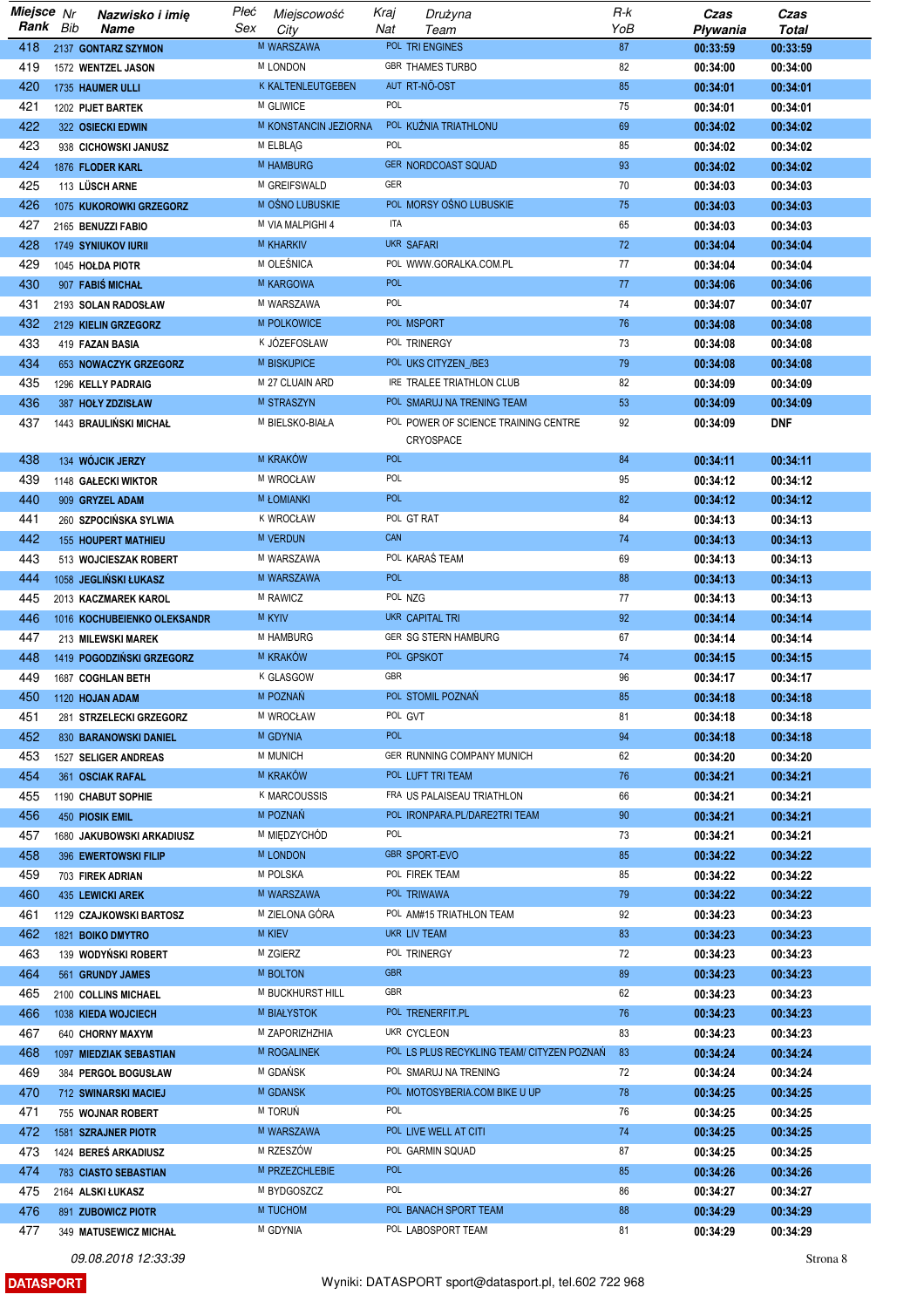| Miejsce Rank | Nr Bib | Nazwisko i imię Name | Płeć Sex | Miejscowość City | Kraj Nat | Drużyna Team | R-k YoB | Czas Pływania | Czas Total |
|---|---|---|---|---|---|---|---|---|---|
| 418 | 2137 | GONTARZ SZYMON | M | WARSZAWA | POL | TRI ENGINES | 87 | 00:33:59 | 00:33:59 |
| 419 | 1572 | WENTZEL JASON | M | LONDON | GBR | THAMES TURBO | 82 | 00:34:00 | 00:34:00 |
| 420 | 1735 | HAUMER ULLI | K | KALTENLEUTGEBEN | AUT | RT-NÖ-OST | 85 | 00:34:01 | 00:34:01 |
| 421 | 1202 | PIJET BARTEK | M | GLIWICE | POL | | 75 | 00:34:01 | 00:34:01 |
| 422 | 322 | OSIECKI EDWIN | M | KONSTANCIN JEZIORNA | POL | KUŹNIA TRIATHLONU | 69 | 00:34:02 | 00:34:02 |
| 423 | 938 | CICHOWSKI JANUSZ | M | ELBLĄG | POL | | 85 | 00:34:02 | 00:34:02 |
| 424 | 1876 | FLODER KARL | M | HAMBURG | GER | NORDCOAST SQUAD | 93 | 00:34:02 | 00:34:02 |
| 425 | 113 | LÜSCH ARNE | M | GREIFSWALD | GER | | 70 | 00:34:03 | 00:34:03 |
| 426 | 1075 | KUKOROWKI GRZEGORZ | M | OŚNO LUBUSKIE | POL | MORSY OŚNO LUBUSKIE | 75 | 00:34:03 | 00:34:03 |
| 427 | 2165 | BENUZZI FABIO | M | VIA MALPIGHI 4 | ITA | | 65 | 00:34:03 | 00:34:03 |
| 428 | 1749 | SYNIUKOV IURII | M | KHARKIV | UKR | SAFARI | 72 | 00:34:04 | 00:34:04 |
| 429 | 1045 | HOŁDA PIOTR | M | OLEŚNICA | POL | WWW.GORALKA.COM.PL | 77 | 00:34:04 | 00:34:04 |
| 430 | 907 | FABIŚ MICHAŁ | M | KARGOWA | POL | | 77 | 00:34:06 | 00:34:06 |
| 431 | 2193 | SOLAN RADOSŁAW | M | WARSZAWA | POL | | 74 | 00:34:07 | 00:34:07 |
| 432 | 2129 | KIELIN GRZEGORZ | M | POLKOWICE | POL | MSPORT | 76 | 00:34:08 | 00:34:08 |
| 433 | 419 | FAZAN BASIA | K | JÓZEFOSŁAW | POL | TRINERGY | 73 | 00:34:08 | 00:34:08 |
| 434 | 653 | NOWACZYK GRZEGORZ | M | BISKUPICE | POL | UKS CITYZEN_/BE3 | 79 | 00:34:08 | 00:34:08 |
| 435 | 1296 | KELLY PADRAIG | M | 27 CLUAIN ARD | IRE | TRALEE TRIATHLON CLUB | 82 | 00:34:09 | 00:34:09 |
| 436 | 387 | HOŁY ZDZISŁAW | M | STRASZYN | POL | SMARUJ NA TRENING TEAM | 53 | 00:34:09 | 00:34:09 |
| 437 | 1443 | BRAULIŃSKI MICHAŁ | M | BIELSKO-BIAŁA | POL | POWER OF SCIENCE TRAINING CENTRE CRYOSPACE | 92 | 00:34:09 | DNF |
| 438 | 134 | WÓJCIK JERZY | M | KRAKÓW | POL | | 84 | 00:34:11 | 00:34:11 |
| 439 | 1148 | GAŁECKI WIKTOR | M | WROCŁAW | POL | | 95 | 00:34:12 | 00:34:12 |
| 440 | 909 | GRYZEL ADAM | M | ŁOMIANKI | POL | | 82 | 00:34:12 | 00:34:12 |
| 441 | 260 | SZPOCIŃSKA SYLWIA | K | WROCŁAW | POL | GT RAT | 84 | 00:34:13 | 00:34:13 |
| 442 | 155 | HOUPERT MATHIEU | M | VERDUN | CAN | | 74 | 00:34:13 | 00:34:13 |
| 443 | 513 | WOJCIESZAK ROBERT | M | WARSZAWA | POL | KARAŚ TEAM | 69 | 00:34:13 | 00:34:13 |
| 444 | 1058 | JEGLIŃSKI ŁUKASZ | M | WARSZAWA | POL | | 88 | 00:34:13 | 00:34:13 |
| 445 | 2013 | KACZMAREK KAROL | M | RAWICZ | POL | NZG | 77 | 00:34:13 | 00:34:13 |
| 446 | 1016 | KOCHUBEIENKO OLEKSANDR | M | KYIV | UKR | CAPITAL TRI | 92 | 00:34:14 | 00:34:14 |
| 447 | 213 | MILEWSKI MAREK | M | HAMBURG | GER | SG STERN HAMBURG | 67 | 00:34:14 | 00:34:14 |
| 448 | 1419 | POGODZIŃSKI GRZEGORZ | M | KRAKÓW | POL | GPSKOT | 74 | 00:34:15 | 00:34:15 |
| 449 | 1687 | COGHLAN BETH | K | GLASGOW | GBR | | 96 | 00:34:17 | 00:34:17 |
| 450 | 1120 | HOJAN ADAM | M | POZNAŃ | POL | STOMIL POZNAŃ | 85 | 00:34:18 | 00:34:18 |
| 451 | 281 | STRZELECKI GRZEGORZ | M | WROCŁAW | POL | GVT | 81 | 00:34:18 | 00:34:18 |
| 452 | 830 | BARANOWSKI DANIEL | M | GDYNIA | POL | | 94 | 00:34:18 | 00:34:18 |
| 453 | 1527 | SELIGER ANDREAS | M | MUNICH | GER | RUNNING COMPANY MUNICH | 62 | 00:34:20 | 00:34:20 |
| 454 | 361 | OSCIAK RAFAL | M | KRAKÓW | POL | LUFT TRI TEAM | 76 | 00:34:21 | 00:34:21 |
| 455 | 1190 | CHABUT SOPHIE | K | MARCOUSSIS | FRA | US PALAISEAU TRIATHLON | 66 | 00:34:21 | 00:34:21 |
| 456 | 450 | PIOSIK EMIL | M | POZNAŃ | POL | IRONPARA.PL/DARE2TRI TEAM | 90 | 00:34:21 | 00:34:21 |
| 457 | 1680 | JAKUBOWSKI ARKADIUSZ | M | MIĘDZYCHÓD | POL | | 73 | 00:34:21 | 00:34:21 |
| 458 | 396 | EWERTOWSKI FILIP | M | LONDON | GBR | SPORT-EVO | 85 | 00:34:22 | 00:34:22 |
| 459 | 703 | FIREK ADRIAN | M | POLSKA | POL | FIREK TEAM | 85 | 00:34:22 | 00:34:22 |
| 460 | 435 | LEWICKI AREK | M | WARSZAWA | POL | TRIWAWA | 79 | 00:34:22 | 00:34:22 |
| 461 | 1129 | CZAJKOWSKI BARTOSZ | M | ZIELONA GÓRA | POL | AM#15 TRIATHLON TEAM | 92 | 00:34:23 | 00:34:23 |
| 462 | 1821 | BOIKO DMYTRO | M | KIEV | UKR | LIV TEAM | 83 | 00:34:23 | 00:34:23 |
| 463 | 139 | WODYŃSKI ROBERT | M | ZGIERZ | POL | TRINERGY | 72 | 00:34:23 | 00:34:23 |
| 464 | 561 | GRUNDY JAMES | M | BOLTON | GBR | | 89 | 00:34:23 | 00:34:23 |
| 465 | 2100 | COLLINS MICHAEL | M | BUCKHURST HILL | GBR | | 62 | 00:34:23 | 00:34:23 |
| 466 | 1038 | KIEDA WOJCIECH | M | BIAŁYSTOK | POL | TRENERFIT.PL | 76 | 00:34:23 | 00:34:23 |
| 467 | 640 | CHORNY MAXYM | M | ZAPORIZHZHIA | UKR | CYCLEON | 83 | 00:34:23 | 00:34:23 |
| 468 | 1097 | MIEDZIAK SEBASTIAN | M | ROGALINEK | POL | LS PLUS RECYKLING TEAM/ CITYZEN POZNAŃ | 83 | 00:34:24 | 00:34:24 |
| 469 | 384 | PERGOŁ BOGUSŁAW | M | GDAŃSK | POL | SMARUJ NA TRENING | 72 | 00:34:24 | 00:34:24 |
| 470 | 712 | SWINARSKI MACIEJ | M | GDANSK | POL | MOTOSYBERIA.COM BIKE U UP | 78 | 00:34:25 | 00:34:25 |
| 471 | 755 | WOJNAR ROBERT | M | TORUŃ | POL | | 76 | 00:34:25 | 00:34:25 |
| 472 | 1581 | SZRAJNER PIOTR | M | WARSZAWA | POL | LIVE WELL AT CITI | 74 | 00:34:25 | 00:34:25 |
| 473 | 1424 | BEREŚ ARKADIUSZ | M | RZESZÓW | POL | GARMIN SQUAD | 87 | 00:34:25 | 00:34:25 |
| 474 | 783 | CIASTO SEBASTIAN | M | PRZEZCHLEBIE | POL | | 85 | 00:34:26 | 00:34:26 |
| 475 | 2164 | ALSKI ŁUKASZ | M | BYDGOSZCZ | POL | | 86 | 00:34:27 | 00:34:27 |
| 476 | 891 | ZUBOWICZ PIOTR | M | TUCHOM | POL | BANACH SPORT TEAM | 88 | 00:34:29 | 00:34:29 |
| 477 | 349 | MATUSEWICZ MICHAŁ | M | GDYNIA | POL | LABOSPORT TEAM | 81 | 00:34:29 | 00:34:29 |

09.08.2018 12:33:39

DATASPORT — Wyniki: DATASPORT sport@datasport.pl, tel.602 722 968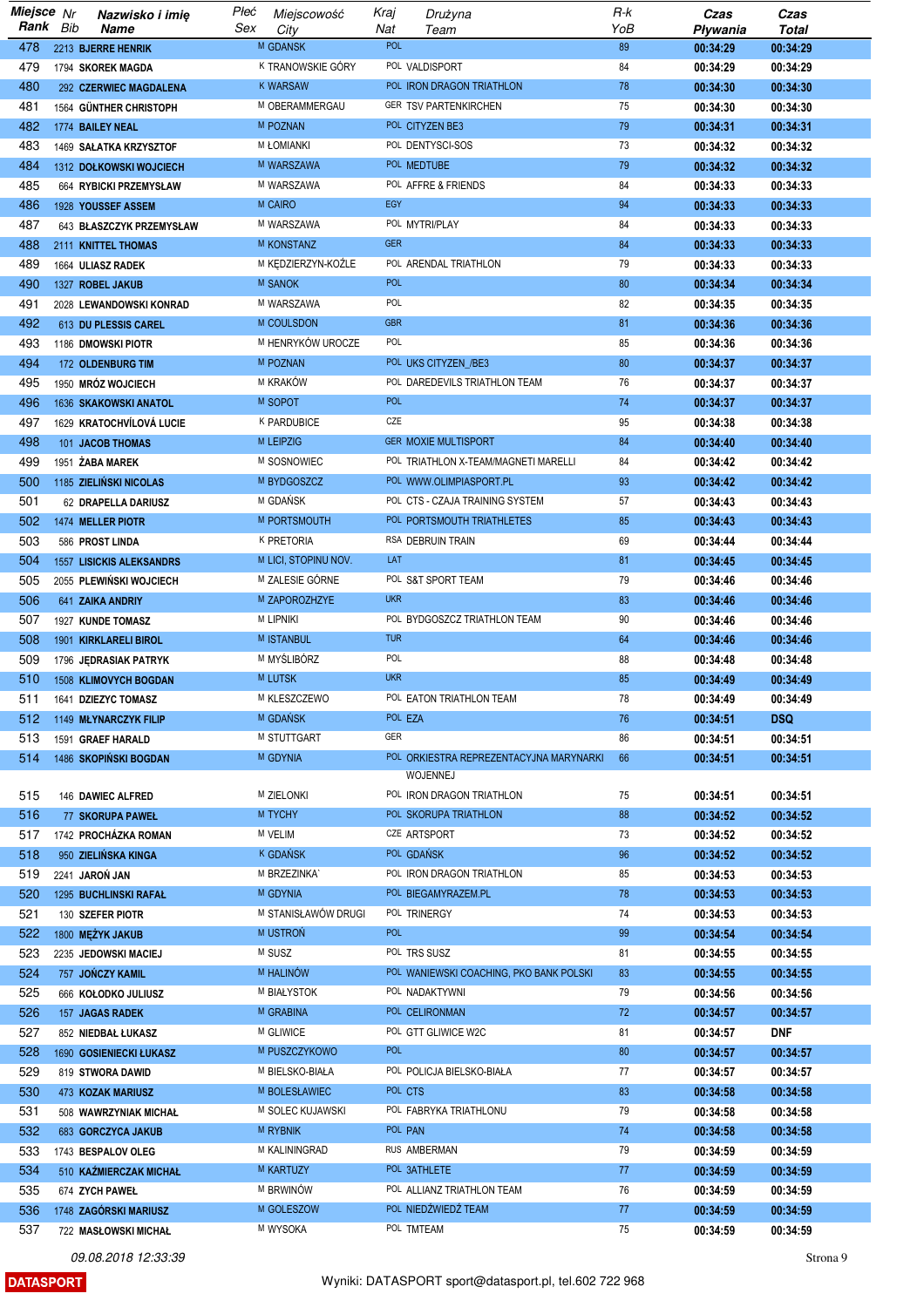| Miejsce Rank | Nr Bib | Nazwisko i imię Name | Płeć Sex | Miejscowość City | Kraj Nat | Drużyna Team | R-k YoB | Czas Pływania | Czas Total |
|---|---|---|---|---|---|---|---|---|---|
| 478 | 2213 | BJERRE HENRIK | M | GDANSK | POL | | 89 | 00:34:29 | 00:34:29 |
| 479 | 1794 | SKOREK MAGDA | K | TRANOWSKIE GÓRY | POL | VALDISPORT | 84 | 00:34:29 | 00:34:29 |
| 480 | 292 | CZERWIEC MAGDALENA | K | WARSAW | POL | IRON DRAGON TRIATHLON | 78 | 00:34:30 | 00:34:30 |
| 481 | 1564 | GÜNTHER CHRISTOPH | M | OBERAMMERGAU | GER | TSV PARTENKIRCHEN | 75 | 00:34:30 | 00:34:30 |
| 482 | 1774 | BAILEY NEAL | M | POZNAN | POL | CITYZEN BE3 | 79 | 00:34:31 | 00:34:31 |
| 483 | 1469 | SAŁATKA KRZYSZTOF | M | ŁOMIANKI | POL | DENTYSCI-SOS | 73 | 00:34:32 | 00:34:32 |
| 484 | 1312 | DOŁKOWSKI WOJCIECH | M | WARSZAWA | POL | MEDTUBE | 79 | 00:34:32 | 00:34:32 |
| 485 | 664 | RYBICKI PRZEMYSŁAW | M | WARSZAWA | POL | AFFRE & FRIENDS | 84 | 00:34:33 | 00:34:33 |
| 486 | 1928 | YOUSSEF ASSEM | M | CAIRO | EGY | | 94 | 00:34:33 | 00:34:33 |
| 487 | 643 | BŁASZCZYK PRZEMYSŁAW | M | WARSZAWA | POL | MYTRI/PLAY | 84 | 00:34:33 | 00:34:33 |
| 488 | 2111 | KNITTEL THOMAS | M | KONSTANZ | GER | | 84 | 00:34:33 | 00:34:33 |
| 489 | 1664 | ULIASZ RADEK | M | KĘDZIERZYN-KOŹLE | POL | ARENDAL TRIATHLON | 79 | 00:34:33 | 00:34:33 |
| 490 | 1327 | ROBEL JAKUB | M | SANOK | POL | | 80 | 00:34:34 | 00:34:34 |
| 491 | 2028 | LEWANDOWSKI KONRAD | M | WARSZAWA | POL | | 82 | 00:34:35 | 00:34:35 |
| 492 | 613 | DU PLESSIS CAREL | M | COULSDON | GBR | | 81 | 00:34:36 | 00:34:36 |
| 493 | 1186 | DMOWSKI PIOTR | M | HENRYKÓW UROCZE | POL | | 85 | 00:34:36 | 00:34:36 |
| 494 | 172 | OLDENBURG TIM | M | POZNAN | POL | UKS CITYZEN_/BE3 | 80 | 00:34:37 | 00:34:37 |
| 495 | 1950 | MRÓZ WOJCIECH | M | KRAKÓW | POL | DAREDEVILS TRIATHLON TEAM | 76 | 00:34:37 | 00:34:37 |
| 496 | 1636 | SKAKOWSKI ANATOL | M | SOPOT | POL | | 74 | 00:34:37 | 00:34:37 |
| 497 | 1629 | KRATOCHVÍLOVÁ LUCIE | K | PARDUBICE | CZE | | 95 | 00:34:38 | 00:34:38 |
| 498 | 101 | JACOB THOMAS | M | LEIPZIG | GER | MOXIE MULTISPORT | 84 | 00:34:40 | 00:34:40 |
| 499 | 1951 | ŻABA MAREK | M | SOSNOWIEC | POL | TRIATHLON X-TEAM/MAGNETI MARELLI | 84 | 00:34:42 | 00:34:42 |
| 500 | 1185 | ZIELIŃSKI NICOLAS | M | BYDGOSZCZ | POL | WWW.OLIMPIASPORT.PL | 93 | 00:34:42 | 00:34:42 |
| 501 | 62 | DRAPELLA DARIUSZ | M | GDAŃSK | POL | CTS - CZAJA TRAINING SYSTEM | 57 | 00:34:43 | 00:34:43 |
| 502 | 1474 | MELLER PIOTR | M | PORTSMOUTH | POL | PORTSMOUTH TRIATHLETES | 85 | 00:34:43 | 00:34:43 |
| 503 | 586 | PROST LINDA | K | PRETORIA | RSA | DEBRUIN TRAIN | 69 | 00:34:44 | 00:34:44 |
| 504 | 1557 | LISICKIS ALEKSANDRS | M | LICI, STOPINU NOV. | LAT | | 81 | 00:34:45 | 00:34:45 |
| 505 | 2055 | PLEWIŃSKI WOJCIECH | M | ZALESIE GÓRNE | POL | S&T SPORT TEAM | 79 | 00:34:46 | 00:34:46 |
| 506 | 641 | ZAIKA ANDRIY | M | ZAPOROZHZYE | UKR | | 83 | 00:34:46 | 00:34:46 |
| 507 | 1927 | KUNDE TOMASZ | M | LIPNIKI | POL | BYDGOSZCZ TRIATHLON TEAM | 90 | 00:34:46 | 00:34:46 |
| 508 | 1901 | KIRKLARELI BIROL | M | ISTANBUL | TUR | | 64 | 00:34:46 | 00:34:46 |
| 509 | 1796 | JĘDRASIAK PATRYK | M | MYŚLIBÓRZ | POL | | 88 | 00:34:48 | 00:34:48 |
| 510 | 1508 | KLIMOVYCH BOGDAN | M | LUTSK | UKR | | 85 | 00:34:49 | 00:34:49 |
| 511 | 1641 | DZIEZYC TOMASZ | M | KLESZCZEWO | POL | EATON TRIATHLON TEAM | 78 | 00:34:49 | 00:34:49 |
| 512 | 1149 | MŁYNARCZYK FILIP | M | GDAŃSK | POL | EZA | 76 | 00:34:51 | DSQ |
| 513 | 1591 | GRAEF HARALD | M | STUTTGART | GER | | 86 | 00:34:51 | 00:34:51 |
| 514 | 1486 | SKOPIŃSKI BOGDAN | M | GDYNIA | POL | ORKIESTRA REPREZENTACYJNA MARYNARKI WOJENNEJ | 66 | 00:34:51 | 00:34:51 |
| 515 | 146 | DAWIEC ALFRED | M | ZIELONKI | POL | IRON DRAGON TRIATHLON | 75 | 00:34:51 | 00:34:51 |
| 516 | 77 | SKORUPA PAWEŁ | M | TYCHY | POL | SKORUPA TRIATHLON | 88 | 00:34:52 | 00:34:52 |
| 517 | 1742 | PROCHÁZKA ROMAN | M | VELIM | CZE | ARTSPORT | 73 | 00:34:52 | 00:34:52 |
| 518 | 950 | ZIELIŃSKA KINGA | K | GDAŃSK | POL | GDAŃSK | 96 | 00:34:52 | 00:34:52 |
| 519 | 2241 | JAROŃ JAN | M | BRZEZINKA` | POL | IRON DRAGON TRIATHLON | 85 | 00:34:53 | 00:34:53 |
| 520 | 1295 | BUCHLINSKI RAFAŁ | M | GDYNIA | POL | BIEGAMYRAZEM.PL | 78 | 00:34:53 | 00:34:53 |
| 521 | 130 | SZEFER PIOTR | M | STANISŁAWÓW DRUGI | POL | TRINERGY | 74 | 00:34:53 | 00:34:53 |
| 522 | 1800 | MĘŻYK JAKUB | M | USTROŃ | POL | | 99 | 00:34:54 | 00:34:54 |
| 523 | 2235 | JEDOWSKI MACIEJ | M | SUSZ | POL | TRS SUSZ | 81 | 00:34:55 | 00:34:55 |
| 524 | 757 | JOŃCZY KAMIL | M | HALINÓW | POL | WANIEWSKI COACHING, PKO BANK POLSKI | 83 | 00:34:55 | 00:34:55 |
| 525 | 666 | KOŁODKO JULIUSZ | M | BIAŁYSTOK | POL | NADAKTYWNI | 79 | 00:34:56 | 00:34:56 |
| 526 | 157 | JAGAS RADEK | M | GRABINA | POL | CELIRONMAN | 72 | 00:34:57 | 00:34:57 |
| 527 | 852 | NIEDBAŁ ŁUKASZ | M | GLIWICE | POL | GTT GLIWICE W2C | 81 | 00:34:57 | DNF |
| 528 | 1690 | GOSIENIECKI ŁUKASZ | M | PUSZCZYKOWO | POL | | 80 | 00:34:57 | 00:34:57 |
| 529 | 819 | STWORA DAWID | M | BIELSKO-BIAŁA | POL | POLICJA BIELSKO-BIAŁA | 77 | 00:34:57 | 00:34:57 |
| 530 | 473 | KOZAK MARIUSZ | M | BOLESŁAWIEC | POL | CTS | 83 | 00:34:58 | 00:34:58 |
| 531 | 508 | WAWRZYNIAK MICHAŁ | M | SOLEC KUJAWSKI | POL | FABRYKA TRIATHLONU | 79 | 00:34:58 | 00:34:58 |
| 532 | 683 | GORCZYCA JAKUB | M | RYBNIK | POL | PAN | 74 | 00:34:58 | 00:34:58 |
| 533 | 1743 | BESPALOV OLEG | M | KALININGRAD | RUS | AMBERMAN | 79 | 00:34:59 | 00:34:59 |
| 534 | 510 | KAŹMIERCZAK MICHAŁ | M | KARTUZY | POL | 3ATHLETE | 77 | 00:34:59 | 00:34:59 |
| 535 | 674 | ZYCH PAWEŁ | M | BRWINÓW | POL | ALLIANZ TRIATHLON TEAM | 76 | 00:34:59 | 00:34:59 |
| 536 | 1748 | ZAGÓRSKI MARIUSZ | M | GOLESZOW | POL | NIEDŹWIEDŹ TEAM | 77 | 00:34:59 | 00:34:59 |
| 537 | 722 | MASŁOWSKI MICHAŁ | M | WYSOKA | POL | TMTEAM | 75 | 00:34:59 | 00:34:59 |

09.08.2018 12:33:39

DATASPORT — Wyniki: DATASPORT sport@datasport.pl, tel.602 722 968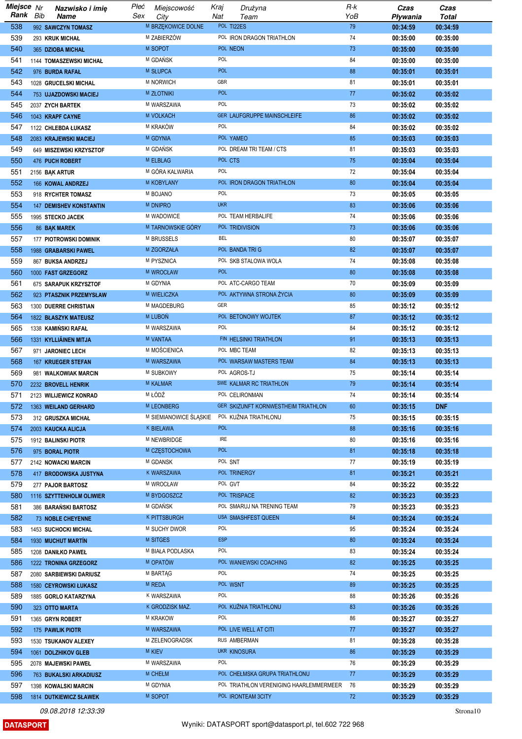| Miejsce Rank | Nr Bib | Nazwisko i imię Name | Płeć Sex | Miejscowość City | Kraj Nat | Drużyna Team | R-k YoB | Czas Pływania | Czas Total |
|---|---|---|---|---|---|---|---|---|---|
| 538 | 992 | SAWCZYN TOMASZ | M | BRZĘKOWICE DOLNE | POL | TI22ES | 79 | 00:34:59 | 00:34:59 |
| 539 | 293 | KRUK MICHAŁ | M | ZABIERZÓW | POL | IRON DRAGON TRIATHLON | 74 | 00:35:00 | 00:35:00 |
| 540 | 365 | DZIOBA MICHAŁ | M | SOPOT | POL | NEON | 73 | 00:35:00 | 00:35:00 |
| 541 | 1144 | TOMASZEWSKI MICHAŁ | M | GDAŃSK | POL | | 84 | 00:35:00 | 00:35:00 |
| 542 | 976 | BURDA RAFAŁ | M | SŁUPCA | POL | | 88 | 00:35:01 | 00:35:01 |
| 543 | 1028 | GRUCELSKI MICHAL | M | NORWICH | GBR | | 81 | 00:35:01 | 00:35:01 |
| 544 | 753 | UJAZDOWSKI MACIEJ | M | ZŁOTNIKI | POL | | 77 | 00:35:02 | 00:35:02 |
| 545 | 2037 | ZYCH BARTEK | M | WARSZAWA | POL | | 73 | 00:35:02 | 00:35:02 |
| 546 | 1043 | KRAPF CAYNE | M | VOLKACH | GER | LAUFGRUPPE MAINSCHLEIFE | 86 | 00:35:02 | 00:35:02 |
| 547 | 1122 | CHLEBDA ŁUKASZ | M | KRAKÓW | POL | | 84 | 00:35:02 | 00:35:02 |
| 548 | 2083 | KRAJEWSKI MACIEJ | M | GDYNIA | POL | YAMEO | 85 | 00:35:03 | 00:35:03 |
| 549 | 649 | MISZEWSKI KRZYSZTOF | M | GDAŃSK | POL | DREAM TRI TEAM / CTS | 81 | 00:35:03 | 00:35:03 |
| 550 | 476 | PUCH ROBERT | M | ELBLAG | POL | CTS | 75 | 00:35:04 | 00:35:04 |
| 551 | 2156 | BĄK ARTUR | M | GÓRA KALWARIA | POL | | 72 | 00:35:04 | 00:35:04 |
| 552 | 166 | KOWAL ANDRZEJ | M | KOBYLANY | POL | IRON DRAGON TRIATHLON | 80 | 00:35:04 | 00:35:04 |
| 553 | 918 | RYCHTER TOMASZ | M | BOJANO | POL | | 73 | 00:35:05 | 00:35:05 |
| 554 | 147 | DEMISHEV KONSTANTIN | M | DNIPRO | UKR | | 83 | 00:35:06 | 00:35:06 |
| 555 | 1995 | STECKO JACEK | M | WADOWICE | POL | TEAM HERBALIFE | 74 | 00:35:06 | 00:35:06 |
| 556 | 86 | BĄK MAREK | M | TARNOWSKIE GÓRY | POL | TRIDIVISION | 73 | 00:35:06 | 00:35:06 |
| 557 | 177 | PIOTROWSKI DOMINIK | M | BRUSSELS | BEL | | 80 | 00:35:07 | 00:35:07 |
| 558 | 1988 | GRABARSKI PAWEL | M | ZGORZAŁA | POL | BANDA TRI G | 82 | 00:35:07 | 00:35:07 |
| 559 | 867 | BUKSA ANDRZEJ | M | PYSZNICA | POL | SKB STALOWA WOLA | 74 | 00:35:08 | 00:35:08 |
| 560 | 1000 | FAST GRZEGORZ | M | WROCŁAW | POL | | 80 | 00:35:08 | 00:35:08 |
| 561 | 675 | SARAPUK KRZYSZTOF | M | GDYNIA | POL | ATC-CARGO TEAM | 70 | 00:35:09 | 00:35:09 |
| 562 | 923 | PTASZNIK PRZEMYSŁAW | M | WIELICZKA | POL | AKTYWNA STRONA ŻYCIA | 80 | 00:35:09 | 00:35:09 |
| 563 | 1300 | DUERRE CHRISTIAN | M | MAGDEBURG | GER | | 85 | 00:35:12 | 00:35:12 |
| 564 | 1822 | BŁASZYK MATEUSZ | M | LUBOŃ | POL | BETONOWY WOJTEK | 87 | 00:35:12 | 00:35:12 |
| 565 | 1338 | KAMIŃSKI RAFAŁ | M | WARSZAWA | POL | | 84 | 00:35:12 | 00:35:12 |
| 566 | 1331 | KYLLIÄINEN MITJA | M | VANTAA | FIN | HELSINKI TRIATHLON | 91 | 00:35:13 | 00:35:13 |
| 567 | 971 | JARONIEC LECH | M | MOŚCIENICA | POL | MBC TEAM | 82 | 00:35:13 | 00:35:13 |
| 568 | 167 | KRUEGER STEFAN | M | WARSZAWA | POL | WARSAW MASTERS TEAM | 84 | 00:35:13 | 00:35:13 |
| 569 | 981 | WALKOWIAK MARCIN | M | SUBKOWY | POL | AGROS-TJ | 75 | 00:35:14 | 00:35:14 |
| 570 | 2232 | BROVELL HENRIK | M | KALMAR | SWE | KALMAR RC TRIATHLON | 79 | 00:35:14 | 00:35:14 |
| 571 | 2123 | WILIJEWICZ KONRAD | M | ŁÓDŹ | POL | CELIRONMAN | 74 | 00:35:14 | 00:35:14 |
| 572 | 1363 | WEILAND GERHARD | M | LEONBERG | GER | SKIZUNFT KORNWESTHEIM TRIATHLON | 60 | 00:35:15 | DNF |
| 573 | 312 | GRUSZKA MICHAŁ | M | SIEMIANOWICE ŚLĄSKIE | POL | KUŹNIA TRIATHLONU | 75 | 00:35:15 | 00:35:15 |
| 574 | 2003 | KAUCKA ALICJA | K | BIELAWA | POL | | 88 | 00:35:16 | 00:35:16 |
| 575 | 1912 | BALINSKI PIOTR | M | NEWBRIDGE | IRE | | 80 | 00:35:16 | 00:35:16 |
| 576 | 975 | BORAL PIOTR | M | CZĘSTOCHOWA | POL | | 81 | 00:35:18 | 00:35:18 |
| 577 | 2142 | NOWACKI MARCIN | M | GDANSK | POL | SNT | 77 | 00:35:19 | 00:35:19 |
| 578 | 417 | BRODOWSKA JUSTYNA | K | WARSZAWA | POL | TRINERGY | 81 | 00:35:21 | 00:35:21 |
| 579 | 277 | PAJOR BARTOSZ | M | WROCŁAW | POL | GVT | 84 | 00:35:22 | 00:35:22 |
| 580 | 1116 | SZYTTENHOLM OLIWIER | M | BYDGOSZCZ | POL | TRISPACE | 82 | 00:35:23 | 00:35:23 |
| 581 | 386 | BARAŃSKI BARTOSZ | M | GDAŃSK | POL | SMARUJ NA TRENING TEAM | 79 | 00:35:23 | 00:35:23 |
| 582 | 73 | NOBLE CHEYENNE | K | PITTSBURGH | USA | SMASHFEST QUEEN | 84 | 00:35:24 | 00:35:24 |
| 583 | 1453 | SUCHOCKI MICHAL | M | SUCHY DWOR | POL | | 95 | 00:35:24 | 00:35:24 |
| 584 | 1930 | MUCHUT MARTÍN | M | SITGES | ESP | | 80 | 00:35:24 | 00:35:24 |
| 585 | 1208 | DANIŁKO PAWEŁ | M | BIAŁA PODLASKA | POL | | 83 | 00:35:24 | 00:35:24 |
| 586 | 1222 | TRONINA GRZEGORZ | M | OPATÓW | POL | WANIEWSKI COACHING | 82 | 00:35:25 | 00:35:25 |
| 587 | 2080 | SARBIEWSKI DARIUSZ | M | BARTĄG | POL | | 74 | 00:35:25 | 00:35:25 |
| 588 | 1580 | CEYROWSKI ŁUKASZ | M | REDA | POL | WSNT | 89 | 00:35:25 | 00:35:25 |
| 589 | 1885 | GORLO KATARZYNA | K | WARSZAWA | POL | | 88 | 00:35:26 | 00:35:26 |
| 590 | 323 | OTTO MARTA | K | GRODZISK MAZ. | POL | KUŹNIA TRIATHLONU | 83 | 00:35:26 | 00:35:26 |
| 591 | 1365 | GRYN ROBERT | M | KRAKOW | POL | | 86 | 00:35:27 | 00:35:27 |
| 592 | 175 | PAWLIK PIOTR | M | WARSZAWA | POL | LIVE WELL AT CITI | 77 | 00:35:27 | 00:35:27 |
| 593 | 1530 | TSUKANOV ALEXEY | M | ZELENOGRADSK | RUS | AMBERMAN | 81 | 00:35:28 | 00:35:28 |
| 594 | 1061 | DOLZHIKOV GLEB | M | KIEV | UKR | KINOSURA | 86 | 00:35:29 | 00:35:29 |
| 595 | 2078 | MAJEWSKI PAWEŁ | M | WARSZAWA | POL | | 76 | 00:35:29 | 00:35:29 |
| 596 | 763 | BUKALSKI ARKADIUSZ | M | CHEŁM | POL | CHEŁMSKA GRUPA TRIATHLONU | 77 | 00:35:29 | 00:35:29 |
| 597 | 1398 | KOWALSKI MARCIN | M | GDYNIA | POL | TRIATHLON VERENIGING HAARLEMMERMEER | 76 | 00:35:29 | 00:35:29 |
| 598 | 1814 | DUTKIEWICZ SŁAWEK | M | SOPOT | POL | IRONTEAM 3CITY | 72 | 00:35:29 | 00:35:29 |

09.08.2018 12:33:39

DATASPORT

Wyniki: DATASPORT sport@datasport.pl, tel.602 722 968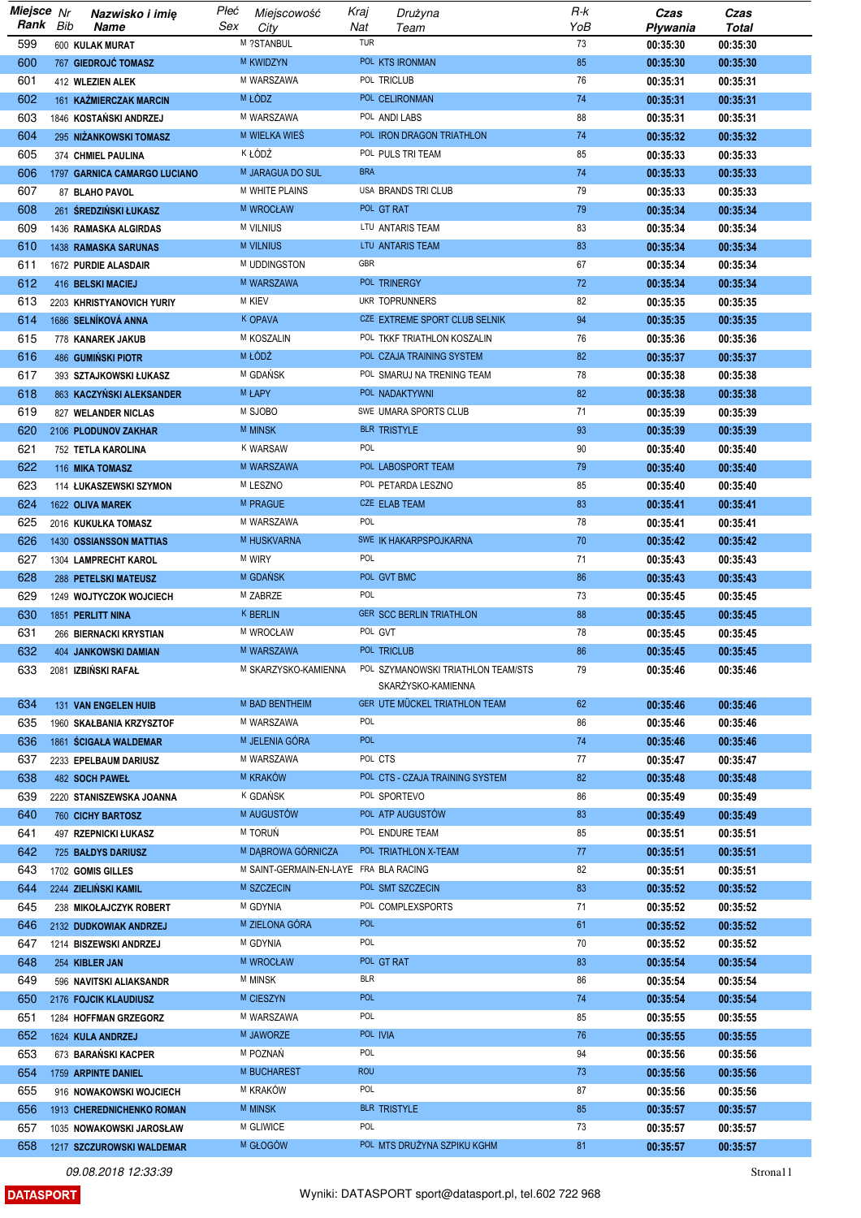| Miejsce Rank | Nr Bib | Nazwisko i imię Name | Płeć Sex | Miejscowość City | Kraj Nat | Drużyna Team | R-k YoB | Czas Pływania | Czas Total |
|---|---|---|---|---|---|---|---|---|---|
| 599 | 600 | KULAK MURAT | M | ?STANBUL | TUR | | 73 | 00:35:30 | 00:35:30 |
| 600 | 767 | GIEDROJĆ TOMASZ | M | KWIDZYN | POL | KTS IRONMAN | 85 | 00:35:30 | 00:35:30 |
| 601 | 412 | WLEZIEN ALEK | M | WARSZAWA | POL | TRICLUB | 76 | 00:35:31 | 00:35:31 |
| 602 | 161 | KAŹMIERCZAK MARCIN | M | ŁÓDZ | POL | CELIRONMAN | 74 | 00:35:31 | 00:35:31 |
| 603 | 1846 | KOSTAŃSKI ANDRZEJ | M | WARSZAWA | POL | ANDI LABS | 88 | 00:35:31 | 00:35:31 |
| 604 | 295 | NIŻANKOWSKI TOMASZ | M | WIELKA WIEŚ | POL | IRON DRAGON TRIATHLON | 74 | 00:35:32 | 00:35:32 |
| 605 | 374 | CHMIEL PAULINA | K | ŁÓDŹ | POL | PULS TRI TEAM | 85 | 00:35:33 | 00:35:33 |
| 606 | 1797 | GARNICA CAMARGO LUCIANO | M | JARAGUA DO SUL | BRA | | 74 | 00:35:33 | 00:35:33 |
| 607 | 87 | BLAHO PAVOL | M | WHITE PLAINS | USA | BRANDS TRI CLUB | 79 | 00:35:33 | 00:35:33 |
| 608 | 261 | ŚREDZIŃSKI ŁUKASZ | M | WROCŁAW | POL | GT RAT | 79 | 00:35:34 | 00:35:34 |
| 609 | 1436 | RAMASKA ALGIRDAS | M | VILNIUS | LTU | ANTARIS TEAM | 83 | 00:35:34 | 00:35:34 |
| 610 | 1438 | RAMASKA SARUNAS | M | VILNIUS | LTU | ANTARIS TEAM | 83 | 00:35:34 | 00:35:34 |
| 611 | 1672 | PURDIE ALASDAIR | M | UDDINGSTON | GBR | | 67 | 00:35:34 | 00:35:34 |
| 612 | 416 | BELSKI MACIEJ | M | WARSZAWA | POL | TRINERGY | 72 | 00:35:34 | 00:35:34 |
| 613 | 2203 | KHRISTYANOVICH YURIY | M | KIEV | UKR | TOPRUNNERS | 82 | 00:35:35 | 00:35:35 |
| 614 | 1686 | SELNÍKOVÁ ANNA | K | OPAVA | CZE | EXTREME SPORT CLUB SELNIK | 94 | 00:35:35 | 00:35:35 |
| 615 | 778 | KANAREK JAKUB | M | KOSZALIN | POL | TKKF TRIATHLON KOSZALIN | 76 | 00:35:36 | 00:35:36 |
| 616 | 486 | GUMIŃSKI PIOTR | M | ŁÓDŹ | POL | CZAJA TRAINING SYSTEM | 82 | 00:35:37 | 00:35:37 |
| 617 | 393 | SZTAJKOWSKI ŁUKASZ | M | GDAŃSK | POL | SMARUJ NA TRENING TEAM | 78 | 00:35:38 | 00:35:38 |
| 618 | 863 | KACZYŃSKI ALEKSANDER | M | ŁAPY | POL | NADAKTYWNI | 82 | 00:35:38 | 00:35:38 |
| 619 | 827 | WELANDER NICLAS | M | SJOBO | SWE | UMARA SPORTS CLUB | 71 | 00:35:39 | 00:35:39 |
| 620 | 2106 | PLODUNOV ZAKHAR | M | MINSK | BLR | TRISTYLE | 93 | 00:35:39 | 00:35:39 |
| 621 | 752 | TETLA KAROLINA | K | WARSAW | POL | | 90 | 00:35:40 | 00:35:40 |
| 622 | 116 | MIKA TOMASZ | M | WARSZAWA | POL | LABOSPORT TEAM | 79 | 00:35:40 | 00:35:40 |
| 623 | 114 | ŁUKASZEWSKI SZYMON | M | LESZNO | POL | PETARDA LESZNO | 85 | 00:35:40 | 00:35:40 |
| 624 | 1622 | OLIVA MAREK | M | PRAGUE | CZE | ELAB TEAM | 83 | 00:35:41 | 00:35:41 |
| 625 | 2016 | KUKUŁKA TOMASZ | M | WARSZAWA | POL | | 78 | 00:35:41 | 00:35:41 |
| 626 | 1430 | OSSIANSSON MATTIAS | M | HUSKVARNA | SWE | IK HAKARPSPOJKARNA | 70 | 00:35:42 | 00:35:42 |
| 627 | 1304 | LAMPRECHT KAROL | M | WIRY | POL | | 71 | 00:35:43 | 00:35:43 |
| 628 | 288 | PETELSKI MATEUSZ | M | GDAŃSK | POL | GVT BMC | 86 | 00:35:43 | 00:35:43 |
| 629 | 1249 | WOJTYCZOK WOJCIECH | M | ZABRZE | POL | | 73 | 00:35:45 | 00:35:45 |
| 630 | 1851 | PERLITT NINA | K | BERLIN | GER | SCC BERLIN TRIATHLON | 88 | 00:35:45 | 00:35:45 |
| 631 | 266 | BIERNACKI KRYSTIAN | M | WROCŁAW | POL | GVT | 78 | 00:35:45 | 00:35:45 |
| 632 | 404 | JANKOWSKI DAMIAN | M | WARSZAWA | POL | TRICLUB | 86 | 00:35:45 | 00:35:45 |
| 633 | 2081 | IZBIŃSKI RAFAŁ | M | SKARZYSKO-KAMIENNA | POL | SZYMANOWSKI TRIATHLON TEAM/STS SKARŻYSKO-KAMIENNA | 79 | 00:35:46 | 00:35:46 |
| 634 | 131 | VAN ENGELEN HUIB | M | BAD BENTHEIM | GER | UTE MÜCKEL TRIATHLON TEAM | 62 | 00:35:46 | 00:35:46 |
| 635 | 1960 | SKAŁBANIA KRZYSZTOF | M | WARSZAWA | POL | | 86 | 00:35:46 | 00:35:46 |
| 636 | 1861 | ŚCIGAŁA WALDEMAR | M | JELENIA GÓRA | POL | | 74 | 00:35:46 | 00:35:46 |
| 637 | 2233 | EPELBAUM DARIUSZ | M | WARSZAWA | POL | CTS | 77 | 00:35:47 | 00:35:47 |
| 638 | 482 | SOCH PAWEŁ | M | KRAKÓW | POL | CTS - CZAJA TRAINING SYSTEM | 82 | 00:35:48 | 00:35:48 |
| 639 | 2220 | STANISZEWSKA JOANNA | K | GDAŃSK | POL | SPORTEVO | 86 | 00:35:49 | 00:35:49 |
| 640 | 760 | CICHY BARTOSZ | M | AUGUSTÓW | POL | ATP AUGUSTÓW | 83 | 00:35:49 | 00:35:49 |
| 641 | 497 | RZEPNICKI ŁUKASZ | M | TORUŃ | POL | ENDURE TEAM | 85 | 00:35:51 | 00:35:51 |
| 642 | 725 | BAŁDYS DARIUSZ | M | DĄBROWA GÓRNICZA | POL | TRIATHLON X-TEAM | 77 | 00:35:51 | 00:35:51 |
| 643 | 1702 | GOMIS GILLES | M | SAINT-GERMAIN-EN-LAYE | FRA | BLA RACING | 82 | 00:35:51 | 00:35:51 |
| 644 | 2244 | ZIELIŃSKI KAMIL | M | SZCZECIN | POL | SMT SZCZECIN | 83 | 00:35:52 | 00:35:52 |
| 645 | 238 | MIKOŁAJCZYK ROBERT | M | GDYNIA | POL | COMPLEXSPORTS | 71 | 00:35:52 | 00:35:52 |
| 646 | 2132 | DUDKOWIAK ANDRZEJ | M | ZIELONA GÓRA | POL | | 61 | 00:35:52 | 00:35:52 |
| 647 | 1214 | BISZEWSKI ANDRZEJ | M | GDYNIA | POL | | 70 | 00:35:52 | 00:35:52 |
| 648 | 254 | KIBLER JAN | M | WROCŁAW | POL | GT RAT | 83 | 00:35:54 | 00:35:54 |
| 649 | 596 | NAVITSKI ALIAKSANDR | M | MINSK | BLR | | 86 | 00:35:54 | 00:35:54 |
| 650 | 2176 | FOJCIK KLAUDIUSZ | M | CIESZYN | POL | | 74 | 00:35:54 | 00:35:54 |
| 651 | 1284 | HOFFMAN GRZEGORZ | M | WARSZAWA | POL | | 85 | 00:35:55 | 00:35:55 |
| 652 | 1624 | KULA ANDRZEJ | M | JAWORZE | POL | IVIA | 76 | 00:35:55 | 00:35:55 |
| 653 | 673 | BARAŃSKI KACPER | M | POZNAŃ | POL | | 94 | 00:35:56 | 00:35:56 |
| 654 | 1759 | ARPINTE DANIEL | M | BUCHAREST | ROU | | 73 | 00:35:56 | 00:35:56 |
| 655 | 916 | NOWAKOWSKI WOJCIECH | M | KRAKÓW | POL | | 87 | 00:35:56 | 00:35:56 |
| 656 | 1913 | CHEREDNICHENKO ROMAN | M | MINSK | BLR | TRISTYLE | 85 | 00:35:57 | 00:35:57 |
| 657 | 1035 | NOWAKOWSKI JAROSŁAW | M | GLIWICE | POL | | 73 | 00:35:57 | 00:35:57 |
| 658 | 1217 | SZCZUROWSKI WALDEMAR | M | GŁOGÓW | POL | MTS DRUŻYNA SZPIKU KGHM | 81 | 00:35:57 | 00:35:57 |

09.08.2018 12:33:39

DATASPORT

Wyniki: DATASPORT sport@datasport.pl, tel.602 722 968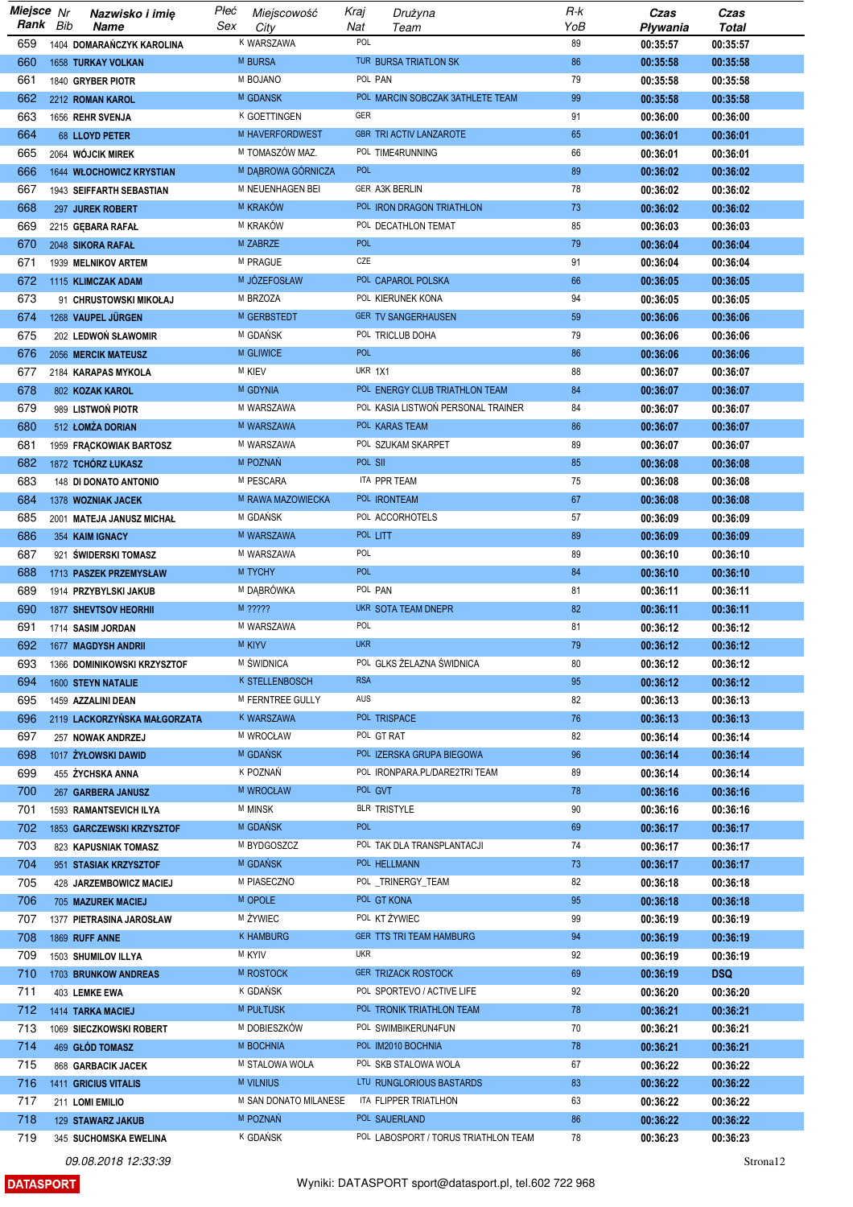| Miejsce Rank | Nr Bib | Nazwisko i imię Name | Płeć Sex | Miejscowość City | Kraj Nat | Drużyna Team | R-k YoB | Czas Pływania | Czas Total |
|---|---|---|---|---|---|---|---|---|---|
| 659 | 1404 | DOMARAŃCZYK KAROLINA | K | WARSZAWA | POL | | 89 | 00:35:57 | 00:35:57 |
| 660 | 1658 | TURKAY VOLKAN | M | BURSA | TUR | BURSA TRIATLON SK | 86 | 00:35:58 | 00:35:58 |
| 661 | 1840 | GRYBER PIOTR | M | BOJANO | POL | PAN | 79 | 00:35:58 | 00:35:58 |
| 662 | 2212 | ROMAN KAROL | M | GDANSK | POL | MARCIN SOBCZAK 3ATHLETE TEAM | 99 | 00:35:58 | 00:35:58 |
| 663 | 1656 | REHR SVENJA | K | GOETTINGEN | GER | | 91 | 00:36:00 | 00:36:00 |
| 664 | 68 | LLOYD PETER | M | HAVERFORDWEST | GBR | TRI ACTIV LANZAROTE | 65 | 00:36:01 | 00:36:01 |
| 665 | 2064 | WÓJCIK MIREK | M | TOMASZÓW MAZ. | POL | TIME4RUNNING | 66 | 00:36:01 | 00:36:01 |
| 666 | 1644 | WŁOCHOWICZ KRYSTIAN | M | DĄBROWA GÓRNICZA | POL | | 89 | 00:36:02 | 00:36:02 |
| 667 | 1943 | SEIFFARTH SEBASTIAN | M | NEUENHAGEN BEI | GER | A3K BERLIN | 78 | 00:36:02 | 00:36:02 |
| 668 | 297 | JUREK ROBERT | M | KRAKÓW | POL | IRON DRAGON TRIATHLON | 73 | 00:36:02 | 00:36:02 |
| 669 | 2215 | GĘBARA RAFAŁ | M | KRAKÓW | POL | DECATHLON TEMAT | 85 | 00:36:03 | 00:36:03 |
| 670 | 2048 | SIKORA RAFAŁ | M | ZABRZE | POL | | 79 | 00:36:04 | 00:36:04 |
| 671 | 1939 | MELNIKOV ARTEM | M | PRAGUE | CZE | | 91 | 00:36:04 | 00:36:04 |
| 672 | 1115 | KLIMCZAK ADAM | M | JÓZEFOSŁAW | POL | CAPAROL POLSKA | 66 | 00:36:05 | 00:36:05 |
| 673 | 91 | CHRUSTOWSKI MIKOŁAJ | M | BRZOZA | POL | KIERUNEK KONA | 94 | 00:36:05 | 00:36:05 |
| 674 | 1268 | VAUPEL JÜRGEN | M | GERBSTEDT | GER | TV SANGERHAUSEN | 59 | 00:36:06 | 00:36:06 |
| 675 | 202 | LEDWOŃ SŁAWOMIR | M | GDAŃSK | POL | TRICLUB DOHA | 79 | 00:36:06 | 00:36:06 |
| 676 | 2056 | MERCIK MATEUSZ | M | GLIWICE | POL | | 86 | 00:36:06 | 00:36:06 |
| 677 | 2184 | KARAPAS MYKOLA | M | KIEV | UKR | 1X1 | 88 | 00:36:07 | 00:36:07 |
| 678 | 802 | KOZAK KAROL | M | GDYNIA | POL | ENERGY CLUB TRIATHLON TEAM | 84 | 00:36:07 | 00:36:07 |
| 679 | 989 | LISTWOŃ PIOTR | M | WARSZAWA | POL | KASIA LISTWOŃ PERSONAL TRAINER | 84 | 00:36:07 | 00:36:07 |
| 680 | 512 | ŁOMŻA DORIAN | M | WARSZAWA | POL | KARAS TEAM | 86 | 00:36:07 | 00:36:07 |
| 681 | 1959 | FRĄCKOWIAK BARTOSZ | M | WARSZAWA | POL | SZUKAM SKARPET | 89 | 00:36:07 | 00:36:07 |
| 682 | 1872 | TCHÓRZ ŁUKASZ | M | POZNAŃ | POL | SII | 85 | 00:36:08 | 00:36:08 |
| 683 | 148 | DI DONATO ANTONIO | M | PESCARA | ITA | PPR TEAM | 75 | 00:36:08 | 00:36:08 |
| 684 | 1378 | WOZNIAK JACEK | M | RAWA MAZOWIECKA | POL | IRONTEAM | 67 | 00:36:08 | 00:36:08 |
| 685 | 2001 | MATEJA JANUSZ MICHAŁ | M | GDAŃSK | POL | ACCORHOTELS | 57 | 00:36:09 | 00:36:09 |
| 686 | 354 | KAIM IGNACY | M | WARSZAWA | POL | LITT | 89 | 00:36:09 | 00:36:09 |
| 687 | 921 | ŚWIDERSKI TOMASZ | M | WARSZAWA | POL | | 89 | 00:36:10 | 00:36:10 |
| 688 | 1713 | PASZEK PRZEMYSŁAW | M | TYCHY | POL | | 84 | 00:36:10 | 00:36:10 |
| 689 | 1914 | PRZYBYLSKI JAKUB | M | DĄBRÓWKA | POL | PAN | 81 | 00:36:11 | 00:36:11 |
| 690 | 1877 | SHEVTSOV HEORHII | M | ????? | UKR | SOTA TEAM DNEPR | 82 | 00:36:11 | 00:36:11 |
| 691 | 1714 | SASIM JORDAN | M | WARSZAWA | POL | | 81 | 00:36:12 | 00:36:12 |
| 692 | 1677 | MAGDYSH ANDRII | M | KIYV | UKR | | 79 | 00:36:12 | 00:36:12 |
| 693 | 1366 | DOMINIKOWSKI KRZYSZTOF | M | ŚWIDNICA | POL | GLKS ŻELAZNA ŚWIDNICA | 80 | 00:36:12 | 00:36:12 |
| 694 | 1600 | STEYN NATALIE | K | STELLENBOSCH | RSA | | 95 | 00:36:12 | 00:36:12 |
| 695 | 1459 | AZZALINI DEAN | M | FERNTREE GULLY | AUS | | 82 | 00:36:13 | 00:36:13 |
| 696 | 2119 | LACKORZYŃSKA MAŁGORZATA | K | WARSZAWA | POL | TRISPACE | 76 | 00:36:13 | 00:36:13 |
| 697 | 257 | NOWAK ANDRZEJ | M | WROCŁAW | POL | GT RAT | 82 | 00:36:14 | 00:36:14 |
| 698 | 1017 | ŻYŁOWSKI DAWID | M | GDAŃSK | POL | IZERSKA GRUPA BIEGOWA | 96 | 00:36:14 | 00:36:14 |
| 699 | 455 | ŻYCHSKA ANNA | K | POZNAŃ | POL | IRONPARA.PL/DARE2TRI TEAM | 89 | 00:36:14 | 00:36:14 |
| 700 | 267 | GARBERA JANUSZ | M | WROCŁAW | POL | GVT | 78 | 00:36:16 | 00:36:16 |
| 701 | 1593 | RAMANTSEVICH ILYA | M | MINSK | BLR | TRISTYLE | 90 | 00:36:16 | 00:36:16 |
| 702 | 1853 | GARCZEWSKI KRZYSZTOF | M | GDAŃSK | POL | | 69 | 00:36:17 | 00:36:17 |
| 703 | 823 | KAPUSNIAK TOMASZ | M | BYDGOSZCZ | POL | TAK DLA TRANSPLANTACJI | 74 | 00:36:17 | 00:36:17 |
| 704 | 951 | STASIAK KRZYSZTOF | M | GDAŃSK | POL | HELLMANN | 73 | 00:36:17 | 00:36:17 |
| 705 | 428 | JARZEMBOWICZ MACIEJ | M | PIASECZNO | POL | _TRINERGY_TEAM | 82 | 00:36:18 | 00:36:18 |
| 706 | 705 | MAZUREK MACIEJ | M | OPOLE | POL | GT KONA | 95 | 00:36:18 | 00:36:18 |
| 707 | 1377 | PIETRASINA JAROSŁAW | M | ŻYWIEC | POL | KT ŻYWIEC | 99 | 00:36:19 | 00:36:19 |
| 708 | 1869 | RUFF ANNE | K | HAMBURG | GER | TTS TRI TEAM HAMBURG | 94 | 00:36:19 | 00:36:19 |
| 709 | 1503 | SHUMILOV ILLYA | M | KYIV | UKR | | 92 | 00:36:19 | 00:36:19 |
| 710 | 1703 | BRUNKOW ANDREAS | M | ROSTOCK | GER | TRIZACK ROSTOCK | 69 | 00:36:19 | DSQ |
| 711 | 403 | LEMKE EWA | K | GDAŃSK | POL | SPORTEVO / ACTIVE LIFE | 92 | 00:36:20 | 00:36:20 |
| 712 | 1414 | TARKA MACIEJ | M | PUŁTUSK | POL | TRONIK TRIATHLON TEAM | 78 | 00:36:21 | 00:36:21 |
| 713 | 1069 | SIECZKOWSKI ROBERT | M | DOBIESZKÓW | POL | SWIMBIKERUN4FUN | 70 | 00:36:21 | 00:36:21 |
| 714 | 469 | GŁÓD TOMASZ | M | BOCHNIA | POL | IM2010 BOCHNIA | 78 | 00:36:21 | 00:36:21 |
| 715 | 868 | GARBACIK JACEK | M | STALOWA WOLA | POL | SKB STALOWA WOLA | 67 | 00:36:22 | 00:36:22 |
| 716 | 1411 | GRICIUS VITALIS | M | VILNIUS | LTU | RUNGLORIOUS BASTARDS | 83 | 00:36:22 | 00:36:22 |
| 717 | 211 | LOMI EMILIO | M | SAN DONATO MILANESE | ITA | FLIPPER TRIATLHON | 63 | 00:36:22 | 00:36:22 |
| 718 | 129 | STAWARZ JAKUB | M | POZNAŃ | POL | SAUERLAND | 86 | 00:36:22 | 00:36:22 |
| 719 | 345 | SUCHOMSKA EWELINA | K | GDAŃSK | POL | LABOSPORT / TORUS TRIATHLON TEAM | 78 | 00:36:23 | 00:36:23 |

09.08.2018 12:33:39

DATASPORT — Wyniki: DATASPORT sport@datasport.pl, tel.602 722 968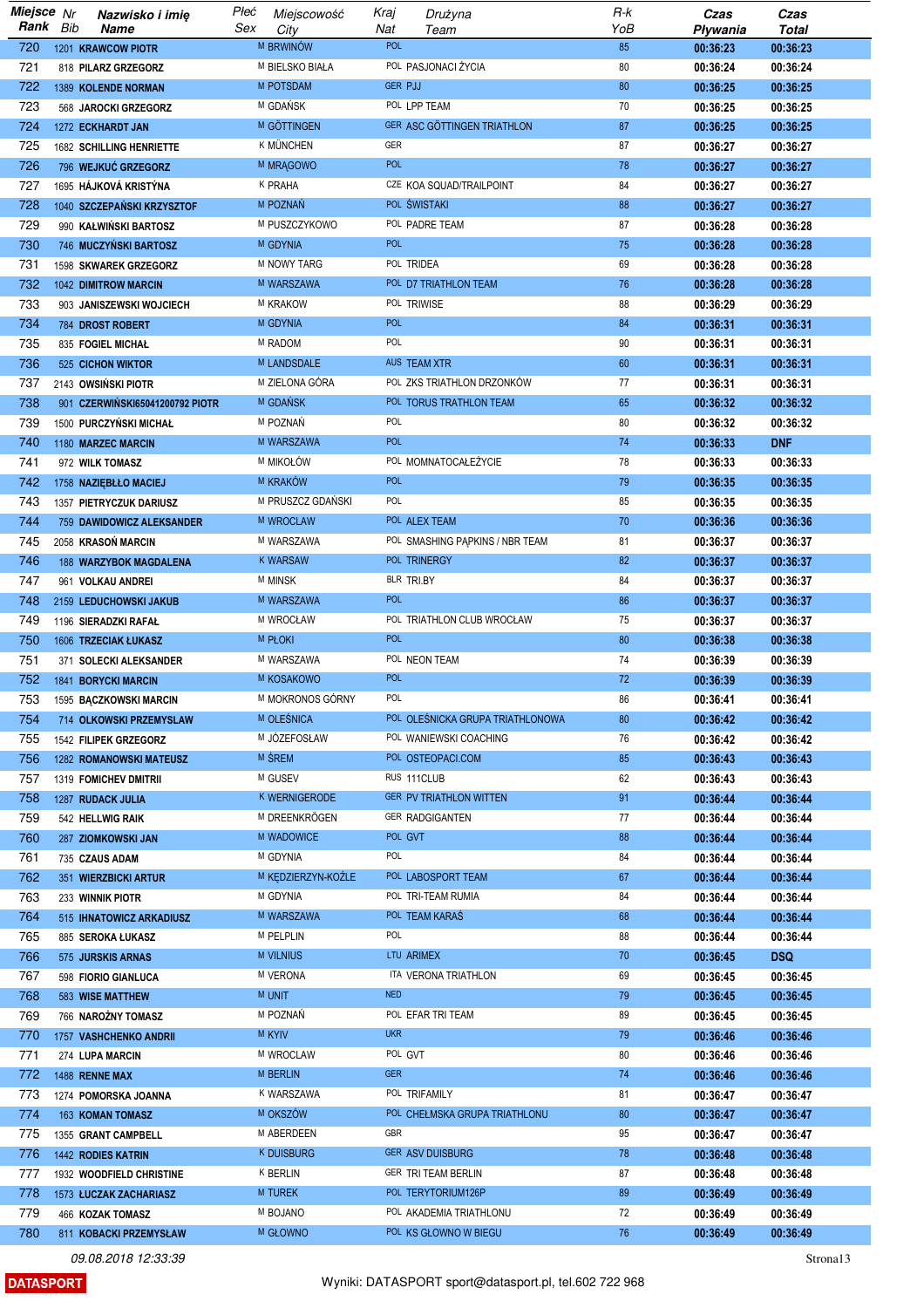| Miejsce Rank | Nr Bib | Nazwisko i imię Name | Płeć Sex | Miejscowość City | Kraj Nat | Drużyna Team | R-k YoB | Czas Pływania | Czas Total |
|---|---|---|---|---|---|---|---|---|---|
| 720 | 1201 | KRAWCOW PIOTR | M | BRWINÓW | POL | | 85 | 00:36:23 | 00:36:23 |
| 721 | 818 | PILARZ GRZEGORZ | M | BIELSKO BIAŁA | POL | PASJONACI ŻYCIA | 80 | 00:36:24 | 00:36:24 |
| 722 | 1389 | KOLENDE NORMAN | M | POTSDAM | GER | PJJ | 80 | 00:36:25 | 00:36:25 |
| 723 | 568 | JAROCKI GRZEGORZ | M | GDAŃSK | POL | LPP TEAM | 70 | 00:36:25 | 00:36:25 |
| 724 | 1272 | ECKHARDT JAN | M | GÖTTINGEN | GER | ASC GÖTTINGEN TRIATHLON | 87 | 00:36:25 | 00:36:25 |
| 725 | 1682 | SCHILLING HENRIETTE | K | MÜNCHEN | GER | | 87 | 00:36:27 | 00:36:27 |
| 726 | 796 | WEJKUĆ GRZEGORZ | M | MRĄGOWO | POL | | 78 | 00:36:27 | 00:36:27 |
| 727 | 1695 | HÁJKOVÁ KRISTÝNA | K | PRAHA | CZE | KOA SQUAD/TRAILPOINT | 84 | 00:36:27 | 00:36:27 |
| 728 | 1040 | SZCZEPAŃSKI KRZYSZTOF | M | POZNAŃ | POL | ŚWISTAKI | 88 | 00:36:27 | 00:36:27 |
| 729 | 990 | KAŁWIŃSKI BARTOSZ | M | PUSZCZYKOWO | POL | PADRE TEAM | 87 | 00:36:28 | 00:36:28 |
| 730 | 746 | MUCZYŃSKI BARTOSZ | M | GDYNIA | POL | | 75 | 00:36:28 | 00:36:28 |
| 731 | 1598 | SKWAREK GRZEGORZ | M | NOWY TARG | POL | TRIDEA | 69 | 00:36:28 | 00:36:28 |
| 732 | 1042 | DIMITROW MARCIN | M | WARSZAWA | POL | D7 TRIATHLON TEAM | 76 | 00:36:28 | 00:36:28 |
| 733 | 903 | JANISZEWSKI WOJCIECH | M | KRAKOW | POL | TRIWISE | 88 | 00:36:29 | 00:36:29 |
| 734 | 784 | DROST ROBERT | M | GDYNIA | POL | | 84 | 00:36:31 | 00:36:31 |
| 735 | 835 | FOGIEL MICHAŁ | M | RADOM | POL | | 90 | 00:36:31 | 00:36:31 |
| 736 | 525 | CICHON WIKTOR | M | LANDSDALE | AUS | TEAM XTR | 60 | 00:36:31 | 00:36:31 |
| 737 | 2143 | OWSIŃSKI PIOTR | M | ZIELONA GÓRA | POL | ZKS TRIATHLON DRZONKÓW | 77 | 00:36:31 | 00:36:31 |
| 738 | 901 | CZERWIŃSKI65041200792 PIOTR | M | GDAŃSK | POL | TORUS TRATHLON TEAM | 65 | 00:36:32 | 00:36:32 |
| 739 | 1500 | PURCZYŃSKI MICHAŁ | M | POZNAŃ | POL | | 80 | 00:36:32 | 00:36:32 |
| 740 | 1180 | MARZEC MARCIN | M | WARSZAWA | POL | | 74 | 00:36:33 | DNF |
| 741 | 972 | WILK TOMASZ | M | MIKOŁÓW | POL | MOMNATOCAŁEŻYCIE | 78 | 00:36:33 | 00:36:33 |
| 742 | 1758 | NAZIĘBŁŁO MACIEJ | M | KRAKÓW | POL | | 79 | 00:36:35 | 00:36:35 |
| 743 | 1357 | PIETRYCZUK DARIUSZ | M | PRUSZCZ GDAŃSKI | POL | | 85 | 00:36:35 | 00:36:35 |
| 744 | 759 | DAWIDOWICZ ALEKSANDER | M | WROCLAW | POL | ALEX TEAM | 70 | 00:36:36 | 00:36:36 |
| 745 | 2058 | KRASOŃ MARCIN | M | WARSZAWA | POL | SMASHING PĄPKINS / NBR TEAM | 81 | 00:36:37 | 00:36:37 |
| 746 | 188 | WARZYBOK MAGDALENA | K | WARSAW | POL | TRINERGY | 82 | 00:36:37 | 00:36:37 |
| 747 | 961 | VOLKAU ANDREI | M | MINSK | BLR | TRI.BY | 84 | 00:36:37 | 00:36:37 |
| 748 | 2159 | LEDUCHOWSKI JAKUB | M | WARSZAWA | POL | | 86 | 00:36:37 | 00:36:37 |
| 749 | 1196 | SIERADZKI RAFAŁ | M | WROCŁAW | POL | TRIATHLON CLUB WROCŁAW | 75 | 00:36:37 | 00:36:37 |
| 750 | 1606 | TRZECIAK ŁUKASZ | M | PŁOKI | POL | | 80 | 00:36:38 | 00:36:38 |
| 751 | 371 | SOLECKI ALEKSANDER | M | WARSZAWA | POL | NEON TEAM | 74 | 00:36:39 | 00:36:39 |
| 752 | 1841 | BORYCKI MARCIN | M | KOSAKOWO | POL | | 72 | 00:36:39 | 00:36:39 |
| 753 | 1595 | BĄCZKOWSKI MARCIN | M | MOKRONOS GÓRNY | POL | | 86 | 00:36:41 | 00:36:41 |
| 754 | 714 | OLKOWSKI PRZEMYSLAW | M | OLEŚNICA | POL | OLEŚNICKA GRUPA TRIATHLONOWA | 80 | 00:36:42 | 00:36:42 |
| 755 | 1542 | FILIPEK GRZEGORZ | M | JÓZEFOSŁAW | POL | WANIEWSKI COACHING | 76 | 00:36:42 | 00:36:42 |
| 756 | 1282 | ROMANOWSKI MATEUSZ | M | ŚREM | POL | OSTEOPACI.COM | 85 | 00:36:43 | 00:36:43 |
| 757 | 1319 | FOMICHEV DMITRII | M | GUSEV | RUS | 111CLUB | 62 | 00:36:43 | 00:36:43 |
| 758 | 1287 | RUDACK JULIA | K | WERNIGERODE | GER | PV TRIATHLON WITTEN | 91 | 00:36:44 | 00:36:44 |
| 759 | 542 | HELLWIG RAIK | M | DREENKRÖGEN | GER | RADGIGANTEN | 77 | 00:36:44 | 00:36:44 |
| 760 | 287 | ZIOMKOWSKI JAN | M | WADOWICE | POL | GVT | 88 | 00:36:44 | 00:36:44 |
| 761 | 735 | CZAUS ADAM | M | GDYNIA | POL | | 84 | 00:36:44 | 00:36:44 |
| 762 | 351 | WIERZBICKI ARTUR | M | KĘDZIERZYN-KOŹLE | POL | LABOSPORT TEAM | 67 | 00:36:44 | 00:36:44 |
| 763 | 233 | WINNIK PIOTR | M | GDYNIA | POL | TRI-TEAM RUMIA | 84 | 00:36:44 | 00:36:44 |
| 764 | 515 | IHNATOWICZ ARKADIUSZ | M | WARSZAWA | POL | TEAM KARAŚ | 68 | 00:36:44 | 00:36:44 |
| 765 | 885 | SEROKA ŁUKASZ | M | PELPLIN | POL | | 88 | 00:36:44 | 00:36:44 |
| 766 | 575 | JURSKIS ARNAS | M | VILNIUS | LTU | ARIMEX | 70 | 00:36:45 | DSQ |
| 767 | 598 | FIORIO GIANLUCA | M | VERONA | ITA | VERONA TRIATHLON | 69 | 00:36:45 | 00:36:45 |
| 768 | 583 | WISE MATTHEW | M | UNIT | NED | | 79 | 00:36:45 | 00:36:45 |
| 769 | 766 | NAROŻNY TOMASZ | M | POZNAŃ | POL | EFAR TRI TEAM | 89 | 00:36:45 | 00:36:45 |
| 770 | 1757 | VASHCHENKO ANDRII | M | KYIV | UKR | | 79 | 00:36:46 | 00:36:46 |
| 771 | 274 | LUPA MARCIN | M | WROCLAW | POL | GVT | 80 | 00:36:46 | 00:36:46 |
| 772 | 1488 | RENNE MAX | M | BERLIN | GER | | 74 | 00:36:46 | 00:36:46 |
| 773 | 1274 | POMORSKA JOANNA | K | WARSZAWA | POL | TRIFAMILY | 81 | 00:36:47 | 00:36:47 |
| 774 | 163 | KOMAN TOMASZ | M | OKSZÓW | POL | CHEŁMSKA GRUPA TRIATHLONU | 80 | 00:36:47 | 00:36:47 |
| 775 | 1355 | GRANT CAMPBELL | M | ABERDEEN | GBR | | 95 | 00:36:47 | 00:36:47 |
| 776 | 1442 | RODIES KATRIN | K | DUISBURG | GER | ASV DUISBURG | 78 | 00:36:48 | 00:36:48 |
| 777 | 1932 | WOODFIELD CHRISTINE | K | BERLIN | GER | TRI TEAM BERLIN | 87 | 00:36:48 | 00:36:48 |
| 778 | 1573 | ŁUCZAK ZACHARIASZ | M | TUREK | POL | TERYTORIUM126P | 89 | 00:36:49 | 00:36:49 |
| 779 | 466 | KOZAK TOMASZ | M | BOJANO | POL | AKADEMIA TRIATHLONU | 72 | 00:36:49 | 00:36:49 |
| 780 | 811 | KOBACKI PRZEMYSŁAW | M | GŁOWNO | POL | KS GŁOWNO W BIEGU | 76 | 00:36:49 | 00:36:49 |

09.08.2018 12:33:39

DATASPORT

Wyniki: DATASPORT sport@datasport.pl, tel.602 722 968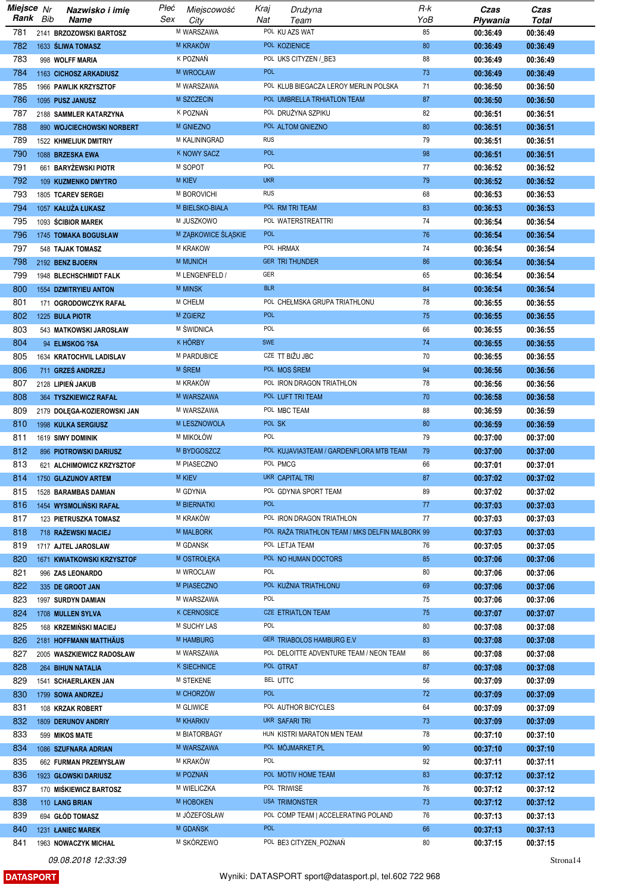| Miejsce Rank | Nr Bib | Nazwisko i imię Name | Płeć Sex | Miejscowość City | Kraj Nat | Drużyna Team | R-k YoB | Czas Pływania | Czas Total |
|---|---|---|---|---|---|---|---|---|---|
| 781 | 2141 | BRZOZOWSKI BARTOSZ | M | WARSZAWA | POL | KU AZS WAT | 85 | 00:36:49 | 00:36:49 |
| 782 | 1633 | ŚLIWA TOMASZ | M | KRAKÓW | POL | KOZIENICE | 80 | 00:36:49 | 00:36:49 |
| 783 | 998 | WOLFF MARIA | K | POZNAŃ | POL | UKS CITYZEN / BE3 | 88 | 00:36:49 | 00:36:49 |
| 784 | 1163 | CICHOSZ ARKADIUSZ | M | WROCŁAW | POL | | 73 | 00:36:49 | 00:36:49 |
| 785 | 1966 | PAWLIK KRZYSZTOF | M | WARSZAWA | POL | KLUB BIEGACZA LEROY MERLIN POLSKA | 71 | 00:36:50 | 00:36:50 |
| 786 | 1095 | PUSZ JANUSZ | M | SZCZECIN | POL | UMBRELLA TRHIATLON TEAM | 87 | 00:36:50 | 00:36:50 |
| 787 | 2188 | SAMMLER KATARZYNA | K | POZNAŃ | POL | DRUŻYNA SZPIKU | 82 | 00:36:51 | 00:36:51 |
| 788 | 890 | WOJCIECHOWSKI NORBERT | M | GNIEZNO | POL | ALTOM GNIEZNO | 80 | 00:36:51 | 00:36:51 |
| 789 | 1522 | KHMELIUK DMITRIY | M | KALININGRAD | RUS | | 79 | 00:36:51 | 00:36:51 |
| 790 | 1088 | BRZESKA EWA | K | NOWY SACZ | POL | | 98 | 00:36:51 | 00:36:51 |
| 791 | 661 | BARYŻEWSKI PIOTR | M | SOPOT | POL | | 77 | 00:36:52 | 00:36:52 |
| 792 | 109 | KUZMENKO DMYTRO | M | KIEV | UKR | | 79 | 00:36:52 | 00:36:52 |
| 793 | 1805 | TCAREV SERGEI | M | BOROVICHI | RUS | | 68 | 00:36:53 | 00:36:53 |
| 794 | 1057 | KAŁUŻA ŁUKASZ | M | BIELSKO-BIAŁA | POL | RM TRI TEAM | 83 | 00:36:53 | 00:36:53 |
| 795 | 1093 | ŚCIBIOR MAREK | M | JUSZKOWO | POL | WATERSTREATTRI | 74 | 00:36:54 | 00:36:54 |
| 796 | 1745 | TOMAKA BOGUSŁAW | M | ZĄBKOWICE ŚLĄSKIE | POL | | 76 | 00:36:54 | 00:36:54 |
| 797 | 548 | TAJAK TOMASZ | M | KRAKOW | POL | HRMAX | 74 | 00:36:54 | 00:36:54 |
| 798 | 2192 | BENZ BJOERN | M | MUNICH | GER | TRI THUNDER | 86 | 00:36:54 | 00:36:54 |
| 799 | 1948 | BLECHSCHMIDT FALK | M | LENGENFELD / | GER | | 65 | 00:36:54 | 00:36:54 |
| 800 | 1554 | DZMITRYIEU ANTON | M | MINSK | BLR | | 84 | 00:36:54 | 00:36:54 |
| 801 | 171 | OGRODOWCZYK RAFAŁ | M | CHEŁM | POL | CHEŁMSKA GRUPA TRIATHLONU | 78 | 00:36:55 | 00:36:55 |
| 802 | 1225 | BULA PIOTR | M | ZGIERZ | POL | | 75 | 00:36:55 | 00:36:55 |
| 803 | 543 | MATKOWSKI JAROSŁAW | M | ŚWIDNICA | POL | | 66 | 00:36:55 | 00:36:55 |
| 804 | 94 | ELMSKOG ?SA | K | HÖRBY | SWE | | 74 | 00:36:55 | 00:36:55 |
| 805 | 1634 | KRATOCHVIL LADISLAV | M | PARDUBICE | CZE | TT BIŽU JBC | 70 | 00:36:55 | 00:36:55 |
| 806 | 711 | GRZEŚ ANDRZEJ | M | ŚREM | POL | MOS ŚREM | 94 | 00:36:56 | 00:36:56 |
| 807 | 2128 | LIPIEŃ JAKUB | M | KRAKÓW | POL | IRON DRAGON TRIATHLON | 78 | 00:36:56 | 00:36:56 |
| 808 | 364 | TYSZKIEWICZ RAFAŁ | M | WARSZAWA | POL | LUFT TRI TEAM | 70 | 00:36:58 | 00:36:58 |
| 809 | 2179 | DOŁĘGA-KOZIEROWSKI JAN | M | WARSZAWA | POL | MBC TEAM | 88 | 00:36:59 | 00:36:59 |
| 810 | 1998 | KULKA SERGIUSZ | M | LESZNOWOLA | POL | SK | 80 | 00:36:59 | 00:36:59 |
| 811 | 1619 | SIWY DOMINIK | M | MIKOŁÓW | POL | | 79 | 00:37:00 | 00:37:00 |
| 812 | 896 | PIOTROWSKI DARIUSZ | M | BYDGOSZCZ | POL | KUJAVIA3TEAM / GARDENFLORA MTB TEAM | 79 | 00:37:00 | 00:37:00 |
| 813 | 621 | ALCHIMOWICZ KRZYSZTOF | M | PIASECZNO | POL | PMCG | 66 | 00:37:01 | 00:37:01 |
| 814 | 1750 | GLAZUNOV ARTEM | M | KIEV | UKR | CAPITAL TRI | 87 | 00:37:02 | 00:37:02 |
| 815 | 1528 | BARAMBAS DAMIAN | M | GDYNIA | POL | GDYNIA SPORT TEAM | 89 | 00:37:02 | 00:37:02 |
| 816 | 1454 | WYSMOLIŃSKI RAFAŁ | M | BIERNATKI | POL | | 77 | 00:37:03 | 00:37:03 |
| 817 | 123 | PIETRUSZKA TOMASZ | M | KRAKÓW | POL | IRON DRAGON TRIATHLON | 77 | 00:37:03 | 00:37:03 |
| 818 | 718 | RAŻEWSKI MACIEJ | M | MALBORK | POL | RAŻA TRIATHLON TEAM / MKS DELFIN MALBORK | 99 | 00:37:03 | 00:37:03 |
| 819 | 1717 | AJTEL JAROSLAW | M | GDANSK | POL | LETJA TEAM | 76 | 00:37:05 | 00:37:05 |
| 820 | 1671 | KWIATKOWSKI KRZYSZTOF | M | OSTROŁĘKA | POL | NO HUMAN DOCTORS | 85 | 00:37:06 | 00:37:06 |
| 821 | 996 | ZAS LEONARDO | M | WROCLAW | POL | | 80 | 00:37:06 | 00:37:06 |
| 822 | 335 | DE GROOT JAN | M | PIASECZNO | POL | KUŹNIA TRIATHLONU | 69 | 00:37:06 | 00:37:06 |
| 823 | 1997 | SURDYN DAMIAN | M | WARSZAWA | POL | | 75 | 00:37:06 | 00:37:06 |
| 824 | 1708 | MULLEN SYLVA | K | CERNOSICE | CZE | ETRIATLON TEAM | 75 | 00:37:07 | 00:37:07 |
| 825 | 168 | KRZEMIŃSKI MACIEJ | M | SUCHY LAS | POL | | 80 | 00:37:08 | 00:37:08 |
| 826 | 2181 | HOFFMANN MATTHÄUS | M | HAMBURG | GER | TRIABOLOS HAMBURG E.V | 83 | 00:37:08 | 00:37:08 |
| 827 | 2005 | WASZKIEWICZ RADOSŁAW | M | WARSZAWA | POL | DELOITTE ADVENTURE TEAM / NEON TEAM | 86 | 00:37:08 | 00:37:08 |
| 828 | 264 | BIHUN NATALIA | K | SIECHNICE | POL | GTRAT | 87 | 00:37:08 | 00:37:08 |
| 829 | 1541 | SCHAERLAKEN JAN | M | STEKENE | BEL | UTTC | 56 | 00:37:09 | 00:37:09 |
| 830 | 1799 | SOWA ANDRZEJ | M | CHORZÓW | POL | | 72 | 00:37:09 | 00:37:09 |
| 831 | 108 | KRZAK ROBERT | M | GLIWICE | POL | AUTHOR BICYCLES | 64 | 00:37:09 | 00:37:09 |
| 832 | 1809 | DERUNOV ANDRIY | M | KHARKIV | UKR | SAFARI TRI | 73 | 00:37:09 | 00:37:09 |
| 833 | 599 | MIKOS MATE | M | BIATORBAGY | HUN | KISTRI MARATON MEN TEAM | 78 | 00:37:10 | 00:37:10 |
| 834 | 1086 | SZUFNARA ADRIAN | M | WARSZAWA | POL | MÓJMARKET.PL | 90 | 00:37:10 | 00:37:10 |
| 835 | 662 | FURMAN PRZEMYSŁAW | M | KRAKÓW | POL | | 92 | 00:37:11 | 00:37:11 |
| 836 | 1923 | GŁOWSKI DARIUSZ | M | POZNAŃ | POL | MOTIV HOME TEAM | 83 | 00:37:12 | 00:37:12 |
| 837 | 170 | MIŚKIEWICZ BARTOSZ | M | WIELICZKA | POL | TRIWISE | 76 | 00:37:12 | 00:37:12 |
| 838 | 110 | LANG BRIAN | M | HOBOKEN | USA | TRIMONSTER | 73 | 00:37:12 | 00:37:12 |
| 839 | 694 | GŁÓD TOMASZ | M | JÓZEFOSŁAW | POL | COMP TEAM \| ACCELERATING POLAND | 76 | 00:37:13 | 00:37:13 |
| 840 | 1231 | ŁANIEC MAREK | M | GDAŃSK | POL | | 66 | 00:37:13 | 00:37:13 |
| 841 | 1963 | NOWACZYK MICHAŁ | M | SKÓRZEWO | POL | BE3 CITYZEN_POZNAŃ | 80 | 00:37:15 | 00:37:15 |

09.08.2018 12:33:39

DATASPORT — Wyniki: DATASPORT sport@datasport.pl, tel.602 722 968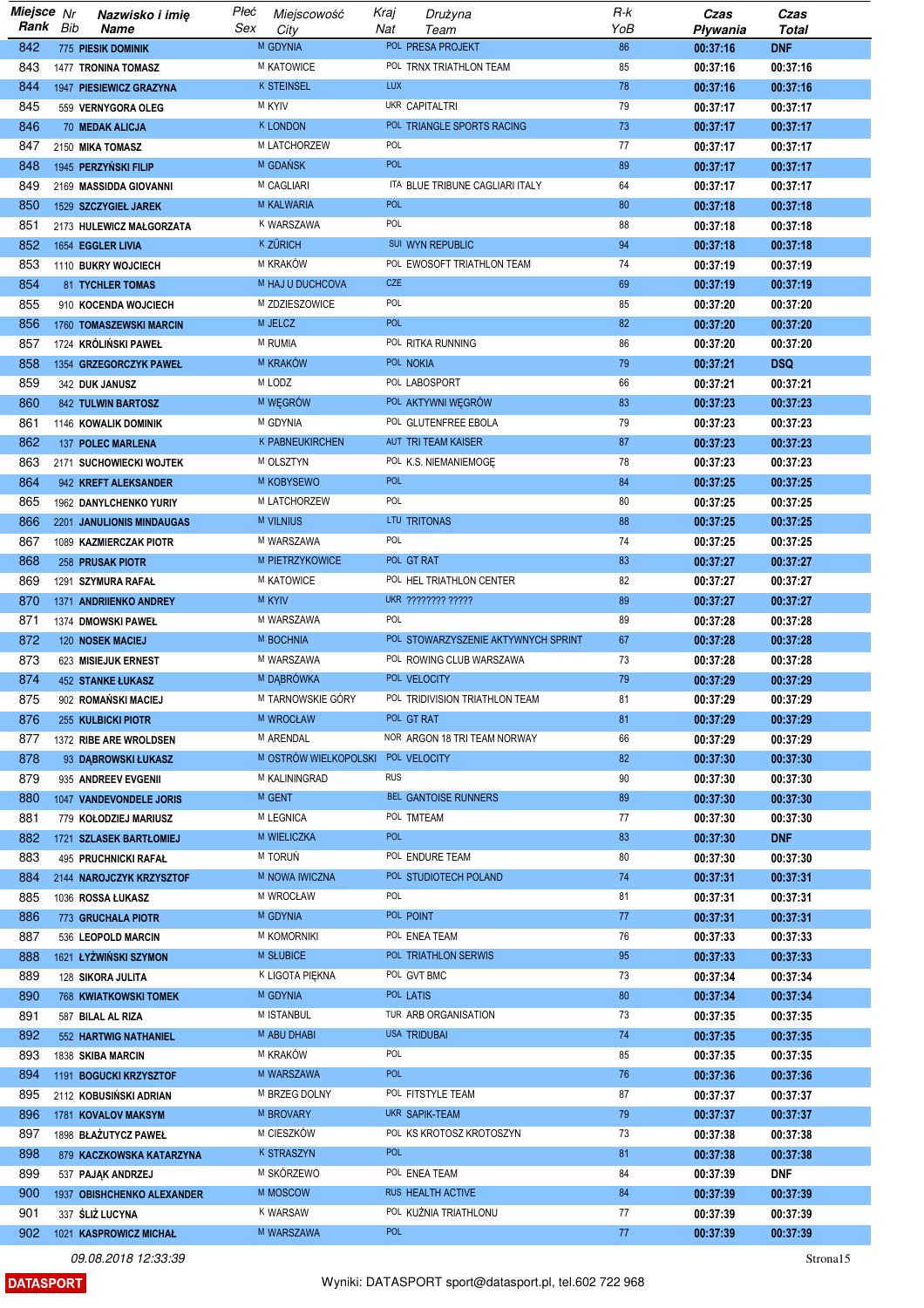| Miejsce Rank | Nr Bib | Nazwisko i imię Name | Płeć Sex | Miejscowość City | Kraj Nat | Drużyna Team | R-k YoB | Czas Pływania | Czas Total |
|---|---|---|---|---|---|---|---|---|---|
| 842 | 775 | PIESIK DOMINIK | M | GDYNIA | POL | PRESA PROJEKT | 86 | 00:37:16 | DNF |
| 843 | 1477 | TRONINA TOMASZ | M | KATOWICE | POL | TRNX TRIATHLON TEAM | 85 | 00:37:16 | 00:37:16 |
| 844 | 1947 | PIESIEWICZ GRAZYNA | K | STEINSEL | LUX | | 78 | 00:37:16 | 00:37:16 |
| 845 | 559 | VERNYGORA OLEG | M | KYIV | UKR | CAPITALTRI | 79 | 00:37:17 | 00:37:17 |
| 846 | 70 | MEDAK ALICJA | K | LONDON | POL | TRIANGLE SPORTS RACING | 73 | 00:37:17 | 00:37:17 |
| 847 | 2150 | MIKA TOMASZ | M | LATCHORZEW | POL | | 77 | 00:37:17 | 00:37:17 |
| 848 | 1945 | PERZYŃSKI FILIP | M | GDAŃSK | POL | | 89 | 00:37:17 | 00:37:17 |
| 849 | 2169 | MASSIDDA GIOVANNI | M | CAGLIARI | ITA | BLUE TRIBUNE CAGLIARI ITALY | 64 | 00:37:17 | 00:37:17 |
| 850 | 1529 | SZCZYGIEŁ JAREK | M | KALWARIA | POL | | 80 | 00:37:18 | 00:37:18 |
| 851 | 2173 | HULEWICZ MAŁGORZATA | K | WARSZAWA | POL | | 88 | 00:37:18 | 00:37:18 |
| 852 | 1654 | EGGLER LIVIA | K | ZÜRICH | SUI | WYN REPUBLIC | 94 | 00:37:18 | 00:37:18 |
| 853 | 1110 | BUKRY WOJCIECH | M | KRAKÓW | POL | EWOSOFT TRIATHLON TEAM | 74 | 00:37:19 | 00:37:19 |
| 854 | 81 | TYCHLER TOMAS | M | HAJ U DUCHCOVA | CZE | | 69 | 00:37:19 | 00:37:19 |
| 855 | 910 | KOCENDA WOJCIECH | M | ZDZIESZOWICE | POL | | 85 | 00:37:20 | 00:37:20 |
| 856 | 1760 | TOMASZEWSKI MARCIN | M | JELCZ | POL | | 82 | 00:37:20 | 00:37:20 |
| 857 | 1724 | KRÓLIŃSKI PAWEŁ | M | RUMIA | POL | RITKA RUNNING | 86 | 00:37:20 | 00:37:20 |
| 858 | 1354 | GRZEGORCZYK PAWEŁ | M | KRAKÓW | POL | NOKIA | 79 | 00:37:21 | DSQ |
| 859 | 342 | DUK JANUSZ | M | LODZ | POL | LABOSPORT | 66 | 00:37:21 | 00:37:21 |
| 860 | 842 | TULWIN BARTOSZ | M | WĘGRÓW | POL | AKTYWNI WĘGRÓW | 83 | 00:37:23 | 00:37:23 |
| 861 | 1146 | KOWALIK DOMINIK | M | GDYNIA | POL | GLUTENFREE EBOLA | 79 | 00:37:23 | 00:37:23 |
| 862 | 137 | POLEC MARLENA | K | PABNEUKIRCHEN | AUT | TRI TEAM KAISER | 87 | 00:37:23 | 00:37:23 |
| 863 | 2171 | SUCHOWIECKI WOJTEK | M | OLSZTYN | POL | K.S. NIEMANIEMOGĘ | 78 | 00:37:23 | 00:37:23 |
| 864 | 942 | KREFT ALEKSANDER | M | KOBYSEWO | POL | | 84 | 00:37:25 | 00:37:25 |
| 865 | 1962 | DANYLCHENKO YURIY | M | LATCHORZEW | POL | | 80 | 00:37:25 | 00:37:25 |
| 866 | 2201 | JANULIONIS MINDAUGAS | M | VILNIUS | LTU | TRITONAS | 88 | 00:37:25 | 00:37:25 |
| 867 | 1089 | KAZMIERCZAK PIOTR | M | WARSZAWA | POL | | 74 | 00:37:25 | 00:37:25 |
| 868 | 258 | PRUSAK PIOTR | M | PIETRZYKOWICE | POL | GT RAT | 83 | 00:37:27 | 00:37:27 |
| 869 | 1291 | SZYMURA RAFAŁ | M | KATOWICE | POL | HEL TRIATHLON CENTER | 82 | 00:37:27 | 00:37:27 |
| 870 | 1371 | ANDRIIENKO ANDREY | M | KYIV | UKR | ???????? ????? | 89 | 00:37:27 | 00:37:27 |
| 871 | 1374 | DMOWSKI PAWEŁ | M | WARSZAWA | POL | | 89 | 00:37:28 | 00:37:28 |
| 872 | 120 | NOSEK MACIEJ | M | BOCHNIA | POL | STOWARZYSZENIE AKTYWNYCH SPRINT | 67 | 00:37:28 | 00:37:28 |
| 873 | 623 | MISIEJUK ERNEST | M | WARSZAWA | POL | ROWING CLUB WARSZAWA | 73 | 00:37:28 | 00:37:28 |
| 874 | 452 | STANKE ŁUKASZ | M | DĄBRÓWKA | POL | VELOCITY | 79 | 00:37:29 | 00:37:29 |
| 875 | 902 | ROMAŃSKI MACIEJ | M | TARNOWSKIE GÓRY | POL | TRIDIVISION TRIATHLON TEAM | 81 | 00:37:29 | 00:37:29 |
| 876 | 255 | KULBICKI PIOTR | M | WROCŁAW | POL | GT RAT | 81 | 00:37:29 | 00:37:29 |
| 877 | 1372 | RIBE ARE WROLDSEN | M | ARENDAL | NOR | ARGON 18 TRI TEAM NORWAY | 66 | 00:37:29 | 00:37:29 |
| 878 | 93 | DĄBROWSKI ŁUKASZ | M | OSTRÓW WIELKOPOLSKI | POL | VELOCITY | 82 | 00:37:30 | 00:37:30 |
| 879 | 935 | ANDREEV EVGENII | M | KALININGRAD | RUS | | 90 | 00:37:30 | 00:37:30 |
| 880 | 1047 | VANDEVONDELE JORIS | M | GENT | BEL | GANTOISE RUNNERS | 89 | 00:37:30 | 00:37:30 |
| 881 | 779 | KOŁODZIEJ MARIUSZ | M | LEGNICA | POL | TMTEAM | 77 | 00:37:30 | 00:37:30 |
| 882 | 1721 | SZLASEK BARTŁOMIEJ | M | WIELICZKA | POL | | 83 | 00:37:30 | DNF |
| 883 | 495 | PRUCHNICKI RAFAŁ | M | TORUŃ | POL | ENDURE TEAM | 80 | 00:37:30 | 00:37:30 |
| 884 | 2144 | NAROJCZYK KRZYSZTOF | M | NOWA IWICZNA | POL | STUDIOTECH POLAND | 74 | 00:37:31 | 00:37:31 |
| 885 | 1036 | ROSSA ŁUKASZ | M | WROCŁAW | POL | | 81 | 00:37:31 | 00:37:31 |
| 886 | 773 | GRUCHALA PIOTR | M | GDYNIA | POL | POINT | 77 | 00:37:31 | 00:37:31 |
| 887 | 536 | LEOPOLD MARCIN | M | KOMORNIKI | POL | ENEA TEAM | 76 | 00:37:33 | 00:37:33 |
| 888 | 1621 | ŁYŻWIŃSKI SZYMON | M | SŁUBICE | POL | TRIATHLON SERWIS | 95 | 00:37:33 | 00:37:33 |
| 889 | 128 | SIKORA JULITA | K | LIGOTA PIĘKNA | POL | GVT BMC | 73 | 00:37:34 | 00:37:34 |
| 890 | 768 | KWIATKOWSKI TOMEK | M | GDYNIA | POL | LATIS | 80 | 00:37:34 | 00:37:34 |
| 891 | 587 | BILAL AL RIZA | M | ISTANBUL | TUR | ARB ORGANISATION | 73 | 00:37:35 | 00:37:35 |
| 892 | 552 | HARTWIG NATHANIEL | M | ABU DHABI | USA | TRIDUBAI | 74 | 00:37:35 | 00:37:35 |
| 893 | 1838 | SKIBA MARCIN | M | KRAKÓW | POL | | 85 | 00:37:35 | 00:37:35 |
| 894 | 1191 | BOGUCKI KRZYSZTOF | M | WARSZAWA | POL | | 76 | 00:37:36 | 00:37:36 |
| 895 | 2112 | KOBUSIŃSKI ADRIAN | M | BRZEG DOLNY | POL | FITSTYLE TEAM | 87 | 00:37:37 | 00:37:37 |
| 896 | 1781 | KOVALOV MAKSYM | M | BROVARY | UKR | SAPIK-TEAM | 79 | 00:37:37 | 00:37:37 |
| 897 | 1898 | BŁAŻUTYCZ PAWEŁ | M | CIESZKÓW | POL | KS KROTOSZ KROTOSZYN | 73 | 00:37:38 | 00:37:38 |
| 898 | 879 | KACZKOWSKA KATARZYNA | K | STRASZYN | POL | | 81 | 00:37:38 | 00:37:38 |
| 899 | 537 | PAJĄK ANDRZEJ | M | SKÓRZEWO | POL | ENEA TEAM | 84 | 00:37:39 | DNF |
| 900 | 1937 | OBISHCHENKO ALEXANDER | M | MOSCOW | RUS | HEALTH ACTIVE | 84 | 00:37:39 | 00:37:39 |
| 901 | 337 | ŚLIŻ LUCYNA | K | WARSAW | POL | KUŹNIA TRIATHLONU | 77 | 00:37:39 | 00:37:39 |
| 902 | 1021 | KASPROWICZ MICHAŁ | M | WARSZAWA | POL | | 77 | 00:37:39 | 00:37:39 |

09.08.2018 12:33:39

DATASPORT

Wyniki: DATASPORT sport@datasport.pl, tel.602 722 968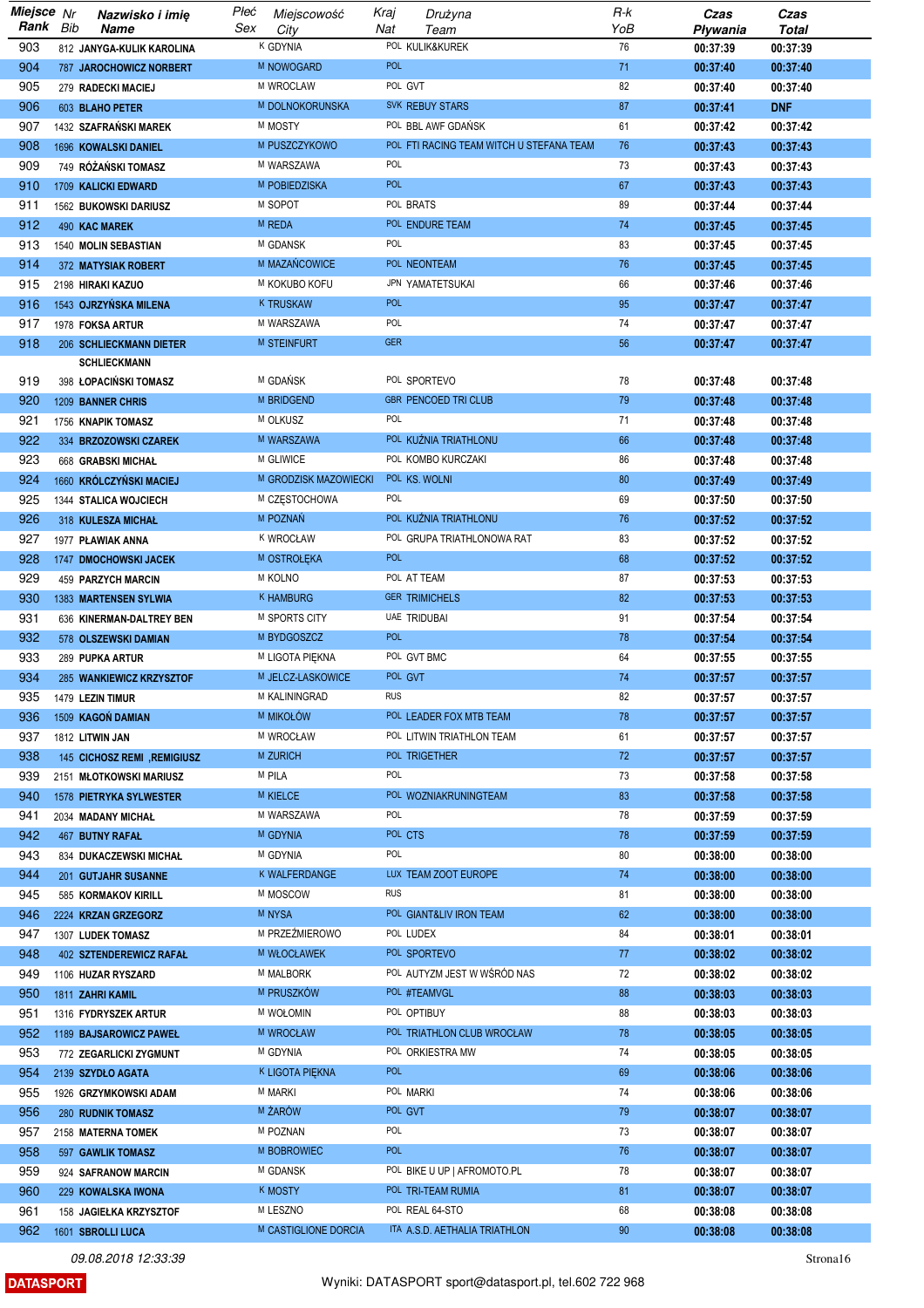| Miejsce Rank | Nr Bib | Nazwisko i imię Name | Płeć Sex | Miejscowość City | Kraj Nat | Drużyna Team | R-k YoB | Czas Pływania | Czas Total |
|---|---|---|---|---|---|---|---|---|---|
| 903 | 812 | JANYGA-KULIK KAROLINA | K | GDYNIA | POL | KULIK&KUREK | 76 | 00:37:39 | 00:37:39 |
| 904 | 787 | JAROCHOWICZ NORBERT | M | NOWOGARD | POL | | 71 | 00:37:40 | 00:37:40 |
| 905 | 279 | RADECKI MACIEJ | M | WROCLAW | POL | GVT | 82 | 00:37:40 | 00:37:40 |
| 906 | 603 | BLAHO PETER | M | DOLNOKORUNSKA | SVK | REBUY STARS | 87 | 00:37:41 | DNF |
| 907 | 1432 | SZAFRAŃSKI MAREK | M | MOSTY | POL | BBL AWF GDAŃSK | 61 | 00:37:42 | 00:37:42 |
| 908 | 1696 | KOWALSKI DANIEL | M | PUSZCZYKOWO | POL | FTI RACING TEAM WITCH U STEFANA TEAM | 76 | 00:37:43 | 00:37:43 |
| 909 | 749 | RÓŻAŃSKI TOMASZ | M | WARSZAWA | POL | | 73 | 00:37:43 | 00:37:43 |
| 910 | 1709 | KALICKI EDWARD | M | POBIEDZISKA | POL | | 67 | 00:37:43 | 00:37:43 |
| 911 | 1562 | BUKOWSKI DARIUSZ | M | SOPOT | POL | BRATS | 89 | 00:37:44 | 00:37:44 |
| 912 | 490 | KAC MAREK | M | REDA | POL | ENDURE TEAM | 74 | 00:37:45 | 00:37:45 |
| 913 | 1540 | MOLIN SEBASTIAN | M | GDANSK | POL | | 83 | 00:37:45 | 00:37:45 |
| 914 | 372 | MATYSIAK ROBERT | M | MAZAŃCOWICE | POL | NEONTEAM | 76 | 00:37:45 | 00:37:45 |
| 915 | 2198 | HIRAKI KAZUO | M | KOKUBO KOFU | JPN | YAMATETSUKAI | 66 | 00:37:46 | 00:37:46 |
| 916 | 1543 | OJRZYŃSKA MILENA | K | TRUSKAW | POL | | 95 | 00:37:47 | 00:37:47 |
| 917 | 1978 | FOKSA ARTUR | M | WARSZAWA | POL | | 74 | 00:37:47 | 00:37:47 |
| 918 | 206 | SCHLIECKMANN DIETER SCHLIECKMANN | M | STEINFURT | GER | | 56 | 00:37:47 | 00:37:47 |
| 919 | 398 | ŁOPACIŃSKI TOMASZ | M | GDAŃSK | POL | SPORTEVO | 78 | 00:37:48 | 00:37:48 |
| 920 | 1209 | BANNER CHRIS | M | BRIDGEND | GBR | PENCOED TRI CLUB | 79 | 00:37:48 | 00:37:48 |
| 921 | 1756 | KNAPIK TOMASZ | M | OLKUSZ | POL | | 71 | 00:37:48 | 00:37:48 |
| 922 | 334 | BRZOZOWSKI CZAREK | M | WARSZAWA | POL | KUŹNIA TRIATHLONU | 66 | 00:37:48 | 00:37:48 |
| 923 | 668 | GRABSKI MICHAŁ | M | GLIWICE | POL | KOMBO KURCZAKI | 86 | 00:37:48 | 00:37:48 |
| 924 | 1660 | KRÓLCZYŃSKI MACIEJ | M | GRODZISK MAZOWIECKI | POL | KS. WOLNI | 80 | 00:37:49 | 00:37:49 |
| 925 | 1344 | STALICA WOJCIECH | M | CZĘSTOCHOWA | POL | | 69 | 00:37:50 | 00:37:50 |
| 926 | 318 | KULESZA MICHAŁ | M | POZNAŃ | POL | KUŹNIA TRIATHLONU | 76 | 00:37:52 | 00:37:52 |
| 927 | 1977 | PŁAWIAK ANNA | K | WROCŁAW | POL | GRUPA TRIATHLONOWA RAT | 83 | 00:37:52 | 00:37:52 |
| 928 | 1747 | DMOCHOWSKI JACEK | M | OSTROŁĘKA | POL | | 68 | 00:37:52 | 00:37:52 |
| 929 | 459 | PARZYCH MARCIN | M | KOLNO | POL | AT TEAM | 87 | 00:37:53 | 00:37:53 |
| 930 | 1383 | MARTENSEN SYLWIA | K | HAMBURG | GER | TRIMICHELS | 82 | 00:37:53 | 00:37:53 |
| 931 | 636 | KINERMAN-DALTREY BEN | M | SPORTS CITY | UAE | TRIDUBAI | 91 | 00:37:54 | 00:37:54 |
| 932 | 578 | OLSZEWSKI DAMIAN | M | BYDGOSZCZ | POL | | 78 | 00:37:54 | 00:37:54 |
| 933 | 289 | PUPKA ARTUR | M | LIGOTA PIĘKNA | POL | GVT BMC | 64 | 00:37:55 | 00:37:55 |
| 934 | 285 | WANKIEWICZ KRZYSZTOF | M | JELCZ-LASKOWICE | POL | GVT | 74 | 00:37:57 | 00:37:57 |
| 935 | 1479 | LEZIN TIMUR | M | KALININGRAD | RUS | | 82 | 00:37:57 | 00:37:57 |
| 936 | 1509 | KAGOŃ DAMIAN | M | MIKOŁÓW | POL | LEADER FOX MTB TEAM | 78 | 00:37:57 | 00:37:57 |
| 937 | 1812 | LITWIN JAN | M | WROCŁAW | POL | LITWIN TRIATHLON TEAM | 61 | 00:37:57 | 00:37:57 |
| 938 | 145 | CICHOSZ REMI ,REMIGIUSZ | M | ZURICH | POL | TRIGETHER | 72 | 00:37:57 | 00:37:57 |
| 939 | 2151 | MŁOTKOWSKI MARIUSZ | M | PILA | POL | | 73 | 00:37:58 | 00:37:58 |
| 940 | 1578 | PIETRYKA SYLWESTER | M | KIELCE | POL | WOZNIAKRUNINGTEAM | 83 | 00:37:58 | 00:37:58 |
| 941 | 2034 | MADANY MICHAŁ | M | WARSZAWA | POL | | 78 | 00:37:59 | 00:37:59 |
| 942 | 467 | BUTNY RAFAŁ | M | GDYNIA | POL | CTS | 78 | 00:37:59 | 00:37:59 |
| 943 | 834 | DUKACZEWSKI MICHAŁ | M | GDYNIA | POL | | 80 | 00:38:00 | 00:38:00 |
| 944 | 201 | GUTJAHR SUSANNE | K | WALFERDANGE | LUX | TEAM ZOOT EUROPE | 74 | 00:38:00 | 00:38:00 |
| 945 | 585 | KORMAKOV KIRILL | M | MOSCOW | RUS | | 81 | 00:38:00 | 00:38:00 |
| 946 | 2224 | KRZAN GRZEGORZ | M | NYSA | POL | GIANT&LIV IRON TEAM | 62 | 00:38:00 | 00:38:00 |
| 947 | 1307 | LUDEK TOMASZ | M | PRZEŹMIEROWO | POL | LUDEX | 84 | 00:38:01 | 00:38:01 |
| 948 | 402 | SZTENDEREWICZ RAFAŁ | M | WŁOCŁAWEK | POL | SPORTEVO | 77 | 00:38:02 | 00:38:02 |
| 949 | 1106 | HUZAR RYSZARD | M | MALBORK | POL | AUTYZM JEST W WŚRÓD NAS | 72 | 00:38:02 | 00:38:02 |
| 950 | 1811 | ZAHRI KAMIL | M | PRUSZKÓW | POL | #TEAMVGL | 88 | 00:38:03 | 00:38:03 |
| 951 | 1316 | FYDRYSZEK ARTUR | M | WOŁOMIN | POL | OPTIBUY | 88 | 00:38:03 | 00:38:03 |
| 952 | 1189 | BAJSAROWICZ PAWEŁ | M | WROCŁAW | POL | TRIATHLON CLUB WROCŁAW | 78 | 00:38:05 | 00:38:05 |
| 953 | 772 | ZEGARLICKI ZYGMUNT | M | GDYNIA | POL | ORKIESTRA MW | 74 | 00:38:05 | 00:38:05 |
| 954 | 2139 | SZYDŁO AGATA | K | LIGOTA PIĘKNA | POL | | 69 | 00:38:06 | 00:38:06 |
| 955 | 1926 | GRZYMKOWSKI ADAM | M | MARKI | POL | MARKI | 74 | 00:38:06 | 00:38:06 |
| 956 | 280 | RUDNIK TOMASZ | M | ŻARÓW | POL | GVT | 79 | 00:38:07 | 00:38:07 |
| 957 | 2158 | MATERNA TOMEK | M | POZNAN | POL | | 73 | 00:38:07 | 00:38:07 |
| 958 | 597 | GAWLIK TOMASZ | M | BOBROWIEC | POL | | 76 | 00:38:07 | 00:38:07 |
| 959 | 924 | SAFRANOW MARCIN | M | GDANSK | POL | BIKE U UP \| AFROMOTO.PL | 78 | 00:38:07 | 00:38:07 |
| 960 | 229 | KOWALSKA IWONA | K | MOSTY | POL | TRI-TEAM RUMIA | 81 | 00:38:07 | 00:38:07 |
| 961 | 158 | JAGIEŁKA KRZYSZTOF | M | LESZNO | POL | REAL 64-STO | 68 | 00:38:08 | 00:38:08 |
| 962 | 1601 | SBROLLI LUCA | M | CASTIGLIONE DORCIA | ITA | A.S.D. AETHALIA TRIATHLON | 90 | 00:38:08 | 00:38:08 |

09.08.2018 12:33:39

DATASPORT

Wyniki: DATASPORT sport@datasport.pl, tel.602 722 968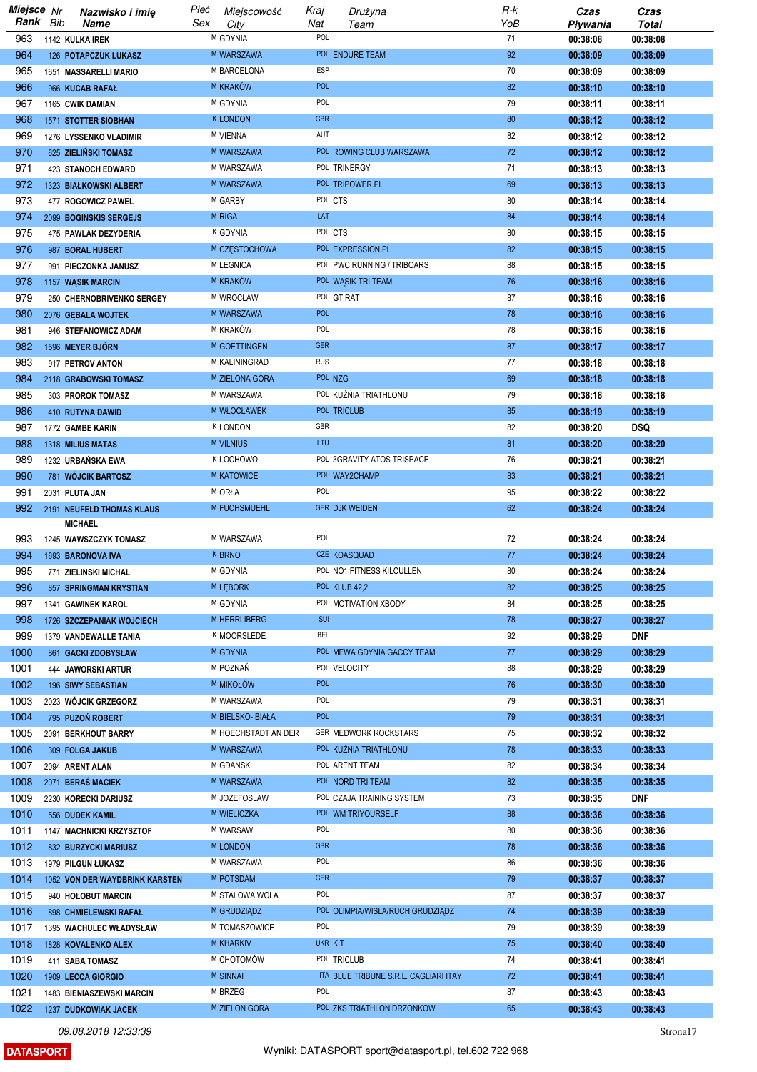| Miejsce Rank | Nr Bib | Nazwisko i imię Name | Płeć Sex | Miejscowość City | Kraj Nat | Drużyna Team | R-k YoB | Czas Pływania | Czas Total |
|---|---|---|---|---|---|---|---|---|---|
| 963 | 1142 | KULKA IREK | M | GDYNIA | POL | | 71 | 00:38:08 | 00:38:08 |
| 964 | 126 | POTAPCZUK LUKASZ | M | WARSZAWA | POL | ENDURE TEAM | 92 | 00:38:09 | 00:38:09 |
| 965 | 1651 | MASSARELLI MARIO | M | BARCELONA | ESP | | 70 | 00:38:09 | 00:38:09 |
| 966 | 966 | KUCAB RAFAŁ | M | KRAKÓW | POL | | 82 | 00:38:10 | 00:38:10 |
| 967 | 1165 | CWIK DAMIAN | M | GDYNIA | POL | | 79 | 00:38:11 | 00:38:11 |
| 968 | 1571 | STOTTER SIOBHAN | K | LONDON | GBR | | 80 | 00:38:12 | 00:38:12 |
| 969 | 1276 | LYSSENKO VLADIMIR | M | VIENNA | AUT | | 82 | 00:38:12 | 00:38:12 |
| 970 | 625 | ZIELIŃSKI TOMASZ | M | WARSZAWA | POL | ROWING CLUB WARSZAWA | 72 | 00:38:12 | 00:38:12 |
| 971 | 423 | STANOCH EDWARD | M | WARSZAWA | POL | TRINERGY | 71 | 00:38:13 | 00:38:13 |
| 972 | 1323 | BIAŁKOWSKI ALBERT | M | WARSZAWA | POL | TRIPOWER.PL | 69 | 00:38:13 | 00:38:13 |
| 973 | 477 | ROGOWICZ PAWEL | M | GARBY | POL | CTS | 80 | 00:38:14 | 00:38:14 |
| 974 | 2099 | BOGINSKIS SERGEJS | M | RIGA | LAT | | 84 | 00:38:14 | 00:38:14 |
| 975 | 475 | PAWLAK DEZYDERIA | K | GDYNIA | POL | CTS | 80 | 00:38:15 | 00:38:15 |
| 976 | 987 | BORAL HUBERT | M | CZĘSTOCHOWA | POL | EXPRESSION.PL | 82 | 00:38:15 | 00:38:15 |
| 977 | 991 | PIECZONKA JANUSZ | M | LEGNICA | POL | PWC RUNNING / TRIBOARS | 88 | 00:38:15 | 00:38:15 |
| 978 | 1157 | WĄSIK MARCIN | M | KRAKÓW | POL | WĄSIK TRI TEAM | 76 | 00:38:16 | 00:38:16 |
| 979 | 250 | CHERNOBRIVENKO SERGEY | M | WROCŁAW | POL | GT RAT | 87 | 00:38:16 | 00:38:16 |
| 980 | 2076 | GĘBALA WOJTEK | M | WARSZAWA | POL | | 78 | 00:38:16 | 00:38:16 |
| 981 | 946 | STEFANOWICZ ADAM | M | KRAKÓW | POL | | 78 | 00:38:16 | 00:38:16 |
| 982 | 1596 | MEYER BJÖRN | M | GOETTINGEN | GER | | 87 | 00:38:17 | 00:38:17 |
| 983 | 917 | PETROV ANTON | M | KALININGRAD | RUS | | 77 | 00:38:18 | 00:38:18 |
| 984 | 2118 | GRABOWSKI TOMASZ | M | ZIELONA GÓRA | POL | NZG | 69 | 00:38:18 | 00:38:18 |
| 985 | 303 | PROROK TOMASZ | M | WARSZAWA | POL | KUŹNIA TRIATHLONU | 79 | 00:38:18 | 00:38:18 |
| 986 | 410 | RUTYNA DAWID | M | WŁOCŁAWEK | POL | TRICLUB | 85 | 00:38:19 | 00:38:19 |
| 987 | 1772 | GAMBE KARIN | K | LONDON | GBR | | 82 | 00:38:20 | DSQ |
| 988 | 1318 | MILIUS MATAS | M | VILNIUS | LTU | | 81 | 00:38:20 | 00:38:20 |
| 989 | 1232 | URBAŃSKA EWA | K | ŁOCHOWO | POL | 3GRAVITY ATOS TRISPACE | 76 | 00:38:21 | 00:38:21 |
| 990 | 781 | WÓJCIK BARTOSZ | M | KATOWICE | POL | WAY2CHAMP | 83 | 00:38:21 | 00:38:21 |
| 991 | 2031 | PLUTA JAN | M | ORŁA | POL | | 95 | 00:38:22 | 00:38:22 |
| 992 | 2191 | NEUFELD THOMAS KLAUS MICHAEL | M | FUCHSMUEHL | GER | DJK WEIDEN | 62 | 00:38:24 | 00:38:24 |
| 993 | 1245 | WAWSZCZYK TOMASZ | M | WARSZAWA | POL | | 72 | 00:38:24 | 00:38:24 |
| 994 | 1693 | BARONOVA IVA | K | BRNO | CZE | KOASQUAD | 77 | 00:38:24 | 00:38:24 |
| 995 | 771 | ZIELINSKI MICHAL | M | GDYNIA | POL | NO1 FITNESS KILCULLEN | 80 | 00:38:24 | 00:38:24 |
| 996 | 857 | SPRINGMAN KRYSTIAN | M | LĘBORK | POL | KLUB 42,2 | 82 | 00:38:25 | 00:38:25 |
| 997 | 1341 | GAWINEK KAROL | M | GDYNIA | POL | MOTIVATION XBODY | 84 | 00:38:25 | 00:38:25 |
| 998 | 1726 | SZCZEPANIAK WOJCIECH | M | HERRLIBERG | SUI | | 78 | 00:38:27 | 00:38:27 |
| 999 | 1379 | VANDEWALLE TANIA | K | MOORSLEDE | BEL | | 92 | 00:38:29 | DNF |
| 1000 | 861 | GACKI ZDOBYSŁAW | M | GDYNIA | POL | MEWA GDYNIA GACCY TEAM | 77 | 00:38:29 | 00:38:29 |
| 1001 | 444 | JAWORSKI ARTUR | M | POZNAŃ | POL | VELOCITY | 88 | 00:38:29 | 00:38:29 |
| 1002 | 196 | SIWY SEBASTIAN | M | MIKOŁÓW | POL | | 76 | 00:38:30 | 00:38:30 |
| 1003 | 2023 | WÓJCIK GRZEGORZ | M | WARSZAWA | POL | | 79 | 00:38:31 | 00:38:31 |
| 1004 | 795 | PUZOŃ ROBERT | M | BIELSKO- BIAŁA | POL | | 79 | 00:38:31 | 00:38:31 |
| 1005 | 2091 | BERKHOUT BARRY | M | HOECHSTADT AN DER | GER | MEDWORK ROCKSTARS | 75 | 00:38:32 | 00:38:32 |
| 1006 | 309 | FOLGA JAKUB | M | WARSZAWA | POL | KUŹNIA TRIATHLONU | 78 | 00:38:33 | 00:38:33 |
| 1007 | 2094 | ARENT ALAN | M | GDANSK | POL | ARENT TEAM | 82 | 00:38:34 | 00:38:34 |
| 1008 | 2071 | BERAŚ MACIEK | M | WARSZAWA | POL | NORD TRI TEAM | 82 | 00:38:35 | 00:38:35 |
| 1009 | 2230 | KORECKI DARIUSZ | M | JOZEFOSLAW | POL | CZAJA TRAINING SYSTEM | 73 | 00:38:35 | DNF |
| 1010 | 556 | DUDEK KAMIL | M | WIELICZKA | POL | WM TRIYOURSELF | 88 | 00:38:36 | 00:38:36 |
| 1011 | 1147 | MACHNICKI KRZYSZTOF | M | WARSAW | POL | | 80 | 00:38:36 | 00:38:36 |
| 1012 | 832 | BURZYCKI MARIUSZ | M | LONDON | GBR | | 78 | 00:38:36 | 00:38:36 |
| 1013 | 1979 | PILGUN ŁUKASZ | M | WARSZAWA | POL | | 86 | 00:38:36 | 00:38:36 |
| 1014 | 1052 | VON DER WAYDBRINK KARSTEN | M | POTSDAM | GER | | 79 | 00:38:37 | 00:38:37 |
| 1015 | 940 | HOŁOBUT MARCIN | M | STALOWA WOLA | POL | | 87 | 00:38:37 | 00:38:37 |
| 1016 | 898 | CHMIELEWSKI RAFAŁ | M | GRUDZIĄDZ | POL | OLIMPIA/WISŁA/RUCH GRUDZIĄDZ | 74 | 00:38:39 | 00:38:39 |
| 1017 | 1395 | WACHULEC WŁADYSŁAW | M | TOMASZOWICE | POL | | 79 | 00:38:39 | 00:38:39 |
| 1018 | 1828 | KOVALENKO ALEXEI | M | KHARKIV | UKR | KIT | 75 | 00:38:40 | 00:38:40 |
| 1019 | 411 | SABA TOMASZ | M | CHOTOMÓW | POL | TRICLUB | 74 | 00:38:41 | 00:38:41 |
| 1020 | 1909 | LECCA GIORGIO | M | SINNAI | ITA | BLUE TRIBUNE S.R.L. CAGLIARI ITAY | 72 | 00:38:41 | 00:38:41 |
| 1021 | 1483 | BIENIASZEWSKI MARCIN | M | BRZEG | POL | | 87 | 00:38:43 | 00:38:43 |
| 1022 | 1237 | DUDKOWIAK JACEK | M | ZIELON GORA | POL | ZKS TRIATHLON DRZONKOW | 65 | 00:38:43 | 00:38:43 |

09.08.2018 12:33:39

DATASPORT — Wyniki: DATASPORT sport@datasport.pl, tel.602 722 968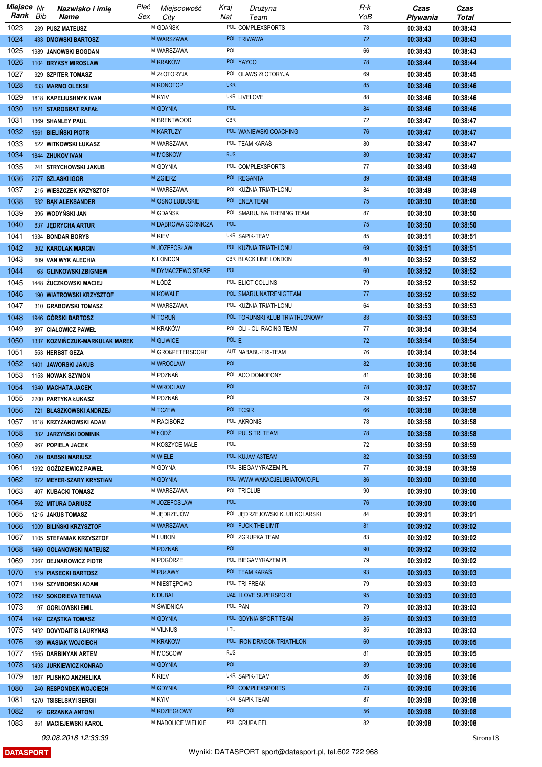| Miejsce Rank | Nr Bib | Nazwisko i imię Name | Płeć Sex | Miejscowość City | Kraj Nat | Drużyna Team | R-k YoB | Czas Pływania | Czas Total |
|---|---|---|---|---|---|---|---|---|---|
| 1023 | 239 | PUSZ MATEUSZ | M | GDAŃSK | POL | COMPLEXSPORTS | 78 | 00:38:43 | 00:38:43 |
| 1024 | 433 | DMOWSKI BARTOSZ | M | WARSZAWA | POL | TRIWAWA | 72 | 00:38:43 | 00:38:43 |
| 1025 | 1989 | JANOWSKI BOGDAN | M | WARSZAWA | POL | | 66 | 00:38:43 | 00:38:43 |
| 1026 | 1104 | BRYKSY MIROSLAW | M | KRAKÓW | POL | YAYCO | 78 | 00:38:44 | 00:38:44 |
| 1027 | 929 | SZPITER TOMASZ | M | ZŁOTORYJA | POL | OLAWS ZŁOTORYJA | 69 | 00:38:45 | 00:38:45 |
| 1028 | 633 | MARMO OLEKSII | M | KONOTOP | UKR | | 85 | 00:38:46 | 00:38:46 |
| 1029 | 1818 | KAPELIUSHNYK IVAN | M | KYIV | UKR | LIVELOVE | 88 | 00:38:46 | 00:38:46 |
| 1030 | 1521 | STAROBRAT RAFAŁ | M | GDYNIA | POL | | 84 | 00:38:46 | 00:38:46 |
| 1031 | 1369 | SHANLEY PAUL | M | BRENTWOOD | GBR | | 72 | 00:38:47 | 00:38:47 |
| 1032 | 1561 | BIELIŃSKI PIOTR | M | KARTUZY | POL | WANIEWSKI COACHING | 76 | 00:38:47 | 00:38:47 |
| 1033 | 522 | WITKOWSKI ŁUKASZ | M | WARSZAWA | POL | TEAM KARAŚ | 80 | 00:38:47 | 00:38:47 |
| 1034 | 1844 | ZHUKOV IVAN | M | MOSKOW | RUS | | 80 | 00:38:47 | 00:38:47 |
| 1035 | 241 | STRYCHOWSKI JAKUB | M | GDYNIA | POL | COMPLEXSPORTS | 77 | 00:38:49 | 00:38:49 |
| 1036 | 2077 | SZLASKI IGOR | M | ZGIERZ | POL | REGANTA | 89 | 00:38:49 | 00:38:49 |
| 1037 | 215 | WIESZCZEK KRZYSZTOF | M | WARSZAWA | POL | KUŹNIA TRIATHLONU | 84 | 00:38:49 | 00:38:49 |
| 1038 | 532 | BĄK ALEKSANDER | M | OŚNO LUBUSKIE | POL | ENEA TEAM | 75 | 00:38:50 | 00:38:50 |
| 1039 | 395 | WODYŃSKI JAN | M | GDAŃSK | POL | SMARUJ NA TRENING TEAM | 87 | 00:38:50 | 00:38:50 |
| 1040 | 837 | JĘDRYCHA ARTUR | M | DĄBROWA GÓRNICZA | POL | | 75 | 00:38:50 | 00:38:50 |
| 1041 | 1934 | BONDAR BORYS | M | KIEV | UKR | SAPIK-TEAM | 85 | 00:38:51 | 00:38:51 |
| 1042 | 302 | KAROLAK MARCIN | M | JÓZEFOSŁAW | POL | KUŹNIA TRIATHLONU | 69 | 00:38:51 | 00:38:51 |
| 1043 | 609 | VAN WYK ALECHIA | K | LONDON | GBR | BLACK LINE LONDON | 80 | 00:38:52 | 00:38:52 |
| 1044 | 63 | GLINKOWSKI ZBIGNIEW | M | DYMACZEWO STARE | POL | | 60 | 00:38:52 | 00:38:52 |
| 1045 | 1448 | ŻUCZKOWSKI MACIEJ | M | ŁÓDŹ | POL | ELIOT COLLINS | 79 | 00:38:52 | 00:38:52 |
| 1046 | 190 | WIATROWSKI KRZYSZTOF | M | KOWALE | POL | SMARUJNATRENIGTEAM | 77 | 00:38:52 | 00:38:52 |
| 1047 | 310 | GRABOWSKI TOMASZ | M | WARSZAWA | POL | KUŹNIA TRIATHLONU | 64 | 00:38:53 | 00:38:53 |
| 1048 | 1946 | GÓRSKI BARTOSZ | M | TORUŃ | POL | TORUŃSKI KLUB TRIATHLONOWY | 83 | 00:38:53 | 00:38:53 |
| 1049 | 897 | CIAŁOWICZ PAWEŁ | M | KRAKÓW | POL | OLI - OLI RACING TEAM | 77 | 00:38:54 | 00:38:54 |
| 1050 | 1337 | KOZMIŃCZUK-MARKULAK MAREK | M | GLIWICE | POL | E | 72 | 00:38:54 | 00:38:54 |
| 1051 | 553 | HERBST GEZA | M | GROßPETERSDORF | AUT | NABABU-TRI-TEAM | 76 | 00:38:54 | 00:38:54 |
| 1052 | 1401 | JAWORSKI JAKUB | M | WROCŁAW | POL | | 82 | 00:38:56 | 00:38:56 |
| 1053 | 1153 | NOWAK SZYMON | M | POZNAŃ | POL | ACO DOMOFONY | 81 | 00:38:56 | 00:38:56 |
| 1054 | 1940 | MACHATA JACEK | M | WROCLAW | POL | | 78 | 00:38:57 | 00:38:57 |
| 1055 | 2200 | PARTYKA ŁUKASZ | M | POZNAŃ | POL | | 79 | 00:38:57 | 00:38:57 |
| 1056 | 721 | BŁASZKOWSKI ANDRZEJ | M | TCZEW | POL | TCSIR | 66 | 00:38:58 | 00:38:58 |
| 1057 | 1618 | KRZYŻANOWSKI ADAM | M | RACIBÓRZ | POL | AKRONIS | 78 | 00:38:58 | 00:38:58 |
| 1058 | 382 | JARZYŃSKI DOMINIK | M | ŁÓDŹ | POL | PULS TRI TEAM | 78 | 00:38:58 | 00:38:58 |
| 1059 | 967 | POPIELA JACEK | M | KOSZYCE MAŁE | POL | | 72 | 00:38:59 | 00:38:59 |
| 1060 | 709 | BABSKI MARIUSZ | M | WIELE | POL | KUJAVIA3TEAM | 82 | 00:38:59 | 00:38:59 |
| 1061 | 1992 | GOŹDZIEWICZ PAWEŁ | M | GDYNA | POL | BIEGAMYRAZEM.PL | 77 | 00:38:59 | 00:38:59 |
| 1062 | 672 | MEYER-SZARY KRYSTIAN | M | GDYNIA | POL | WWW.WAKACJELUBIATOWO.PL | 86 | 00:39:00 | 00:39:00 |
| 1063 | 407 | KUBACKI TOMASZ | M | WARSZAWA | POL | TRICLUB | 90 | 00:39:00 | 00:39:00 |
| 1064 | 562 | MITURA DARIUSZ | M | JOZEFOSLAW | POL | | 76 | 00:39:00 | 00:39:00 |
| 1065 | 1215 | JAKUS TOMASZ | M | JĘDRZEJÓW | POL | JĘDRZEJOWSKI KLUB KOLARSKI | 84 | 00:39:01 | 00:39:01 |
| 1066 | 1009 | BILIŃSKI KRZYSZTOF | M | WARSZAWA | POL | FUCK THE LIMIT | 81 | 00:39:02 | 00:39:02 |
| 1067 | 1105 | STEFANIAK KRZYSZTOF | M | LUBOŃ | POL | ZGRUPKA TEAM | 83 | 00:39:02 | 00:39:02 |
| 1068 | 1460 | GOLANOWSKI MATEUSZ | M | POZNAŃ | POL | | 90 | 00:39:02 | 00:39:02 |
| 1069 | 2067 | DEJNAROWICZ PIOTR | M | POGÓRZE | POL | BIEGAMYRAZEM.PL | 79 | 00:39:02 | 00:39:02 |
| 1070 | 519 | PIASECKI BARTOSZ | M | PUŁAWY | POL | TEAM KARAŚ | 93 | 00:39:03 | 00:39:03 |
| 1071 | 1349 | SZYMBORSKI ADAM | M | NIESTĘPOWO | POL | TRI FREAK | 79 | 00:39:03 | 00:39:03 |
| 1072 | 1892 | SOKORIEVA TETIANA | K | DUBAI | UAE | I LOVE SUPERSPORT | 95 | 00:39:03 | 00:39:03 |
| 1073 | 97 | GORLOWSKI EMIL | M | ŚWIDNICA | POL | PAN | 79 | 00:39:03 | 00:39:03 |
| 1074 | 1494 | CZĄSTKA TOMASZ | M | GDYNIA | POL | GDYNIA SPORT TEAM | 85 | 00:39:03 | 00:39:03 |
| 1075 | 1492 | DOVYDAITIS LAURYNAS | M | VILNIUS | LTU | | 85 | 00:39:03 | 00:39:03 |
| 1076 | 189 | WASIAK WOJCIECH | M | KRAKOW | POL | IRON DRAGON TRIATHLON | 60 | 00:39:05 | 00:39:05 |
| 1077 | 1565 | DARBINYAN ARTEM | M | MOSCOW | RUS | | 81 | 00:39:05 | 00:39:05 |
| 1078 | 1493 | JURKIEWICZ KONRAD | M | GDYNIA | POL | | 89 | 00:39:06 | 00:39:06 |
| 1079 | 1807 | PLISHKO ANZHELIKA | K | KIEV | UKR | SAPIK-TEAM | 86 | 00:39:06 | 00:39:06 |
| 1080 | 240 | RESPONDEK WOJCIECH | M | GDYNIA | POL | COMPLEXSPORTS | 73 | 00:39:06 | 00:39:06 |
| 1081 | 1270 | TSISELSKYI SERGII | M | KYIV | UKR | SAPIK TEAM | 87 | 00:39:08 | 00:39:08 |
| 1082 | 64 | GRZANKA ANTONI | M | KOZIEGŁOWY | POL | | 56 | 00:39:08 | 00:39:08 |
| 1083 | 851 | MACIEJEWSKI KAROL | M | NADOLICE WIELKIE | POL | GRUPA EFL | 82 | 00:39:08 | 00:39:08 |

09.08.2018 12:33:39

DATASPORT — Wyniki: DATASPORT sport@datasport.pl, tel.602 722 968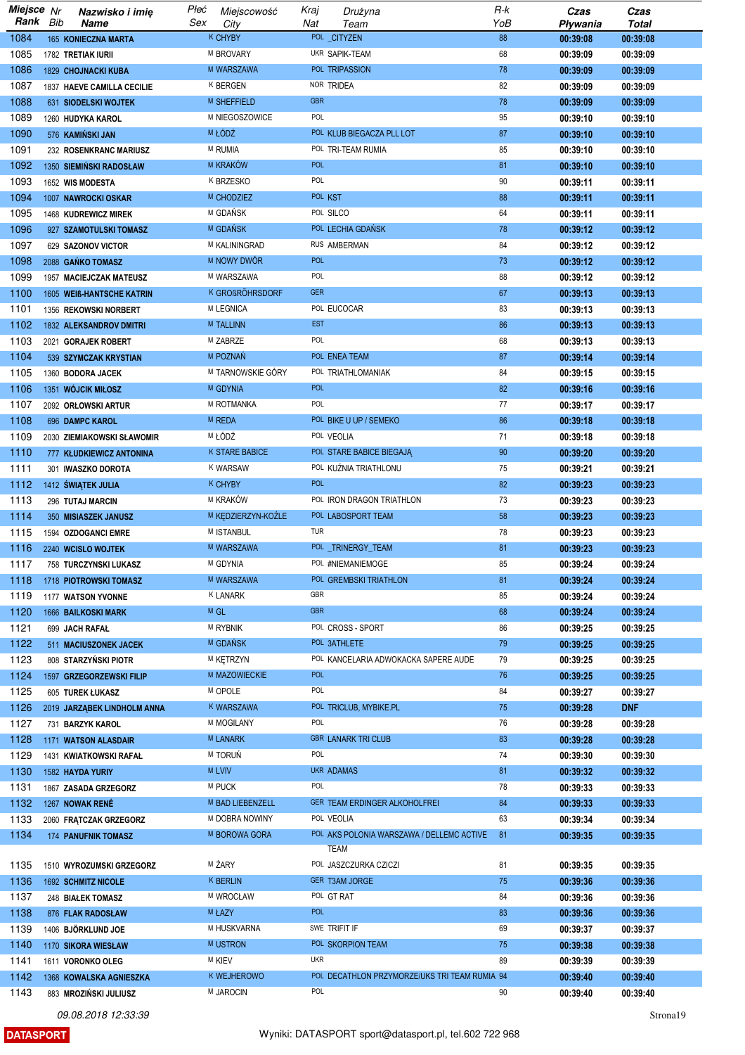| Miejsce Rank | Nr Bib | Nazwisko i imię Name | Płeć Sex | Miejscowość City | Kraj Nat | Drużyna Team | R-k YoB | Czas Pływania | Czas Total |
|---|---|---|---|---|---|---|---|---|---|
| 1084 | 165 | KONIECZNA MARTA | K | CHYBY | POL | _CITYZEN | 88 | 00:39:08 | 00:39:08 |
| 1085 | 1782 | TRETIAK IURII | M | BROVARY | UKR | SAPIK-TEAM | 68 | 00:39:09 | 00:39:09 |
| 1086 | 1829 | CHOJNACKI KUBA | M | WARSZAWA | POL | TRIPASSION | 78 | 00:39:09 | 00:39:09 |
| 1087 | 1837 | HAEVE CAMILLA CECILIE | K | BERGEN | NOR | TRIDEA | 82 | 00:39:09 | 00:39:09 |
| 1088 | 631 | SIODELSKI WOJTEK | M | SHEFFIELD | GBR | | 78 | 00:39:09 | 00:39:09 |
| 1089 | 1260 | HUDYKA KAROL | M | NIEGOSZOWICE | POL | | 95 | 00:39:10 | 00:39:10 |
| 1090 | 576 | KAMIŃSKI JAN | M | ŁÓDŹ | POL | KLUB BIEGACZA PLL LOT | 87 | 00:39:10 | 00:39:10 |
| 1091 | 232 | ROSENKRANC MARIUSZ | M | RUMIA | POL | TRI-TEAM RUMIA | 85 | 00:39:10 | 00:39:10 |
| 1092 | 1350 | SIEMIŃSKI RADOSŁAW | M | KRAKÓW | POL | | 81 | 00:39:10 | 00:39:10 |
| 1093 | 1652 | WIS MODESTA | K | BRZESKO | POL | | 90 | 00:39:11 | 00:39:11 |
| 1094 | 1007 | NAWROCKI OSKAR | M | CHODZIEZ | POL | KST | 88 | 00:39:11 | 00:39:11 |
| 1095 | 1468 | KUDREWICZ MIREK | M | GDAŃSK | POL | SILCO | 64 | 00:39:11 | 00:39:11 |
| 1096 | 927 | SZAMOTULSKI TOMASZ | M | GDAŃSK | POL | LECHIA GDAŃSK | 78 | 00:39:12 | 00:39:12 |
| 1097 | 629 | SAZONOV VICTOR | M | KALININGRAD | RUS | AMBERMAN | 84 | 00:39:12 | 00:39:12 |
| 1098 | 2088 | GAŃKO TOMASZ | M | NOWY DWÓR | POL | | 73 | 00:39:12 | 00:39:12 |
| 1099 | 1957 | MACIEJCZAK MATEUSZ | M | WARSZAWA | POL | | 88 | 00:39:12 | 00:39:12 |
| 1100 | 1605 | WEIß-HANTSCHE KATRIN | K | GROßRÖHRSDORF | GER | | 67 | 00:39:13 | 00:39:13 |
| 1101 | 1356 | REKOWSKI NORBERT | M | LEGNICA | POL | EUCOCAR | 83 | 00:39:13 | 00:39:13 |
| 1102 | 1832 | ALEKSANDROV DMITRI | M | TALLINN | EST | | 86 | 00:39:13 | 00:39:13 |
| 1103 | 2021 | GORAJEK ROBERT | M | ZABRZE | POL | | 68 | 00:39:13 | 00:39:13 |
| 1104 | 539 | SZYMCZAK KRYSTIAN | M | POZNAŃ | POL | ENEA TEAM | 87 | 00:39:14 | 00:39:14 |
| 1105 | 1360 | BODORA JACEK | M | TARNOWSKIE GÓRY | POL | TRIATHLOMANIAK | 84 | 00:39:15 | 00:39:15 |
| 1106 | 1351 | WÓJCIK MIŁOSZ | M | GDYNIA | POL | | 82 | 00:39:16 | 00:39:16 |
| 1107 | 2092 | ORŁOWSKI ARTUR | M | ROTMANKA | POL | | 77 | 00:39:17 | 00:39:17 |
| 1108 | 696 | DAMPC KAROL | M | REDA | POL | BIKE U UP / SEMEKO | 86 | 00:39:18 | 00:39:18 |
| 1109 | 2030 | ZIEMIAKOWSKI SŁAWOMIR | M | ŁÓDŹ | POL | VEOLIA | 71 | 00:39:18 | 00:39:18 |
| 1110 | 777 | KŁUDKIEWICZ ANTONINA | K | STARE BABICE | POL | STARE BABICE BIEGAJĄ | 90 | 00:39:20 | 00:39:20 |
| 1111 | 301 | IWASZKO DOROTA | K | WARSAW | POL | KUŹNIA TRIATHLONU | 75 | 00:39:21 | 00:39:21 |
| 1112 | 1412 | ŚWIĄTEK JULIA | K | CHYBY | POL | | 82 | 00:39:23 | 00:39:23 |
| 1113 | 296 | TUTAJ MARCIN | M | KRAKÓW | POL | IRON DRAGON TRIATHLON | 73 | 00:39:23 | 00:39:23 |
| 1114 | 350 | MISIASZEK JANUSZ | M | KĘDZIERZYN-KOŹLE | POL | LABOSPORT TEAM | 58 | 00:39:23 | 00:39:23 |
| 1115 | 1594 | OZDOGANCI EMRE | M | ISTANBUL | TUR | | 78 | 00:39:23 | 00:39:23 |
| 1116 | 2240 | WCISLO WOJTEK | M | WARSZAWA | POL | _TRINERGY_TEAM | 81 | 00:39:23 | 00:39:23 |
| 1117 | 758 | TURCZYNSKI LUKASZ | M | GDYNIA | POL | #NIEMANIEMOGE | 85 | 00:39:24 | 00:39:24 |
| 1118 | 1718 | PIOTROWSKI TOMASZ | M | WARSZAWA | POL | GREMBSKI TRIATHLON | 81 | 00:39:24 | 00:39:24 |
| 1119 | 1177 | WATSON YVONNE | K | LANARK | GBR | | 85 | 00:39:24 | 00:39:24 |
| 1120 | 1666 | BAILKOSKI MARK | M | GL | GBR | | 68 | 00:39:24 | 00:39:24 |
| 1121 | 699 | JACH RAFAŁ | M | RYBNIK | POL | CROSS - SPORT | 86 | 00:39:25 | 00:39:25 |
| 1122 | 511 | MACIUSZONEK JACEK | M | GDAŃSK | POL | 3ATHLETE | 79 | 00:39:25 | 00:39:25 |
| 1123 | 808 | STARZYŃSKI PIOTR | M | KĘTRZYN | POL | KANCELARIA ADWOKACKA SAPERE AUDE | 79 | 00:39:25 | 00:39:25 |
| 1124 | 1597 | GRZEGORZEWSKI FILIP | M | MAZOWIECKIE | POL | | 76 | 00:39:25 | 00:39:25 |
| 1125 | 605 | TUREK ŁUKASZ | M | OPOLE | POL | | 84 | 00:39:27 | 00:39:27 |
| 1126 | 2019 | JARZĄBEK LINDHOLM ANNA | K | WARSZAWA | POL | TRICLUB, MYBIKE.PL | 75 | 00:39:28 | DNF |
| 1127 | 731 | BARZYK KAROL | M | MOGILANY | POL | | 76 | 00:39:28 | 00:39:28 |
| 1128 | 1171 | WATSON ALASDAIR | M | LANARK | GBR | LANARK TRI CLUB | 83 | 00:39:28 | 00:39:28 |
| 1129 | 1431 | KWIATKOWSKI RAFAŁ | M | TORUŃ | POL | | 74 | 00:39:30 | 00:39:30 |
| 1130 | 1582 | HAYDA YURIY | M | LVIV | UKR | ADAMAS | 81 | 00:39:32 | 00:39:32 |
| 1131 | 1867 | ZASADA GRZEGORZ | M | PUCK | POL | | 78 | 00:39:33 | 00:39:33 |
| 1132 | 1267 | NOWAK RENÉ | M | BAD LIEBENZELL | GER | TEAM ERDINGER ALKOHOLFREI | 84 | 00:39:33 | 00:39:33 |
| 1133 | 2060 | FRĄTCZAK GRZEGORZ | M | DOBRA NOWINY | POL | VEOLIA | 63 | 00:39:34 | 00:39:34 |
| 1134 | 174 | PANUFNIK TOMASZ | M | BOROWA GORA | POL | AKS POLONIA WARSZAWA / DELLEMC ACTIVE TEAM | 81 | 00:39:35 | 00:39:35 |
| 1135 | 1510 | WYROZUMSKI GRZEGORZ | M | ŻARY | POL | JASZCZURKA CZICZI | 81 | 00:39:35 | 00:39:35 |
| 1136 | 1692 | SCHMITZ NICOLE | K | BERLIN | GER | T3AM JORGE | 75 | 00:39:36 | 00:39:36 |
| 1137 | 248 | BIAŁEK TOMASZ | M | WROCŁAW | POL | GT RAT | 84 | 00:39:36 | 00:39:36 |
| 1138 | 876 | FLAK RADOSŁAW | M | ŁAZY | POL | | 83 | 00:39:36 | 00:39:36 |
| 1139 | 1406 | BJÖRKLUND JOE | M | HUSKVARNA | SWE | TRIFIT IF | 69 | 00:39:37 | 00:39:37 |
| 1140 | 1170 | SIKORA WIESŁAW | M | USTRON | POL | SKORPION TEAM | 75 | 00:39:38 | 00:39:38 |
| 1141 | 1611 | VORONKO OLEG | M | KIEV | UKR | | 89 | 00:39:39 | 00:39:39 |
| 1142 | 1368 | KOWALSKA AGNIESZKA | K | WEJHEROWO | POL | DECATHLON PRZYMORZE/UKS TRI TEAM RUMIA | 94 | 00:39:40 | 00:39:40 |
| 1143 | 883 | MROZIŃSKI JULIUSZ | M | JAROCIN | POL | | 90 | 00:39:40 | 00:39:40 |

09.08.2018 12:33:39

DATASPORT — Wyniki: DATASPORT sport@datasport.pl, tel.602 722 968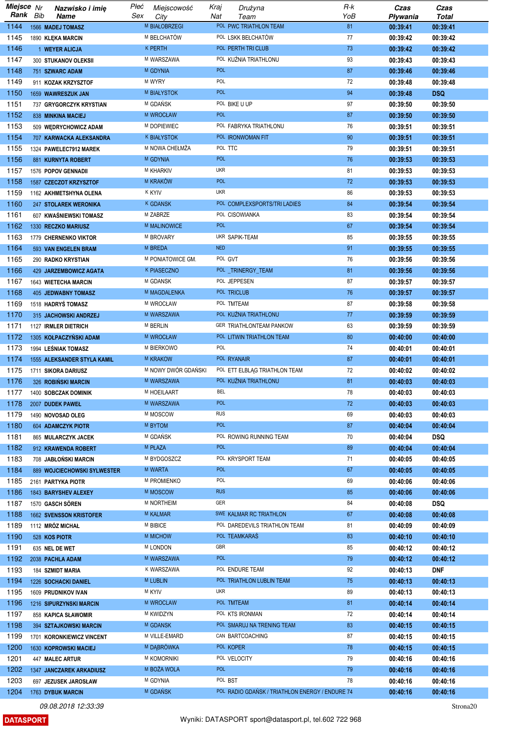| Miejsce Rank | Nr Bib | Nazwisko i imię Name | Płeć Sex | Miejscowość City | Kraj Nat | Drużyna Team | R-k YoB | Czas Pływania | Czas Total |
|---|---|---|---|---|---|---|---|---|---|
| 1144 | 1566 | MADEJ TOMASZ | M | BIAŁOBRZEGI | POL | PWC TRIATHLON TEAM | 81 | 00:39:41 | 00:39:41 |
| 1145 | 1890 | KLĘKA MARCIN | M | BEŁCHATÓW | POL | LSKK BEŁCHATÓW | 77 | 00:39:42 | 00:39:42 |
| 1146 | 1 | WEYER ALICJA | K | PERTH | POL | PERTH TRI CLUB | 73 | 00:39:42 | 00:39:42 |
| 1147 | 300 | STUKANOV OLEKSII | M | WARSZAWA | POL | KUŹNIA TRIATHLONU | 93 | 00:39:43 | 00:39:43 |
| 1148 | 751 | SZWARC ADAM | M | GDYNIA | POL | | 87 | 00:39:46 | 00:39:46 |
| 1149 | 911 | KOZAK KRZYSZTOF | M | WYRY | POL | | 72 | 00:39:48 | 00:39:48 |
| 1150 | 1659 | WAWRESZUK JAN | M | BIAŁYSTOK | POL | | 94 | 00:39:48 | DSQ |
| 1151 | 737 | GRYGORCZYK KRYSTIAN | M | GDAŃSK | POL | BIKE U UP | 97 | 00:39:50 | 00:39:50 |
| 1152 | 838 | MINKINA MACIEJ | M | WROCŁAW | POL | | 87 | 00:39:50 | 00:39:50 |
| 1153 | 509 | WĘDRYCHOWICZ ADAM | M | DOPIEWIEC | POL | FABRYKA TRIATHLONU | 76 | 00:39:51 | 00:39:51 |
| 1154 | 707 | KARWACKA ALEKSANDRA | K | BIAŁYSTOK | POL | IRONWOMAN FIT | 90 | 00:39:51 | 00:39:51 |
| 1155 | 1324 | PAWELEC7912 MAREK | M | NOWA CHEŁMŻA | POL | TTC | 79 | 00:39:51 | 00:39:51 |
| 1156 | 881 | KURNYTA ROBERT | M | GDYNIA | POL | | 76 | 00:39:53 | 00:39:53 |
| 1157 | 1576 | POPOV GENNADII | M | KHARKIV | UKR | | 81 | 00:39:53 | 00:39:53 |
| 1158 | 1587 | CZECZOT KRZYSZTOF | M | KRAKÓW | POL | | 72 | 00:39:53 | 00:39:53 |
| 1159 | 1162 | AKHMETSHYNA OLENA | K | KYIV | UKR | | 86 | 00:39:53 | 00:39:53 |
| 1160 | 247 | STOLAREK WERONIKA | K | GDANSK | POL | COMPLEXSPORTS/TRI LADIES | 84 | 00:39:54 | 00:39:54 |
| 1161 | 607 | KWAŚNIEWSKI TOMASZ | M | ZABRZE | POL | CISOWIANKA | 83 | 00:39:54 | 00:39:54 |
| 1162 | 1330 | RECZKO MARIUSZ | M | MALINOWICE | POL | | 67 | 00:39:54 | 00:39:54 |
| 1163 | 1779 | CHERNENKO VIKTOR | M | BROVARY | UKR | SAPIK-TEAM | 85 | 00:39:55 | 00:39:55 |
| 1164 | 593 | VAN ENGELEN BRAM | M | BREDA | NED | | 91 | 00:39:55 | 00:39:55 |
| 1165 | 290 | RADKO KRYSTIAN | M | PONIATOWICE GM. | POL | GVT | 76 | 00:39:56 | 00:39:56 |
| 1166 | 429 | JARZEMBOWICZ AGATA | K | PIASECZNO | POL | _TRINERGY_TEAM | 81 | 00:39:56 | 00:39:56 |
| 1167 | 1643 | WIETECHA MARCIN | M | GDANSK | POL | JEPPESEN | 87 | 00:39:57 | 00:39:57 |
| 1168 | 405 | JEDWABNY TOMASZ | M | MAGDALENKA | POL | TRICLUB | 76 | 00:39:57 | 00:39:57 |
| 1169 | 1518 | HADRYŚ TOMASZ | M | WROCŁAW | POL | TMTEAM | 87 | 00:39:58 | 00:39:58 |
| 1170 | 315 | JACHOWSKI ANDRZEJ | M | WARSZAWA | POL | KUŹNIA TRIATHLONU | 77 | 00:39:59 | 00:39:59 |
| 1171 | 1127 | IRMLER DIETRICH | M | BERLIN | GER | TRIATHLONTEAM PANKOW | 63 | 00:39:59 | 00:39:59 |
| 1172 | 1305 | KOŁPACZYŃSKI ADAM | M | WROCŁAW | POL | LITWIN TRIATHLON TEAM | 80 | 00:40:00 | 00:40:00 |
| 1173 | 1994 | LEŚNIAK TOMASZ | M | BIERKOWO | POL | | 74 | 00:40:01 | 00:40:01 |
| 1174 | 1555 | ALEKSANDER STYLA KAMIL | M | KRAKOW | POL | RYANAIR | 87 | 00:40:01 | 00:40:01 |
| 1175 | 1711 | SIKORA DARIUSZ | M | NOWY DWÓR GDAŃSKI | POL | ETT ELBLĄG TRIATHLON TEAM | 72 | 00:40:02 | 00:40:02 |
| 1176 | 326 | ROBIŃSKI MARCIN | M | WARSZAWA | POL | KUŹNIA TRIATHLONU | 81 | 00:40:03 | 00:40:03 |
| 1177 | 1400 | SOBCZAK DOMINIK | M | HOEILAART | BEL | | 78 | 00:40:03 | 00:40:03 |
| 1178 | 2007 | DUDEK PAWEŁ | M | WARSZAWA | POL | | 72 | 00:40:03 | 00:40:03 |
| 1179 | 1490 | NOVOSAD OLEG | M | MOSCOW | RUS | | 69 | 00:40:03 | 00:40:03 |
| 1180 | 604 | ADAMCZYK PIOTR | M | BYTOM | POL | | 87 | 00:40:04 | 00:40:04 |
| 1181 | 865 | MULARCZYK JACEK | M | GDAŃSK | POL | ROWING RUNNING TEAM | 70 | 00:40:04 | DSQ |
| 1182 | 912 | KRAWENDA ROBERT | M | PŁAZA | POL | | 89 | 00:40:04 | 00:40:04 |
| 1183 | 708 | JABŁOŃSKI MARCIN | M | BYDGOSZCZ | POL | KRYSPORT TEAM | 71 | 00:40:05 | 00:40:05 |
| 1184 | 889 | WOJCIECHOWSKI SYLWESTER | M | WARTA | POL | | 67 | 00:40:05 | 00:40:05 |
| 1185 | 2161 | PARTYKA PIOTR | M | PROMIENKO | POL | | 69 | 00:40:06 | 00:40:06 |
| 1186 | 1843 | BARYSHEV ALEXEY | M | MOSCOW | RUS | | 85 | 00:40:06 | 00:40:06 |
| 1187 | 1570 | GASCH SÖREN | M | NORTHEIM | GER | | 84 | 00:40:08 | DSQ |
| 1188 | 1662 | SVENSSON KRISTOFER | M | KALMAR | SWE | KALMAR RC TRIATHLON | 67 | 00:40:08 | 00:40:08 |
| 1189 | 1112 | MRÓZ MICHAŁ | M | BIBICE | POL | DAREDEVILS TRIATHLON TEAM | 81 | 00:40:09 | 00:40:09 |
| 1190 | 528 | KOS PIOTR | M | MICHOW | POL | TEAMKARAŚ | 83 | 00:40:10 | 00:40:10 |
| 1191 | 635 | NEL DE WET | M | LONDON | GBR | | 85 | 00:40:12 | 00:40:12 |
| 1192 | 2038 | PACHLA ADAM | M | WARSZAWA | POL | | 79 | 00:40:12 | 00:40:12 |
| 1193 | 184 | SZMIDT MARIA | K | WARSZAWA | POL | ENDURE TEAM | 92 | 00:40:13 | DNF |
| 1194 | 1226 | SOCHACKI DANIEL | M | LUBLIN | POL | TRIATHLON LUBLIN TEAM | 75 | 00:40:13 | 00:40:13 |
| 1195 | 1609 | PRUDNIKOV IVAN | M | KYIV | UKR | | 89 | 00:40:13 | 00:40:13 |
| 1196 | 1216 | SIPURZYNSKI MARCIN | M | WROCLAW | POL | TMTEAM | 81 | 00:40:14 | 00:40:14 |
| 1197 | 858 | KAPICA SŁAWOMIR | M | KWIDZYN | POL | KTS IRONMAN | 72 | 00:40:14 | 00:40:14 |
| 1198 | 394 | SZTAJKOWSKI MARCIN | M | GDANSK | POL | SMARUJ NA TRENING TEAM | 83 | 00:40:15 | 00:40:15 |
| 1199 | 1701 | KORONKIEWICZ VINCENT | M | VILLE-EMARD | CAN | BARTCOACHING | 87 | 00:40:15 | 00:40:15 |
| 1200 | 1630 | KOPROWSKI MACIEJ | M | DĄBRÓWKA | POL | KOPER | 78 | 00:40:15 | 00:40:15 |
| 1201 | 447 | MALEC ARTUR | M | KOMORNIKI | POL | VELOCITY | 79 | 00:40:16 | 00:40:16 |
| 1202 | 1347 | JANCZAREK ARKADIUSZ | M | BOŻA WOLA | POL | | 79 | 00:40:16 | 00:40:16 |
| 1203 | 697 | JEZUSEK JAROSŁAW | M | GDYNIA | POL | BST | 78 | 00:40:16 | 00:40:16 |
| 1204 | 1763 | DYBUK MARCIN | M | GDAŃSK | POL | RADIO GDAŃSK / TRIATHLON ENERGY / ENDURE | 74 | 00:40:16 | 00:40:16 |

09.08.2018 12:33:39

DATASPORT — Wyniki: DATASPORT sport@datasport.pl, tel.602 722 968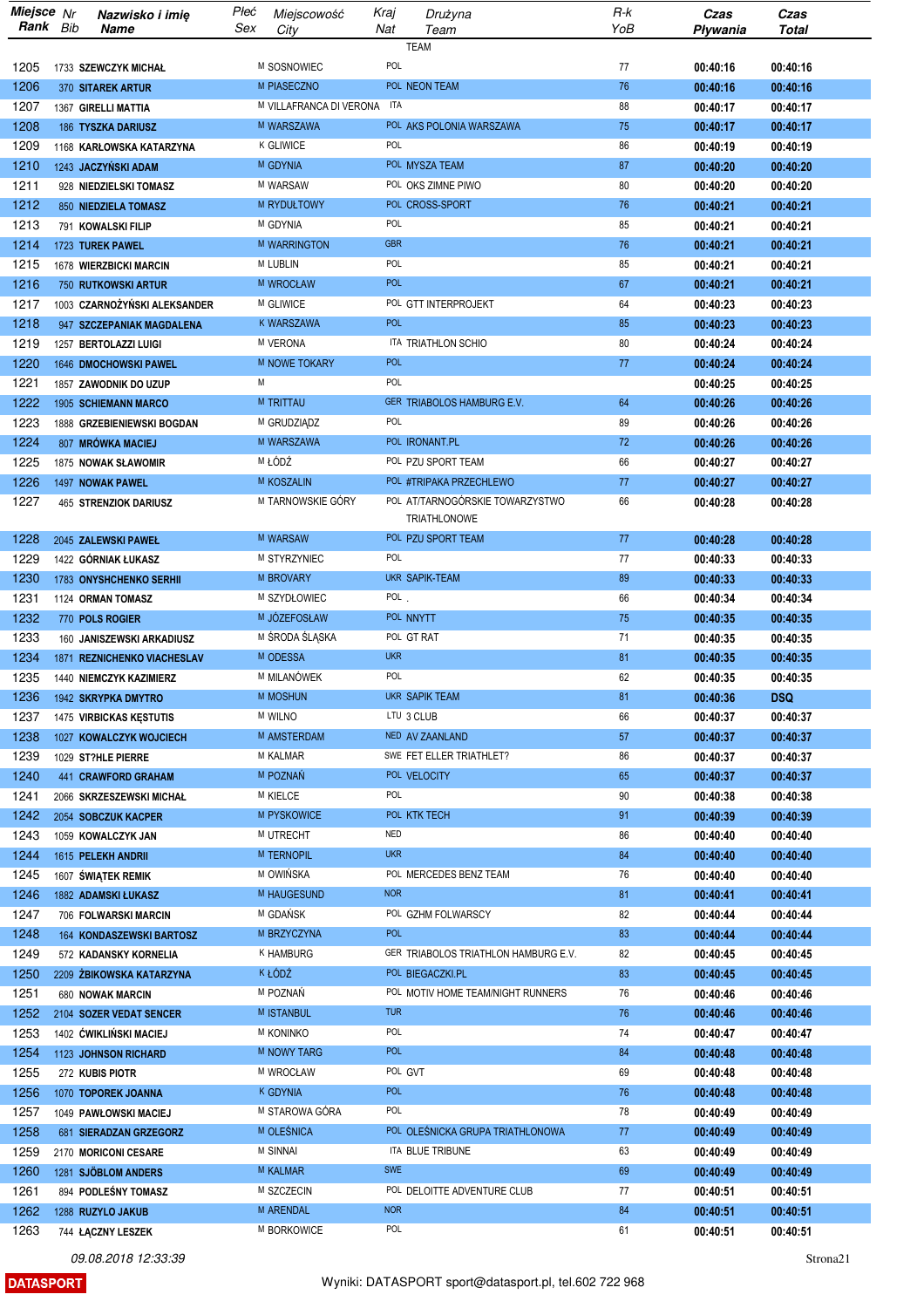| Miejsce Rank | Nr Bib | Nazwisko i imię Name | Płeć Sex | Miejscowość City | Kraj Nat | Drużyna Team | R-k YoB | Czas Pływania | Czas Total |
|---|---|---|---|---|---|---|---|---|---|
| 1205 | 1733 | SZEWCZYK MICHAŁ | M | SOSNOWIEC | POL | | 77 | 00:40:16 | 00:40:16 |
| 1206 | 370 | SITAREK ARTUR | M | PIASECZNO | POL | NEON TEAM | 76 | 00:40:16 | 00:40:16 |
| 1207 | 1367 | GIRELLI MATTIA | M | VILLAFRANCA DI VERONA | ITA | | 88 | 00:40:17 | 00:40:17 |
| 1208 | 186 | TYSZKA DARIUSZ | M | WARSZAWA | POL | AKS POLONIA WARSZAWA | 75 | 00:40:17 | 00:40:17 |
| 1209 | 1168 | KARŁOWSKA KATARZYNA | K | GLIWICE | POL | | 86 | 00:40:19 | 00:40:19 |
| 1210 | 1243 | JACZYŃSKI ADAM | M | GDYNIA | POL | MYSZA TEAM | 87 | 00:40:20 | 00:40:20 |
| 1211 | 928 | NIEDZIELSKI TOMASZ | M | WARSAW | POL | OKS ZIMNE PIWO | 80 | 00:40:20 | 00:40:20 |
| 1212 | 850 | NIEDZIELA TOMASZ | M | RYDUŁTOWY | POL | CROSS-SPORT | 76 | 00:40:21 | 00:40:21 |
| 1213 | 791 | KOWALSKI FILIP | M | GDYNIA | POL | | 85 | 00:40:21 | 00:40:21 |
| 1214 | 1723 | TUREK PAWEL | M | WARRINGTON | GBR | | 76 | 00:40:21 | 00:40:21 |
| 1215 | 1678 | WIERZBICKI MARCIN | M | LUBLIN | POL | | 85 | 00:40:21 | 00:40:21 |
| 1216 | 750 | RUTKOWSKI ARTUR | M | WROCŁAW | POL | | 67 | 00:40:21 | 00:40:21 |
| 1217 | 1003 | CZARNOŻYŃSKI ALEKSANDER | M | GLIWICE | POL | GTT INTERPROJEKT | 64 | 00:40:23 | 00:40:23 |
| 1218 | 947 | SZCZEPANIAK MAGDALENA | K | WARSZAWA | POL | | 85 | 00:40:23 | 00:40:23 |
| 1219 | 1257 | BERTOLAZZI LUIGI | M | VERONA | ITA | TRIATHLON SCHIO | 80 | 00:40:24 | 00:40:24 |
| 1220 | 1646 | DMOCHOWSKI PAWEL | M | NOWE TOKARY | POL | | 77 | 00:40:24 | 00:40:24 |
| 1221 | 1857 | ZAWODNIK DO UZUP | M | | POL | | | 00:40:25 | 00:40:25 |
| 1222 | 1905 | SCHIEMANN MARCO | M | TRITTAU | GER | TRIABOLOS HAMBURG E.V. | 64 | 00:40:26 | 00:40:26 |
| 1223 | 1888 | GRZEBIENIEWSKI BOGDAN | M | GRUDZIĄDZ | POL | | 89 | 00:40:26 | 00:40:26 |
| 1224 | 807 | MRÓWKA MACIEJ | M | WARSZAWA | POL | IRONANT.PL | 72 | 00:40:26 | 00:40:26 |
| 1225 | 1875 | NOWAK SŁAWOMIR | M | ŁÓDŹ | POL | PZU SPORT TEAM | 66 | 00:40:27 | 00:40:27 |
| 1226 | 1497 | NOWAK PAWEL | M | KOSZALIN | POL | #TRIPAKA PRZECHLEWO | 77 | 00:40:27 | 00:40:27 |
| 1227 | 465 | STRENZIOK DARIUSZ | M | TARNOWSKIE GÓRY | POL | AT/TARNOGÓRSKIE TOWARZYSTWO TRIATHLONOWE | 66 | 00:40:28 | 00:40:28 |
| 1228 | 2045 | ZALEWSKI PAWEŁ | M | WARSAW | POL | PZU SPORT TEAM | 77 | 00:40:28 | 00:40:28 |
| 1229 | 1422 | GÓRNIAK ŁUKASZ | M | STYRZYNIEC | POL | | 77 | 00:40:33 | 00:40:33 |
| 1230 | 1783 | ONYSHCHENKO SERHII | M | BROVARY | UKR | SAPIK-TEAM | 89 | 00:40:33 | 00:40:33 |
| 1231 | 1124 | ORMAN TOMASZ | M | SZYDŁOWIEC | POL | . | 66 | 00:40:34 | 00:40:34 |
| 1232 | 770 | POLS ROGIER | M | JÓZEFOSŁAW | POL | NNYTT | 75 | 00:40:35 | 00:40:35 |
| 1233 | 160 | JANISZEWSKI ARKADIUSZ | M | ŚRODA ŚLĄSKA | POL | GT RAT | 71 | 00:40:35 | 00:40:35 |
| 1234 | 1871 | REZNICHENKO VIACHESLAV | M | ODESSA | UKR | | 81 | 00:40:35 | 00:40:35 |
| 1235 | 1440 | NIEMCZYK KAZIMIERZ | M | MILANÓWEK | POL | | 62 | 00:40:35 | 00:40:35 |
| 1236 | 1942 | SKRYPKA DMYTRO | M | MOSHUN | UKR | SAPIK TEAM | 81 | 00:40:36 | DSQ |
| 1237 | 1475 | VIRBICKAS KĘSTUTIS | M | WILNO | LTU | 3 CLUB | 66 | 00:40:37 | 00:40:37 |
| 1238 | 1027 | KOWALCZYK WOJCIECH | M | AMSTERDAM | NED | AV ZAANLAND | 57 | 00:40:37 | 00:40:37 |
| 1239 | 1029 | ST?HLE PIERRE | M | KALMAR | SWE | FET ELLER TRIATHLET? | 86 | 00:40:37 | 00:40:37 |
| 1240 | 441 | CRAWFORD GRAHAM | M | POZNAŃ | POL | VELOCITY | 65 | 00:40:37 | 00:40:37 |
| 1241 | 2066 | SKRZESZEWSKI MICHAL | M | KIELCE | POL | | 90 | 00:40:38 | 00:40:38 |
| 1242 | 2054 | SOBCZUK KACPER | M | PYSKOWICE | POL | KTK TECH | 91 | 00:40:39 | 00:40:39 |
| 1243 | 1059 | KOWALCZYK JAN | M | UTRECHT | NED | | 86 | 00:40:40 | 00:40:40 |
| 1244 | 1615 | PELEKH ANDRII | M | TERNOPIL | UKR | | 84 | 00:40:40 | 00:40:40 |
| 1245 | 1607 | ŚWIĄTEK REMIK | M | OWIŃSKA | POL | MERCEDES BENZ TEAM | 76 | 00:40:40 | 00:40:40 |
| 1246 | 1882 | ADAMSKI ŁUKASZ | M | HAUGESUND | NOR | | 81 | 00:40:41 | 00:40:41 |
| 1247 | 706 | FOLWARSKI MARCIN | M | GDAŃSK | POL | GZHM FOLWARSCY | 82 | 00:40:44 | 00:40:44 |
| 1248 | 164 | KONDASZEWSKI BARTOSZ | M | BRZYCZYNA | POL | | 83 | 00:40:44 | 00:40:44 |
| 1249 | 572 | KADANSKY KORNELIA | K | HAMBURG | GER | TRIABOLOS TRIATHLON HAMBURG E.V. | 82 | 00:40:45 | 00:40:45 |
| 1250 | 2209 | ŻBIKOWSKA KATARZYNA | K | ŁÓDŹ | POL | BIEGACZKI.PL | 83 | 00:40:45 | 00:40:45 |
| 1251 | 680 | NOWAK MARCIN | M | POZNAŃ | POL | MOTIV HOME TEAM/NIGHT RUNNERS | 76 | 00:40:46 | 00:40:46 |
| 1252 | 2104 | SOZER VEDAT SENCER | M | ISTANBUL | TUR | | 76 | 00:40:46 | 00:40:46 |
| 1253 | 1402 | ĆWIKLIŃSKI MACIEJ | M | KONINKO | POL | | 74 | 00:40:47 | 00:40:47 |
| 1254 | 1123 | JOHNSON RICHARD | M | NOWY TARG | POL | | 84 | 00:40:48 | 00:40:48 |
| 1255 | 272 | KUBIS PIOTR | M | WROCŁAW | POL | GVT | 69 | 00:40:48 | 00:40:48 |
| 1256 | 1070 | TOPOREK JOANNA | K | GDYNIA | POL | | 76 | 00:40:48 | 00:40:48 |
| 1257 | 1049 | PAWŁOWSKI MACIEJ | M | STAROWA GÓRA | POL | | 78 | 00:40:49 | 00:40:49 |
| 1258 | 681 | SIERADZAN GRZEGORZ | M | OLEŚNICA | POL | OLEŚNICKA GRUPA TRIATHLONOWA | 77 | 00:40:49 | 00:40:49 |
| 1259 | 2170 | MORICONI CESARE | M | SINNAI | ITA | BLUE TRIBUNE | 63 | 00:40:49 | 00:40:49 |
| 1260 | 1281 | SJÖBLOM ANDERS | M | KALMAR | SWE | | 69 | 00:40:49 | 00:40:49 |
| 1261 | 894 | PODLEŚNY TOMASZ | M | SZCZECIN | POL | DELOITTE ADVENTURE CLUB | 77 | 00:40:51 | 00:40:51 |
| 1262 | 1288 | RUZYLO JAKUB | M | ARENDAL | NOR | | 84 | 00:40:51 | 00:40:51 |
| 1263 | 744 | ŁĄCZNY LESZEK | M | BORKOWICE | POL | | 61 | 00:40:51 | 00:40:51 |

09.08.2018 12:33:39

DATASPORT

Wyniki: DATASPORT sport@datasport.pl, tel.602 722 968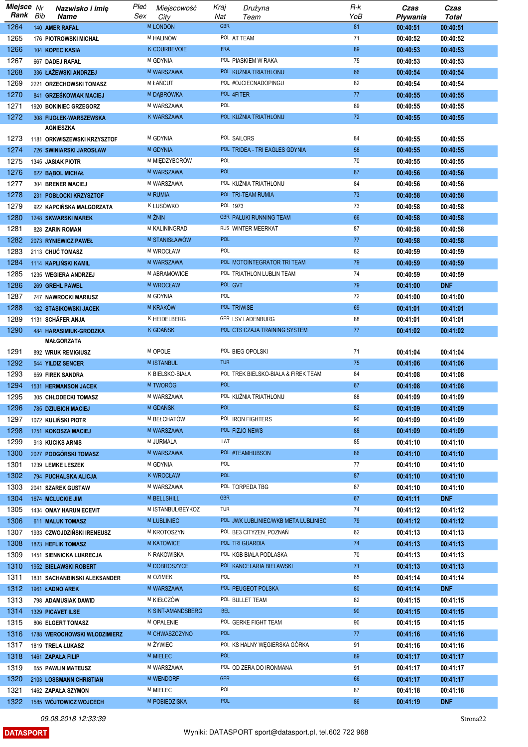| Miejsce Rank | Nr Bib | Nazwisko i imię Name | Płeć Sex | Miejscowość City | Kraj Nat | Drużyna Team | R-k YoB | Czas Pływania | Czas Total |
|---|---|---|---|---|---|---|---|---|---|
| 1264 | 140 | AMER RAFAL | M | LONDON | GBR | | 81 | 00:40:51 | 00:40:51 |
| 1265 | 176 | PIOTROWSKI MICHAŁ | M | HALINÓW | POL | AT TEAM | 71 | 00:40:52 | 00:40:52 |
| 1266 | 104 | KOPEC KASIA | K | COURBEVOIE | FRA | | 89 | 00:40:53 | 00:40:53 |
| 1267 | 667 | DADEJ RAFAŁ | M | GDYNIA | POL | PIASKIEM W RAKA | 75 | 00:40:53 | 00:40:53 |
| 1268 | 336 | ŁAŻEWSKI ANDRZEJ | M | WARSZAWA | POL | KUŹNIA TRIATHLONU | 66 | 00:40:54 | 00:40:54 |
| 1269 | 2221 | ORZECHOWSKI TOMASZ | M | ŁAŃCUT | POL | #OJCIECNADOPINGU | 82 | 00:40:54 | 00:40:54 |
| 1270 | 841 | GRZEŚKOWIAK MACIEJ | M | DĄBRÓWKA | POL | 4FITER | 77 | 00:40:55 | 00:40:55 |
| 1271 | 1920 | BOKINIEC GRZEGORZ | M | WARSZAWA | POL | | 89 | 00:40:55 | 00:40:55 |
| 1272 | 308 | FIJOŁEK-WARSZEWSKA AGNIESZKA | K | WARSZAWA | POL | KUŹNIA TRIATHLONU | 72 | 00:40:55 | 00:40:55 |
| 1273 | 1181 | ORKWISZEWSKI KRZYSZTOF | M | GDYNIA | POL | SAILORS | 84 | 00:40:55 | 00:40:55 |
| 1274 | 726 | SWINIARSKI JAROSŁAW | M | GDYNIA | POL | TRIDEA - TRI EAGLES GDYNIA | 58 | 00:40:55 | 00:40:55 |
| 1275 | 1345 | JASIAK PIOTR | M | MIĘDZYBORÓW | POL | | 70 | 00:40:55 | 00:40:55 |
| 1276 | 622 | BĄBOL MICHAŁ | M | WARSZAWA | POL | | 87 | 00:40:56 | 00:40:56 |
| 1277 | 304 | BRENER MACIEJ | M | WARSZAWA | POL | KUŹNIA TRIATHLONU | 84 | 00:40:56 | 00:40:56 |
| 1278 | 231 | POBŁOCKI KRZYSZTOF | M | RUMIA | POL | TRI-TEAM RUMIA | 73 | 00:40:58 | 00:40:58 |
| 1279 | 922 | KAPCIŃSKA MAŁGORZATA | K | LUSÓWKO | POL | 1973 | 73 | 00:40:58 | 00:40:58 |
| 1280 | 1248 | SKWARSKI MAREK | M | ŻNIN | GBR | PAŁUKI RUNNING TEAM | 66 | 00:40:58 | 00:40:58 |
| 1281 | 828 | ZARIN ROMAN | M | KALININGRAD | RUS | WINTER MEERKAT | 87 | 00:40:58 | 00:40:58 |
| 1282 | 2073 | RYNIEWICZ PAWEŁ | M | STANISŁAWÓW | POL | | 77 | 00:40:58 | 00:40:58 |
| 1283 | 2113 | CHUĆ TOMASZ | M | WROCŁAW | POL | | 82 | 00:40:59 | 00:40:59 |
| 1284 | 1114 | KAPLIŃSKI KAMIL | M | WARSZAWA | POL | MOTOINTEGRATOR TRI TEAM | 79 | 00:40:59 | 00:40:59 |
| 1285 | 1235 | WEGIERA ANDRZEJ | M | ABRAMOWICE | POL | TRIATHLON LUBLIN TEAM | 74 | 00:40:59 | 00:40:59 |
| 1286 | 269 | GREHL PAWEŁ | M | WROCŁAW | POL | GVT | 79 | 00:41:00 | DNF |
| 1287 | 747 | NAWROCKI MARIUSZ | M | GDYNIA | POL | | 72 | 00:41:00 | 00:41:00 |
| 1288 | 182 | STASIKOWSKI JACEK | M | KRAKÓW | POL | TRIWISE | 69 | 00:41:01 | 00:41:01 |
| 1289 | 1131 | SCHÄFER ANJA | K | HEIDELBERG | GER | LSV LADENBURG | 88 | 00:41:01 | 00:41:01 |
| 1290 | 484 | HARASIMIUK-GRODZKA MAŁGORZATA | K | GDAŃSK | POL | CTS CZAJA TRAINING SYSTEM | 77 | 00:41:02 | 00:41:02 |
| 1291 | 892 | WRUK REMIGIUSZ | M | OPOLE | POL | BIEG OPOLSKI | 71 | 00:41:04 | 00:41:04 |
| 1292 | 544 | YILDIZ SENCER | M | ISTANBUL | TUR | | 75 | 00:41:06 | 00:41:06 |
| 1293 | 659 | FIREK SANDRA | K | BIELSKO-BIAŁA | POL | TREK BIELSKO-BIAŁA & FIREK TEAM | 84 | 00:41:08 | 00:41:08 |
| 1294 | 1531 | HERMANSON JACEK | M | TWORÓG | POL | | 67 | 00:41:08 | 00:41:08 |
| 1295 | 305 | CHŁODECKI TOMASZ | M | WARSZAWA | POL | KUŹNIA TRIATHLONU | 88 | 00:41:09 | 00:41:09 |
| 1296 | 785 | DZIUBICH MACIEJ | M | GDAŃSK | POL | | 82 | 00:41:09 | 00:41:09 |
| 1297 | 1072 | KULIŃSKI PIOTR | M | BEŁCHATÓW | POL | IRON FIGHTERS | 90 | 00:41:09 | 00:41:09 |
| 1298 | 1251 | KOKOSZA MACIEJ | M | WARSZAWA | POL | FIZJO NEWS | 88 | 00:41:09 | 00:41:09 |
| 1299 | 913 | KUCIKS ARNIS | M | JURMALA | LAT | | 85 | 00:41:10 | 00:41:10 |
| 1300 | 2027 | PODGÓRSKI TOMASZ | M | WARSZAWA | POL | #TEAMHUBSON | 86 | 00:41:10 | 00:41:10 |
| 1301 | 1239 | LEMKE LESZEK | M | GDYNIA | POL | | 77 | 00:41:10 | 00:41:10 |
| 1302 | 794 | PUCHALSKA ALICJA | K | WROCŁAW | POL | | 87 | 00:41:10 | 00:41:10 |
| 1303 | 2041 | SZAREK GUSTAW | M | WARSZAWA | POL | TORPEDA TBG | 87 | 00:41:10 | 00:41:10 |
| 1304 | 1674 | MCLUCKIE JIM | M | BELLSHILL | GBR | | 67 | 00:41:11 | DNF |
| 1305 | 1434 | OMAY HARUN ECEVIT | M | ISTANBUL/BEYKOZ | TUR | | 74 | 00:41:12 | 00:41:12 |
| 1306 | 611 | MALUK TOMASZ | M | LUBLINIEC | POL | JWK LUBLINIEC/WKB META LUBLINIEC | 79 | 00:41:12 | 00:41:12 |
| 1307 | 1933 | CZWOJDZIŃSKI IRENEUSZ | M | KROTOSZYN | POL | BE3 CITYZEN_POZNAŃ | 62 | 00:41:13 | 00:41:13 |
| 1308 | 1823 | HEFLIK TOMASZ | M | KATOWICE | POL | TRI GUARDIA | 74 | 00:41:13 | 00:41:13 |
| 1309 | 1451 | SIENNICKA LUKRECJA | K | RAKOWISKA | POL | KGB BIAŁA PODLASKA | 70 | 00:41:13 | 00:41:13 |
| 1310 | 1952 | BIELAWSKI ROBERT | M | DOBROSZYCE | POL | KANCELARIA BIELAWSKI | 71 | 00:41:13 | 00:41:13 |
| 1311 | 1831 | SACHANBINSKI ALEKSANDER | M | OZIMEK | POL | | 65 | 00:41:14 | 00:41:14 |
| 1312 | 1961 | ŁADNO AREK | M | WARSZAWA | POL | PEUGEOT POLSKA | 80 | 00:41:14 | DNF |
| 1313 | 798 | ADAMUSIAK DAWID | M | KIEŁCZÓW | POL | BULLET TEAM | 82 | 00:41:15 | 00:41:15 |
| 1314 | 1329 | PICAVET ILSE | K | SINT-AMANDSBERG | BEL | | 90 | 00:41:15 | 00:41:15 |
| 1315 | 806 | ELGERT TOMASZ | M | OPALENIE | POL | GERKE FIGHT TEAM | 90 | 00:41:15 | 00:41:15 |
| 1316 | 1788 | WEROCHOWSKI WŁODZIMIERZ | M | CHWASZCZYNO | POL | | 77 | 00:41:16 | 00:41:16 |
| 1317 | 1819 | TRELA ŁUKASZ | M | ŻYWIEC | POL | KS HALNY WĘGIERSKA GÓRKA | 91 | 00:41:16 | 00:41:16 |
| 1318 | 1461 | ZAPAŁA FILIP | M | MIELEC | POL | | 89 | 00:41:17 | 00:41:17 |
| 1319 | 655 | PAWLIN MATEUSZ | M | WARSZAWA | POL | OD ZERA DO IRONMANA | 91 | 00:41:17 | 00:41:17 |
| 1320 | 2103 | LOSSMANN CHRISTIAN | M | WENDORF | GER | | 66 | 00:41:17 | 00:41:17 |
| 1321 | 1462 | ZAPAŁA SZYMON | M | MIELEC | POL | | 87 | 00:41:18 | 00:41:18 |
| 1322 | 1585 | WÓJTOWICZ WOJCECH | M | POBIEDZISKA | POL | | 86 | 00:41:19 | DNF |

09.08.2018 12:33:39

DATASPORT

Wyniki: DATASPORT sport@datasport.pl, tel.602 722 968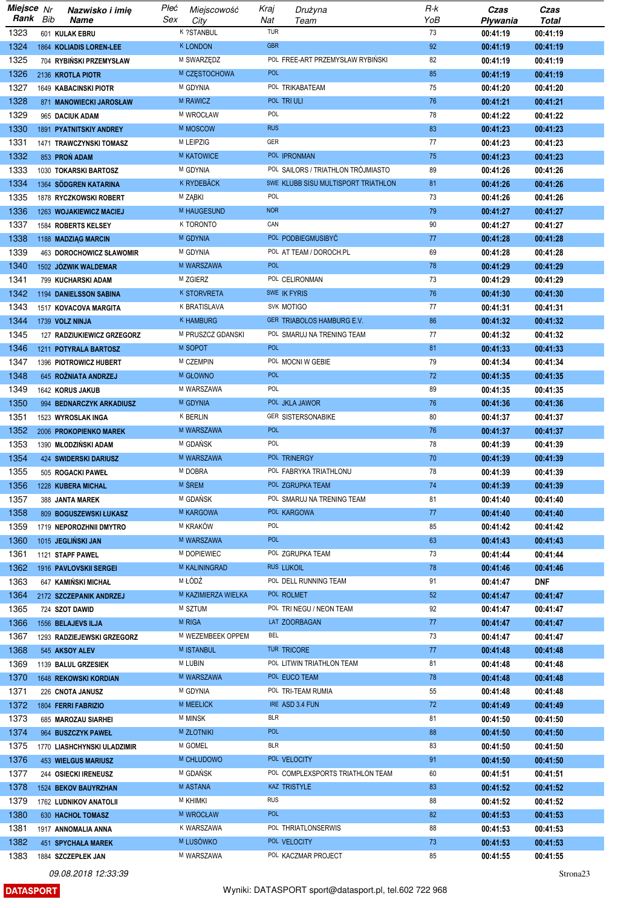| Miejsce Rank | Nr Bib | Nazwisko i imię Name | Płeć Sex | Miejscowość City | Kraj Nat | Drużyna Team | R-k YoB | Czas Pływania | Czas Total |
|---|---|---|---|---|---|---|---|---|---|
| 1323 | 601 | KULAK EBRU | K | ?STANBUL | TUR | | 73 | 00:41:19 | 00:41:19 |
| 1324 | 1864 | KOLIADIS LOREN-LEE | K | LONDON | GBR | | 92 | 00:41:19 | 00:41:19 |
| 1325 | 704 | RYBIŃSKI PRZEMYSŁAW | M | SWARZĘDZ | POL | FREE-ART PRZEMYSŁAW RYBIŃSKI | 82 | 00:41:19 | 00:41:19 |
| 1326 | 2136 | KROTLA PIOTR | M | CZĘSTOCHOWA | POL | | 85 | 00:41:19 | 00:41:19 |
| 1327 | 1649 | KABACINSKI PIOTR | M | GDYNIA | POL | TRIKABATEAM | 75 | 00:41:20 | 00:41:20 |
| 1328 | 871 | MANOWIECKI JAROSŁAW | M | RAWICZ | POL | TRI ULI | 76 | 00:41:21 | 00:41:21 |
| 1329 | 965 | DACIUK ADAM | M | WROCŁAW | POL | | 78 | 00:41:22 | 00:41:22 |
| 1330 | 1891 | PYATNITSKIY ANDREY | M | MOSCOW | RUS | | 83 | 00:41:23 | 00:41:23 |
| 1331 | 1471 | TRAWCZYNSKI TOMASZ | M | LEIPZIG | GER | | 77 | 00:41:23 | 00:41:23 |
| 1332 | 853 | PROŃ ADAM | M | KATOWICE | POL | IPRONMAN | 75 | 00:41:23 | 00:41:23 |
| 1333 | 1030 | TOKARSKI BARTOSZ | M | GDYNIA | POL | SAILORS / TRIATHLON TRÓJMIASTO | 89 | 00:41:26 | 00:41:26 |
| 1334 | 1364 | SÖDGREN KATARINA | K | RYDEBÄCK | SWE | KLUBB SISU MULTISPORT TRIATHLON | 81 | 00:41:26 | 00:41:26 |
| 1335 | 1878 | RYCZKOWSKI ROBERT | M | ZĄBKI | POL | | 73 | 00:41:26 | 00:41:26 |
| 1336 | 1263 | WOJAKIEWICZ MACIEJ | M | HAUGESUND | NOR | | 79 | 00:41:27 | 00:41:27 |
| 1337 | 1584 | ROBERTS KELSEY | K | TORONTO | CAN | | 90 | 00:41:27 | 00:41:27 |
| 1338 | 1188 | MADZIĄG MARCIN | M | GDYNIA | POL | PODBIEGMUSIBYĆ | 77 | 00:41:28 | 00:41:28 |
| 1339 | 463 | DOROCHOWICZ SŁAWOMIR | M | GDYNIA | POL | AT TEAM / DOROCH.PL | 69 | 00:41:28 | 00:41:28 |
| 1340 | 1502 | JÓZWIK WALDEMAR | M | WARSZAWA | POL | | 78 | 00:41:29 | 00:41:29 |
| 1341 | 799 | KUCHARSKI ADAM | M | ZGIERZ | POL | CELIRONMAN | 73 | 00:41:29 | 00:41:29 |
| 1342 | 1194 | DANIELSSON SABINA | K | STORVRETA | SWE | IK FYRIS | 76 | 00:41:30 | 00:41:30 |
| 1343 | 1517 | KOVACOVA MARGITA | K | BRATISLAVA | SVK | MOTIGO | 77 | 00:41:31 | 00:41:31 |
| 1344 | 1739 | VOLZ NINJA | K | HAMBURG | GER | TRIABOLOS HAMBURG E.V. | 86 | 00:41:32 | 00:41:32 |
| 1345 | 127 | RADZIUKIEWICZ GRZEGORZ | M | PRUSZCZ GDANSKI | POL | SMARUJ NA TRENING TEAM | 77 | 00:41:32 | 00:41:32 |
| 1346 | 1211 | POTYRALA BARTOSZ | M | SOPOT | POL | | 81 | 00:41:33 | 00:41:33 |
| 1347 | 1396 | PIOTROWICZ HUBERT | M | CZEMPIN | POL | MOCNI W GEBIE | 79 | 00:41:34 | 00:41:34 |
| 1348 | 645 | ROŻNIATA ANDRZEJ | M | GŁOWNO | POL | | 72 | 00:41:35 | 00:41:35 |
| 1349 | 1642 | KORUS JAKUB | M | WARSZAWA | POL | | 89 | 00:41:35 | 00:41:35 |
| 1350 | 994 | BEDNARCZYK ARKADIUSZ | M | GDYNIA | POL | JKLA JAWOR | 76 | 00:41:36 | 00:41:36 |
| 1351 | 1523 | WYROSLAK INGA | K | BERLIN | GER | SISTERSONABIKE | 80 | 00:41:37 | 00:41:37 |
| 1352 | 2006 | PROKOPIENKO MAREK | M | WARSZAWA | POL | | 76 | 00:41:37 | 00:41:37 |
| 1353 | 1390 | MŁODZIŃSKI ADAM | M | GDAŃSK | POL | | 78 | 00:41:39 | 00:41:39 |
| 1354 | 424 | SWIDERSKI DARIUSZ | M | WARSZAWA | POL | TRINERGY | 70 | 00:41:39 | 00:41:39 |
| 1355 | 505 | ROGACKI PAWEŁ | M | DOBRA | POL | FABRYKA TRIATHLONU | 78 | 00:41:39 | 00:41:39 |
| 1356 | 1228 | KUBERA MICHAL | M | ŚREM | POL | ZGRUPKA TEAM | 74 | 00:41:39 | 00:41:39 |
| 1357 | 388 | JANTA MAREK | M | GDAŃSK | POL | SMARUJ NA TRENING TEAM | 81 | 00:41:40 | 00:41:40 |
| 1358 | 809 | BOGUSZEWSKI ŁUKASZ | M | KARGOWA | POL | KARGOWA | 77 | 00:41:40 | 00:41:40 |
| 1359 | 1719 | NEPOROZHNII DMYTRO | M | KRAKÓW | POL | | 85 | 00:41:42 | 00:41:42 |
| 1360 | 1015 | JEGLIŃSKI JAN | M | WARSZAWA | POL | | 63 | 00:41:43 | 00:41:43 |
| 1361 | 1121 | STAPF PAWEL | M | DOPIEWIEC | POL | ZGRUPKA TEAM | 73 | 00:41:44 | 00:41:44 |
| 1362 | 1916 | PAVLOVSKII SERGEI | M | KALININGRAD | RUS | LUKOIL | 78 | 00:41:46 | 00:41:46 |
| 1363 | 647 | KAMIŃSKI MICHAŁ | M | ŁÓDŹ | POL | DELL RUNNING TEAM | 91 | 00:41:47 | DNF |
| 1364 | 2172 | SZCZEPANIK ANDRZEJ | M | KAZIMIERZA WIELKA | POL | ROLMET | 52 | 00:41:47 | 00:41:47 |
| 1365 | 724 | SZOT DAWID | M | SZTUM | POL | TRI NEGU / NEON TEAM | 92 | 00:41:47 | 00:41:47 |
| 1366 | 1556 | BELAJEVS ILJA | M | RIGA | LAT | ZOORBAGAN | 77 | 00:41:47 | 00:41:47 |
| 1367 | 1293 | RADZIEJEWSKI GRZEGORZ | M | WEZEMBEEK OPPEM | BEL | | 73 | 00:41:47 | 00:41:47 |
| 1368 | 545 | AKSOY ALEV | M | ISTANBUL | TUR | TRICORE | 77 | 00:41:48 | 00:41:48 |
| 1369 | 1139 | BALUL GRZESIEK | M | LUBIN | POL | LITWIN TRIATHLON TEAM | 81 | 00:41:48 | 00:41:48 |
| 1370 | 1648 | REKOWSKI KORDIAN | M | WARSZAWA | POL | EUCO TEAM | 78 | 00:41:48 | 00:41:48 |
| 1371 | 226 | CNOTA JANUSZ | M | GDYNIA | POL | TRI-TEAM RUMIA | 55 | 00:41:48 | 00:41:48 |
| 1372 | 1804 | FERRI FABRIZIO | M | MEELICK | IRE | ASD 3.4 FUN | 72 | 00:41:49 | 00:41:49 |
| 1373 | 685 | MAROZAU SIARHEI | M | MINSK | BLR | | 81 | 00:41:50 | 00:41:50 |
| 1374 | 964 | BUSZCZYK PAWEŁ | M | ZŁOTNIKI | POL | | 88 | 00:41:50 | 00:41:50 |
| 1375 | 1770 | LIASHCHYNSKI ULADZIMIR | M | GOMEL | BLR | | 83 | 00:41:50 | 00:41:50 |
| 1376 | 453 | WIELGUS MARIUSZ | M | CHLUDOWO | POL | VELOCITY | 91 | 00:41:50 | 00:41:50 |
| 1377 | 244 | OSIECKI IRENEUSZ | M | GDAŃSK | POL | COMPLEXSPORTS TRIATHLON TEAM | 60 | 00:41:51 | 00:41:51 |
| 1378 | 1524 | BEKOV BAUYRZHAN | M | ASTANA | KAZ | TRISTYLE | 83 | 00:41:52 | 00:41:52 |
| 1379 | 1762 | LUDNIKOV ANATOLII | M | KHIMKI | RUS | | 88 | 00:41:52 | 00:41:52 |
| 1380 | 630 | HACHOŁ TOMASZ | M | WROCŁAW | POL | | 82 | 00:41:53 | 00:41:53 |
| 1381 | 1917 | ANNOMALIA ANNA | K | WARSZAWA | POL | THRIATLONSERWIS | 88 | 00:41:53 | 00:41:53 |
| 1382 | 451 | SPYCHAŁA MAREK | M | LUSÓWKO | POL | VELOCITY | 73 | 00:41:53 | 00:41:53 |
| 1383 | 1884 | SZCZEPŁEK JAN | M | WARSZAWA | POL | KACZMAR PROJECT | 85 | 00:41:55 | 00:41:55 |

09.08.2018 12:33:39

DATASPORT

Wyniki: DATASPORT sport@datasport.pl, tel.602 722 968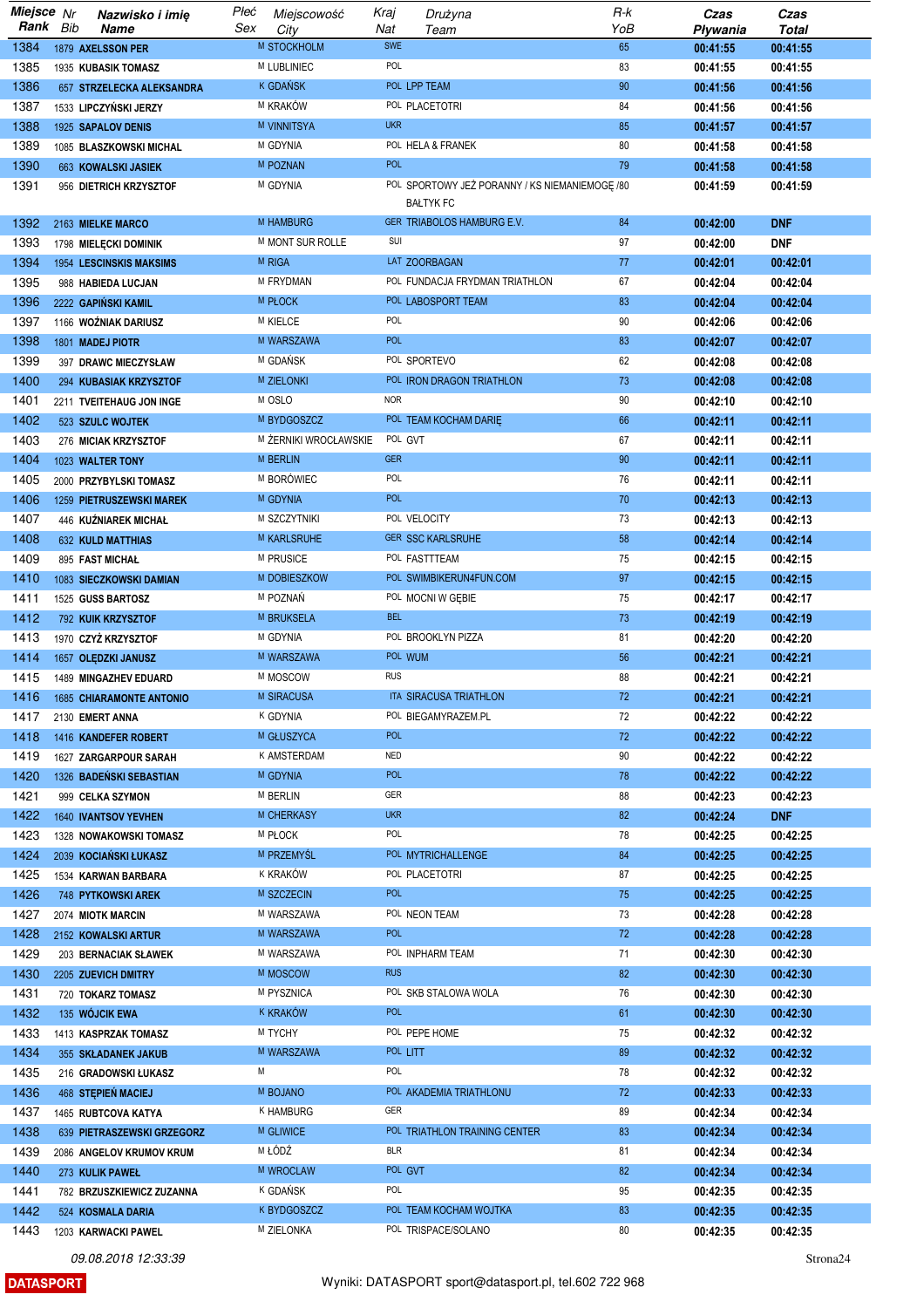| Miejsce Rank | Nr Bib | Nazwisko i imię Name | Płeć Sex | Miejscowość City | Kraj Nat | Drużyna Team | R-k YoB | Czas Pływania | Czas Total |
|---|---|---|---|---|---|---|---|---|---|
| 1384 | 1879 | AXELSSON PER | M | STOCKHOLM | SWE | | 65 | 00:41:55 | 00:41:55 |
| 1385 | 1935 | KUBASIK TOMASZ | M | LUBLINIEC | POL | | 83 | 00:41:55 | 00:41:55 |
| 1386 | 657 | STRZELECKA ALEKSANDRA | K | GDAŃSK | POL | LPP TEAM | 90 | 00:41:56 | 00:41:56 |
| 1387 | 1533 | LIPCZYŃSKI JERZY | M | KRAKÓW | POL | PLACETOTRI | 84 | 00:41:56 | 00:41:56 |
| 1388 | 1925 | SAPALOV DENIS | M | VINNITSYA | UKR | | 85 | 00:41:57 | 00:41:57 |
| 1389 | 1085 | BLASZKOWSKI MICHAL | M | GDYNIA | POL | HELA & FRANEK | 80 | 00:41:58 | 00:41:58 |
| 1390 | 663 | KOWALSKI JASIEK | M | POZNAN | POL | | 79 | 00:41:58 | 00:41:58 |
| 1391 | 956 | DIETRICH KRZYSZTOF | M | GDYNIA | POL | SPORTOWY JEŻ PORANNY / KS NIEMANIEMOGĘ / BAŁTYK FC | 80 | 00:41:59 | 00:41:59 |
| 1392 | 2163 | MIELKE MARCO | M | HAMBURG | GER | TRIABOLOS HAMBURG E.V. | 84 | 00:42:00 | DNF |
| 1393 | 1798 | MIELĘCKI DOMINIK | M | MONT SUR ROLLE | SUI | | 97 | 00:42:00 | DNF |
| 1394 | 1954 | LESCINSKIS MAKSIMS | M | RIGA | LAT | ZOORBAGAN | 77 | 00:42:01 | 00:42:01 |
| 1395 | 988 | HABIEDA LUCJAN | M | FRYDMAN | POL | FUNDACJA FRYDMAN TRIATHLON | 67 | 00:42:04 | 00:42:04 |
| 1396 | 2222 | GAPIŃSKI KAMIL | M | PŁOCK | POL | LABOSPORT TEAM | 83 | 00:42:04 | 00:42:04 |
| 1397 | 1166 | WOŹNIAK DARIUSZ | M | KIELCE | POL | | 90 | 00:42:06 | 00:42:06 |
| 1398 | 1801 | MADEJ PIOTR | M | WARSZAWA | POL | | 83 | 00:42:07 | 00:42:07 |
| 1399 | 397 | DRAWC MIECZYSŁAW | M | GDAŃSK | POL | SPORTEVO | 62 | 00:42:08 | 00:42:08 |
| 1400 | 294 | KUBASIAK KRZYSZTOF | M | ZIELONKI | POL | IRON DRAGON TRIATHLON | 73 | 00:42:08 | 00:42:08 |
| 1401 | 2211 | TVEITEHAUG JON INGE | M | OSLO | NOR | | 90 | 00:42:10 | 00:42:10 |
| 1402 | 523 | SZULC WOJTEK | M | BYDGOSZCZ | POL | TEAM KOCHAM DARIĘ | 66 | 00:42:11 | 00:42:11 |
| 1403 | 276 | MICIAK KRZYSZTOF | M | ŻERNIKI WROCŁAWSKIE | POL | GVT | 67 | 00:42:11 | 00:42:11 |
| 1404 | 1023 | WALTER TONY | M | BERLIN | GER | | 90 | 00:42:11 | 00:42:11 |
| 1405 | 2000 | PRZYBYLSKI TOMASZ | M | BORÓWIEC | POL | | 76 | 00:42:11 | 00:42:11 |
| 1406 | 1259 | PIETRUSZEWSKI MAREK | M | GDYNIA | POL | | 70 | 00:42:13 | 00:42:13 |
| 1407 | 446 | KUŹNIAREK MICHAŁ | M | SZCZYTNIKI | POL | VELOCITY | 73 | 00:42:13 | 00:42:13 |
| 1408 | 632 | KULD MATTHIAS | M | KARLSRUHE | GER | SSC KARLSRUHE | 58 | 00:42:14 | 00:42:14 |
| 1409 | 895 | FAST MICHAŁ | M | PRUSICE | POL | FASTTTEAM | 75 | 00:42:15 | 00:42:15 |
| 1410 | 1083 | SIECZKOWSKI DAMIAN | M | DOBIESZKOW | POL | SWIMBIKERUN4FUN.COM | 97 | 00:42:15 | 00:42:15 |
| 1411 | 1525 | GUSS BARTOSZ | M | POZNAŃ | POL | MOCNI W GĘBIE | 75 | 00:42:17 | 00:42:17 |
| 1412 | 792 | KUIK KRZYSZTOF | M | BRUKSELA | BEL | | 73 | 00:42:19 | 00:42:19 |
| 1413 | 1970 | CZYŻ KRZYSZTOF | M | GDYNIA | POL | BROOKLYN PIZZA | 81 | 00:42:20 | 00:42:20 |
| 1414 | 1657 | OLĘDZKI JANUSZ | M | WARSZAWA | POL | WUM | 56 | 00:42:21 | 00:42:21 |
| 1415 | 1489 | MINGAZHEV EDUARD | M | MOSCOW | RUS | | 88 | 00:42:21 | 00:42:21 |
| 1416 | 1685 | CHIARAMONTE ANTONIO | M | SIRACUSA | ITA | SIRACUSA TRIATHLON | 72 | 00:42:21 | 00:42:21 |
| 1417 | 2130 | EMERT ANNA | K | GDYNIA | POL | BIEGAMYRAZEM.PL | 72 | 00:42:22 | 00:42:22 |
| 1418 | 1416 | KANDEFER ROBERT | M | GŁUSZYCA | POL | | 72 | 00:42:22 | 00:42:22 |
| 1419 | 1627 | ZARGARPOUR SARAH | K | AMSTERDAM | NED | | 90 | 00:42:22 | 00:42:22 |
| 1420 | 1326 | BADEŃSKI SEBASTIAN | M | GDYNIA | POL | | 78 | 00:42:22 | 00:42:22 |
| 1421 | 999 | CELKA SZYMON | M | BERLIN | GER | | 88 | 00:42:23 | 00:42:23 |
| 1422 | 1640 | IVANTSOV YEVHEN | M | CHERKASY | UKR | | 82 | 00:42:24 | DNF |
| 1423 | 1328 | NOWAKOWSKI TOMASZ | M | PŁOCK | POL | | 78 | 00:42:25 | 00:42:25 |
| 1424 | 2039 | KOCIAŃSKI ŁUKASZ | M | PRZEMYŚL | POL | MYTRICHALLENGE | 84 | 00:42:25 | 00:42:25 |
| 1425 | 1534 | KARWAN BARBARA | K | KRAKÓW | POL | PLACETOTRI | 87 | 00:42:25 | 00:42:25 |
| 1426 | 748 | PYTKOWSKI AREK | M | SZCZECIN | POL | | 75 | 00:42:25 | 00:42:25 |
| 1427 | 2074 | MIOTK MARCIN | M | WARSZAWA | POL | NEON TEAM | 73 | 00:42:28 | 00:42:28 |
| 1428 | 2152 | KOWALSKI ARTUR | M | WARSZAWA | POL | | 72 | 00:42:28 | 00:42:28 |
| 1429 | 203 | BERNACIAK SŁAWEK | M | WARSZAWA | POL | INPHARM TEAM | 71 | 00:42:30 | 00:42:30 |
| 1430 | 2205 | ZUEVICH DMITRY | M | MOSCOW | RUS | | 82 | 00:42:30 | 00:42:30 |
| 1431 | 720 | TOKARZ TOMASZ | M | PYSZNICA | POL | SKB STALOWA WOLA | 76 | 00:42:30 | 00:42:30 |
| 1432 | 135 | WÓJCIK EWA | K | KRAKÓW | POL | | 61 | 00:42:30 | 00:42:30 |
| 1433 | 1413 | KASPRZAK TOMASZ | M | TYCHY | POL | PEPE HOME | 75 | 00:42:32 | 00:42:32 |
| 1434 | 355 | SKŁADANEK JAKUB | M | WARSZAWA | POL | LITT | 89 | 00:42:32 | 00:42:32 |
| 1435 | 216 | GRADOWSKI ŁUKASZ | M | | POL | | 78 | 00:42:32 | 00:42:32 |
| 1436 | 468 | STĘPIEŃ MACIEJ | M | BOJANO | POL | AKADEMIA TRIATHLONU | 72 | 00:42:33 | 00:42:33 |
| 1437 | 1465 | RUBTCOVA KATYA | K | HAMBURG | GER | | 89 | 00:42:34 | 00:42:34 |
| 1438 | 639 | PIETRASZEWSKI GRZEGORZ | M | GLIWICE | POL | TRIATHLON TRAINING CENTER | 83 | 00:42:34 | 00:42:34 |
| 1439 | 2086 | ANGELOV KRUMOV KRUM | M | ŁÓDŹ | BLR | | 81 | 00:42:34 | 00:42:34 |
| 1440 | 273 | KULIK PAWEŁ | M | WROCLAW | POL | GVT | 82 | 00:42:34 | 00:42:34 |
| 1441 | 782 | BRZUSZKIEWICZ ZUZANNA | K | GDAŃSK | POL | | 95 | 00:42:35 | 00:42:35 |
| 1442 | 524 | KOSMALA DARIA | K | BYDGOSZCZ | POL | TEAM KOCHAM WOJTKA | 83 | 00:42:35 | 00:42:35 |
| 1443 | 1203 | KARWACKI PAWEL | M | ZIELONKA | POL | TRISPACE/SOLANO | 80 | 00:42:35 | 00:42:35 |

09.08.2018 12:33:39

DATASPORT — Wyniki: DATASPORT sport@datasport.pl, tel.602 722 968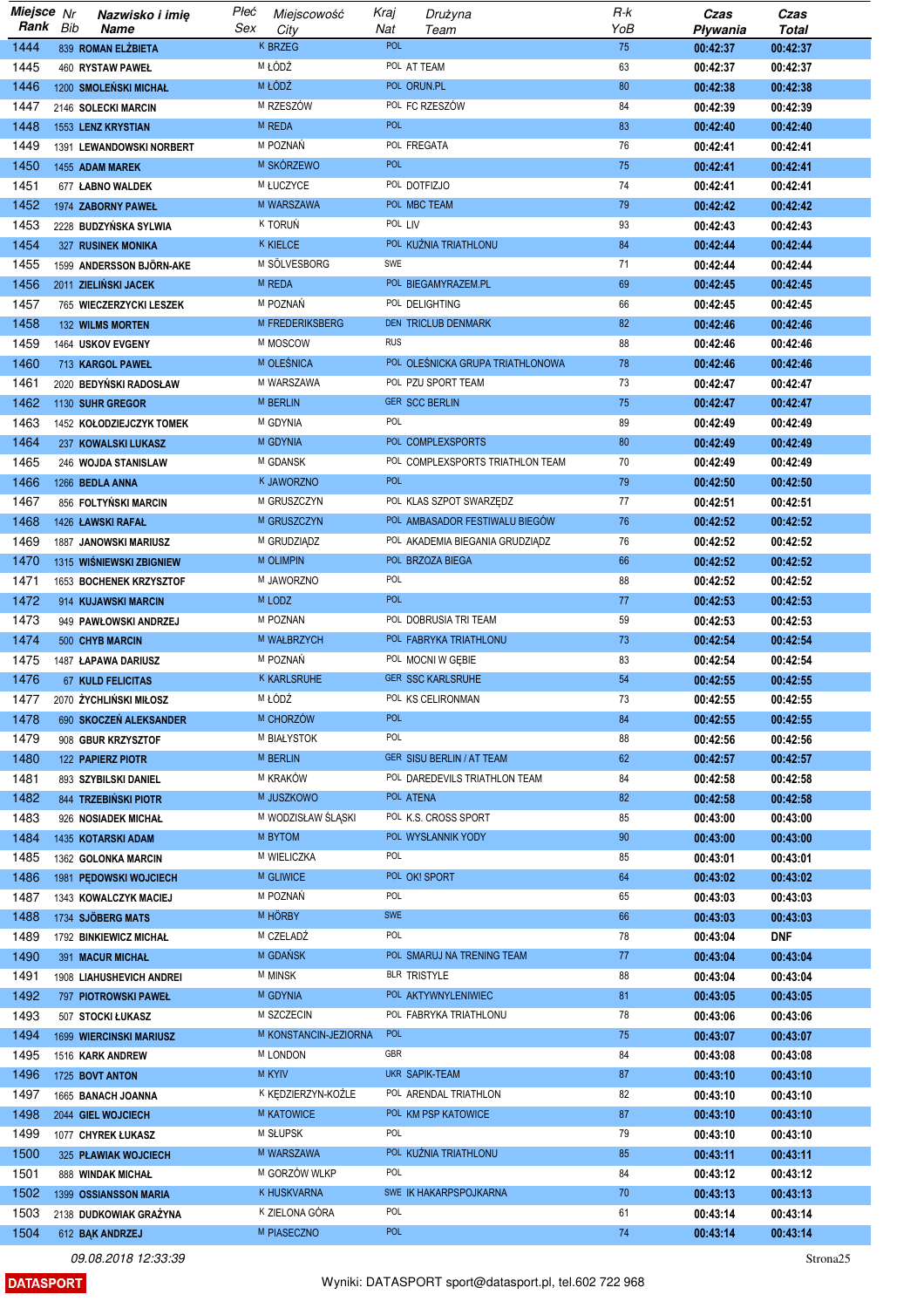| Miejsce Rank | Nr Bib | Nazwisko i imię Name | Płeć Sex | Miejscowość City | Kraj Nat | Drużyna Team | R-k YoB | Czas Pływania | Czas Total |
|---|---|---|---|---|---|---|---|---|---|
| 1444 | 839 | ROMAN ELŻBIETA | K | BRZEG | POL | | 75 | 00:42:37 | 00:42:37 |
| 1445 | 460 | RYSTAW PAWEŁ | M | ŁÓDŹ | POL | AT TEAM | 63 | 00:42:37 | 00:42:37 |
| 1446 | 1200 | SMOLEŃSKI MICHAŁ | M | ŁÓDŹ | POL | ORUN.PL | 80 | 00:42:38 | 00:42:38 |
| 1447 | 2146 | SOLECKI MARCIN | M | RZESZÓW | POL | FC RZESZÓW | 84 | 00:42:39 | 00:42:39 |
| 1448 | 1553 | LENZ KRYSTIAN | M | REDA | POL | | 83 | 00:42:40 | 00:42:40 |
| 1449 | 1391 | LEWANDOWSKI NORBERT | M | POZNAŃ | POL | FREGATA | 76 | 00:42:41 | 00:42:41 |
| 1450 | 1455 | ADAM MAREK | M | SKÓRZEWO | POL | | 75 | 00:42:41 | 00:42:41 |
| 1451 | 677 | ŁABNO WALDEK | M | ŁUCZYCE | POL | DOTFIZJO | 74 | 00:42:41 | 00:42:41 |
| 1452 | 1974 | ZABORNY PAWEŁ | M | WARSZAWA | POL | MBC TEAM | 79 | 00:42:42 | 00:42:42 |
| 1453 | 2228 | BUDZYŃSKA SYLWIA | K | TORUŃ | POL | LIV | 93 | 00:42:43 | 00:42:43 |
| 1454 | 327 | RUSINEK MONIKA | K | KIELCE | POL | KUŹNIA TRIATHLONU | 84 | 00:42:44 | 00:42:44 |
| 1455 | 1599 | ANDERSSON BJÖRN-AKE | M | SÖLVESBORG | SWE | | 71 | 00:42:44 | 00:42:44 |
| 1456 | 2011 | ZIELIŃSKI JACEK | M | REDA | POL | BIEGAMYRAZEM.PL | 69 | 00:42:45 | 00:42:45 |
| 1457 | 765 | WIECZERZYCKI LESZEK | M | POZNAŃ | POL | DELIGHTING | 66 | 00:42:45 | 00:42:45 |
| 1458 | 132 | WILMS MORTEN | M | FREDERIKSBERG | DEN | TRICLUB DENMARK | 82 | 00:42:46 | 00:42:46 |
| 1459 | 1464 | USKOV EVGENY | M | MOSCOW | RUS | | 88 | 00:42:46 | 00:42:46 |
| 1460 | 713 | KARGOL PAWEŁ | M | OLEŚNICA | POL | OLEŚNICKA GRUPA TRIATHLONOWA | 78 | 00:42:46 | 00:42:46 |
| 1461 | 2020 | BEDYŃSKI RADOSŁAW | M | WARSZAWA | POL | PZU SPORT TEAM | 73 | 00:42:47 | 00:42:47 |
| 1462 | 1130 | SUHR GREGOR | M | BERLIN | GER | SCC BERLIN | 75 | 00:42:47 | 00:42:47 |
| 1463 | 1452 | KOŁODZIEJCZYK TOMEK | M | GDYNIA | POL | | 89 | 00:42:49 | 00:42:49 |
| 1464 | 237 | KOWALSKI LUKASZ | M | GDYNIA | POL | COMPLEXSPORTS | 80 | 00:42:49 | 00:42:49 |
| 1465 | 246 | WOJDA STANISLAW | M | GDANSK | POL | COMPLEXSPORTS TRIATHLON TEAM | 70 | 00:42:49 | 00:42:49 |
| 1466 | 1266 | BEDLA ANNA | K | JAWORZNO | POL | | 79 | 00:42:50 | 00:42:50 |
| 1467 | 856 | FOLTYŃSKI MARCIN | M | GRUSZCZYN | POL | KLAS SZPOT SWARZĘDZ | 77 | 00:42:51 | 00:42:51 |
| 1468 | 1426 | ŁAWSKI RAFAŁ | M | GRUSZCZYN | POL | AMBASADOR FESTIWALU BIEGÓW | 76 | 00:42:52 | 00:42:52 |
| 1469 | 1887 | JANOWSKI MARIUSZ | M | GRUDZIĄDZ | POL | AKADEMIA BIEGANIA GRUDZIĄDZ | 76 | 00:42:52 | 00:42:52 |
| 1470 | 1315 | WIŚNIEWSKI ZBIGNIEW | M | OLIMPIN | POL | BRZOZA BIEGA | 66 | 00:42:52 | 00:42:52 |
| 1471 | 1653 | BOCHENEK KRZYSZTOF | M | JAWORZNO | POL | | 88 | 00:42:52 | 00:42:52 |
| 1472 | 914 | KUJAWSKI MARCIN | M | LODZ | POL | | 77 | 00:42:53 | 00:42:53 |
| 1473 | 949 | PAWŁOWSKI ANDRZEJ | M | POZNAN | POL | DOBRUSIA TRI TEAM | 59 | 00:42:53 | 00:42:53 |
| 1474 | 500 | CHYB MARCIN | M | WAŁBRZYCH | POL | FABRYKA TRIATHLONU | 73 | 00:42:54 | 00:42:54 |
| 1475 | 1487 | ŁAPAWA DARIUSZ | M | POZNAŃ | POL | MOCNI W GĘBIE | 83 | 00:42:54 | 00:42:54 |
| 1476 | 67 | KULD FELICITAS | K | KARLSRUHE | GER | SSC KARLSRUHE | 54 | 00:42:55 | 00:42:55 |
| 1477 | 2070 | ŻYCHLIŃSKI MIŁOSZ | M | ŁÓDŹ | POL | KS CELIRONMAN | 73 | 00:42:55 | 00:42:55 |
| 1478 | 690 | SKOCZEŃ ALEKSANDER | M | CHORZÓW | POL | | 84 | 00:42:55 | 00:42:55 |
| 1479 | 908 | GBUR KRZYSZTOF | M | BIAŁYSTOK | POL | | 88 | 00:42:56 | 00:42:56 |
| 1480 | 122 | PAPIERZ PIOTR | M | BERLIN | GER | SISU BERLIN / AT TEAM | 62 | 00:42:57 | 00:42:57 |
| 1481 | 893 | SZYBILSKI DANIEL | M | KRAKÓW | POL | DAREDEVILS TRIATHLON TEAM | 84 | 00:42:58 | 00:42:58 |
| 1482 | 844 | TRZEBIŃSKI PIOTR | M | JUSZKOWO | POL | ATENA | 82 | 00:42:58 | 00:42:58 |
| 1483 | 926 | NOSIADEK MICHAŁ | M | WODZISŁAW ŚLĄSKI | POL | K.S. CROSS SPORT | 85 | 00:43:00 | 00:43:00 |
| 1484 | 1435 | KOTARSKI ADAM | M | BYTOM | POL | WYSŁANNIK YODY | 90 | 00:43:00 | 00:43:00 |
| 1485 | 1362 | GOLONKA MARCIN | M | WIELICZKA | POL | | 85 | 00:43:01 | 00:43:01 |
| 1486 | 1981 | PĘDOWSKI WOJCIECH | M | GLIWICE | POL | OK! SPORT | 64 | 00:43:02 | 00:43:02 |
| 1487 | 1343 | KOWALCZYK MACIEJ | M | POZNAŃ | POL | | 65 | 00:43:03 | 00:43:03 |
| 1488 | 1734 | SJÖBERG MATS | M | HÖRBY | SWE | | 66 | 00:43:03 | 00:43:03 |
| 1489 | 1792 | BINKIEWICZ MICHAŁ | M | CZELADŹ | POL | | 78 | 00:43:04 | DNF |
| 1490 | 391 | MACUR MICHAL | M | GDAŃSK | POL | SMARUJ NA TRENING TEAM | 77 | 00:43:04 | 00:43:04 |
| 1491 | 1908 | LIAHUSHEVICH ANDREI | M | MINSK | BLR | TRISTYLE | 88 | 00:43:04 | 00:43:04 |
| 1492 | 797 | PIOTROWSKI PAWEŁ | M | GDYNIA | POL | AKTYWNYLENIWIEC | 81 | 00:43:05 | 00:43:05 |
| 1493 | 507 | STOCKI ŁUKASZ | M | SZCZECIN | POL | FABRYKA TRIATHLONU | 78 | 00:43:06 | 00:43:06 |
| 1494 | 1699 | WIERCINSKI MARIUSZ | M | KONSTANCIN-JEZIORNA | POL | | 75 | 00:43:07 | 00:43:07 |
| 1495 | 1516 | KARK ANDREW | M | LONDON | GBR | | 84 | 00:43:08 | 00:43:08 |
| 1496 | 1725 | BOVT ANTON | M | KYIV | UKR | SAPIK-TEAM | 87 | 00:43:10 | 00:43:10 |
| 1497 | 1665 | BANACH JOANNA | K | KĘDZIERZYN-KOŹLE | POL | ARENDAL TRIATHLON | 82 | 00:43:10 | 00:43:10 |
| 1498 | 2044 | GIEL WOJCIECH | M | KATOWICE | POL | KM PSP KATOWICE | 87 | 00:43:10 | 00:43:10 |
| 1499 | 1077 | CHYREK ŁUKASZ | M | SŁUPSK | POL | | 79 | 00:43:10 | 00:43:10 |
| 1500 | 325 | PŁAWIAK WOJCIECH | M | WARSZAWA | POL | KUŹNIA TRIATHLONU | 85 | 00:43:11 | 00:43:11 |
| 1501 | 888 | WINDAK MICHAŁ | M | GORZÓW WLKP | POL | | 84 | 00:43:12 | 00:43:12 |
| 1502 | 1399 | OSSIANSSON MARIA | K | HUSKVARNA | SWE | IK HAKARPSPOJKARNA | 70 | 00:43:13 | 00:43:13 |
| 1503 | 2138 | DUDKOWIAK GRAŻYNA | K | ZIELONA GÓRA | POL | | 61 | 00:43:14 | 00:43:14 |
| 1504 | 612 | BĄK ANDRZEJ | M | PIASECZNO | POL | | 74 | 00:43:14 | 00:43:14 |

09.08.2018 12:33:39

DATASPORT

Wyniki: DATASPORT sport@datasport.pl, tel.602 722 968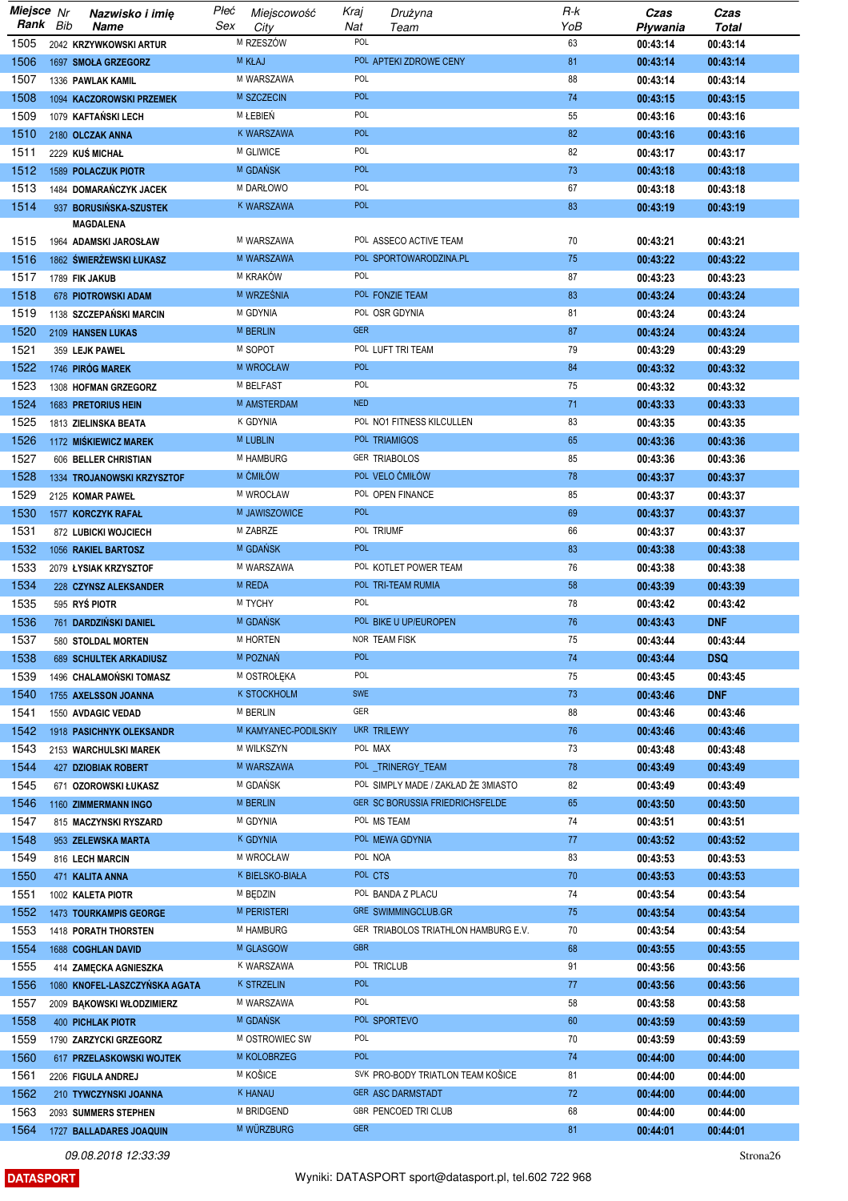| Miejsce Rank | Nr Bib | Nazwisko i imię Name | Płeć Sex | Miejscowość City | Kraj Nat | Drużyna Team | R-k YoB | Czas Pływania | Czas Total |
|---|---|---|---|---|---|---|---|---|---|
| 1505 | 2042 | KRZYWKOWSKI ARTUR | M | RZESZÓW | POL | | 63 | 00:43:14 | 00:43:14 |
| 1506 | 1697 | SMOŁA GRZEGORZ | M | KŁAJ | POL | APTEKI ZDROWE CENY | 81 | 00:43:14 | 00:43:14 |
| 1507 | 1336 | PAWLAK KAMIL | M | WARSZAWA | POL | | 88 | 00:43:14 | 00:43:14 |
| 1508 | 1094 | KACZOROWSKI PRZEMEK | M | SZCZECIN | POL | | 74 | 00:43:15 | 00:43:15 |
| 1509 | 1079 | KAFTAŃSKI LECH | M | ŁEBIEŃ | POL | | 55 | 00:43:16 | 00:43:16 |
| 1510 | 2180 | OLCZAK ANNA | K | WARSZAWA | POL | | 82 | 00:43:16 | 00:43:16 |
| 1511 | 2229 | KUŚ MICHAŁ | M | GLIWICE | POL | | 82 | 00:43:17 | 00:43:17 |
| 1512 | 1589 | POLACZUK PIOTR | M | GDAŃSK | POL | | 73 | 00:43:18 | 00:43:18 |
| 1513 | 1484 | DOMARAŃCZYK JACEK | M | DARŁOWO | POL | | 67 | 00:43:18 | 00:43:18 |
| 1514 | 937 | BORUSIŃSKA-SZUSTEK MAGDALENA | K | WARSZAWA | POL | | 83 | 00:43:19 | 00:43:19 |
| 1515 | 1964 | ADAMSKI JAROSŁAW | M | WARSZAWA | POL | ASSECO ACTIVE TEAM | 70 | 00:43:21 | 00:43:21 |
| 1516 | 1862 | ŚWIERŻEWSKI ŁUKASZ | M | WARSZAWA | POL | SPORTOWARODZINA.PL | 75 | 00:43:22 | 00:43:22 |
| 1517 | 1789 | FIK JAKUB | M | KRAKÓW | POL | | 87 | 00:43:23 | 00:43:23 |
| 1518 | 678 | PIOTROWSKI ADAM | M | WRZEŚNIA | POL | FONZIE TEAM | 83 | 00:43:24 | 00:43:24 |
| 1519 | 1138 | SZCZEPAŃSKI MARCIN | M | GDYNIA | POL | OSR GDYNIA | 81 | 00:43:24 | 00:43:24 |
| 1520 | 2109 | HANSEN LUKAS | M | BERLIN | GER | | 87 | 00:43:24 | 00:43:24 |
| 1521 | 359 | LEJK PAWEL | M | SOPOT | POL | LUFT TRI TEAM | 79 | 00:43:29 | 00:43:29 |
| 1522 | 1746 | PIRÓG MAREK | M | WROCŁAW | POL | | 84 | 00:43:32 | 00:43:32 |
| 1523 | 1308 | HOFMAN GRZEGORZ | M | BELFAST | POL | | 75 | 00:43:32 | 00:43:32 |
| 1524 | 1683 | PRETORIUS HEIN | M | AMSTERDAM | NED | | 71 | 00:43:33 | 00:43:33 |
| 1525 | 1813 | ZIELINSKA BEATA | K | GDYNIA | POL | NO1 FITNESS KILCULLEN | 83 | 00:43:35 | 00:43:35 |
| 1526 | 1172 | MIŚKIEWICZ MAREK | M | LUBLIN | POL | TRIAMIGOS | 65 | 00:43:36 | 00:43:36 |
| 1527 | 606 | BELLER CHRISTIAN | M | HAMBURG | GER | TRIABOLOS | 85 | 00:43:36 | 00:43:36 |
| 1528 | 1334 | TROJANOWSKI KRZYSZTOF | M | ĆMIŁÓW | POL | VELO ĆMIŁÓW | 78 | 00:43:37 | 00:43:37 |
| 1529 | 2125 | KOMAR PAWEŁ | M | WROCŁAW | POL | OPEN FINANCE | 85 | 00:43:37 | 00:43:37 |
| 1530 | 1577 | KORCZYK RAFAŁ | M | JAWISZOWICE | POL | | 69 | 00:43:37 | 00:43:37 |
| 1531 | 872 | LUBICKI WOJCIECH | M | ZABRZE | POL | TRIUMF | 66 | 00:43:37 | 00:43:37 |
| 1532 | 1056 | RAKIEL BARTOSZ | M | GDAŃSK | POL | | 83 | 00:43:38 | 00:43:38 |
| 1533 | 2079 | ŁYSIAK KRZYSZTOF | M | WARSZAWA | POL | KOTLET POWER TEAM | 76 | 00:43:38 | 00:43:38 |
| 1534 | 228 | CZYNSZ ALEKSANDER | M | REDA | POL | TRI-TEAM RUMIA | 58 | 00:43:39 | 00:43:39 |
| 1535 | 595 | RYŚ PIOTR | M | TYCHY | POL | | 78 | 00:43:42 | 00:43:42 |
| 1536 | 761 | DARDZIŃSKI DANIEL | M | GDAŃSK | POL | BIKE U UP/EUROPEN | 76 | 00:43:43 | DNF |
| 1537 | 580 | STOLDAL MORTEN | M | HORTEN | NOR | TEAM FISK | 75 | 00:43:44 | 00:43:44 |
| 1538 | 689 | SCHULTEK ARKADIUSZ | M | POZNAŃ | POL | | 74 | 00:43:44 | DSQ |
| 1539 | 1496 | CHALAMOŃSKI TOMASZ | M | OSTROŁĘKA | POL | | 75 | 00:43:45 | 00:43:45 |
| 1540 | 1755 | AXELSSON JOANNA | K | STOCKHOLM | SWE | | 73 | 00:43:46 | DNF |
| 1541 | 1550 | AVDAGIC VEDAD | M | BERLIN | GER | | 88 | 00:43:46 | 00:43:46 |
| 1542 | 1918 | PASICHNYK OLEKSANDR | M | KAMYANEC-PODILSKIY | UKR | TRILEWY | 76 | 00:43:46 | 00:43:46 |
| 1543 | 2153 | WARCHULSKI MAREK | M | WILKSZYN | POL | MAX | 73 | 00:43:48 | 00:43:48 |
| 1544 | 427 | DZIOBIAK ROBERT | M | WARSZAWA | POL | _TRINERGY_TEAM | 78 | 00:43:49 | 00:43:49 |
| 1545 | 671 | OZOROWSKI ŁUKASZ | M | GDAŃSK | POL | SIMPLY MADE / ZAKŁAD ŻE 3MIASTO | 82 | 00:43:49 | 00:43:49 |
| 1546 | 1160 | ZIMMERMANN INGO | M | BERLIN | GER | SC BORUSSIA FRIEDRICHSFELDE | 65 | 00:43:50 | 00:43:50 |
| 1547 | 815 | MACZYNSKI RYSZARD | M | GDYNIA | POL | MS TEAM | 74 | 00:43:51 | 00:43:51 |
| 1548 | 953 | ZELEWSKA MARTA | K | GDYNIA | POL | MEWA GDYNIA | 77 | 00:43:52 | 00:43:52 |
| 1549 | 816 | LECH MARCIN | M | WROCŁAW | POL | NOA | 83 | 00:43:53 | 00:43:53 |
| 1550 | 471 | KALITA ANNA | K | BIELSKO-BIAŁA | POL | CTS | 70 | 00:43:53 | 00:43:53 |
| 1551 | 1002 | KALETA PIOTR | M | BĘDZIN | POL | BANDA Z PLACU | 74 | 00:43:54 | 00:43:54 |
| 1552 | 1473 | TOURKAMPIS GEORGE | M | PERISTERI | GRE | SWIMMINGCLUB.GR | 75 | 00:43:54 | 00:43:54 |
| 1553 | 1418 | PORATH THORSTEN | M | HAMBURG | GER | TRIABOLOS TRIATHLON HAMBURG E.V. | 70 | 00:43:54 | 00:43:54 |
| 1554 | 1688 | COGHLAN DAVID | M | GLASGOW | GBR | | 68 | 00:43:55 | 00:43:55 |
| 1555 | 414 | ZAMĘCKA AGNIESZKA | K | WARSZAWA | POL | TRICLUB | 91 | 00:43:56 | 00:43:56 |
| 1556 | 1080 | KNOFEL-LASZCZYŃSKA AGATA | K | STRZELIN | POL | | 77 | 00:43:56 | 00:43:56 |
| 1557 | 2009 | BĄKOWSKI WŁODZIMIERZ | M | WARSZAWA | POL | | 58 | 00:43:58 | 00:43:58 |
| 1558 | 400 | PICHLAK PIOTR | M | GDAŃSK | POL | SPORTEVO | 60 | 00:43:59 | 00:43:59 |
| 1559 | 1790 | ZARZYCKI GRZEGORZ | M | OSTROWIEC SW | POL | | 70 | 00:43:59 | 00:43:59 |
| 1560 | 617 | PRZELASKOWSKI WOJTEK | M | KOLOBRZEG | POL | | 74 | 00:44:00 | 00:44:00 |
| 1561 | 2206 | FIGULA ANDREJ | M | KOŠICE | SVK | PRO-BODY TRIATLON TEAM KOŠICE | 81 | 00:44:00 | 00:44:00 |
| 1562 | 210 | TYWCZYNSKI JOANNA | K | HANAU | GER | ASC DARMSTADT | 72 | 00:44:00 | 00:44:00 |
| 1563 | 2093 | SUMMERS STEPHEN | M | BRIDGEND | GBR | PENCOED TRI CLUB | 68 | 00:44:00 | 00:44:00 |
| 1564 | 1727 | BALLADARES JOAQUIN | M | WÜRZBURG | GER | | 81 | 00:44:01 | 00:44:01 |

09.08.2018 12:33:39

DATASPORT

Wyniki: DATASPORT sport@datasport.pl, tel.602 722 968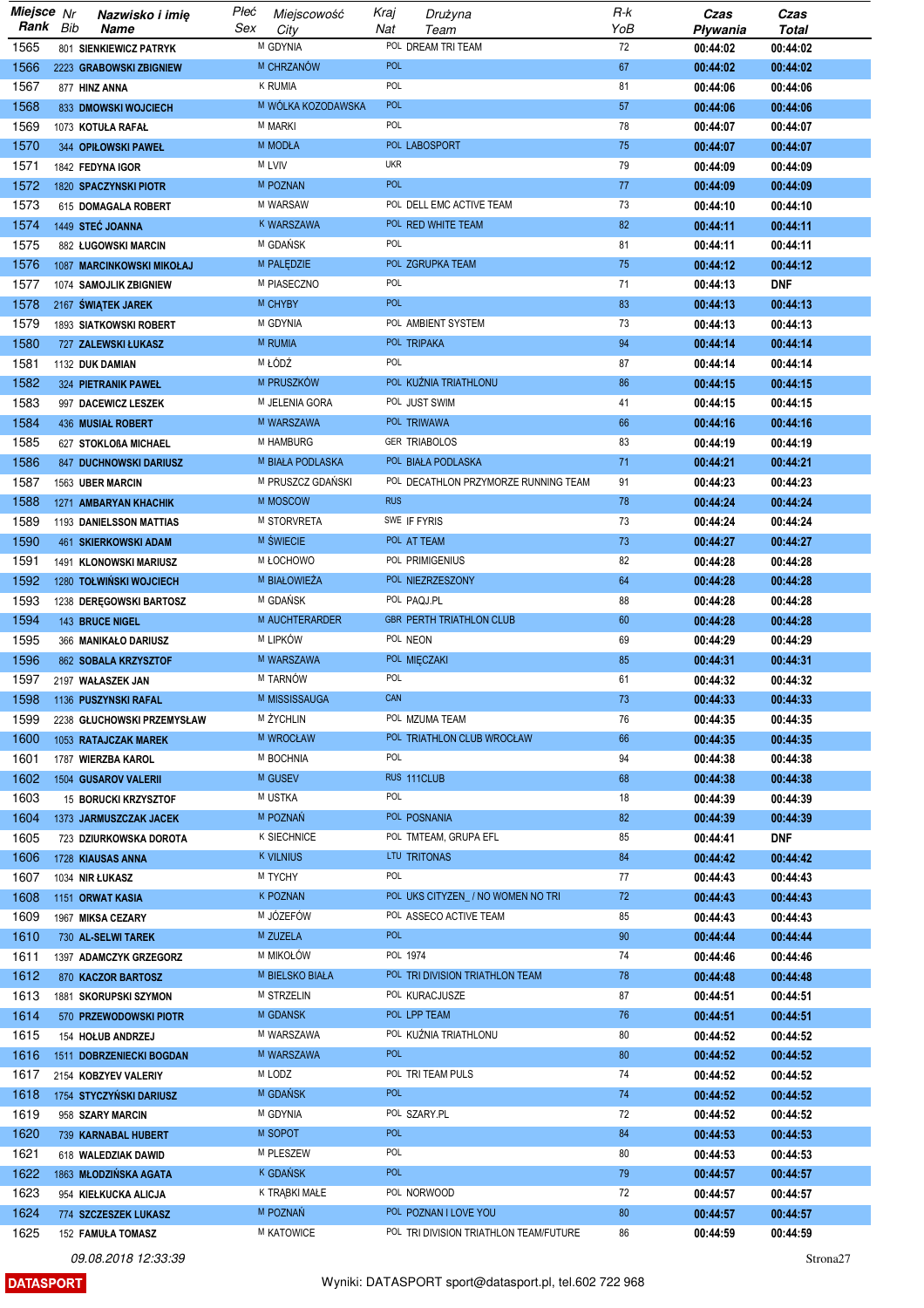| Miejsce Rank | Nr Bib | Nazwisko i imię Name | Płeć Sex | Miejscowość City | Kraj Nat | Drużyna Team | R-k YoB | Czas Pływania | Czas Total |
|---|---|---|---|---|---|---|---|---|---|
| 1565 | 801 | SIENKIEWICZ PATRYK | M | GDYNIA | POL | DREAM TRI TEAM | 72 | 00:44:02 | 00:44:02 |
| 1566 | 2223 | GRABOWSKI ZBIGNIEW | M | CHRZANÓW | POL | | 67 | 00:44:02 | 00:44:02 |
| 1567 | 877 | HINZ ANNA | K | RUMIA | POL | | 81 | 00:44:06 | 00:44:06 |
| 1568 | 833 | DMOWSKI WOJCIECH | M | WÓLKA KOZODAWSKA | POL | | 57 | 00:44:06 | 00:44:06 |
| 1569 | 1073 | KOTUŁA RAFAŁ | M | MARKI | POL | | 78 | 00:44:07 | 00:44:07 |
| 1570 | 344 | OPIŁOWSKI PAWEŁ | M | MODŁA | POL | LABOSPORT | 75 | 00:44:07 | 00:44:07 |
| 1571 | 1842 | FEDYNA IGOR | M | LVIV | UKR | | 79 | 00:44:09 | 00:44:09 |
| 1572 | 1820 | SPACZYNSKI PIOTR | M | POZNAN | POL | | 77 | 00:44:09 | 00:44:09 |
| 1573 | 615 | DOMAGALA ROBERT | M | WARSAW | POL | DELL EMC ACTIVE TEAM | 73 | 00:44:10 | 00:44:10 |
| 1574 | 1449 | STEĆ JOANNA | K | WARSZAWA | POL | RED WHITE TEAM | 82 | 00:44:11 | 00:44:11 |
| 1575 | 882 | ŁUGOWSKI MARCIN | M | GDAŃSK | POL | | 81 | 00:44:11 | 00:44:11 |
| 1576 | 1087 | MARCINKOWSKI MIKOŁAJ | M | PALĘDZIE | POL | ZGRUPKA TEAM | 75 | 00:44:12 | 00:44:12 |
| 1577 | 1074 | SAMOJLIK ZBIGNIEW | M | PIASECZNO | POL | | 71 | 00:44:13 | DNF |
| 1578 | 2167 | ŚWIĄTEK JAREK | M | CHYBY | POL | | 83 | 00:44:13 | 00:44:13 |
| 1579 | 1893 | SIATKOWSKI ROBERT | M | GDYNIA | POL | AMBIENT SYSTEM | 73 | 00:44:13 | 00:44:13 |
| 1580 | 727 | ZALEWSKI ŁUKASZ | M | RUMIA | POL | TRIPAKA | 94 | 00:44:14 | 00:44:14 |
| 1581 | 1132 | DUK DAMIAN | M | ŁÓDŹ | POL | | 87 | 00:44:14 | 00:44:14 |
| 1582 | 324 | PIETRANIK PAWEŁ | M | PRUSZKÓW | POL | KUŹNIA TRIATHLONU | 86 | 00:44:15 | 00:44:15 |
| 1583 | 997 | DACEWICZ LESZEK | M | JELENIA GORA | POL | JUST SWIM | 41 | 00:44:15 | 00:44:15 |
| 1584 | 436 | MUSIAŁ ROBERT | M | WARSZAWA | POL | TRIWAWA | 66 | 00:44:16 | 00:44:16 |
| 1585 | 627 | STOKLOßA MICHAEL | M | HAMBURG | GER | TRIABOLOS | 83 | 00:44:19 | 00:44:19 |
| 1586 | 847 | DUCHNOWSKI DARIUSZ | M | BIAŁA PODLASKA | POL | BIAŁA PODLASKA | 71 | 00:44:21 | 00:44:21 |
| 1587 | 1563 | UBER MARCIN | M | PRUSZCZ GDAŃSKI | POL | DECATHLON PRZYMORZE RUNNING TEAM | 91 | 00:44:23 | 00:44:23 |
| 1588 | 1271 | AMBARYAN KHACHIK | M | MOSCOW | RUS | | 78 | 00:44:24 | 00:44:24 |
| 1589 | 1193 | DANIELSSON MATTIAS | M | STORVRETA | SWE | IF FYRIS | 73 | 00:44:24 | 00:44:24 |
| 1590 | 461 | SKIERKOWSKI ADAM | M | ŚWIECIE | POL | AT TEAM | 73 | 00:44:27 | 00:44:27 |
| 1591 | 1491 | KLONOWSKI MARIUSZ | M | ŁOCHOWO | POL | PRIMIGENIUS | 82 | 00:44:28 | 00:44:28 |
| 1592 | 1280 | TOŁWIŃSKI WOJCIECH | M | BIAŁOWIEŻA | POL | NIEZRZESZONY | 64 | 00:44:28 | 00:44:28 |
| 1593 | 1238 | DERĘGOWSKI BARTOSZ | M | GDAŃSK | POL | PAQJ.PL | 88 | 00:44:28 | 00:44:28 |
| 1594 | 143 | BRUCE NIGEL | M | AUCHTERARDER | GBR | PERTH TRIATHLON CLUB | 60 | 00:44:28 | 00:44:28 |
| 1595 | 366 | MANIKAŁO DARIUSZ | M | LIPKÓW | POL | NEON | 69 | 00:44:29 | 00:44:29 |
| 1596 | 862 | SOBALA KRZYSZTOF | M | WARSZAWA | POL | MIĘCZAKI | 85 | 00:44:31 | 00:44:31 |
| 1597 | 2197 | WAŁASZEK JAN | M | TARNÓW | POL | | 61 | 00:44:32 | 00:44:32 |
| 1598 | 1136 | PUSZYNSKI RAFAL | M | MISSISSAUGA | CAN | | 73 | 00:44:33 | 00:44:33 |
| 1599 | 2238 | GŁUCHOWSKI PRZEMYSŁAW | M | ŻYCHLIN | POL | MZUMA TEAM | 76 | 00:44:35 | 00:44:35 |
| 1600 | 1053 | RATAJCZAK MAREK | M | WROCŁAW | POL | TRIATHLON CLUB WROCŁAW | 66 | 00:44:35 | 00:44:35 |
| 1601 | 1787 | WIERZBA KAROL | M | BOCHNIA | POL | | 94 | 00:44:38 | 00:44:38 |
| 1602 | 1504 | GUSAROV VALERII | M | GUSEV | RUS | 111CLUB | 68 | 00:44:38 | 00:44:38 |
| 1603 | 15 | BORUCKI KRZYSZTOF | M | USTKA | POL | | 18 | 00:44:39 | 00:44:39 |
| 1604 | 1373 | JARMUSZCZAK JACEK | M | POZNAŃ | POL | POSNANIA | 82 | 00:44:39 | 00:44:39 |
| 1605 | 723 | DZIURKOWSKA DOROTA | K | SIECHNICE | POL | TMTEAM, GRUPA EFL | 85 | 00:44:41 | DNF |
| 1606 | 1728 | KIAUSAS ANNA | K | VILNIUS | LTU | TRITONAS | 84 | 00:44:42 | 00:44:42 |
| 1607 | 1034 | NIR ŁUKASZ | M | TYCHY | POL | | 77 | 00:44:43 | 00:44:43 |
| 1608 | 1151 | ORWAT KASIA | K | POZNAN | POL | UKS CITYZEN_ / NO WOMEN NO TRI | 72 | 00:44:43 | 00:44:43 |
| 1609 | 1967 | MIKSA CEZARY | M | JÓZEFÓW | POL | ASSECO ACTIVE TEAM | 85 | 00:44:43 | 00:44:43 |
| 1610 | 730 | AL-SELWI TAREK | M | ZUZELA | POL | | 90 | 00:44:44 | 00:44:44 |
| 1611 | 1397 | ADAMCZYK GRZEGORZ | M | MIKOŁÓW | POL | 1974 | 74 | 00:44:46 | 00:44:46 |
| 1612 | 870 | KACZOR BARTOSZ | M | BIELSKO BIAŁA | POL | TRI DIVISION TRIATHLON TEAM | 78 | 00:44:48 | 00:44:48 |
| 1613 | 1881 | SKORUPSKI SZYMON | M | STRZELIN | POL | KURACJUSZE | 87 | 00:44:51 | 00:44:51 |
| 1614 | 570 | PRZEWODOWSKI PIOTR | M | GDANSK | POL | LPP TEAM | 76 | 00:44:51 | 00:44:51 |
| 1615 | 154 | HOŁUB ANDRZEJ | M | WARSZAWA | POL | KUŹNIA TRIATHLONU | 80 | 00:44:52 | 00:44:52 |
| 1616 | 1511 | DOBRZENIECKI BOGDAN | M | WARSZAWA | POL | | 80 | 00:44:52 | 00:44:52 |
| 1617 | 2154 | KOBZYEV VALERIY | M | LODZ | POL | TRI TEAM PULS | 74 | 00:44:52 | 00:44:52 |
| 1618 | 1754 | STYCZYŃSKI DARIUSZ | M | GDAŃSK | POL | | 74 | 00:44:52 | 00:44:52 |
| 1619 | 958 | SZARY MARCIN | M | GDYNIA | POL | SZARY.PL | 72 | 00:44:52 | 00:44:52 |
| 1620 | 739 | KARNABAL HUBERT | M | SOPOT | POL | | 84 | 00:44:53 | 00:44:53 |
| 1621 | 618 | WALEDZIAK DAWID | M | PLESZEW | POL | | 80 | 00:44:53 | 00:44:53 |
| 1622 | 1863 | MŁODZIŃSKA AGATA | K | GDAŃSK | POL | | 79 | 00:44:57 | 00:44:57 |
| 1623 | 954 | KIEŁKUCKA ALICJA | K | TRĄBKI MAŁE | POL | NORWOOD | 72 | 00:44:57 | 00:44:57 |
| 1624 | 774 | SZCZESZEK LUKASZ | M | POZNAŃ | POL | POZNAN I LOVE YOU | 80 | 00:44:57 | 00:44:57 |
| 1625 | 152 | FAMUŁA TOMASZ | M | KATOWICE | POL | TRI DIVISION TRIATHLON TEAM/FUTURE | 86 | 00:44:59 | 00:44:59 |

09.08.2018 12:33:39

DATASPORT

Wyniki: DATASPORT sport@datasport.pl, tel.602 722 968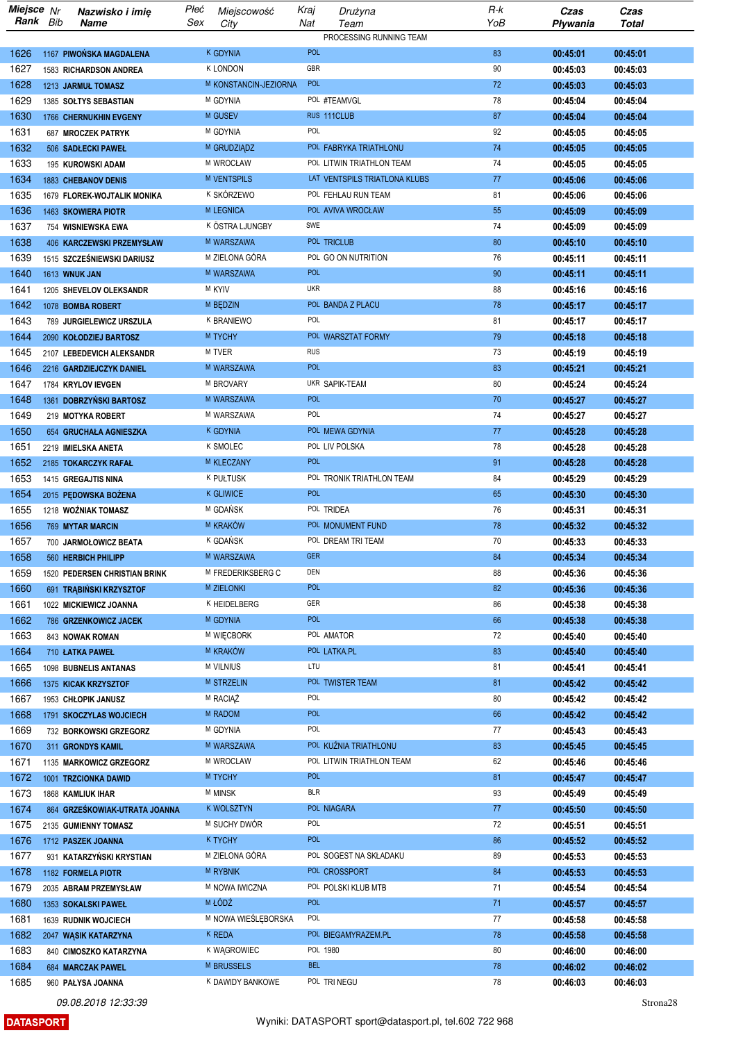| Miejsce Rank | Nr Bib | Nazwisko i imię Name | Płeć Sex | Miejscowość City | Kraj Nat | Drużyna Team | R-k YoB | Czas Pływania | Czas Total |
|---|---|---|---|---|---|---|---|---|---|
| | | | | | | PROCESSING RUNNING TEAM | | | |
| 1626 | 1167 | PIWOŃSKA MAGDALENA | K | GDYNIA | POL | | 83 | 00:45:01 | 00:45:01 |
| 1627 | 1583 | RICHARDSON ANDREA | K | LONDON | GBR | | 90 | 00:45:03 | 00:45:03 |
| 1628 | 1213 | JARMUŁ TOMASZ | M | KONSTANCIN-JEZIORNA | POL | | 72 | 00:45:03 | 00:45:03 |
| 1629 | 1385 | SOŁTYS SEBASTIAN | M | GDYNIA | POL | #TEAMVGL | 78 | 00:45:04 | 00:45:04 |
| 1630 | 1766 | CHERNUKHIN EVGENY | M | GUSEV | RUS | 111CLUB | 87 | 00:45:04 | 00:45:04 |
| 1631 | 687 | MROCZEK PATRYK | M | GDYNIA | POL | | 92 | 00:45:05 | 00:45:05 |
| 1632 | 506 | SADŁECKI PAWEŁ | M | GRUDZIĄDZ | POL | FABRYKA TRIATHLONU | 74 | 00:45:05 | 00:45:05 |
| 1633 | 195 | KUROWSKI ADAM | M | WROCŁAW | POL | LITWIN TRIATHLON TEAM | 74 | 00:45:05 | 00:45:05 |
| 1634 | 1883 | CHEBANOV DENIS | M | VENTSPILS | LAT | VENTSPILS TRIATLONA KLUBS | 77 | 00:45:06 | 00:45:06 |
| 1635 | 1679 | FLOREK-WOJTALIK MONIKA | K | SKÓRZEWO | POL | FEHLAU RUN TEAM | 81 | 00:45:06 | 00:45:06 |
| 1636 | 1463 | SKOWIERA PIOTR | M | LEGNICA | POL | AVIVA WROCŁAW | 55 | 00:45:09 | 00:45:09 |
| 1637 | 754 | WISNIEWSKA EWA | K | ÖSTRA LJUNGBY | SWE | | 74 | 00:45:09 | 00:45:09 |
| 1638 | 406 | KARCZEWSKI PRZEMYSŁAW | M | WARSZAWA | POL | TRICLUB | 80 | 00:45:10 | 00:45:10 |
| 1639 | 1515 | SZCZEŚNIEWSKI DARIUSZ | M | ZIELONA GÓRA | POL | GO ON NUTRITION | 76 | 00:45:11 | 00:45:11 |
| 1640 | 1613 | WNUK JAN | M | WARSZAWA | POL | | 90 | 00:45:11 | 00:45:11 |
| 1641 | 1205 | SHEVELOV OLEKSANDR | M | KYIV | UKR | | 88 | 00:45:16 | 00:45:16 |
| 1642 | 1078 | BOMBA ROBERT | M | BĘDZIN | POL | BANDA Z PLACU | 78 | 00:45:17 | 00:45:17 |
| 1643 | 789 | JURGIELEWICZ URSZULA | K | BRANIEWO | POL | | 81 | 00:45:17 | 00:45:17 |
| 1644 | 2090 | KOŁODZIEJ BARTOSZ | M | TYCHY | POL | WARSZTAT FORMY | 79 | 00:45:18 | 00:45:18 |
| 1645 | 2107 | LEBEDEVICH ALEKSANDR | M | TVER | RUS | | 73 | 00:45:19 | 00:45:19 |
| 1646 | 2216 | GARDZIEJCZYK DANIEL | M | WARSZAWA | POL | | 83 | 00:45:21 | 00:45:21 |
| 1647 | 1784 | KRYLOV IEVGEN | M | BROVARY | UKR | SAPIK-TEAM | 80 | 00:45:24 | 00:45:24 |
| 1648 | 1361 | DOBRZYŃSKI BARTOSZ | M | WARSZAWA | POL | | 70 | 00:45:27 | 00:45:27 |
| 1649 | 219 | MOTYKA ROBERT | M | WARSZAWA | POL | | 74 | 00:45:27 | 00:45:27 |
| 1650 | 654 | GRUCHAŁA AGNIESZKA | K | GDYNIA | POL | MEWA GDYNIA | 77 | 00:45:28 | 00:45:28 |
| 1651 | 2219 | IMIELSKA ANETA | K | SMOLEC | POL | LIV POLSKA | 78 | 00:45:28 | 00:45:28 |
| 1652 | 2185 | TOKARCZYK RAFAŁ | M | KLECZANY | POL | | 91 | 00:45:28 | 00:45:28 |
| 1653 | 1415 | GREGAJTIS NINA | K | PUŁTUSK | POL | TRONIK TRIATHLON TEAM | 84 | 00:45:29 | 00:45:29 |
| 1654 | 2015 | PĘDOWSKA BOŻENA | K | GLIWICE | POL | | 65 | 00:45:30 | 00:45:30 |
| 1655 | 1218 | WOŹNIAK TOMASZ | M | GDAŃSK | POL | TRIDEA | 76 | 00:45:31 | 00:45:31 |
| 1656 | 769 | MYTAR MARCIN | M | KRAKÓW | POL | MONUMENT FUND | 78 | 00:45:32 | 00:45:32 |
| 1657 | 700 | JARMOŁOWICZ BEATA | K | GDAŃSK | POL | DREAM TRI TEAM | 70 | 00:45:33 | 00:45:33 |
| 1658 | 560 | HERBICH PHILIPP | M | WARSZAWA | GER | | 84 | 00:45:34 | 00:45:34 |
| 1659 | 1520 | PEDERSEN CHRISTIAN BRINK | M | FREDERIKSBERG C | DEN | | 88 | 00:45:36 | 00:45:36 |
| 1660 | 691 | TRĄBIŃSKI KRZYSZTOF | M | ZIELONKI | POL | | 82 | 00:45:36 | 00:45:36 |
| 1661 | 1022 | MICKIEWICZ JOANNA | K | HEIDELBERG | GER | | 86 | 00:45:38 | 00:45:38 |
| 1662 | 786 | GRZENKOWICZ JACEK | M | GDYNIA | POL | | 66 | 00:45:38 | 00:45:38 |
| 1663 | 843 | NOWAK ROMAN | M | WIĘCBORK | POL | AMATOR | 72 | 00:45:40 | 00:45:40 |
| 1664 | 710 | ŁATKA PAWEŁ | M | KRAKÓW | POL | LATKA.PL | 83 | 00:45:40 | 00:45:40 |
| 1665 | 1098 | BUBNELIS ANTANAS | M | VILNIUS | LTU | | 81 | 00:45:41 | 00:45:41 |
| 1666 | 1375 | KICAK KRZYSZTOF | M | STRZELIN | POL | TWISTER TEAM | 81 | 00:45:42 | 00:45:42 |
| 1667 | 1953 | CHŁOPIK JANUSZ | M | RACIĄŻ | POL | | 80 | 00:45:42 | 00:45:42 |
| 1668 | 1791 | SKOCZYLAS WOJCIECH | M | RADOM | POL | | 66 | 00:45:42 | 00:45:42 |
| 1669 | 732 | BORKOWSKI GRZEGORZ | M | GDYNIA | POL | | 77 | 00:45:43 | 00:45:43 |
| 1670 | 311 | GRONDYS KAMIL | M | WARSZAWA | POL | KUŹNIA TRIATHLONU | 83 | 00:45:45 | 00:45:45 |
| 1671 | 1135 | MARKOWICZ GRZEGORZ | M | WROCLAW | POL | LITWIN TRIATHLON TEAM | 62 | 00:45:46 | 00:45:46 |
| 1672 | 1001 | TRZCIONKA DAWID | M | TYCHY | POL | | 81 | 00:45:47 | 00:45:47 |
| 1673 | 1868 | KAMLIUK IHAR | M | MINSK | BLR | | 93 | 00:45:49 | 00:45:49 |
| 1674 | 864 | GRZEŚKOWIAK-UTRATA JOANNA | K | WOLSZTYN | POL | NIAGARA | 77 | 00:45:50 | 00:45:50 |
| 1675 | 2135 | GUMIENNY TOMASZ | M | SUCHY DWÓR | POL | | 72 | 00:45:51 | 00:45:51 |
| 1676 | 1712 | PASZEK JOANNA | K | TYCHY | POL | | 86 | 00:45:52 | 00:45:52 |
| 1677 | 931 | KATARZYŃSKI KRYSTIAN | M | ZIELONA GÓRA | POL | SOGEST NA SKŁADAKU | 89 | 00:45:53 | 00:45:53 |
| 1678 | 1182 | FORMELA PIOTR | M | RYBNIK | POL | CROSSPORT | 84 | 00:45:53 | 00:45:53 |
| 1679 | 2035 | ABRAM PRZEMYSŁAW | M | NOWA IWICZNA | POL | POLSKI KLUB MTB | 71 | 00:45:54 | 00:45:54 |
| 1680 | 1353 | SOKALSKI PAWEŁ | M | ŁÓDŹ | POL | | 71 | 00:45:57 | 00:45:57 |
| 1681 | 1639 | RUDNIK WOJCIECH | M | NOWA WIEŚLĘBORSKA | POL | | 77 | 00:45:58 | 00:45:58 |
| 1682 | 2047 | WĄSIK KATARZYNA | K | REDA | POL | BIEGAMYRAZEM.PL | 78 | 00:45:58 | 00:45:58 |
| 1683 | 840 | CIMOSZKO KATARZYNA | K | WĄGROWIEC | POL | 1980 | 80 | 00:46:00 | 00:46:00 |
| 1684 | 684 | MARCZAK PAWEL | M | BRUSSELS | BEL | | 78 | 00:46:02 | 00:46:02 |
| 1685 | 960 | PAŁYSA JOANNA | K | DAWIDY BANKOWE | POL | TRI NEGU | 78 | 00:46:03 | 00:46:03 |

09.08.2018 12:33:39

DATASPORT

Wyniki: DATASPORT sport@datasport.pl, tel.602 722 968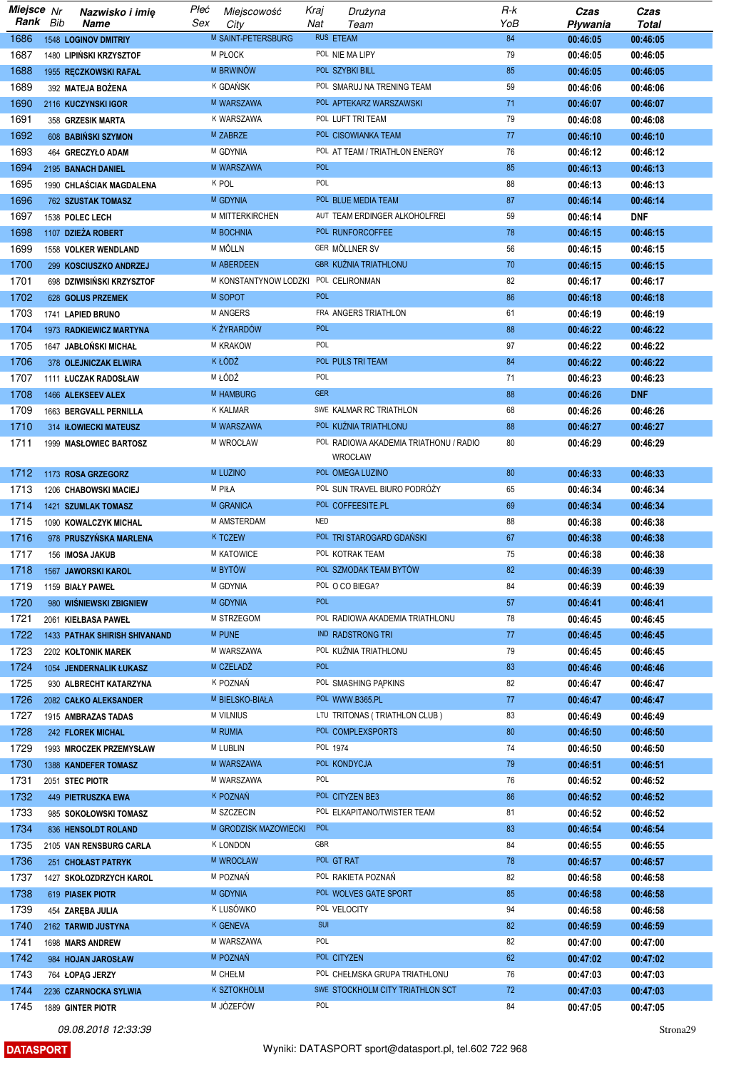| Miejsce Rank | Nr Bib | Nazwisko i imię Name | Płeć Sex | Miejscowość City | Kraj Nat | Drużyna Team | R-k YoB | Czas Pływania | Czas Total |
|---|---|---|---|---|---|---|---|---|---|
| 1686 | 1548 | LOGINOV DMITRIY | M | SAINT-PETERSBURG | RUS | ETEAM | 84 | 00:46:05 | 00:46:05 |
| 1687 | 1480 | LIPIŃSKI KRZYSZTOF | M | PŁOCK | POL | NIE MA LIPY | 79 | 00:46:05 | 00:46:05 |
| 1688 | 1955 | RĘCZKOWSKI RAFAŁ | M | BRWINÓW | POL | SZYBKI BILL | 85 | 00:46:05 | 00:46:05 |
| 1689 | 392 | MATEJA BOŻENA | K | GDAŃSK | POL | SMARUJ NA TRENING TEAM | 59 | 00:46:06 | 00:46:06 |
| 1690 | 2116 | KUCZYNSKI IGOR | M | WARSZAWA | POL | APTEKARZ WARSZAWSKI | 71 | 00:46:07 | 00:46:07 |
| 1691 | 358 | GRZESIK MARTA | K | WARSZAWA | POL | LUFT TRI TEAM | 79 | 00:46:08 | 00:46:08 |
| 1692 | 608 | BABIŃSKI SZYMON | M | ZABRZE | POL | CISOWIANKA TEAM | 77 | 00:46:10 | 00:46:10 |
| 1693 | 464 | GRECZYŁO ADAM | M | GDYNIA | POL | AT TEAM / TRIATHLON ENERGY | 76 | 00:46:12 | 00:46:12 |
| 1694 | 2195 | BANACH DANIEL | M | WARSZAWA | POL | | 85 | 00:46:13 | 00:46:13 |
| 1695 | 1990 | CHLAŚCIAK MAGDALENA | K | POL | POL | | 88 | 00:46:13 | 00:46:13 |
| 1696 | 762 | SZUSTAK TOMASZ | M | GDYNIA | POL | BLUE MEDIA TEAM | 87 | 00:46:14 | 00:46:14 |
| 1697 | 1538 | POLEC LECH | M | MITTERKIRCHEN | AUT | TEAM ERDINGER ALKOHOLFREI | 59 | 00:46:14 | DNF |
| 1698 | 1107 | DZIEŻA ROBERT | M | BOCHNIA | POL | RUNFORCOFFEE | 78 | 00:46:15 | 00:46:15 |
| 1699 | 1558 | VOLKER WENDLAND | M | MÖLLN | GER | MÖLLNER SV | 56 | 00:46:15 | 00:46:15 |
| 1700 | 299 | KOSCIUSZKO ANDRZEJ | M | ABERDEEN | GBR | KUŹNIA TRIATHLONU | 70 | 00:46:15 | 00:46:15 |
| 1701 | 698 | DZIWISIŃSKI KRZYSZTOF | M | KONSTANTYNOW LODZKI | POL | CELIRONMAN | 82 | 00:46:17 | 00:46:17 |
| 1702 | 628 | GOLUS PRZEMEK | M | SOPOT | POL | | 86 | 00:46:18 | 00:46:18 |
| 1703 | 1741 | LAPIED BRUNO | M | ANGERS | FRA | ANGERS TRIATHLON | 61 | 00:46:19 | 00:46:19 |
| 1704 | 1973 | RADKIEWICZ MARTYNA | K | ŻYRARDÓW | POL | | 88 | 00:46:22 | 00:46:22 |
| 1705 | 1647 | JABŁOŃSKI MICHAŁ | M | KRAKOW | POL | | 97 | 00:46:22 | 00:46:22 |
| 1706 | 378 | OLEJNICZAK ELWIRA | K | ŁÓDŹ | POL | PULS TRI TEAM | 84 | 00:46:22 | 00:46:22 |
| 1707 | 1111 | ŁUCZAK RADOSŁAW | M | ŁÓDŹ | POL | | 71 | 00:46:23 | 00:46:23 |
| 1708 | 1466 | ALEKSEEV ALEX | M | HAMBURG | GER | | 88 | 00:46:26 | DNF |
| 1709 | 1663 | BERGVALL PERNILLA | K | KALMAR | SWE | KALMAR RC TRIATHLON | 68 | 00:46:26 | 00:46:26 |
| 1710 | 314 | IŁOWIECKI MATEUSZ | M | WARSZAWA | POL | KUŹNIA TRIATHLONU | 88 | 00:46:27 | 00:46:27 |
| 1711 | 1999 | MASŁOWIEC BARTOSZ | M | WROCŁAW | POL | RADIOWA AKADEMIA TRIATHONU / RADIO WROCŁAW | 80 | 00:46:29 | 00:46:29 |
| 1712 | 1173 | ROSA GRZEGORZ | M | LUZINO | POL | OMEGA LUZINO | 80 | 00:46:33 | 00:46:33 |
| 1713 | 1206 | CHABOWSKI MACIEJ | M | PIŁA | POL | SUN TRAVEL BIURO PODRÓŻY | 65 | 00:46:34 | 00:46:34 |
| 1714 | 1421 | SZUMLAK TOMASZ | M | GRANICA | POL | COFFEESITE.PL | 69 | 00:46:34 | 00:46:34 |
| 1715 | 1090 | KOWALCZYK MICHAL | M | AMSTERDAM | NED | | 88 | 00:46:38 | 00:46:38 |
| 1716 | 978 | PRUSZYŃSKA MARLENA | K | TCZEW | POL | TRI STAROGARD GDAŃSKI | 67 | 00:46:38 | 00:46:38 |
| 1717 | 156 | IMOSA JAKUB | M | KATOWICE | POL | KOTRAK TEAM | 75 | 00:46:38 | 00:46:38 |
| 1718 | 1567 | JAWORSKI KAROL | M | BYTÓW | POL | SZMODAK TEAM BYTÓW | 82 | 00:46:39 | 00:46:39 |
| 1719 | 1159 | BIAŁY PAWEŁ | M | GDYNIA | POL | O CO BIEGA? | 84 | 00:46:39 | 00:46:39 |
| 1720 | 980 | WIŚNIEWSKI ZBIGNIEW | M | GDYNIA | POL | | 57 | 00:46:41 | 00:46:41 |
| 1721 | 2061 | KIEŁBASA PAWEŁ | M | STRZEGOM | POL | RADIOWA AKADEMIA TRIATHLONU | 78 | 00:46:45 | 00:46:45 |
| 1722 | 1433 | PATHAK SHIRISH SHIVANAND | M | PUNE | IND | RADSTRONG TRI | 77 | 00:46:45 | 00:46:45 |
| 1723 | 2202 | KOŁTONIK MAREK | M | WARSZAWA | POL | KUŹNIA TRIATHLONU | 79 | 00:46:45 | 00:46:45 |
| 1724 | 1054 | JENDERNALIK ŁUKASZ | M | CZELADŹ | POL | | 83 | 00:46:46 | 00:46:46 |
| 1725 | 930 | ALBRECHT KATARZYNA | K | POZNAŃ | POL | SMASHING PĄPKINS | 82 | 00:46:47 | 00:46:47 |
| 1726 | 2082 | CAŁKO ALEKSANDER | M | BIELSKO-BIAŁA | POL | WWW.B365.PL | 77 | 00:46:47 | 00:46:47 |
| 1727 | 1915 | AMBRAZAS TADAS | M | VILNIUS | LTU | TRITONAS ( TRIATHLON CLUB ) | 83 | 00:46:49 | 00:46:49 |
| 1728 | 242 | FLOREK MICHAL | M | RUMIA | POL | COMPLEXSPORTS | 80 | 00:46:50 | 00:46:50 |
| 1729 | 1993 | MROCZEK PRZEMYSŁAW | M | LUBLIN | POL | 1974 | 74 | 00:46:50 | 00:46:50 |
| 1730 | 1388 | KANDEFER TOMASZ | M | WARSZAWA | POL | KONDYCJA | 79 | 00:46:51 | 00:46:51 |
| 1731 | 2051 | STEC PIOTR | M | WARSZAWA | POL | | 76 | 00:46:52 | 00:46:52 |
| 1732 | 449 | PIETRUSZKA EWA | K | POZNAŃ | POL | CITYZEN BE3 | 86 | 00:46:52 | 00:46:52 |
| 1733 | 985 | SOKOŁOWSKI TOMASZ | M | SZCZECIN | POL | ELKAPITANO/TWISTER TEAM | 81 | 00:46:52 | 00:46:52 |
| 1734 | 836 | HENSOLDT ROLAND | M | GRODZISK MAZOWIECKI | POL | | 83 | 00:46:54 | 00:46:54 |
| 1735 | 2105 | VAN RENSBURG CARLA | K | LONDON | GBR | | 84 | 00:46:55 | 00:46:55 |
| 1736 | 251 | CHOŁAST PATRYK | M | WROCŁAW | POL | GT RAT | 78 | 00:46:57 | 00:46:57 |
| 1737 | 1427 | SKOŁOZDRZYCH KAROL | M | POZNAŃ | POL | RAKIETA POZNAŃ | 82 | 00:46:58 | 00:46:58 |
| 1738 | 619 | PIASEK PIOTR | M | GDYNIA | POL | WOLVES GATE SPORT | 85 | 00:46:58 | 00:46:58 |
| 1739 | 454 | ZARĘBA JULIA | K | LUSÓWKO | POL | VELOCITY | 94 | 00:46:58 | 00:46:58 |
| 1740 | 2162 | TARWID JUSTYNA | K | GENEVA | SUI | | 82 | 00:46:59 | 00:46:59 |
| 1741 | 1698 | MARS ANDREW | M | WARSZAWA | POL | | 82 | 00:47:00 | 00:47:00 |
| 1742 | 984 | HOJAN JAROSŁAW | M | POZNAŃ | POL | CITYZEN | 62 | 00:47:02 | 00:47:02 |
| 1743 | 764 | ŁOPĄG JERZY | M | CHEŁM | POL | CHEŁMSKA GRUPA TRIATHLONU | 76 | 00:47:03 | 00:47:03 |
| 1744 | 2236 | CZARNOCKA SYLWIA | K | SZTOKHOLM | SWE | STOCKHOLM CITY TRIATHLON SCT | 72 | 00:47:03 | 00:47:03 |
| 1745 | 1889 | GINTER PIOTR | M | JÓZEFÓW | POL | | 84 | 00:47:05 | 00:47:05 |

09.08.2018 12:33:39

DATASPORT — Wyniki: DATASPORT sport@datasport.pl, tel.602 722 968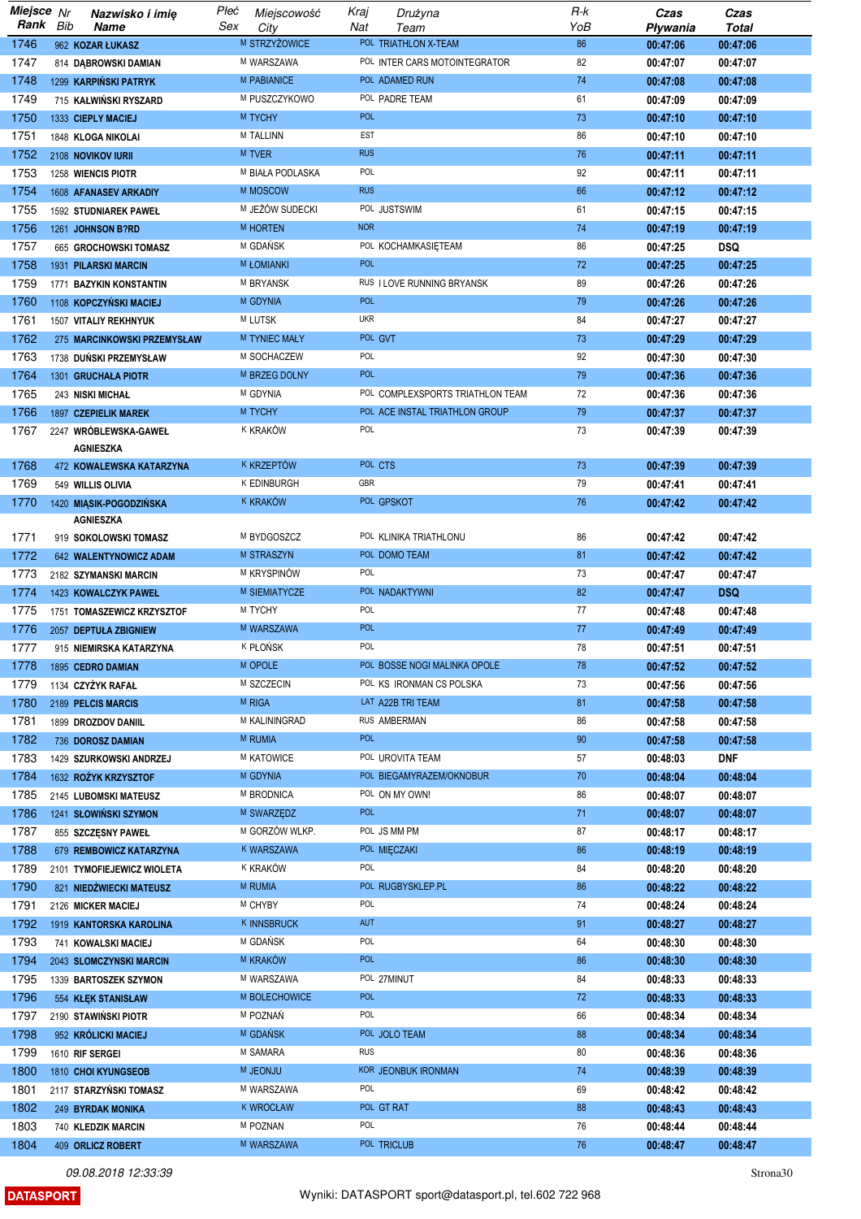| Miejsce Rank | Nr Bib | Nazwisko i imię Name | Płeć Sex | Miejscowość City | Kraj Nat | Drużyna Team | R-k YoB | Czas Pływania | Czas Total |
|---|---|---|---|---|---|---|---|---|---|
| 1746 | 962 | KOZAR ŁUKASZ | M | STRZYŻOWICE | POL | TRIATHLON X-TEAM | 86 | 00:47:06 | 00:47:06 |
| 1747 | 814 | DĄBROWSKI DAMIAN | M | WARSZAWA | POL | INTER CARS MOTOINTEGRATOR | 82 | 00:47:07 | 00:47:07 |
| 1748 | 1299 | KARPIŃSKI PATRYK | M | PABIANICE | POL | ADAMED RUN | 74 | 00:47:08 | 00:47:08 |
| 1749 | 715 | KAŁWIŃSKI RYSZARD | M | PUSZCZYKOWO | POL | PADRE TEAM | 61 | 00:47:09 | 00:47:09 |
| 1750 | 1333 | CIEPLY MACIEJ | M | TYCHY | POL | | 73 | 00:47:10 | 00:47:10 |
| 1751 | 1848 | KLOGA NIKOLAI | M | TALLINN | EST | | 86 | 00:47:10 | 00:47:10 |
| 1752 | 2108 | NOVIKOV IURII | M | TVER | RUS | | 76 | 00:47:11 | 00:47:11 |
| 1753 | 1258 | WIENCIS PIOTR | M | BIAŁA PODLASKA | POL | | 92 | 00:47:11 | 00:47:11 |
| 1754 | 1608 | AFANASEV ARKADIY | M | MOSCOW | RUS | | 66 | 00:47:12 | 00:47:12 |
| 1755 | 1592 | STUDNIAREK PAWEŁ | M | JEŻÓW SUDECKI | POL | JUSTSWIM | 61 | 00:47:15 | 00:47:15 |
| 1756 | 1261 | JOHNSON B?RD | M | HORTEN | NOR | | 74 | 00:47:19 | 00:47:19 |
| 1757 | 665 | GROCHOWSKI TOMASZ | M | GDAŃSK | POL | KOCHAMKASIĘTEAM | 86 | 00:47:25 | DSQ |
| 1758 | 1931 | PILARSKI MARCIN | M | ŁOMIANKI | POL | | 72 | 00:47:25 | 00:47:25 |
| 1759 | 1771 | BAZYKIN KONSTANTIN | M | BRYANSK | RUS | I LOVE RUNNING BRYANSK | 89 | 00:47:26 | 00:47:26 |
| 1760 | 1108 | KOPCZYŃSKI MACIEJ | M | GDYNIA | POL | | 79 | 00:47:26 | 00:47:26 |
| 1761 | 1507 | VITALIY REKHNYUK | M | LUTSK | UKR | | 84 | 00:47:27 | 00:47:27 |
| 1762 | 275 | MARCINKOWSKI PRZEMYSŁAW | M | TYNIEC MAŁY | POL | GVT | 73 | 00:47:29 | 00:47:29 |
| 1763 | 1738 | DUŃSKI PRZEMYSŁAW | M | SOCHACZEW | POL | | 92 | 00:47:30 | 00:47:30 |
| 1764 | 1301 | GRUCHAŁA PIOTR | M | BRZEG DOLNY | POL | | 79 | 00:47:36 | 00:47:36 |
| 1765 | 243 | NISKI MICHAŁ | M | GDYNIA | POL | COMPLEXSPORTS TRIATHLON TEAM | 72 | 00:47:36 | 00:47:36 |
| 1766 | 1897 | CZEPIELIK MAREK | M | TYCHY | POL | ACE INSTAL TRIATHLON GROUP | 79 | 00:47:37 | 00:47:37 |
| 1767 | 2247 | WRÓBLEWSKA-GAWEŁ AGNIESZKA | K | KRAKÓW | POL | | 73 | 00:47:39 | 00:47:39 |
| 1768 | 472 | KOWALEWSKA KATARZYNA | K | KRZEPTÓW | POL | CTS | 73 | 00:47:39 | 00:47:39 |
| 1769 | 549 | WILLIS OLIVIA | K | EDINBURGH | GBR | | 79 | 00:47:41 | 00:47:41 |
| 1770 | 1420 | MIĄSIK-POGODZIŃSKA AGNIESZKA | K | KRAKÓW | POL | GPSKOT | 76 | 00:47:42 | 00:47:42 |
| 1771 | 919 | SOKOLOWSKI TOMASZ | M | BYDGOSZCZ | POL | KLINIKA TRIATHLONU | 86 | 00:47:42 | 00:47:42 |
| 1772 | 642 | WALENTYNOWICZ ADAM | M | STRASZYN | POL | DOMO TEAM | 81 | 00:47:42 | 00:47:42 |
| 1773 | 2182 | SZYMANSKI MARCIN | M | KRYSPINÓW | POL | | 73 | 00:47:47 | 00:47:47 |
| 1774 | 1423 | KOWALCZYK PAWEŁ | M | SIEMIATYCZE | POL | NADAKTYWNI | 82 | 00:47:47 | DSQ |
| 1775 | 1751 | TOMASZEWICZ KRZYSZTOF | M | TYCHY | POL | | 77 | 00:47:48 | 00:47:48 |
| 1776 | 2057 | DEPTUŁA ZBIGNIEW | M | WARSZAWA | POL | | 77 | 00:47:49 | 00:47:49 |
| 1777 | 915 | NIEMIRSKA KATARZYNA | K | PŁOŃSK | POL | | 78 | 00:47:51 | 00:47:51 |
| 1778 | 1895 | CEDRO DAMIAN | M | OPOLE | POL | BOSSE NOGI MALINKA OPOLE | 78 | 00:47:52 | 00:47:52 |
| 1779 | 1134 | CZYŻYK RAFAŁ | M | SZCZECIN | POL | KS IRONMAN CS POLSKA | 73 | 00:47:56 | 00:47:56 |
| 1780 | 2189 | PELCIS MARCIS | M | RIGA | LAT | A22B TRI TEAM | 81 | 00:47:58 | 00:47:58 |
| 1781 | 1899 | DROZDOV DANIIL | M | KALININGRAD | RUS | AMBERMAN | 86 | 00:47:58 | 00:47:58 |
| 1782 | 736 | DOROSZ DAMIAN | M | RUMIA | POL | | 90 | 00:47:58 | 00:47:58 |
| 1783 | 1429 | SZURKOWSKI ANDRZEJ | M | KATOWICE | POL | UROVITA TEAM | 57 | 00:48:03 | DNF |
| 1784 | 1632 | ROŻYK KRZYSZTOF | M | GDYNIA | POL | BIEGAMYRAZEM/OKNOBUR | 70 | 00:48:04 | 00:48:04 |
| 1785 | 2145 | LUBOMSKI MATEUSZ | M | BRODNICA | POL | ON MY OWN! | 86 | 00:48:07 | 00:48:07 |
| 1786 | 1241 | SŁOWIŃSKI SZYMON | M | SWARZĘDZ | POL | | 71 | 00:48:07 | 00:48:07 |
| 1787 | 855 | SZCZĘSNY PAWEŁ | M | GORZÓW WLKP. | POL | JS MM PM | 87 | 00:48:17 | 00:48:17 |
| 1788 | 679 | REMBOWICZ KATARZYNA | K | WARSZAWA | POL | MIĘCZAKI | 86 | 00:48:19 | 00:48:19 |
| 1789 | 2101 | TYMOFIEJEWICZ WIOLETA | K | KRAKÓW | POL | | 84 | 00:48:20 | 00:48:20 |
| 1790 | 821 | NIEDŹWIECKI MATEUSZ | M | RUMIA | POL | RUGBYSKLEP.PL | 86 | 00:48:22 | 00:48:22 |
| 1791 | 2126 | MICKER MACIEJ | M | CHYBY | POL | | 74 | 00:48:24 | 00:48:24 |
| 1792 | 1919 | KANTORSKA KAROLINA | K | INNSBRUCK | AUT | | 91 | 00:48:27 | 00:48:27 |
| 1793 | 741 | KOWALSKI MACIEJ | M | GDAŃSK | POL | | 64 | 00:48:30 | 00:48:30 |
| 1794 | 2043 | SLOMCZYNSKI MARCIN | M | KRAKÓW | POL | | 86 | 00:48:30 | 00:48:30 |
| 1795 | 1339 | BARTOSZEK SZYMON | M | WARSZAWA | POL | 27MINUT | 84 | 00:48:33 | 00:48:33 |
| 1796 | 554 | KLĘK STANISŁAW | M | BOLECHOWICE | POL | | 72 | 00:48:33 | 00:48:33 |
| 1797 | 2190 | STAWIŃSKI PIOTR | M | POZNAŃ | POL | | 66 | 00:48:34 | 00:48:34 |
| 1798 | 952 | KRÓLICKI MACIEJ | M | GDAŃSK | POL | JOLO TEAM | 88 | 00:48:34 | 00:48:34 |
| 1799 | 1610 | RIF SERGEI | M | SAMARA | RUS | | 80 | 00:48:36 | 00:48:36 |
| 1800 | 1810 | CHOI KYUNGSEOB | M | JEONJU | KOR | JEONBUK IRONMAN | 74 | 00:48:39 | 00:48:39 |
| 1801 | 2117 | STARZYŃSKI TOMASZ | M | WARSZAWA | POL | | 69 | 00:48:42 | 00:48:42 |
| 1802 | 249 | BYRDAK MONIKA | K | WROCŁAW | POL | GT RAT | 88 | 00:48:43 | 00:48:43 |
| 1803 | 740 | KLEDZIK MARCIN | M | POZNAN | POL | | 76 | 00:48:44 | 00:48:44 |
| 1804 | 409 | ORLICZ ROBERT | M | WARSZAWA | POL | TRICLUB | 76 | 00:48:47 | 00:48:47 |

09.08.2018 12:33:39

DATASPORT

Wyniki: DATASPORT sport@datasport.pl, tel.602 722 968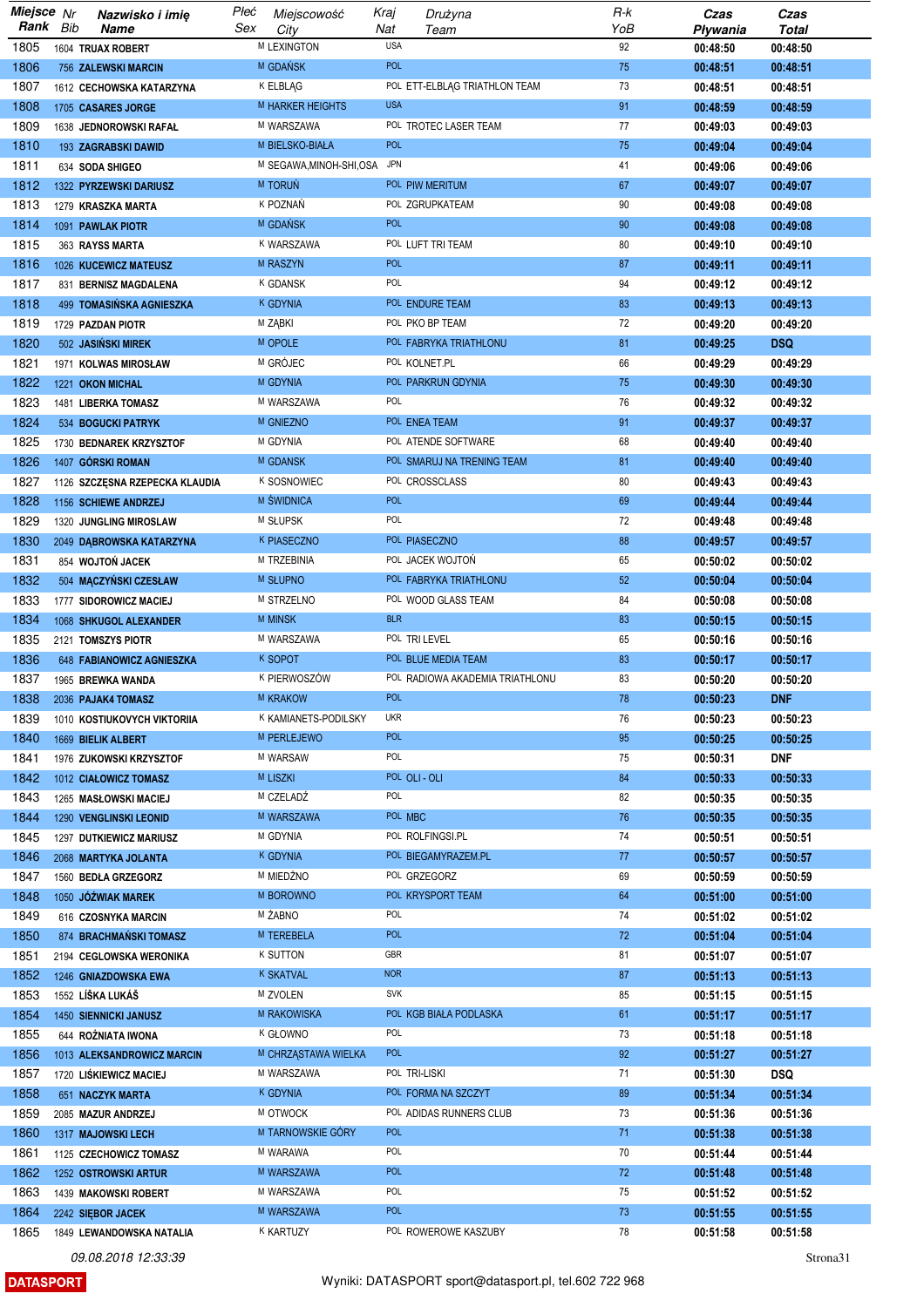| Miejsce Rank | Nr Bib | Nazwisko i imię Name | Płeć Sex | Miejscowość City | Kraj Nat | Drużyna Team | R-k YoB | Czas Pływania | Czas Total |
|---|---|---|---|---|---|---|---|---|---|
| 1805 | 1604 | TRUAX ROBERT | M | LEXINGTON | USA | | 92 | 00:48:50 | 00:48:50 |
| 1806 | 756 | ZALEWSKI MARCIN | M | GDAŃSK | POL | | 75 | 00:48:51 | 00:48:51 |
| 1807 | 1612 | CECHOWSKA KATARZYNA | K | ELBLĄG | POL | ETT-ELBLĄG TRIATHLON TEAM | 73 | 00:48:51 | 00:48:51 |
| 1808 | 1705 | CASARES JORGE | M | HARKER HEIGHTS | USA | | 91 | 00:48:59 | 00:48:59 |
| 1809 | 1638 | JEDNOROWSKI RAFAŁ | M | WARSZAWA | POL | TROTEC LASER TEAM | 77 | 00:49:03 | 00:49:03 |
| 1810 | 193 | ZAGRABSKI DAWID | M | BIELSKO-BIAŁA | POL | | 75 | 00:49:04 | 00:49:04 |
| 1811 | 634 | SODA SHIGEO | M | SEGAWA,MINOH-SHI,OSA | JPN | | 41 | 00:49:06 | 00:49:06 |
| 1812 | 1322 | PYRZEWSKI DARIUSZ | M | TORUŃ | POL | PIW MERITUM | 67 | 00:49:07 | 00:49:07 |
| 1813 | 1279 | KRASZKA MARTA | K | POZNAŃ | POL | ZGRUPKATEAM | 90 | 00:49:08 | 00:49:08 |
| 1814 | 1091 | PAWLAK PIOTR | M | GDAŃSK | POL | | 90 | 00:49:08 | 00:49:08 |
| 1815 | 363 | RAYSS MARTA | K | WARSZAWA | POL | LUFT TRI TEAM | 80 | 00:49:10 | 00:49:10 |
| 1816 | 1026 | KUCEWICZ MATEUSZ | M | RASZYN | POL | | 87 | 00:49:11 | 00:49:11 |
| 1817 | 831 | BERNISZ MAGDALENA | K | GDANSK | POL | | 94 | 00:49:12 | 00:49:12 |
| 1818 | 499 | TOMASIŃSKA AGNIESZKA | K | GDYNIA | POL | ENDURE TEAM | 83 | 00:49:13 | 00:49:13 |
| 1819 | 1729 | PAZDAN PIOTR | M | ZĄBKI | POL | PKO BP TEAM | 72 | 00:49:20 | 00:49:20 |
| 1820 | 502 | JASIŃSKI MIREK | M | OPOLE | POL | FABRYKA TRIATHLONU | 81 | 00:49:25 | DSQ |
| 1821 | 1971 | KOLWAS MIROSŁAW | M | GRÓJEC | POL | KOLNET.PL | 66 | 00:49:29 | 00:49:29 |
| 1822 | 1221 | OKON MICHAL | M | GDYNIA | POL | PARKRUN GDYNIA | 75 | 00:49:30 | 00:49:30 |
| 1823 | 1481 | LIBERKA TOMASZ | M | WARSZAWA | POL | | 76 | 00:49:32 | 00:49:32 |
| 1824 | 534 | BOGUCKI PATRYK | M | GNIEZNO | POL | ENEA TEAM | 91 | 00:49:37 | 00:49:37 |
| 1825 | 1730 | BEDNAREK KRZYSZTOF | M | GDYNIA | POL | ATENDE SOFTWARE | 68 | 00:49:40 | 00:49:40 |
| 1826 | 1407 | GÓRSKI ROMAN | M | GDANSK | POL | SMARUJ NA TRENING TEAM | 81 | 00:49:40 | 00:49:40 |
| 1827 | 1126 | SZCZĘSNA RZEPECKA KLAUDIA | K | SOSNOWIEC | POL | CROSSCLASS | 80 | 00:49:43 | 00:49:43 |
| 1828 | 1156 | SCHIEWE ANDRZEJ | M | ŚWIDNICA | POL | | 69 | 00:49:44 | 00:49:44 |
| 1829 | 1320 | JUNGLING MIROSLAW | M | SŁUPSK | POL | | 72 | 00:49:48 | 00:49:48 |
| 1830 | 2049 | DĄBROWSKA KATARZYNA | K | PIASECZNO | POL | PIASECZNO | 88 | 00:49:57 | 00:49:57 |
| 1831 | 854 | WOJTOŃ JACEK | M | TRZEBINIA | POL | JACEK WOJTOŃ | 65 | 00:50:02 | 00:50:02 |
| 1832 | 504 | MĄCZYŃSKI CZESŁAW | M | SŁUPNO | POL | FABRYKA TRIATHLONU | 52 | 00:50:04 | 00:50:04 |
| 1833 | 1777 | SIDOROWICZ MACIEJ | M | STRZELNO | POL | WOOD GLASS TEAM | 84 | 00:50:08 | 00:50:08 |
| 1834 | 1068 | SHKUGOL ALEXANDER | M | MINSK | BLR | | 83 | 00:50:15 | 00:50:15 |
| 1835 | 2121 | TOMSZYS PIOTR | M | WARSZAWA | POL | TRI LEVEL | 65 | 00:50:16 | 00:50:16 |
| 1836 | 648 | FABIANOWICZ AGNIESZKA | K | SOPOT | POL | BLUE MEDIA TEAM | 83 | 00:50:17 | 00:50:17 |
| 1837 | 1965 | BREWKA WANDA | K | PIERWOSZÓW | POL | RADIOWA AKADEMIA TRIATHLONU | 83 | 00:50:20 | 00:50:20 |
| 1838 | 2036 | PAJAK4 TOMASZ | M | KRAKOW | POL | | 78 | 00:50:23 | DNF |
| 1839 | 1010 | KOSTIUKOVYCH VIKTORIIA | K | KAMIANETS-PODILSKY | UKR | | 76 | 00:50:23 | 00:50:23 |
| 1840 | 1669 | BIELIK ALBERT | M | PERLEJEWO | POL | | 95 | 00:50:25 | 00:50:25 |
| 1841 | 1976 | ZUKOWSKI KRZYSZTOF | M | WARSAW | POL | | 75 | 00:50:31 | DNF |
| 1842 | 1012 | CIAŁOWICZ TOMASZ | M | LISZKI | POL | OLI - OLI | 84 | 00:50:33 | 00:50:33 |
| 1843 | 1265 | MASŁOWSKI MACIEJ | M | CZELADŹ | POL | | 82 | 00:50:35 | 00:50:35 |
| 1844 | 1290 | VENGLINSKI LEONID | M | WARSZAWA | POL | MBC | 76 | 00:50:35 | 00:50:35 |
| 1845 | 1297 | DUTKIEWICZ MARIUSZ | M | GDYNIA | POL | ROLFINGSI.PL | 74 | 00:50:51 | 00:50:51 |
| 1846 | 2068 | MARTYKA JOLANTA | K | GDYNIA | POL | BIEGAMYRAZEM.PL | 77 | 00:50:57 | 00:50:57 |
| 1847 | 1560 | BEDŁA GRZEGORZ | M | MIEDŹNO | POL | GRZEGORZ | 69 | 00:50:59 | 00:50:59 |
| 1848 | 1050 | JÓŹWIAK MAREK | M | BOROWNO | POL | KRYSPORT TEAM | 64 | 00:51:00 | 00:51:00 |
| 1849 | 616 | CZOSNYKA MARCIN | M | ŻABNO | POL | | 74 | 00:51:02 | 00:51:02 |
| 1850 | 874 | BRACHMAŃSKI TOMASZ | M | TEREBELA | POL | | 72 | 00:51:04 | 00:51:04 |
| 1851 | 2194 | CEGLOWSKA WERONIKA | K | SUTTON | GBR | | 81 | 00:51:07 | 00:51:07 |
| 1852 | 1246 | GNIAZDOWSKA EWA | K | SKATVAL | NOR | | 87 | 00:51:13 | 00:51:13 |
| 1853 | 1552 | LIŠKA LUKÁŠ | M | ZVOLEN | SVK | | 85 | 00:51:15 | 00:51:15 |
| 1854 | 1450 | SIENNICKI JANUSZ | M | RAKOWISKA | POL | KGB BIAŁA PODLASKA | 61 | 00:51:17 | 00:51:17 |
| 1855 | 644 | ROŻNIATA IWONA | K | GŁOWNO | POL | | 73 | 00:51:18 | 00:51:18 |
| 1856 | 1013 | ALEKSANDROWICZ MARCIN | M | CHRZĄSTAWA WIELKA | POL | | 92 | 00:51:27 | 00:51:27 |
| 1857 | 1720 | LIŚKIEWICZ MACIEJ | M | WARSZAWA | POL | TRI-LISKI | 71 | 00:51:30 | DSQ |
| 1858 | 651 | NACZYK MARTA | K | GDYNIA | POL | FORMA NA SZCZYT | 89 | 00:51:34 | 00:51:34 |
| 1859 | 2085 | MAZUR ANDRZEJ | M | OTWOCK | POL | ADIDAS RUNNERS CLUB | 73 | 00:51:36 | 00:51:36 |
| 1860 | 1317 | MAJOWSKI LECH | M | TARNOWSKIE GÓRY | POL | | 71 | 00:51:38 | 00:51:38 |
| 1861 | 1125 | CZECHOWICZ TOMASZ | M | WARAWA | POL | | 70 | 00:51:44 | 00:51:44 |
| 1862 | 1252 | OSTROWSKI ARTUR | M | WARSZAWA | POL | | 72 | 00:51:48 | 00:51:48 |
| 1863 | 1439 | MAKOWSKI ROBERT | M | WARSZAWA | POL | | 75 | 00:51:52 | 00:51:52 |
| 1864 | 2242 | SIĘBOR JACEK | M | WARSZAWA | POL | | 73 | 00:51:55 | 00:51:55 |
| 1865 | 1849 | LEWANDOWSKA NATALIA | K | KARTUZY | POL | ROWEROWE KASZUBY | 78 | 00:51:58 | 00:51:58 |

09.08.2018 12:33:39

DATASPORT

Wyniki: DATASPORT sport@datasport.pl, tel.602 722 968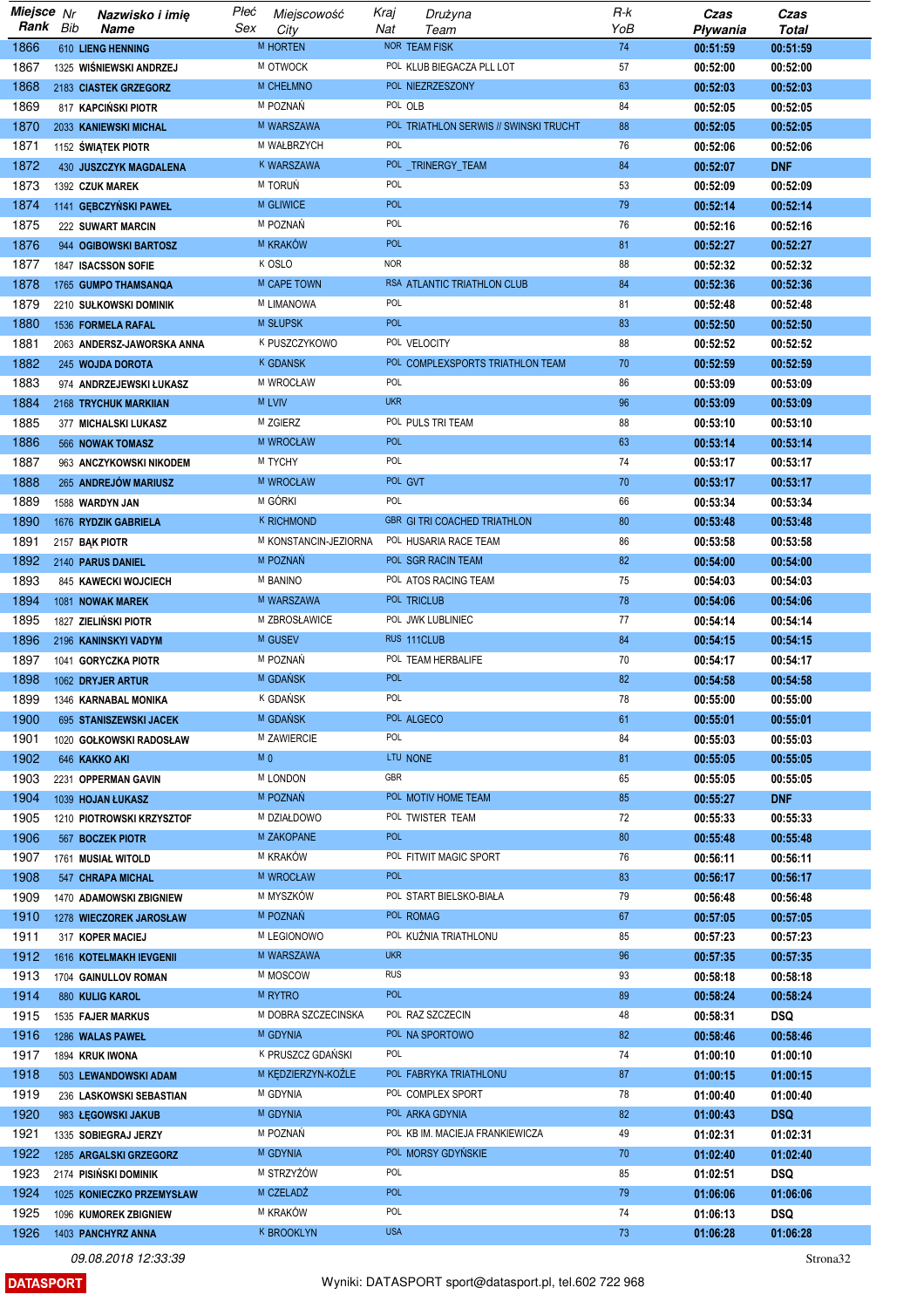| Miejsce Rank | Nr Bib | Nazwisko i imię Name | Płeć Sex | Miejscowość City | Kraj Nat | Drużyna Team | R-k YoB | Czas Pływania | Czas Total |
|---|---|---|---|---|---|---|---|---|---|
| 1866 | 610 | LIENG HENNING | M | HORTEN | NOR | TEAM FISK | 74 | 00:51:59 | 00:51:59 |
| 1867 | 1325 | WIŚNIEWSKI ANDRZEJ | M | OTWOCK | POL | KLUB BIEGACZA PLL LOT | 57 | 00:52:00 | 00:52:00 |
| 1868 | 2183 | CIASTEK GRZEGORZ | M | CHEŁMNO | POL | NIEZRZESZONY | 63 | 00:52:03 | 00:52:03 |
| 1869 | 817 | KAPCIŃSKI PIOTR | M | POZNAŃ | POL | OLB | 84 | 00:52:05 | 00:52:05 |
| 1870 | 2033 | KANIEWSKI MICHAL | M | WARSZAWA | POL | TRIATHLON SERWIS // SWINSKI TRUCHT | 88 | 00:52:05 | 00:52:05 |
| 1871 | 1152 | ŚWIĄTEK PIOTR | M | WAŁBRZYCH | POL | | 76 | 00:52:06 | 00:52:06 |
| 1872 | 430 | JUSZCZYK MAGDALENA | K | WARSZAWA | POL | _TRINERGY_TEAM | 84 | 00:52:07 | DNF |
| 1873 | 1392 | CZUK MAREK | M | TORUŃ | POL | | 53 | 00:52:09 | 00:52:09 |
| 1874 | 1141 | GĘBCZYŃSKI PAWEŁ | M | GLIWICE | POL | | 79 | 00:52:14 | 00:52:14 |
| 1875 | 222 | SUWART MARCIN | M | POZNAŃ | POL | | 76 | 00:52:16 | 00:52:16 |
| 1876 | 944 | OGIBOWSKI BARTOSZ | M | KRAKÓW | POL | | 81 | 00:52:27 | 00:52:27 |
| 1877 | 1847 | ISACSSON SOFIE | K | OSLO | NOR | | 88 | 00:52:32 | 00:52:32 |
| 1878 | 1765 | GUMPO THAMSANQA | M | CAPE TOWN | RSA | ATLANTIC TRIATHLON CLUB | 84 | 00:52:36 | 00:52:36 |
| 1879 | 2210 | SUŁKOWSKI DOMINIK | M | LIMANOWA | POL | | 81 | 00:52:48 | 00:52:48 |
| 1880 | 1536 | FORMELA RAFAL | M | SŁUPSK | POL | | 83 | 00:52:50 | 00:52:50 |
| 1881 | 2063 | ANDERSZ-JAWORSKA ANNA | K | PUSZCZYKOWO | POL | VELOCITY | 88 | 00:52:52 | 00:52:52 |
| 1882 | 245 | WOJDA DOROTA | K | GDANSK | POL | COMPLEXSPORTS TRIATHLON TEAM | 70 | 00:52:59 | 00:52:59 |
| 1883 | 974 | ANDRZEJEWSKI ŁUKASZ | M | WROCŁAW | POL | | 86 | 00:53:09 | 00:53:09 |
| 1884 | 2168 | TRYCHUK MARKIIAN | M | LVIV | UKR | | 96 | 00:53:09 | 00:53:09 |
| 1885 | 377 | MICHALSKI LUKASZ | M | ZGIERZ | POL | PULS TRI TEAM | 88 | 00:53:10 | 00:53:10 |
| 1886 | 566 | NOWAK TOMASZ | M | WROCŁAW | POL | | 63 | 00:53:14 | 00:53:14 |
| 1887 | 963 | ANCZYKOWSKI NIKODEM | M | TYCHY | POL | | 74 | 00:53:17 | 00:53:17 |
| 1888 | 265 | ANDREJÓW MARIUSZ | M | WROCŁAW | POL | GVT | 70 | 00:53:17 | 00:53:17 |
| 1889 | 1588 | WARDYN JAN | M | GÓRKI | POL | | 66 | 00:53:34 | 00:53:34 |
| 1890 | 1676 | RYDZIK GABRIELA | K | RICHMOND | GBR | GI TRI COACHED TRIATHLON | 80 | 00:53:48 | 00:53:48 |
| 1891 | 2157 | BĄK PIOTR | M | KONSTANCIN-JEZIORNA | POL | HUSARIA RACE TEAM | 86 | 00:53:58 | 00:53:58 |
| 1892 | 2140 | PARUS DANIEL | M | POZNAŃ | POL | SGR RACIN TEAM | 82 | 00:54:00 | 00:54:00 |
| 1893 | 845 | KAWECKI WOJCIECH | M | BANINO | POL | ATOS RACING TEAM | 75 | 00:54:03 | 00:54:03 |
| 1894 | 1081 | NOWAK MAREK | M | WARSZAWA | POL | TRICLUB | 78 | 00:54:06 | 00:54:06 |
| 1895 | 1827 | ZIELIŃSKI PIOTR | M | ZBROSŁAWICE | POL | JWK LUBLINIEC | 77 | 00:54:14 | 00:54:14 |
| 1896 | 2196 | KANINSKYI VADYM | M | GUSEV | RUS | 111CLUB | 84 | 00:54:15 | 00:54:15 |
| 1897 | 1041 | GORYCZKA PIOTR | M | POZNAŃ | POL | TEAM HERBALIFE | 70 | 00:54:17 | 00:54:17 |
| 1898 | 1062 | DRYJER ARTUR | M | GDAŃSK | POL | | 82 | 00:54:58 | 00:54:58 |
| 1899 | 1346 | KARNABAL MONIKA | K | GDAŃSK | POL | | 78 | 00:55:00 | 00:55:00 |
| 1900 | 695 | STANISZEWSKI JACEK | M | GDAŃSK | POL | ALGECO | 61 | 00:55:01 | 00:55:01 |
| 1901 | 1020 | GOŁKOWSKI RADOSŁAW | M | ZAWIERCIE | POL | | 84 | 00:55:03 | 00:55:03 |
| 1902 | 646 | KAKKO AKI | M | 0 | LTU | NONE | 81 | 00:55:05 | 00:55:05 |
| 1903 | 2231 | OPPERMAN GAVIN | M | LONDON | GBR | | 65 | 00:55:05 | 00:55:05 |
| 1904 | 1039 | HOJAN ŁUKASZ | M | POZNAŃ | POL | MOTIV HOME TEAM | 85 | 00:55:27 | DNF |
| 1905 | 1210 | PIOTROWSKI KRZYSZTOF | M | DZIAŁDOWO | POL | TWISTER TEAM | 72 | 00:55:33 | 00:55:33 |
| 1906 | 567 | BOCZEK PIOTR | M | ZAKOPANE | POL | | 80 | 00:55:48 | 00:55:48 |
| 1907 | 1761 | MUSIAŁ WITOLD | M | KRAKÓW | POL | FITWIT MAGIC SPORT | 76 | 00:56:11 | 00:56:11 |
| 1908 | 547 | CHRAPA MICHAL | M | WROCŁAW | POL | | 83 | 00:56:17 | 00:56:17 |
| 1909 | 1470 | ADAMOWSKI ZBIGNIEW | M | MYSZKÓW | POL | START BIELSKO-BIAŁA | 79 | 00:56:48 | 00:56:48 |
| 1910 | 1278 | WIECZOREK JAROSŁAW | M | POZNAŃ | POL | ROMAG | 67 | 00:57:05 | 00:57:05 |
| 1911 | 317 | KOPER MACIEJ | M | LEGIONOWO | POL | KUŹNIA TRIATHLONU | 85 | 00:57:23 | 00:57:23 |
| 1912 | 1616 | KOTELMAKH IEVGENII | M | WARSZAWA | UKR | | 96 | 00:57:35 | 00:57:35 |
| 1913 | 1704 | GAINULLOV ROMAN | M | MOSCOW | RUS | | 93 | 00:58:18 | 00:58:18 |
| 1914 | 880 | KULIG KAROL | M | RYTRO | POL | | 89 | 00:58:24 | 00:58:24 |
| 1915 | 1535 | FAJER MARKUS | M | DOBRA SZCZECINSKA | POL | RAZ SZCZECIN | 48 | 00:58:31 | DSQ |
| 1916 | 1286 | WALAS PAWEŁ | M | GDYNIA | POL | NA SPORTOWO | 82 | 00:58:46 | 00:58:46 |
| 1917 | 1894 | KRUK IWONA | K | PRUSZCZ GDAŃSKI | POL | | 74 | 01:00:10 | 01:00:10 |
| 1918 | 503 | LEWANDOWSKI ADAM | M | KĘDZIERZYN-KOŹLE | POL | FABRYKA TRIATHLONU | 87 | 01:00:15 | 01:00:15 |
| 1919 | 236 | LASKOWSKI SEBASTIAN | M | GDYNIA | POL | COMPLEX SPORT | 78 | 01:00:40 | 01:00:40 |
| 1920 | 983 | ŁĘGOWSKI JAKUB | M | GDYNIA | POL | ARKA GDYNIA | 82 | 01:00:43 | DSQ |
| 1921 | 1335 | SOBIEGRAJ JERZY | M | POZNAŃ | POL | KB IM. MACIEJA FRANKIEWICZA | 49 | 01:02:31 | 01:02:31 |
| 1922 | 1285 | ARGALSKI GRZEGORZ | M | GDYNIA | POL | MORSY GDYŃSKIE | 70 | 01:02:40 | 01:02:40 |
| 1923 | 2174 | PISIŃSKI DOMINIK | M | STRZYŻÓW | POL | | 85 | 01:02:51 | DSQ |
| 1924 | 1025 | KONIECZKO PRZEMYSŁAW | M | CZELADŹ | POL | | 79 | 01:06:06 | 01:06:06 |
| 1925 | 1096 | KUMOREK ZBIGNIEW | M | KRAKÓW | POL | | 74 | 01:06:13 | DSQ |
| 1926 | 1403 | PANCHYRZ ANNA | K | BROOKLYN | USA | | 73 | 01:06:28 | 01:06:28 |

09.08.2018 12:33:39

DATASPORT

Wyniki: DATASPORT sport@datasport.pl, tel.602 722 968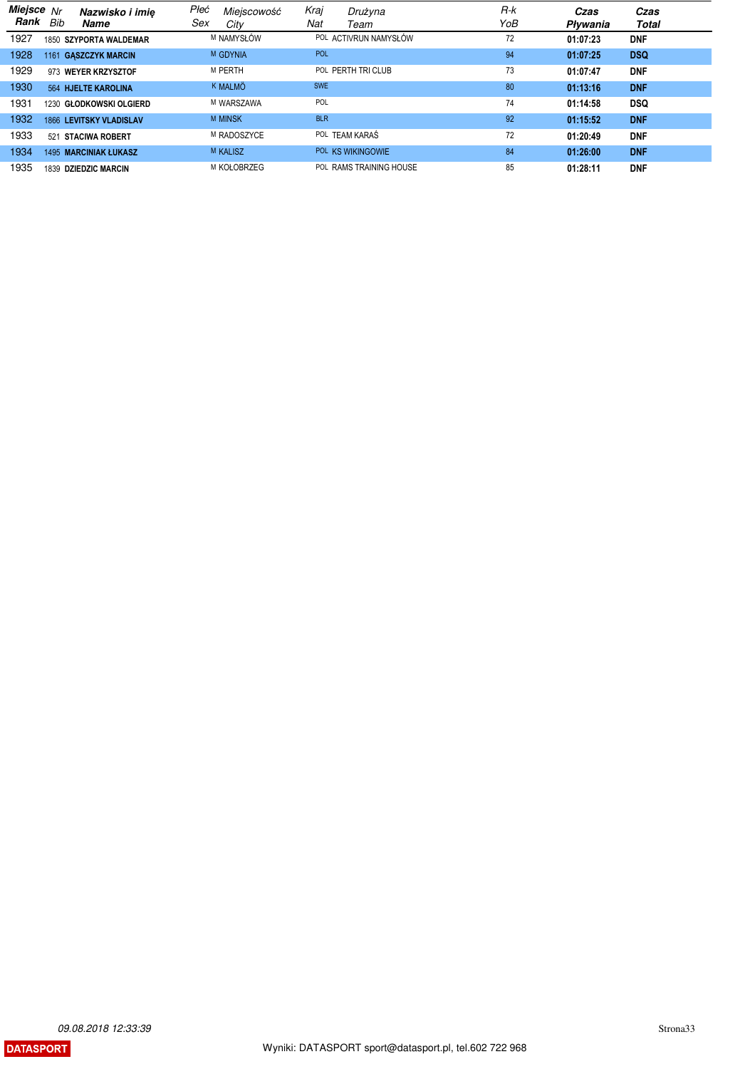| Miejsce Rank | Nr Bib | Nazwisko i imię Name | Płeć Sex | Miejscowość City | Kraj Nat | Drużyna Team | R-k YoB | Czas Pływania | Czas Total |
|---|---|---|---|---|---|---|---|---|---|
| 1927 | 1850 | SZYPORTA WALDEMAR | M | NAMYSŁÓW | POL | ACTIVRUN NAMYSŁÓW | 72 | 01:07:23 | DNF |
| 1928 | 1161 | GĄSZCZYK MARCIN | M | GDYNIA | POL | | 94 | 01:07:25 | DSQ |
| 1929 | 973 | WEYER KRZYSZTOF | M | PERTH | POL | PERTH TRI CLUB | 73 | 01:07:47 | DNF |
| 1930 | 564 | HJELTE KAROLINA | K | MALMÖ | SWE | | 80 | 01:13:16 | DNF |
| 1931 | 1230 | GŁODKOWSKI OLGIERD | M | WARSZAWA | POL | | 74 | 01:14:58 | DSQ |
| 1932 | 1866 | LEVITSKY VLADISLAV | M | MINSK | BLR | | 92 | 01:15:52 | DNF |
| 1933 | 521 | STACIWA ROBERT | M | RADOSZYCE | POL | TEAM KARAŚ | 72 | 01:20:49 | DNF |
| 1934 | 1495 | MARCINIAK ŁUKASZ | M | KALISZ | POL | KS WIKINGOWIE | 84 | 01:26:00 | DNF |
| 1935 | 1839 | DZIEDZIC MARCIN | M | KOŁOBRZEG | POL | RAMS TRAINING HOUSE | 85 | 01:28:11 | DNF |

09.08.2018 12:33:39

DATASPORT

Wyniki: DATASPORT sport@datasport.pl, tel.602 722 968